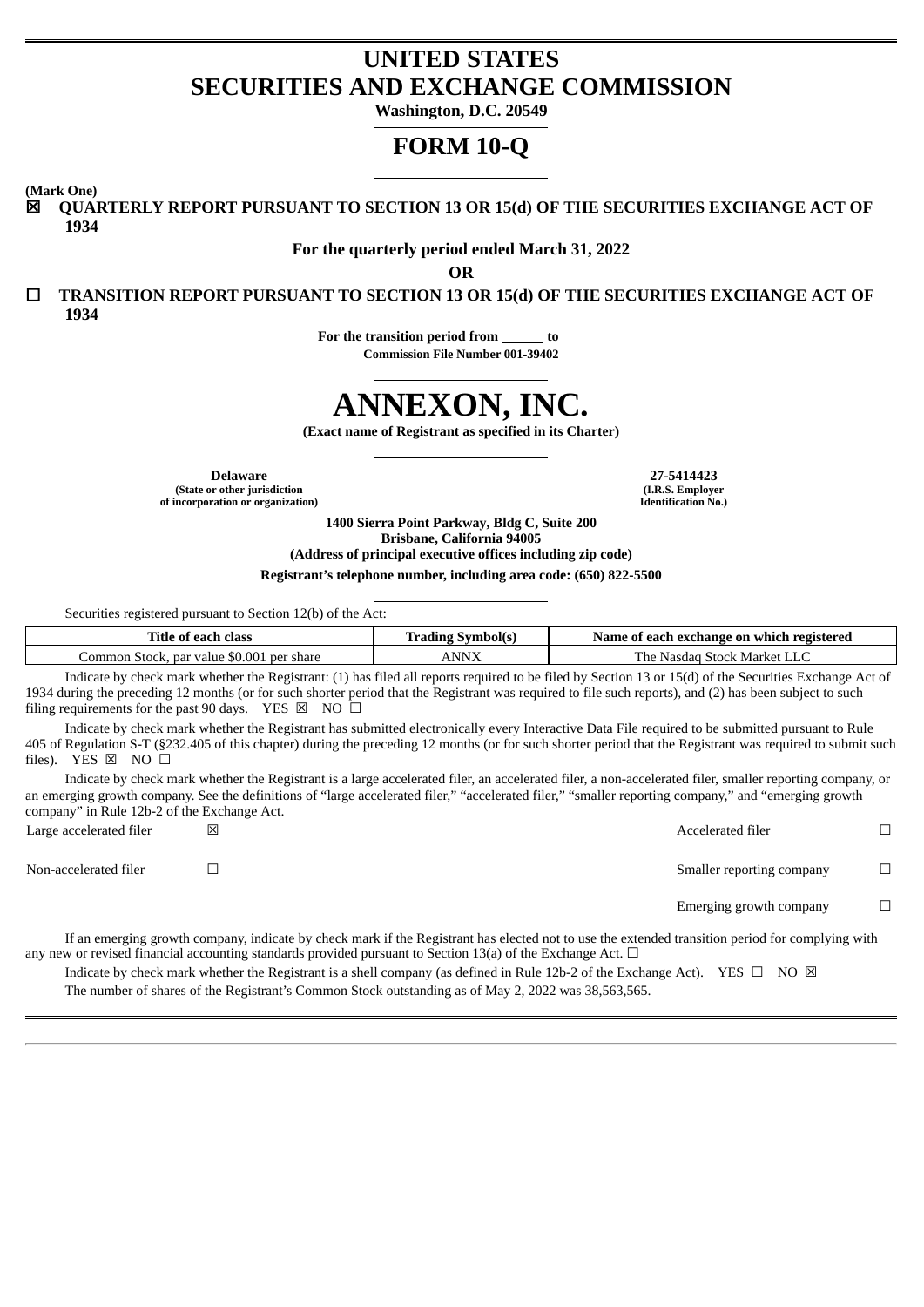# UNITED STATES
# SECURITIES AND EXCHANGE COMMISSION

**Washington, D.C. 20549**

# FORM 10-Q

**(Mark One)**

☒ **QUARTERLY REPORT PURSUANT TO SECTION 13 OR 15(d) OF THE SECURITIES EXCHANGE ACT OF 1934**

**For the quarterly period ended March 31, 2022**

**OR**

☐ **TRANSITION REPORT PURSUANT TO SECTION 13 OR 15(d) OF THE SECURITIES EXCHANGE ACT OF 1934**

**For the transition period from ______ to**

**Commission File Number 001-39402**

# ANNEXON, INC.

**(Exact name of Registrant as specified in its Charter)**

| **Delaware** (State or other jurisdiction of incorporation or organization) | **27-5414423** (I.R.S. Employer Identification No.) |
|---|---|

**1400 Sierra Point Parkway, Bldg C, Suite 200**
**Brisbane, California 94005**
**(Address of principal executive offices including zip code)**

**Registrant's telephone number, including area code: (650) 822-5500**

Securities registered pursuant to Section 12(b) of the Act:

| Title of each class | Trading Symbol(s) | Name of each exchange on which registered |
|---|---|---|
| Common Stock, par value $0.001 per share | ANNX | The Nasdaq Stock Market LLC |

Indicate by check mark whether the Registrant: (1) has filed all reports required to be filed by Section 13 or 15(d) of the Securities Exchange Act of 1934 during the preceding 12 months (or for such shorter period that the Registrant was required to file such reports), and (2) has been subject to such filing requirements for the past 90 days. YES ☒ NO ☐

Indicate by check mark whether the Registrant has submitted electronically every Interactive Data File required to be submitted pursuant to Rule 405 of Regulation S-T (§232.405 of this chapter) during the preceding 12 months (or for such shorter period that the Registrant was required to submit such files). YES ☒ NO ☐

Indicate by check mark whether the Registrant is a large accelerated filer, an accelerated filer, a non-accelerated filer, smaller reporting company, or an emerging growth company. See the definitions of "large accelerated filer," "accelerated filer," "smaller reporting company," and "emerging growth company" in Rule 12b-2 of the Exchange Act.

| | | | |
|---|---|---|---|
| Large accelerated filer | ☒ | Accelerated filer | ☐ |
| Non-accelerated filer | ☐ | Smaller reporting company | ☐ |
| | | Emerging growth company | ☐ |

If an emerging growth company, indicate by check mark if the Registrant has elected not to use the extended transition period for complying with any new or revised financial accounting standards provided pursuant to Section 13(a) of the Exchange Act. ☐

Indicate by check mark whether the Registrant is a shell company (as defined in Rule 12b-2 of the Exchange Act). YES ☐ NO ☒

The number of shares of the Registrant's Common Stock outstanding as of May 2, 2022 was 38,563,565.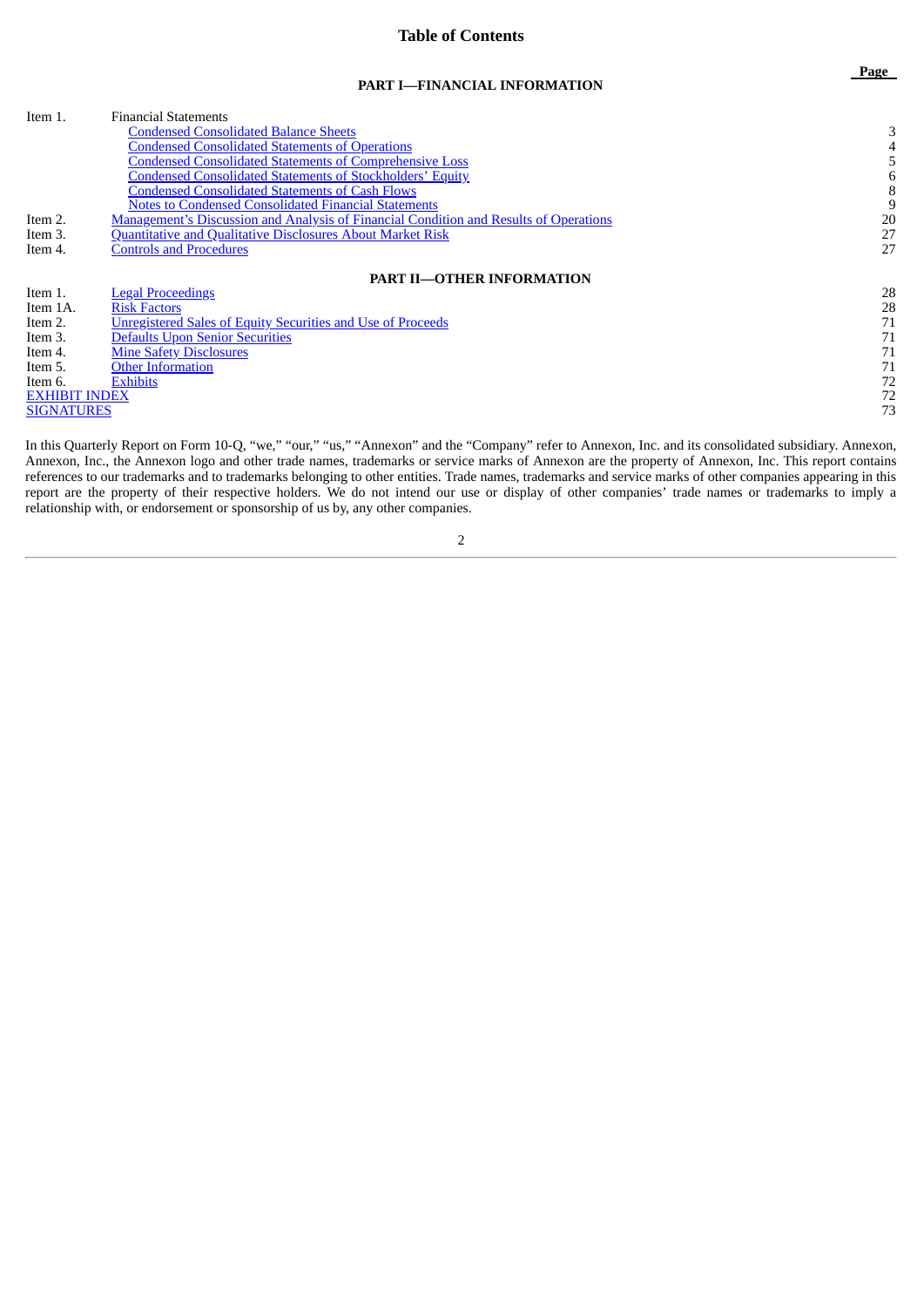# Table of Contents

| | | Page |
|---|---|---|
| | **PART I—FINANCIAL INFORMATION** | |
| Item 1. | Financial Statements | |
| | Condensed Consolidated Balance Sheets | 3 |
| | Condensed Consolidated Statements of Operations | 4 |
| | Condensed Consolidated Statements of Comprehensive Loss | 5 |
| | Condensed Consolidated Statements of Stockholders' Equity | 6 |
| | Condensed Consolidated Statements of Cash Flows | 8 |
| | Notes to Condensed Consolidated Financial Statements | 9 |
| Item 2. | Management's Discussion and Analysis of Financial Condition and Results of Operations | 20 |
| Item 3. | Quantitative and Qualitative Disclosures About Market Risk | 27 |
| Item 4. | Controls and Procedures | 27 |
| | **PART II—OTHER INFORMATION** | |
| Item 1. | Legal Proceedings | 28 |
| Item 1A. | Risk Factors | 28 |
| Item 2. | Unregistered Sales of Equity Securities and Use of Proceeds | 71 |
| Item 3. | Defaults Upon Senior Securities | 71 |
| Item 4. | Mine Safety Disclosures | 71 |
| Item 5. | Other Information | 71 |
| Item 6. | Exhibits | 72 |
| EXHIBIT INDEX | | 72 |
| SIGNATURES | | 73 |

In this Quarterly Report on Form 10-Q, "we," "our," "us," "Annexon" and the "Company" refer to Annexon, Inc. and its consolidated subsidiary. Annexon, Annexon, Inc., the Annexon logo and other trade names, trademarks or service marks of Annexon are the property of Annexon, Inc. This report contains references to our trademarks and to trademarks belonging to other entities. Trade names, trademarks and service marks of other companies appearing in this report are the property of their respective holders. We do not intend our use or display of other companies' trade names or trademarks to imply a relationship with, or endorsement or sponsorship of us by, any other companies.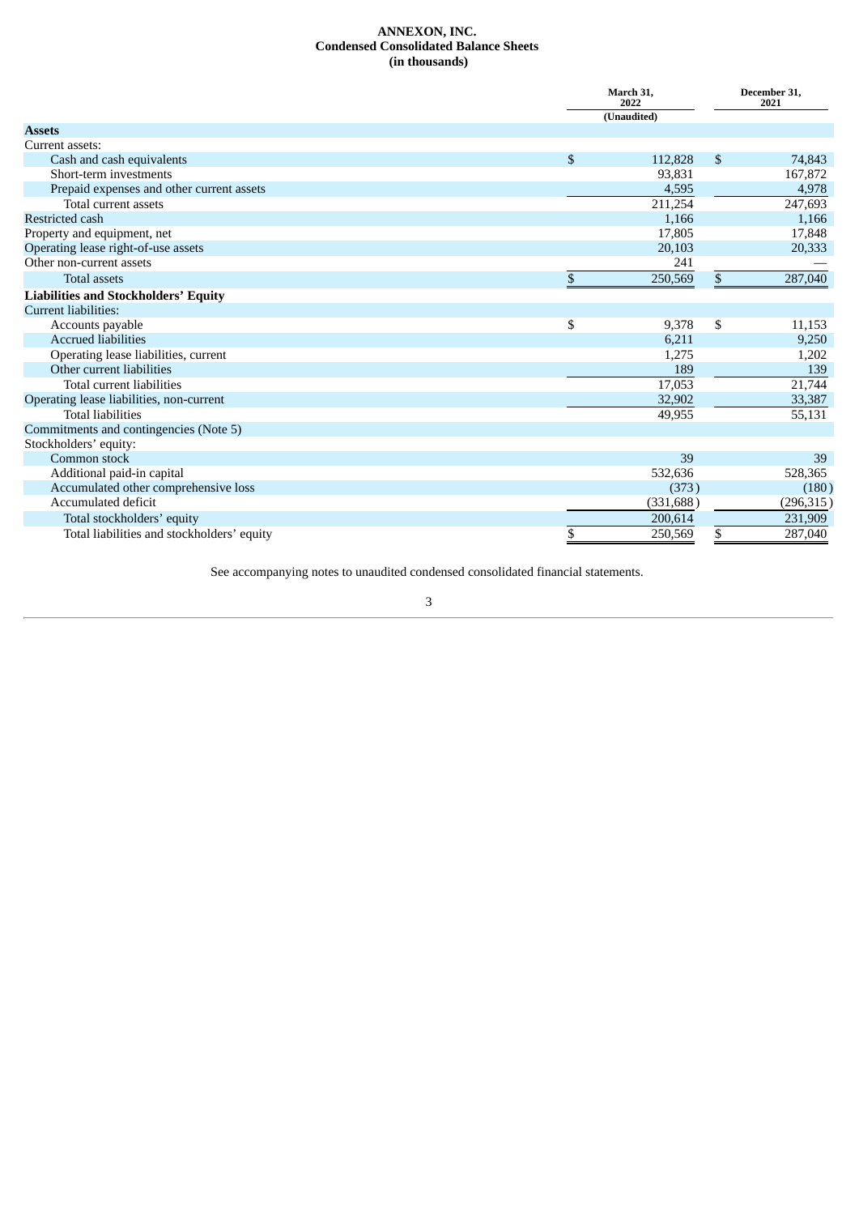**ANNEXON, INC.**
**Condensed Consolidated Balance Sheets**
**(in thousands)**

| | March 31, 2022 | December 31, 2021 |
|---|---|---|
| | (Unaudited) | |
| **Assets** | | |
| Current assets: | | |
| Cash and cash equivalents | $ 112,828 | $ 74,843 |
| Short-term investments | 93,831 | 167,872 |
| Prepaid expenses and other current assets | 4,595 | 4,978 |
| Total current assets | 211,254 | 247,693 |
| Restricted cash | 1,166 | 1,166 |
| Property and equipment, net | 17,805 | 17,848 |
| Operating lease right-of-use assets | 20,103 | 20,333 |
| Other non-current assets | 241 | — |
| Total assets | $ 250,569 | $ 287,040 |
| **Liabilities and Stockholders' Equity** | | |
| Current liabilities: | | |
| Accounts payable | $ 9,378 | $ 11,153 |
| Accrued liabilities | 6,211 | 9,250 |
| Operating lease liabilities, current | 1,275 | 1,202 |
| Other current liabilities | 189 | 139 |
| Total current liabilities | 17,053 | 21,744 |
| Operating lease liabilities, non-current | 32,902 | 33,387 |
| Total liabilities | 49,955 | 55,131 |
| Commitments and contingencies (Note 5) | | |
| Stockholders' equity: | | |
| Common stock | 39 | 39 |
| Additional paid-in capital | 532,636 | 528,365 |
| Accumulated other comprehensive loss | (373) | (180) |
| Accumulated deficit | (331,688) | (296,315) |
| Total stockholders' equity | 200,614 | 231,909 |
| Total liabilities and stockholders' equity | $ 250,569 | $ 287,040 |

See accompanying notes to unaudited condensed consolidated financial statements.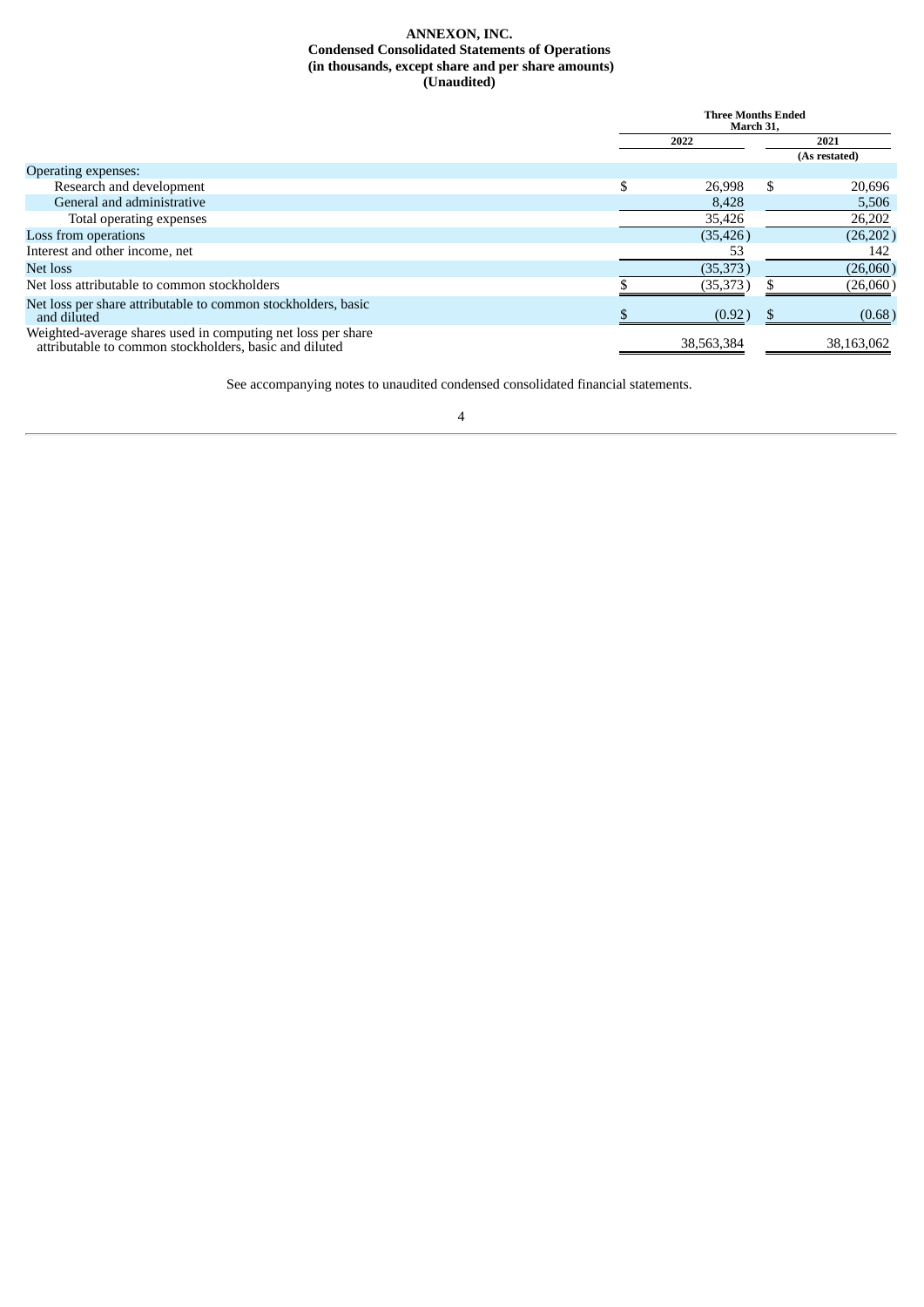**ANNEXON, INC.**
**Condensed Consolidated Statements of Operations**
**(in thousands, except share and per share amounts)**
**(Unaudited)**

| | Three Months Ended March 31, | |
|---|---|---|
| | 2022 | 2021 (As restated) |
| Operating expenses: | | |
| Research and development | $ 26,998 | $ 20,696 |
| General and administrative | 8,428 | 5,506 |
| Total operating expenses | 35,426 | 26,202 |
| Loss from operations | (35,426) | (26,202) |
| Interest and other income, net | 53 | 142 |
| Net loss | (35,373) | (26,060) |
| Net loss attributable to common stockholders | $ (35,373) | $ (26,060) |
| Net loss per share attributable to common stockholders, basic and diluted | $ (0.92) | $ (0.68) |
| Weighted-average shares used in computing net loss per share attributable to common stockholders, basic and diluted | 38,563,384 | 38,163,062 |

See accompanying notes to unaudited condensed consolidated financial statements.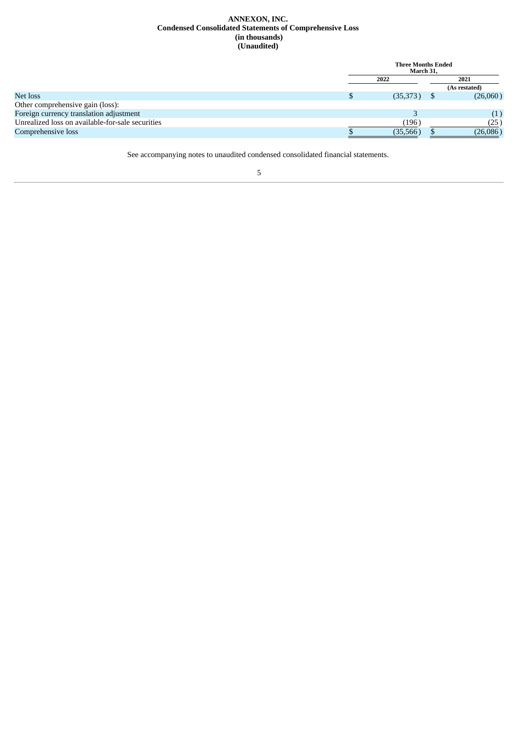**ANNEXON, INC.**
**Condensed Consolidated Statements of Comprehensive Loss**
**(in thousands)**
**(Unaudited)**

| | Three Months Ended March 31, | |
|---|---|---|
| | 2022 | 2021 |
| | | (As restated) |
| Net loss | $ (35,373) | $ (26,060) |
| Other comprehensive gain (loss): | | |
| Foreign currency translation adjustment | 3 | (1) |
| Unrealized loss on available-for-sale securities | (196) | (25) |
| Comprehensive loss | $ (35,566) | $ (26,086) |

See accompanying notes to unaudited condensed consolidated financial statements.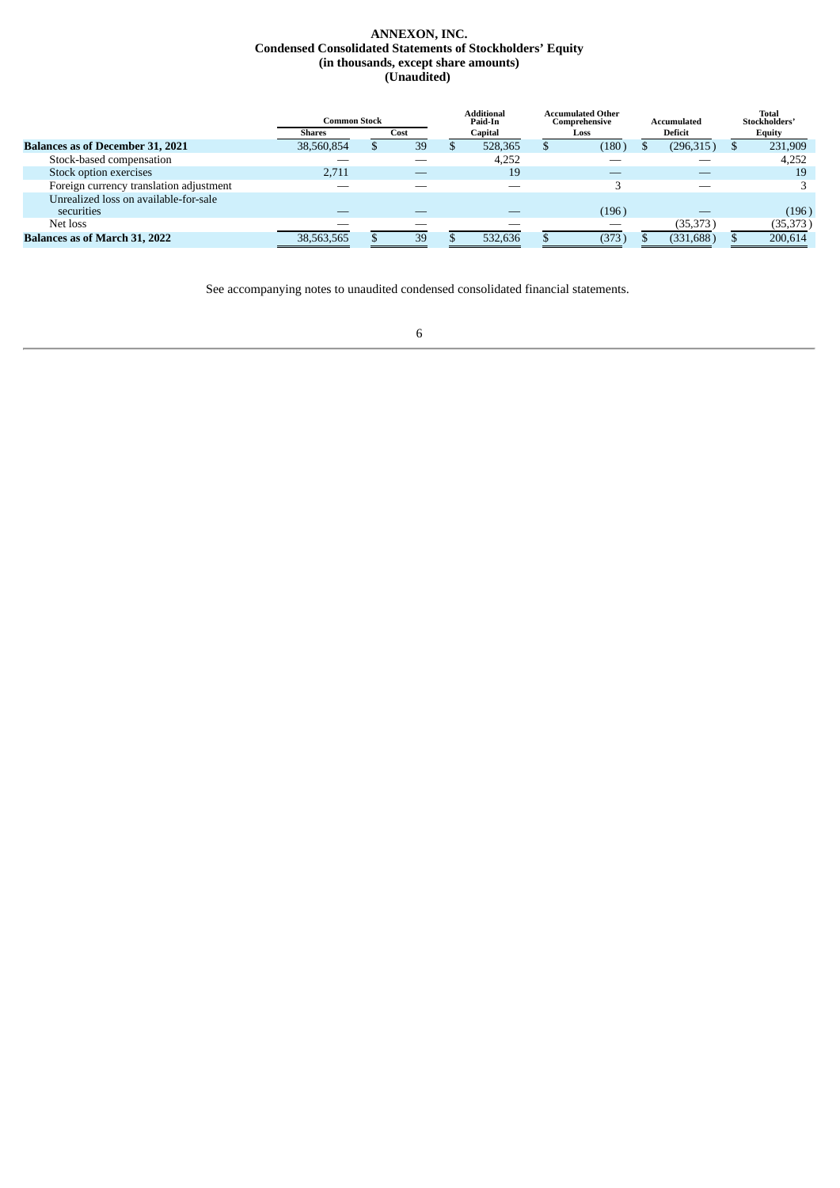# ANNEXON, INC.

## Condensed Consolidated Statements of Stockholders' Equity

### (in thousands, except share amounts)

### (Unaudited)

| | Common Stock | | Additional Paid-In | Accumulated Other Comprehensive | Accumulated | Total Stockholders' |
|---|---|---|---|---|---|---|
| | Shares | Cost | Capital | Loss | Deficit | Equity |
| **Balances as of December 31, 2021** | 38,560,854 | $ 39 | $ 528,365 | $ (180) | $ (296,315) | $ 231,909 |
| Stock-based compensation | — | — | 4,252 | — | — | 4,252 |
| Stock option exercises | 2,711 | — | 19 | — | — | 19 |
| Foreign currency translation adjustment | — | — | — | 3 | — | 3 |
| Unrealized loss on available-for-sale securities | — | — | — | (196) | — | (196) |
| Net loss | — | — | — | — | (35,373) | (35,373) |
| **Balances as of March 31, 2022** | 38,563,565 | $ 39 | $ 532,636 | $ (373) | $ (331,688) | $ 200,614 |

See accompanying notes to unaudited condensed consolidated financial statements.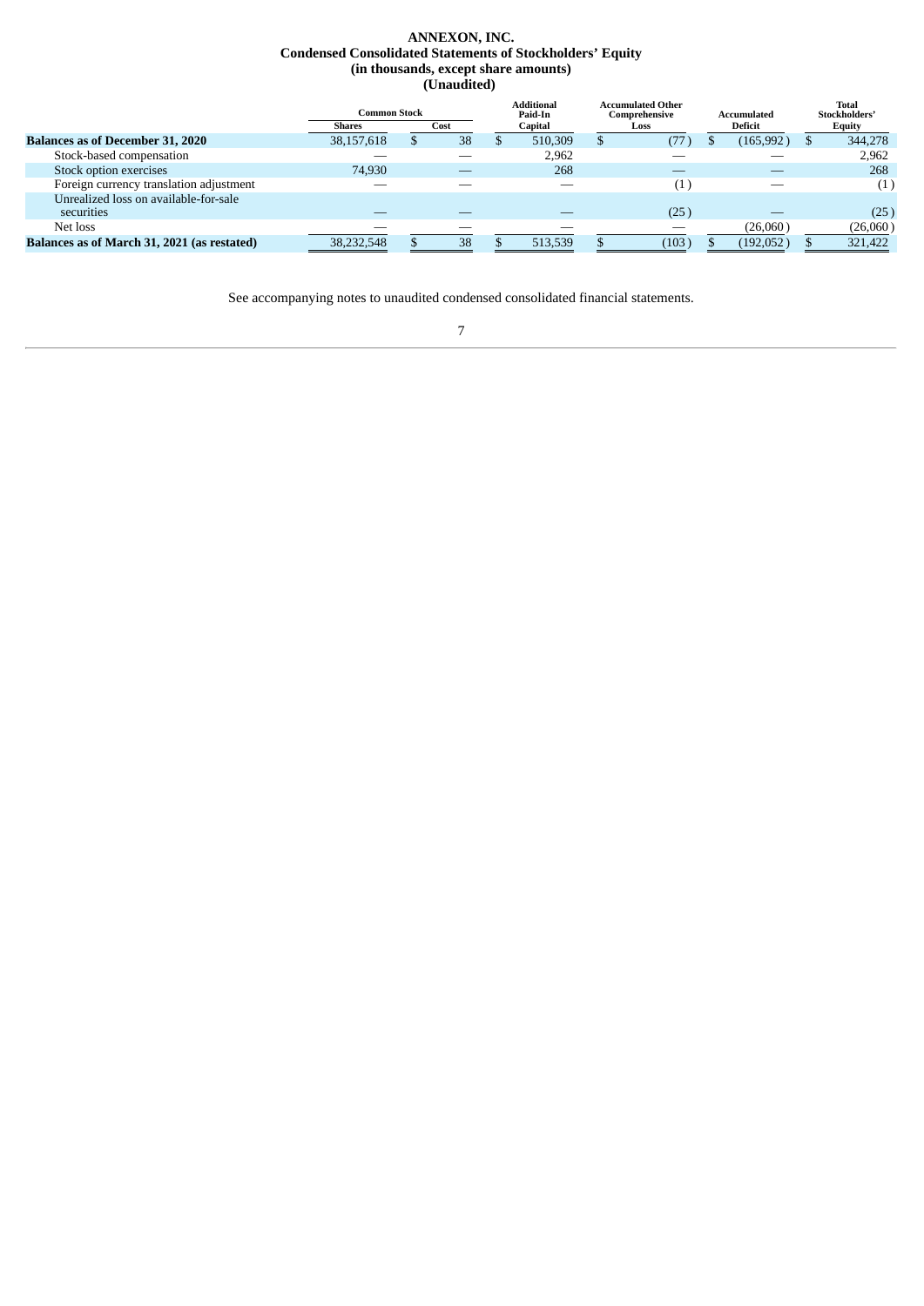**ANNEXON, INC.**
**Condensed Consolidated Statements of Stockholders' Equity**
**(in thousands, except share amounts)**
**(Unaudited)**

| | Common Stock | | Additional Paid-In | Accumulated Other Comprehensive | Accumulated | Total Stockholders' |
|---|---|---|---|---|---|---|
| | Shares | Cost | Capital | Loss | Deficit | Equity |
| **Balances as of December 31, 2020** | 38,157,618 | $ 38 | $ 510,309 | $ (77) | $ (165,992) | $ 344,278 |
| Stock-based compensation | — | — | 2,962 | — | — | 2,962 |
| Stock option exercises | 74,930 | — | 268 | — | — | 268 |
| Foreign currency translation adjustment | — | — | — | (1) | — | (1) |
| Unrealized loss on available-for-sale securities | — | — | — | (25) | — | (25) |
| Net loss | — | — | — | — | (26,060) | (26,060) |
| **Balances as of March 31, 2021 (as restated)** | 38,232,548 | $ 38 | $ 513,539 | $ (103) | $ (192,052) | $ 321,422 |

See accompanying notes to unaudited condensed consolidated financial statements.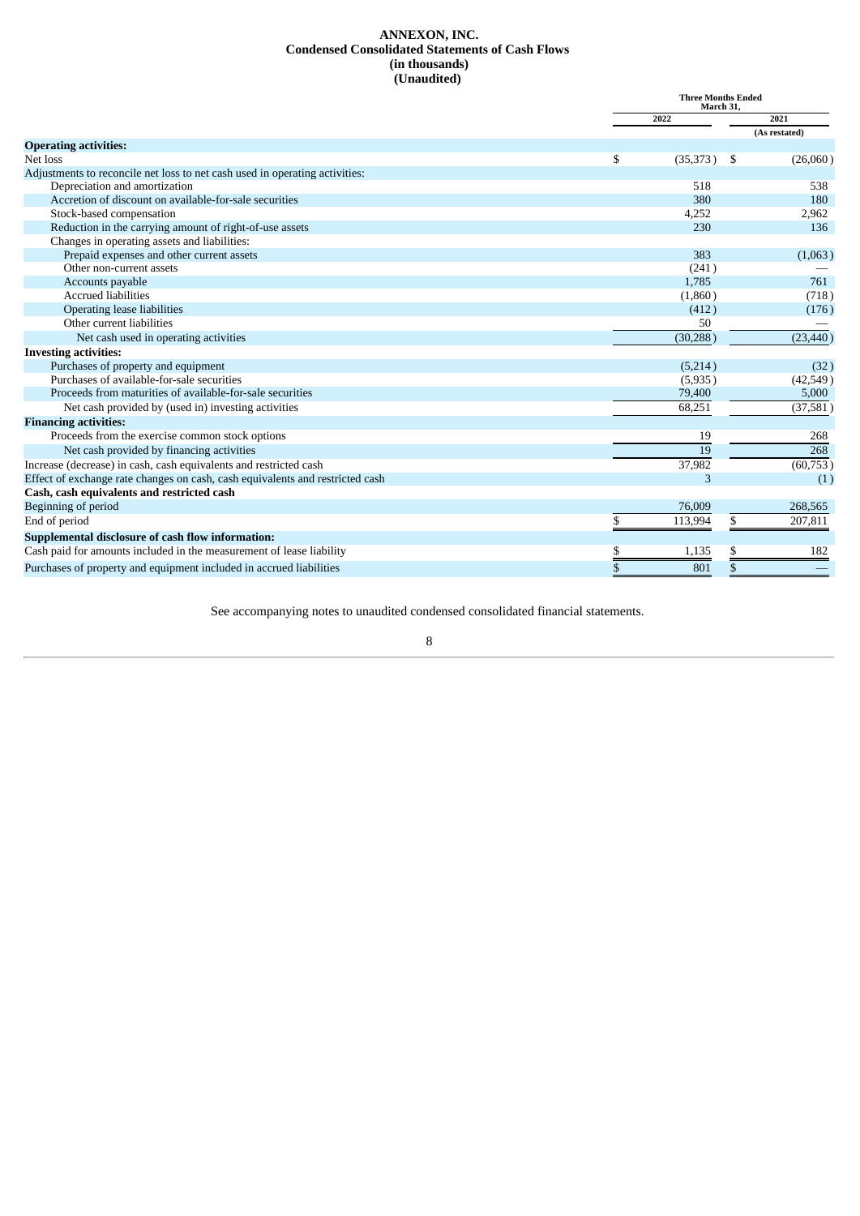# ANNEXON, INC.
## Condensed Consolidated Statements of Cash Flows
### (in thousands)
### (Unaudited)

| | Three Months Ended March 31, | |
|---|---|---|
| | 2022 | 2021 |
| | | (As restated) |
| **Operating activities:** | | |
| Net loss | $ (35,373) | $ (26,060) |
| Adjustments to reconcile net loss to net cash used in operating activities: | | |
| Depreciation and amortization | 518 | 538 |
| Accretion of discount on available-for-sale securities | 380 | 180 |
| Stock-based compensation | 4,252 | 2,962 |
| Reduction in the carrying amount of right-of-use assets | 230 | 136 |
| Changes in operating assets and liabilities: | | |
| Prepaid expenses and other current assets | 383 | (1,063) |
| Other non-current assets | (241) | — |
| Accounts payable | 1,785 | 761 |
| Accrued liabilities | (1,860) | (718) |
| Operating lease liabilities | (412) | (176) |
| Other current liabilities | 50 | — |
| Net cash used in operating activities | (30,288) | (23,440) |
| **Investing activities:** | | |
| Purchases of property and equipment | (5,214) | (32) |
| Purchases of available-for-sale securities | (5,935) | (42,549) |
| Proceeds from maturities of available-for-sale securities | 79,400 | 5,000 |
| Net cash provided by (used in) investing activities | 68,251 | (37,581) |
| **Financing activities:** | | |
| Proceeds from the exercise common stock options | 19 | 268 |
| Net cash provided by financing activities | 19 | 268 |
| Increase (decrease) in cash, cash equivalents and restricted cash | 37,982 | (60,753) |
| Effect of exchange rate changes on cash, cash equivalents and restricted cash | 3 | (1) |
| **Cash, cash equivalents and restricted cash** | | |
| Beginning of period | 76,009 | 268,565 |
| End of period | $ 113,994 | $ 207,811 |
| **Supplemental disclosure of cash flow information:** | | |
| Cash paid for amounts included in the measurement of lease liability | $ 1,135 | $ 182 |
| Purchases of property and equipment included in accrued liabilities | $ 801 | $ — |

See accompanying notes to unaudited condensed consolidated financial statements.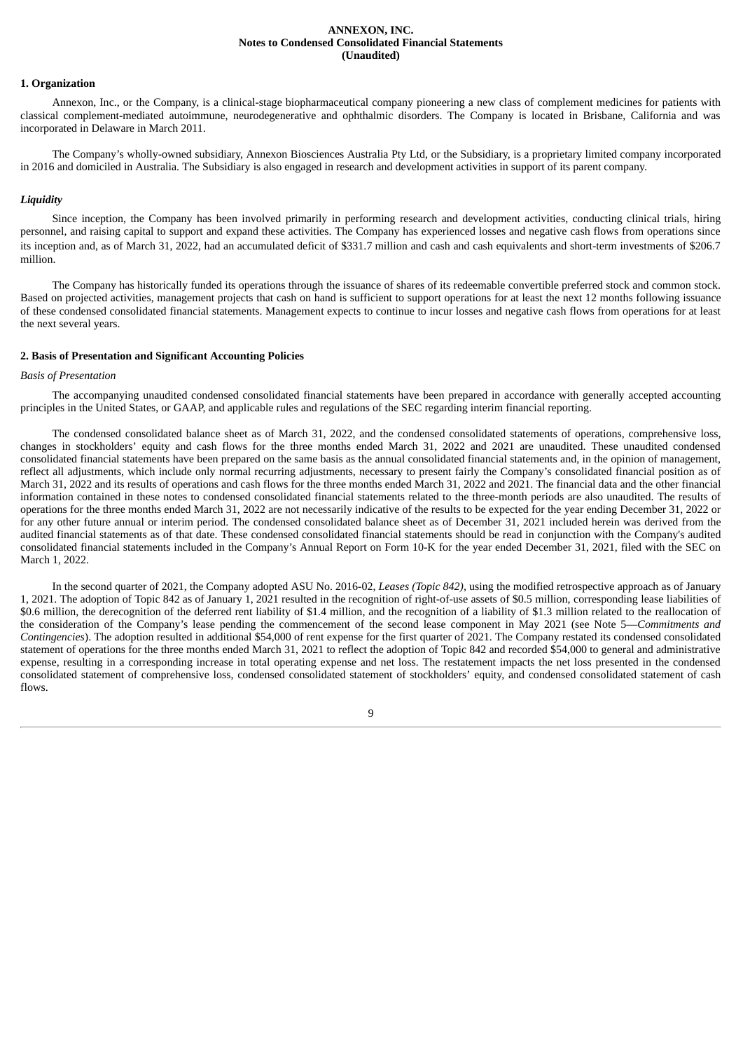**ANNEXON, INC.**
**Notes to Condensed Consolidated Financial Statements**
**(Unaudited)**

## 1. Organization

Annexon, Inc., or the Company, is a clinical-stage biopharmaceutical company pioneering a new class of complement medicines for patients with classical complement-mediated autoimmune, neurodegenerative and ophthalmic disorders. The Company is located in Brisbane, California and was incorporated in Delaware in March 2011.

The Company's wholly-owned subsidiary, Annexon Biosciences Australia Pty Ltd, or the Subsidiary, is a proprietary limited company incorporated in 2016 and domiciled in Australia. The Subsidiary is also engaged in research and development activities in support of its parent company.

### *Liquidity*

Since inception, the Company has been involved primarily in performing research and development activities, conducting clinical trials, hiring personnel, and raising capital to support and expand these activities. The Company has experienced losses and negative cash flows from operations since its inception and, as of March 31, 2022, had an accumulated deficit of $331.7 million and cash and cash equivalents and short-term investments of $206.7 million.

The Company has historically funded its operations through the issuance of shares of its redeemable convertible preferred stock and common stock. Based on projected activities, management projects that cash on hand is sufficient to support operations for at least the next 12 months following issuance of these condensed consolidated financial statements. Management expects to continue to incur losses and negative cash flows from operations for at least the next several years.

## 2. Basis of Presentation and Significant Accounting Policies

*Basis of Presentation*

The accompanying unaudited condensed consolidated financial statements have been prepared in accordance with generally accepted accounting principles in the United States, or GAAP, and applicable rules and regulations of the SEC regarding interim financial reporting.

The condensed consolidated balance sheet as of March 31, 2022, and the condensed consolidated statements of operations, comprehensive loss, changes in stockholders' equity and cash flows for the three months ended March 31, 2022 and 2021 are unaudited. These unaudited condensed consolidated financial statements have been prepared on the same basis as the annual consolidated financial statements and, in the opinion of management, reflect all adjustments, which include only normal recurring adjustments, necessary to present fairly the Company's consolidated financial position as of March 31, 2022 and its results of operations and cash flows for the three months ended March 31, 2022 and 2021. The financial data and the other financial information contained in these notes to condensed consolidated financial statements related to the three-month periods are also unaudited. The results of operations for the three months ended March 31, 2022 are not necessarily indicative of the results to be expected for the year ending December 31, 2022 or for any other future annual or interim period. The condensed consolidated balance sheet as of December 31, 2021 included herein was derived from the audited financial statements as of that date. These condensed consolidated financial statements should be read in conjunction with the Company's audited consolidated financial statements included in the Company's Annual Report on Form 10-K for the year ended December 31, 2021, filed with the SEC on March 1, 2022.

In the second quarter of 2021, the Company adopted ASU No. 2016-02, *Leases (Topic 842)*, using the modified retrospective approach as of January 1, 2021. The adoption of Topic 842 as of January 1, 2021 resulted in the recognition of right-of-use assets of $0.5 million, corresponding lease liabilities of $0.6 million, the derecognition of the deferred rent liability of $1.4 million, and the recognition of a liability of $1.3 million related to the reallocation of the consideration of the Company's lease pending the commencement of the second lease component in May 2021 (see Note 5—*Commitments and Contingencies*). The adoption resulted in additional $54,000 of rent expense for the first quarter of 2021. The Company restated its condensed consolidated statement of operations for the three months ended March 31, 2021 to reflect the adoption of Topic 842 and recorded $54,000 to general and administrative expense, resulting in a corresponding increase in total operating expense and net loss. The restatement impacts the net loss presented in the condensed consolidated statement of comprehensive loss, condensed consolidated statement of stockholders' equity, and condensed consolidated statement of cash flows.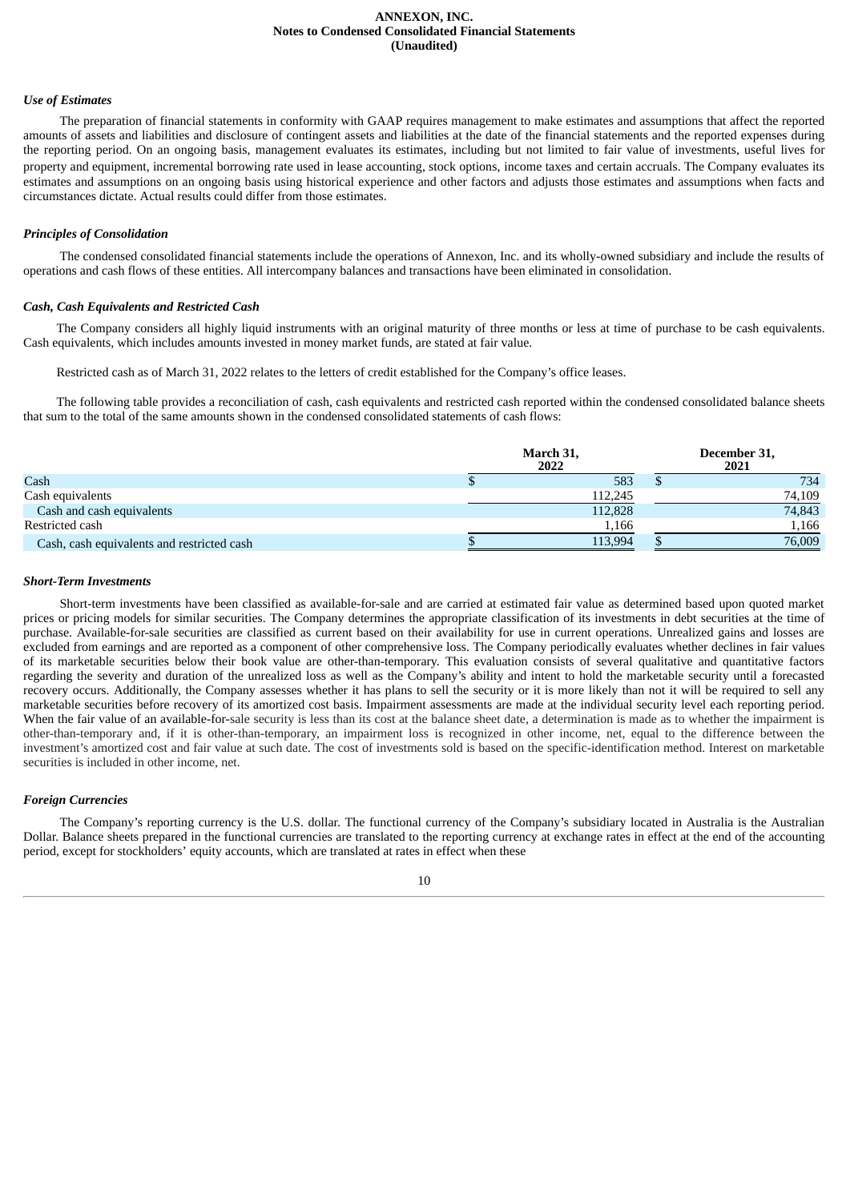### Use of Estimates

The preparation of financial statements in conformity with GAAP requires management to make estimates and assumptions that affect the reported amounts of assets and liabilities and disclosure of contingent assets and liabilities at the date of the financial statements and the reported expenses during the reporting period. On an ongoing basis, management evaluates its estimates, including but not limited to fair value of investments, useful lives for property and equipment, incremental borrowing rate used in lease accounting, stock options, income taxes and certain accruals. The Company evaluates its estimates and assumptions on an ongoing basis using historical experience and other factors and adjusts those estimates and assumptions when facts and circumstances dictate. Actual results could differ from those estimates.

### Principles of Consolidation

The condensed consolidated financial statements include the operations of Annexon, Inc. and its wholly-owned subsidiary and include the results of operations and cash flows of these entities. All intercompany balances and transactions have been eliminated in consolidation.

### Cash, Cash Equivalents and Restricted Cash

The Company considers all highly liquid instruments with an original maturity of three months or less at time of purchase to be cash equivalents. Cash equivalents, which includes amounts invested in money market funds, are stated at fair value.

Restricted cash as of March 31, 2022 relates to the letters of credit established for the Company's office leases.

The following table provides a reconciliation of cash, cash equivalents and restricted cash reported within the condensed consolidated balance sheets that sum to the total of the same amounts shown in the condensed consolidated statements of cash flows:

| | March 31, 2022 | December 31, 2021 |
|---|---|---|
| Cash | $ 583 | $ 734 |
| Cash equivalents | 112,245 | 74,109 |
| Cash and cash equivalents | 112,828 | 74,843 |
| Restricted cash | 1,166 | 1,166 |
| Cash, cash equivalents and restricted cash | $ 113,994 | $ 76,009 |

### Short-Term Investments

Short-term investments have been classified as available-for-sale and are carried at estimated fair value as determined based upon quoted market prices or pricing models for similar securities. The Company determines the appropriate classification of its investments in debt securities at the time of purchase. Available-for-sale securities are classified as current based on their availability for use in current operations. Unrealized gains and losses are excluded from earnings and are reported as a component of other comprehensive loss. The Company periodically evaluates whether declines in fair values of its marketable securities below their book value are other-than-temporary. This evaluation consists of several qualitative and quantitative factors regarding the severity and duration of the unrealized loss as well as the Company's ability and intent to hold the marketable security until a forecasted recovery occurs. Additionally, the Company assesses whether it has plans to sell the security or it is more likely than not it will be required to sell any marketable securities before recovery of its amortized cost basis. Impairment assessments are made at the individual security level each reporting period. When the fair value of an available-for-sale security is less than its cost at the balance sheet date, a determination is made as to whether the impairment is other-than-temporary and, if it is other-than-temporary, an impairment loss is recognized in other income, net, equal to the difference between the investment's amortized cost and fair value at such date. The cost of investments sold is based on the specific-identification method. Interest on marketable securities is included in other income, net.

### Foreign Currencies

The Company's reporting currency is the U.S. dollar. The functional currency of the Company's subsidiary located in Australia is the Australian Dollar. Balance sheets prepared in the functional currencies are translated to the reporting currency at exchange rates in effect at the end of the accounting period, except for stockholders' equity accounts, which are translated at rates in effect when these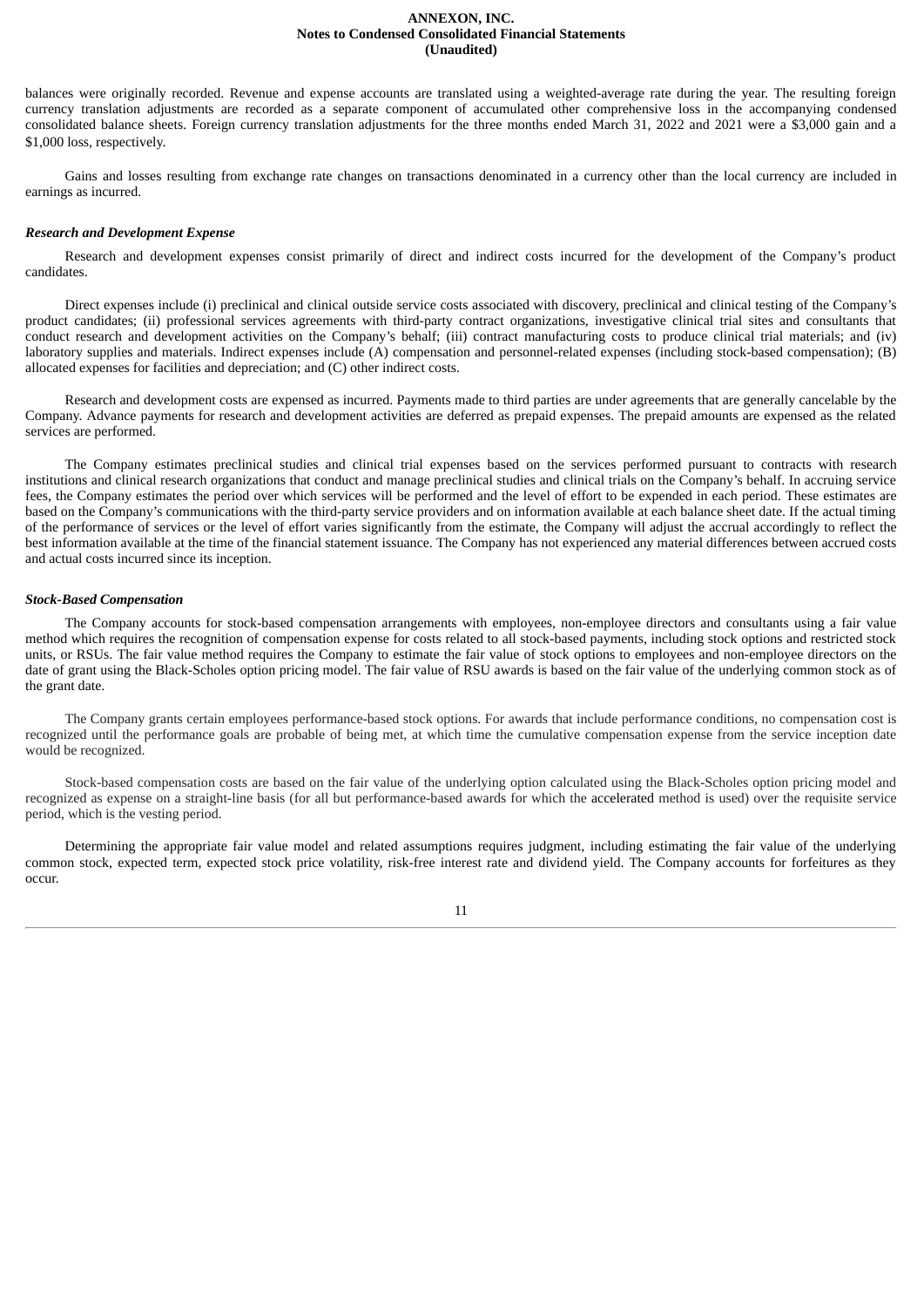balances were originally recorded. Revenue and expense accounts are translated using a weighted-average rate during the year. The resulting foreign currency translation adjustments are recorded as a separate component of accumulated other comprehensive loss in the accompanying condensed consolidated balance sheets. Foreign currency translation adjustments for the three months ended March 31, 2022 and 2021 were a $3,000 gain and a $1,000 loss, respectively.

Gains and losses resulting from exchange rate changes on transactions denominated in a currency other than the local currency are included in earnings as incurred.

***Research and Development Expense***

Research and development expenses consist primarily of direct and indirect costs incurred for the development of the Company's product candidates.

Direct expenses include (i) preclinical and clinical outside service costs associated with discovery, preclinical and clinical testing of the Company's product candidates; (ii) professional services agreements with third-party contract organizations, investigative clinical trial sites and consultants that conduct research and development activities on the Company's behalf; (iii) contract manufacturing costs to produce clinical trial materials; and (iv) laboratory supplies and materials. Indirect expenses include (A) compensation and personnel-related expenses (including stock-based compensation); (B) allocated expenses for facilities and depreciation; and (C) other indirect costs.

Research and development costs are expensed as incurred. Payments made to third parties are under agreements that are generally cancelable by the Company. Advance payments for research and development activities are deferred as prepaid expenses. The prepaid amounts are expensed as the related services are performed.

The Company estimates preclinical studies and clinical trial expenses based on the services performed pursuant to contracts with research institutions and clinical research organizations that conduct and manage preclinical studies and clinical trials on the Company's behalf. In accruing service fees, the Company estimates the period over which services will be performed and the level of effort to be expended in each period. These estimates are based on the Company's communications with the third-party service providers and on information available at each balance sheet date. If the actual timing of the performance of services or the level of effort varies significantly from the estimate, the Company will adjust the accrual accordingly to reflect the best information available at the time of the financial statement issuance. The Company has not experienced any material differences between accrued costs and actual costs incurred since its inception.

***Stock-Based Compensation***

The Company accounts for stock-based compensation arrangements with employees, non-employee directors and consultants using a fair value method which requires the recognition of compensation expense for costs related to all stock-based payments, including stock options and restricted stock units, or RSUs. The fair value method requires the Company to estimate the fair value of stock options to employees and non-employee directors on the date of grant using the Black-Scholes option pricing model. The fair value of RSU awards is based on the fair value of the underlying common stock as of the grant date.

The Company grants certain employees performance-based stock options. For awards that include performance conditions, no compensation cost is recognized until the performance goals are probable of being met, at which time the cumulative compensation expense from the service inception date would be recognized.

Stock-based compensation costs are based on the fair value of the underlying option calculated using the Black-Scholes option pricing model and recognized as expense on a straight-line basis (for all but performance-based awards for which the accelerated method is used) over the requisite service period, which is the vesting period.

Determining the appropriate fair value model and related assumptions requires judgment, including estimating the fair value of the underlying common stock, expected term, expected stock price volatility, risk-free interest rate and dividend yield. The Company accounts for forfeitures as they occur.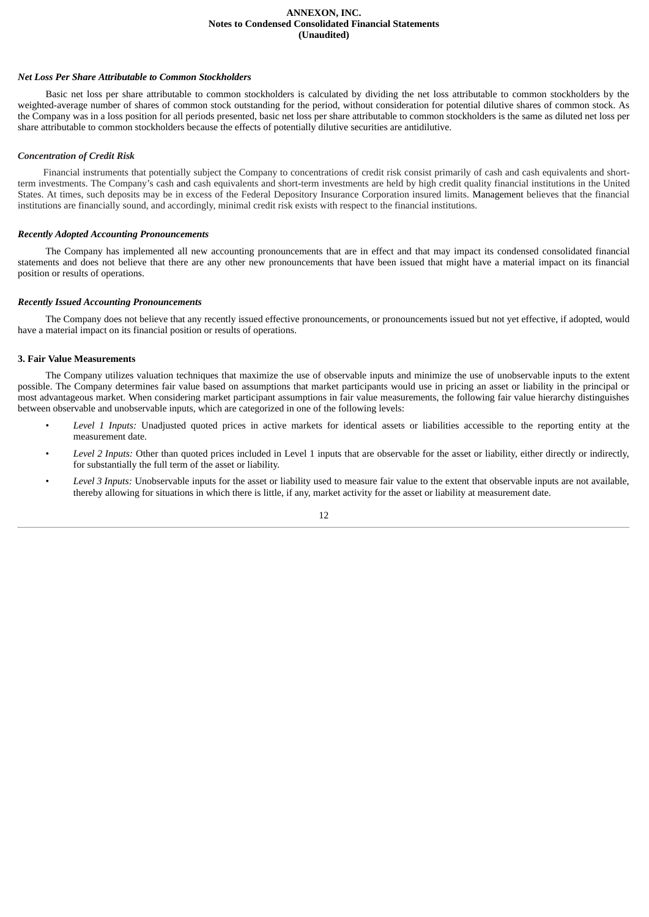### *Net Loss Per Share Attributable to Common Stockholders*

Basic net loss per share attributable to common stockholders is calculated by dividing the net loss attributable to common stockholders by the weighted-average number of shares of common stock outstanding for the period, without consideration for potential dilutive shares of common stock. As the Company was in a loss position for all periods presented, basic net loss per share attributable to common stockholders is the same as diluted net loss per share attributable to common stockholders because the effects of potentially dilutive securities are antidilutive.

### *Concentration of Credit Risk*

Financial instruments that potentially subject the Company to concentrations of credit risk consist primarily of cash and cash equivalents and short-term investments. The Company's cash and cash equivalents and short-term investments are held by high credit quality financial institutions in the United States. At times, such deposits may be in excess of the Federal Depository Insurance Corporation insured limits. Management believes that the financial institutions are financially sound, and accordingly, minimal credit risk exists with respect to the financial institutions.

### *Recently Adopted Accounting Pronouncements*

The Company has implemented all new accounting pronouncements that are in effect and that may impact its condensed consolidated financial statements and does not believe that there are any other new pronouncements that have been issued that might have a material impact on its financial position or results of operations.

### *Recently Issued Accounting Pronouncements*

The Company does not believe that any recently issued effective pronouncements, or pronouncements issued but not yet effective, if adopted, would have a material impact on its financial position or results of operations.

## 3. Fair Value Measurements

The Company utilizes valuation techniques that maximize the use of observable inputs and minimize the use of unobservable inputs to the extent possible. The Company determines fair value based on assumptions that market participants would use in pricing an asset or liability in the principal or most advantageous market. When considering market participant assumptions in fair value measurements, the following fair value hierarchy distinguishes between observable and unobservable inputs, which are categorized in one of the following levels:

- *Level 1 Inputs:* Unadjusted quoted prices in active markets for identical assets or liabilities accessible to the reporting entity at the measurement date.
- *Level 2 Inputs:* Other than quoted prices included in Level 1 inputs that are observable for the asset or liability, either directly or indirectly, for substantially the full term of the asset or liability.
- *Level 3 Inputs:* Unobservable inputs for the asset or liability used to measure fair value to the extent that observable inputs are not available, thereby allowing for situations in which there is little, if any, market activity for the asset or liability at measurement date.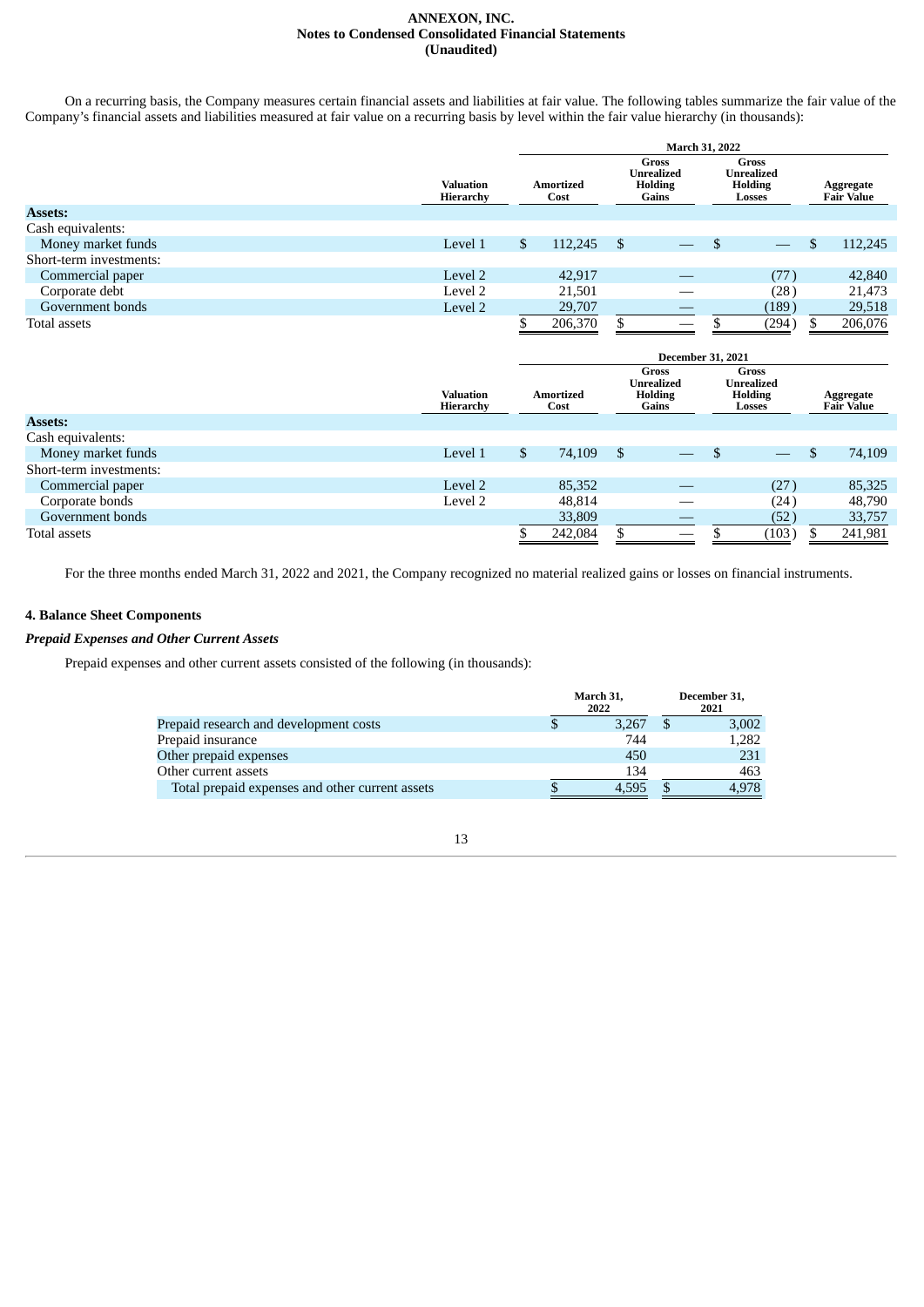On a recurring basis, the Company measures certain financial assets and liabilities at fair value. The following tables summarize the fair value of the Company's financial assets and liabilities measured at fair value on a recurring basis by level within the fair value hierarchy (in thousands):

| | | March 31, 2022 | | | |
|---|---|---|---|---|---|
| | Valuation Hierarchy | Amortized Cost | Gross Unrealized Holding Gains | Gross Unrealized Holding Losses | Aggregate Fair Value |
| **Assets:** | | | | | |
| Cash equivalents: | | | | | |
| Money market funds | Level 1 | $ 112,245 | $ — | $ — | $ 112,245 |
| Short-term investments: | | | | | |
| Commercial paper | Level 2 | 42,917 | — | (77) | 42,840 |
| Corporate debt | Level 2 | 21,501 | — | (28) | 21,473 |
| Government bonds | Level 2 | 29,707 | — | (189) | 29,518 |
| Total assets | | $ 206,370 | $ — | $ (294) | $ 206,076 |

| | | December 31, 2021 | | | |
|---|---|---|---|---|---|
| | Valuation Hierarchy | Amortized Cost | Gross Unrealized Holding Gains | Gross Unrealized Holding Losses | Aggregate Fair Value |
| **Assets:** | | | | | |
| Cash equivalents: | | | | | |
| Money market funds | Level 1 | $ 74,109 | $ — | $ — | $ 74,109 |
| Short-term investments: | | | | | |
| Commercial paper | Level 2 | 85,352 | — | (27) | 85,325 |
| Corporate bonds | Level 2 | 48,814 | — | (24) | 48,790 |
| Government bonds | | 33,809 | — | (52) | 33,757 |
| Total assets | | $ 242,084 | $ — | $ (103) | $ 241,981 |

For the three months ended March 31, 2022 and 2021, the Company recognized no material realized gains or losses on financial instruments.

## 4. Balance Sheet Components

### *Prepaid Expenses and Other Current Assets*

Prepaid expenses and other current assets consisted of the following (in thousands):

| | March 31, 2022 | December 31, 2021 |
|---|---|---|
| Prepaid research and development costs | $ 3,267 | $ 3,002 |
| Prepaid insurance | 744 | 1,282 |
| Other prepaid expenses | 450 | 231 |
| Other current assets | 134 | 463 |
| Total prepaid expenses and other current assets | $ 4,595 | $ 4,978 |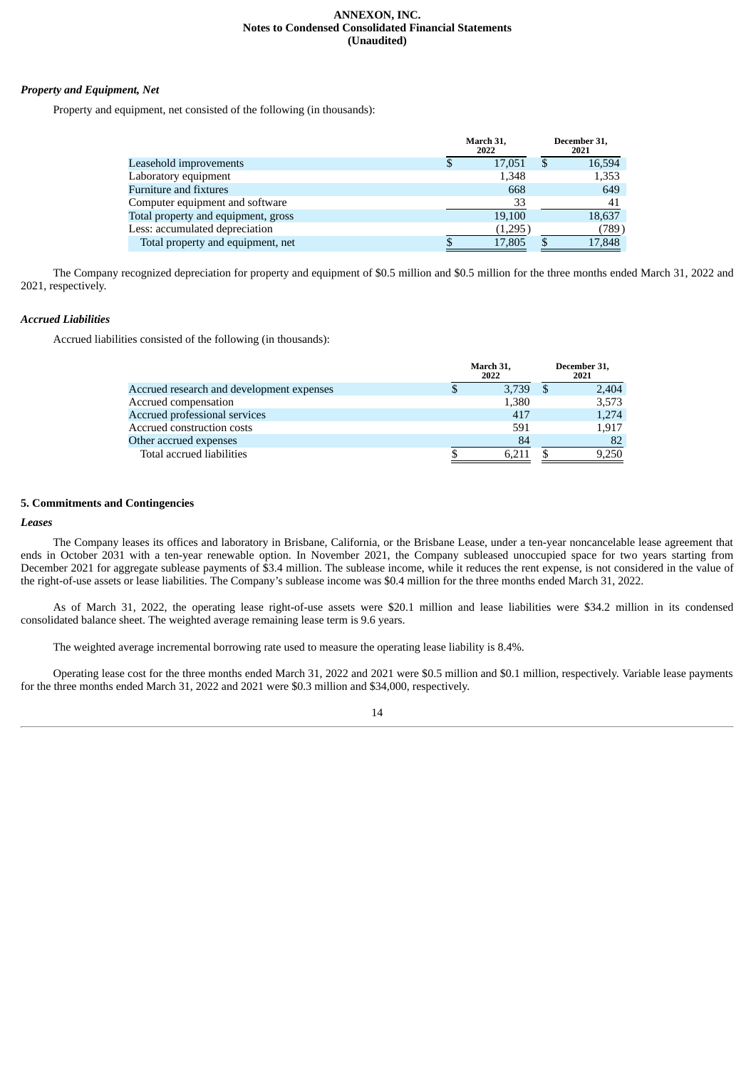*Property and Equipment, Net*

Property and equipment, net consisted of the following (in thousands):

| | March 31, 2022 | December 31, 2021 |
|---|---|---|
| Leasehold improvements | $ 17,051 | $ 16,594 |
| Laboratory equipment | 1,348 | 1,353 |
| Furniture and fixtures | 668 | 649 |
| Computer equipment and software | 33 | 41 |
| Total property and equipment, gross | 19,100 | 18,637 |
| Less: accumulated depreciation | (1,295) | (789) |
| Total property and equipment, net | $ 17,805 | $ 17,848 |

The Company recognized depreciation for property and equipment of $0.5 million and $0.5 million for the three months ended March 31, 2022 and 2021, respectively.

*Accrued Liabilities*

Accrued liabilities consisted of the following (in thousands):

| | March 31, 2022 | December 31, 2021 |
|---|---|---|
| Accrued research and development expenses | $ 3,739 | $ 2,404 |
| Accrued compensation | 1,380 | 3,573 |
| Accrued professional services | 417 | 1,274 |
| Accrued construction costs | 591 | 1,917 |
| Other accrued expenses | 84 | 82 |
| Total accrued liabilities | $ 6,211 | $ 9,250 |

**5. Commitments and Contingencies**

*Leases*

The Company leases its offices and laboratory in Brisbane, California, or the Brisbane Lease, under a ten-year noncancelable lease agreement that ends in October 2031 with a ten-year renewable option. In November 2021, the Company subleased unoccupied space for two years starting from December 2021 for aggregate sublease payments of $3.4 million. The sublease income, while it reduces the rent expense, is not considered in the value of the right-of-use assets or lease liabilities. The Company's sublease income was $0.4 million for the three months ended March 31, 2022.

As of March 31, 2022, the operating lease right-of-use assets were $20.1 million and lease liabilities were $34.2 million in its condensed consolidated balance sheet. The weighted average remaining lease term is 9.6 years.

The weighted average incremental borrowing rate used to measure the operating lease liability is 8.4%.

Operating lease cost for the three months ended March 31, 2022 and 2021 were $0.5 million and $0.1 million, respectively. Variable lease payments for the three months ended March 31, 2022 and 2021 were $0.3 million and $34,000, respectively.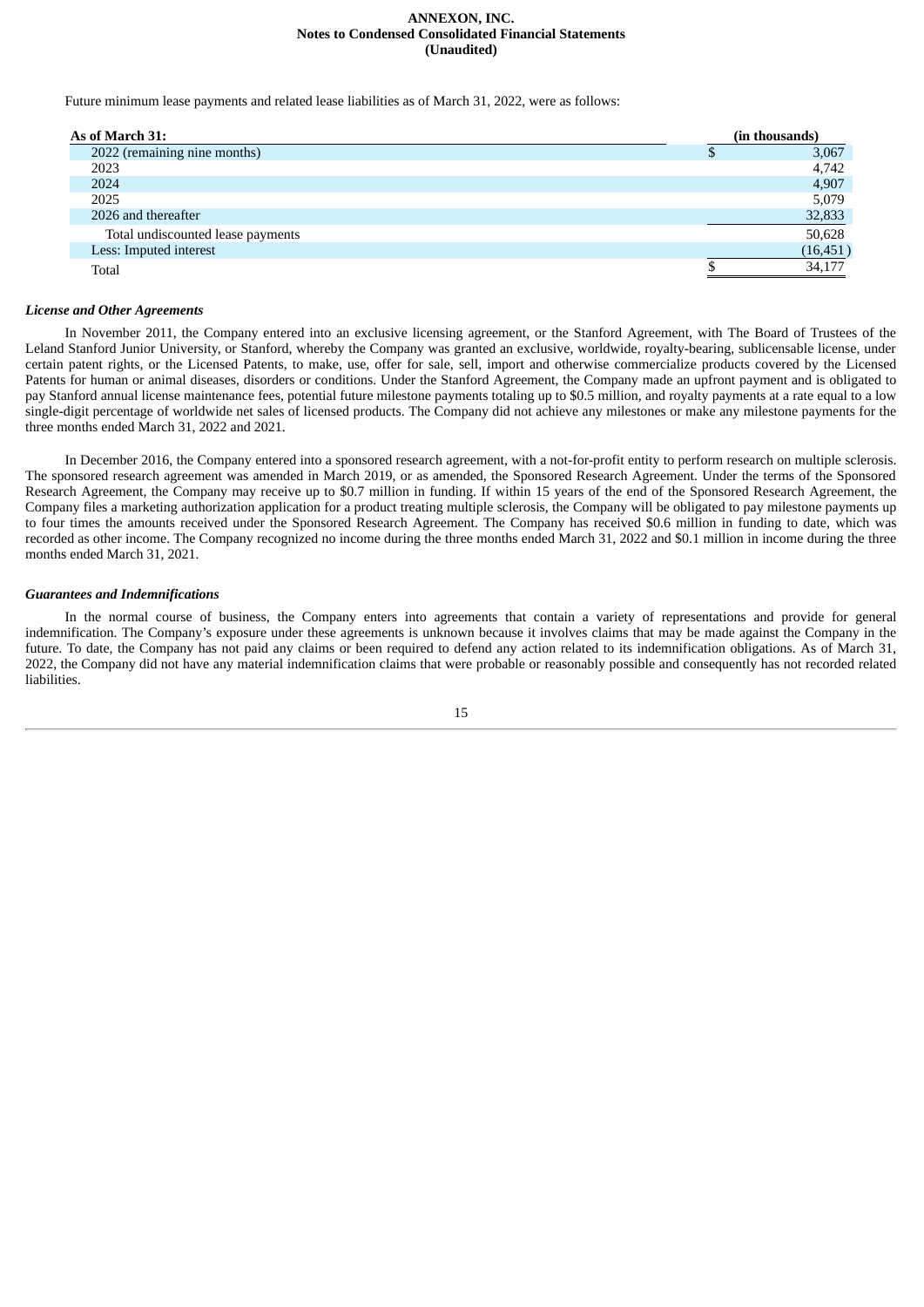Future minimum lease payments and related lease liabilities as of March 31, 2022, were as follows:

| As of March 31: | (in thousands) |
|---|---|
| 2022 (remaining nine months) | $ 3,067 |
| 2023 | 4,742 |
| 2024 | 4,907 |
| 2025 | 5,079 |
| 2026 and thereafter | 32,833 |
| Total undiscounted lease payments | 50,628 |
| Less: Imputed interest | (16,451) |
| Total | $ 34,177 |

***License and Other Agreements***

In November 2011, the Company entered into an exclusive licensing agreement, or the Stanford Agreement, with The Board of Trustees of the Leland Stanford Junior University, or Stanford, whereby the Company was granted an exclusive, worldwide, royalty-bearing, sublicensable license, under certain patent rights, or the Licensed Patents, to make, use, offer for sale, sell, import and otherwise commercialize products covered by the Licensed Patents for human or animal diseases, disorders or conditions. Under the Stanford Agreement, the Company made an upfront payment and is obligated to pay Stanford annual license maintenance fees, potential future milestone payments totaling up to $0.5 million, and royalty payments at a rate equal to a low single-digit percentage of worldwide net sales of licensed products. The Company did not achieve any milestones or make any milestone payments for the three months ended March 31, 2022 and 2021.

In December 2016, the Company entered into a sponsored research agreement, with a not-for-profit entity to perform research on multiple sclerosis. The sponsored research agreement was amended in March 2019, or as amended, the Sponsored Research Agreement. Under the terms of the Sponsored Research Agreement, the Company may receive up to $0.7 million in funding. If within 15 years of the end of the Sponsored Research Agreement, the Company files a marketing authorization application for a product treating multiple sclerosis, the Company will be obligated to pay milestone payments up to four times the amounts received under the Sponsored Research Agreement. The Company has received $0.6 million in funding to date, which was recorded as other income. The Company recognized no income during the three months ended March 31, 2022 and $0.1 million in income during the three months ended March 31, 2021.

***Guarantees and Indemnifications***

In the normal course of business, the Company enters into agreements that contain a variety of representations and provide for general indemnification. The Company's exposure under these agreements is unknown because it involves claims that may be made against the Company in the future. To date, the Company has not paid any claims or been required to defend any action related to its indemnification obligations. As of March 31, 2022, the Company did not have any material indemnification claims that were probable or reasonably possible and consequently has not recorded related liabilities.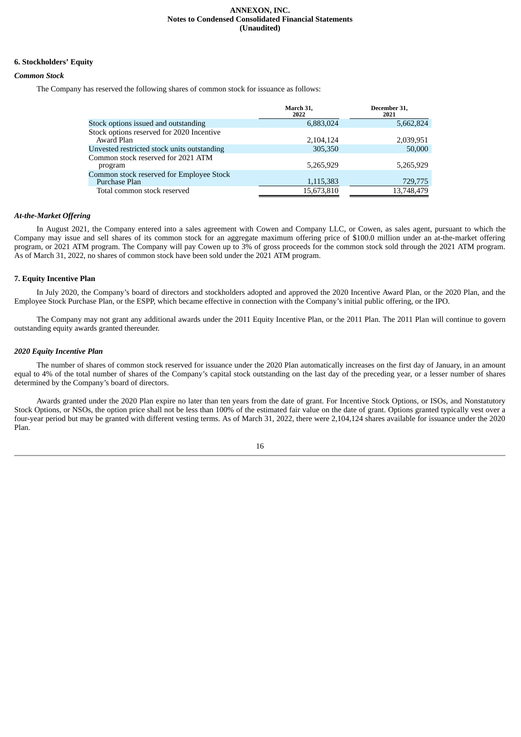ANNEXON, INC.
**Notes to Condensed Consolidated Financial Statements**
**(Unaudited)**

**6. Stockholders' Equity**

***Common Stock***

The Company has reserved the following shares of common stock for issuance as follows:

| | March 31, 2022 | December 31, 2021 |
|---|---|---|
| Stock options issued and outstanding | 6,883,024 | 5,662,824 |
| Stock options reserved for 2020 Incentive Award Plan | 2,104,124 | 2,039,951 |
| Unvested restricted stock units outstanding | 305,350 | 50,000 |
| Common stock reserved for 2021 ATM program | 5,265,929 | 5,265,929 |
| Common stock reserved for Employee Stock Purchase Plan | 1,115,383 | 729,775 |
| Total common stock reserved | 15,673,810 | 13,748,479 |

***At-the-Market Offering***

In August 2021, the Company entered into a sales agreement with Cowen and Company LLC, or Cowen, as sales agent, pursuant to which the Company may issue and sell shares of its common stock for an aggregate maximum offering price of $100.0 million under an at-the-market offering program, or 2021 ATM program. The Company will pay Cowen up to 3% of gross proceeds for the common stock sold through the 2021 ATM program. As of March 31, 2022, no shares of common stock have been sold under the 2021 ATM program.

**7. Equity Incentive Plan**

In July 2020, the Company's board of directors and stockholders adopted and approved the 2020 Incentive Award Plan, or the 2020 Plan, and the Employee Stock Purchase Plan, or the ESPP, which became effective in connection with the Company's initial public offering, or the IPO.

The Company may not grant any additional awards under the 2011 Equity Incentive Plan, or the 2011 Plan. The 2011 Plan will continue to govern outstanding equity awards granted thereunder.

***2020 Equity Incentive Plan***

The number of shares of common stock reserved for issuance under the 2020 Plan automatically increases on the first day of January, in an amount equal to 4% of the total number of shares of the Company's capital stock outstanding on the last day of the preceding year, or a lesser number of shares determined by the Company's board of directors.

Awards granted under the 2020 Plan expire no later than ten years from the date of grant. For Incentive Stock Options, or ISOs, and Nonstatutory Stock Options, or NSOs, the option price shall not be less than 100% of the estimated fair value on the date of grant. Options granted typically vest over a four-year period but may be granted with different vesting terms. As of March 31, 2022, there were 2,104,124 shares available for issuance under the 2020 Plan.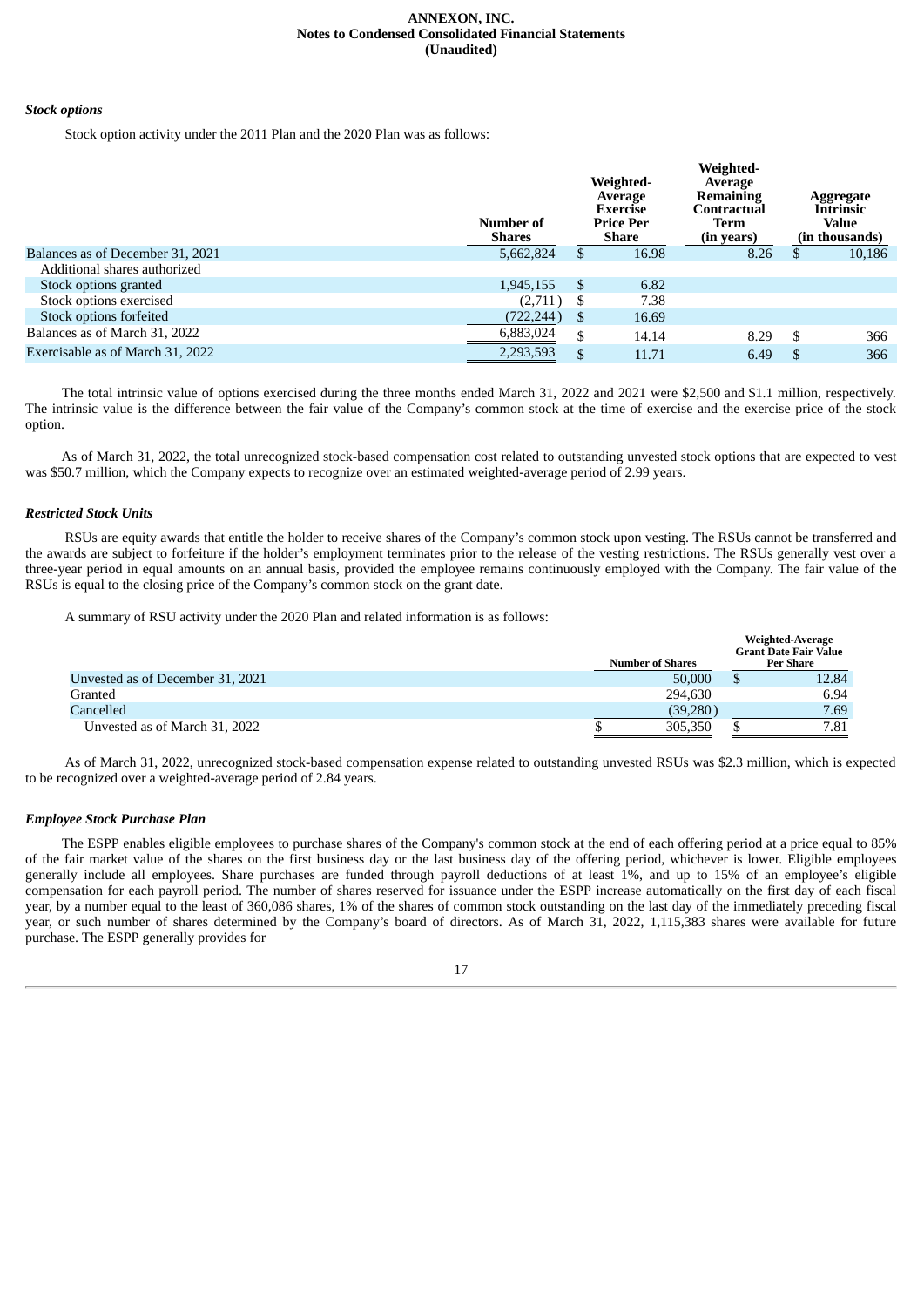*Stock options*

Stock option activity under the 2011 Plan and the 2020 Plan was as follows:

| | Number of Shares | Weighted-Average Exercise Price Per Share | Weighted-Average Remaining Contractual Term (in years) | Aggregate Intrinsic Value (in thousands) |
|---|---|---|---|---|
| Balances as of December 31, 2021 | 5,662,824 | $ 16.98 | 8.26 | $ 10,186 |
| Additional shares authorized | | | | |
| Stock options granted | 1,945,155 | $ 6.82 | | |
| Stock options exercised | (2,711) | $ 7.38 | | |
| Stock options forfeited | (722,244) | $ 16.69 | | |
| Balances as of March 31, 2022 | 6,883,024 | $ 14.14 | 8.29 | $ 366 |
| Exercisable as of March 31, 2022 | 2,293,593 | $ 11.71 | 6.49 | $ 366 |

The total intrinsic value of options exercised during the three months ended March 31, 2022 and 2021 were $2,500 and $1.1 million, respectively. The intrinsic value is the difference between the fair value of the Company's common stock at the time of exercise and the exercise price of the stock option.

As of March 31, 2022, the total unrecognized stock-based compensation cost related to outstanding unvested stock options that are expected to vest was $50.7 million, which the Company expects to recognize over an estimated weighted-average period of 2.99 years.

***Restricted Stock Units***

RSUs are equity awards that entitle the holder to receive shares of the Company's common stock upon vesting. The RSUs cannot be transferred and the awards are subject to forfeiture if the holder's employment terminates prior to the release of the vesting restrictions. The RSUs generally vest over a three-year period in equal amounts on an annual basis, provided the employee remains continuously employed with the Company. The fair value of the RSUs is equal to the closing price of the Company's common stock on the grant date.

A summary of RSU activity under the 2020 Plan and related information is as follows:

| | Number of Shares | Weighted-Average Grant Date Fair Value Per Share |
|---|---|---|
| Unvested as of December 31, 2021 | 50,000 | $ 12.84 |
| Granted | 294,630 | 6.94 |
| Cancelled | (39,280) | 7.69 |
| Unvested as of March 31, 2022 | $ 305,350 | $ 7.81 |

As of March 31, 2022, unrecognized stock-based compensation expense related to outstanding unvested RSUs was $2.3 million, which is expected to be recognized over a weighted-average period of 2.84 years.

***Employee Stock Purchase Plan***

The ESPP enables eligible employees to purchase shares of the Company's common stock at the end of each offering period at a price equal to 85% of the fair market value of the shares on the first business day or the last business day of the offering period, whichever is lower. Eligible employees generally include all employees. Share purchases are funded through payroll deductions of at least 1%, and up to 15% of an employee's eligible compensation for each payroll period. The number of shares reserved for issuance under the ESPP increase automatically on the first day of each fiscal year, by a number equal to the least of 360,086 shares, 1% of the shares of common stock outstanding on the last day of the immediately preceding fiscal year, or such number of shares determined by the Company's board of directors. As of March 31, 2022, 1,115,383 shares were available for future purchase. The ESPP generally provides for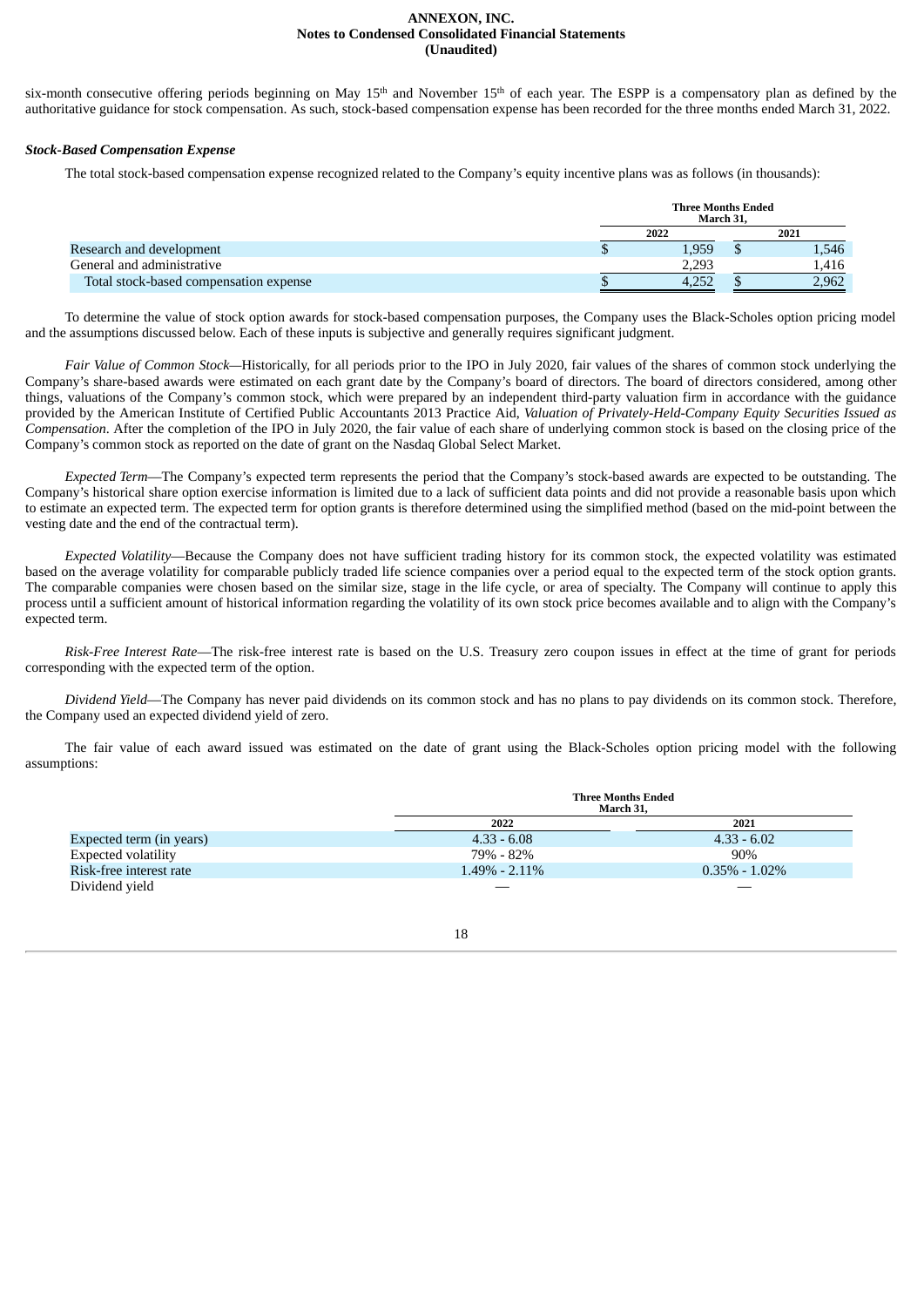six-month consecutive offering periods beginning on May 15th and November 15th of each year. The ESPP is a compensatory plan as defined by the authoritative guidance for stock compensation. As such, stock-based compensation expense has been recorded for the three months ended March 31, 2022.

***Stock-Based Compensation Expense***

The total stock-based compensation expense recognized related to the Company's equity incentive plans was as follows (in thousands):

| | Three Months Ended March 31, | |
|---|---|---|
| | 2022 | 2021 |
| Research and development | $ 1,959 | $ 1,546 |
| General and administrative | 2,293 | 1,416 |
| Total stock-based compensation expense | $ 4,252 | $ 2,962 |

To determine the value of stock option awards for stock-based compensation purposes, the Company uses the Black-Scholes option pricing model and the assumptions discussed below. Each of these inputs is subjective and generally requires significant judgment.

*Fair Value of Common Stock*—Historically, for all periods prior to the IPO in July 2020, fair values of the shares of common stock underlying the Company's share-based awards were estimated on each grant date by the Company's board of directors. The board of directors considered, among other things, valuations of the Company's common stock, which were prepared by an independent third-party valuation firm in accordance with the guidance provided by the American Institute of Certified Public Accountants 2013 Practice Aid, *Valuation of Privately-Held-Company Equity Securities Issued as Compensation*. After the completion of the IPO in July 2020, the fair value of each share of underlying common stock is based on the closing price of the Company's common stock as reported on the date of grant on the Nasdaq Global Select Market.

*Expected Term*—The Company's expected term represents the period that the Company's stock-based awards are expected to be outstanding. The Company's historical share option exercise information is limited due to a lack of sufficient data points and did not provide a reasonable basis upon which to estimate an expected term. The expected term for option grants is therefore determined using the simplified method (based on the mid-point between the vesting date and the end of the contractual term).

*Expected Volatility*—Because the Company does not have sufficient trading history for its common stock, the expected volatility was estimated based on the average volatility for comparable publicly traded life science companies over a period equal to the expected term of the stock option grants. The comparable companies were chosen based on the similar size, stage in the life cycle, or area of specialty. The Company will continue to apply this process until a sufficient amount of historical information regarding the volatility of its own stock price becomes available and to align with the Company's expected term.

*Risk-Free Interest Rate*—The risk-free interest rate is based on the U.S. Treasury zero coupon issues in effect at the time of grant for periods corresponding with the expected term of the option.

*Dividend Yield*—The Company has never paid dividends on its common stock and has no plans to pay dividends on its common stock. Therefore, the Company used an expected dividend yield of zero.

The fair value of each award issued was estimated on the date of grant using the Black-Scholes option pricing model with the following assumptions:

| | Three Months Ended March 31, | |
|---|---|---|
| | 2022 | 2021 |
| Expected term (in years) | 4.33 - 6.08 | 4.33 - 6.02 |
| Expected volatility | 79% - 82% | 90% |
| Risk-free interest rate | 1.49% - 2.11% | 0.35% - 1.02% |
| Dividend yield | — | — |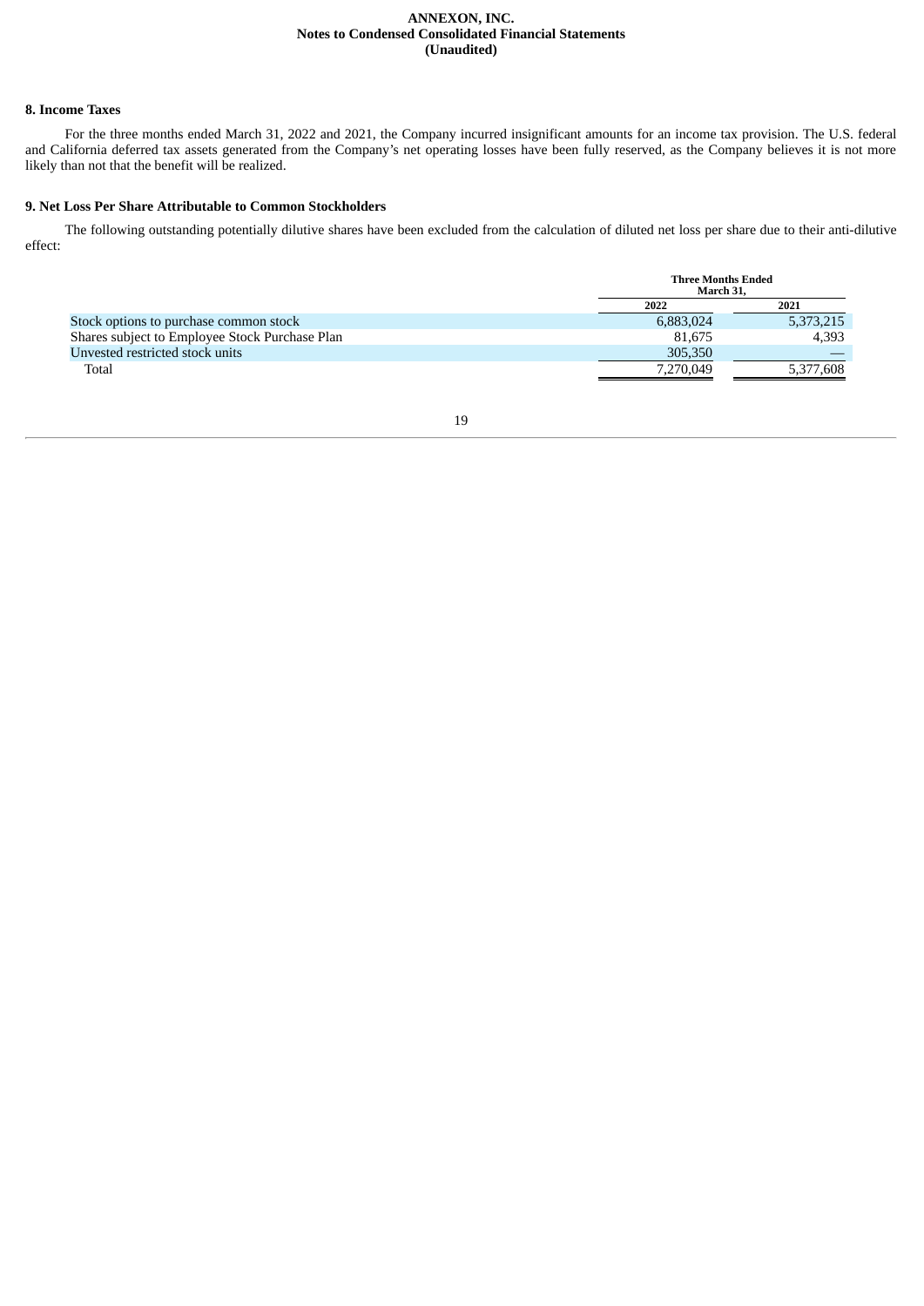### 8. Income Taxes

For the three months ended March 31, 2022 and 2021, the Company incurred insignificant amounts for an income tax provision. The U.S. federal and California deferred tax assets generated from the Company's net operating losses have been fully reserved, as the Company believes it is not more likely than not that the benefit will be realized.

### 9. Net Loss Per Share Attributable to Common Stockholders

The following outstanding potentially dilutive shares have been excluded from the calculation of diluted net loss per share due to their anti-dilutive effect:

| | Three Months Ended March 31, | |
|---|---|---|
| | 2022 | 2021 |
| Stock options to purchase common stock | 6,883,024 | 5,373,215 |
| Shares subject to Employee Stock Purchase Plan | 81,675 | 4,393 |
| Unvested restricted stock units | 305,350 | — |
| Total | 7,270,049 | 5,377,608 |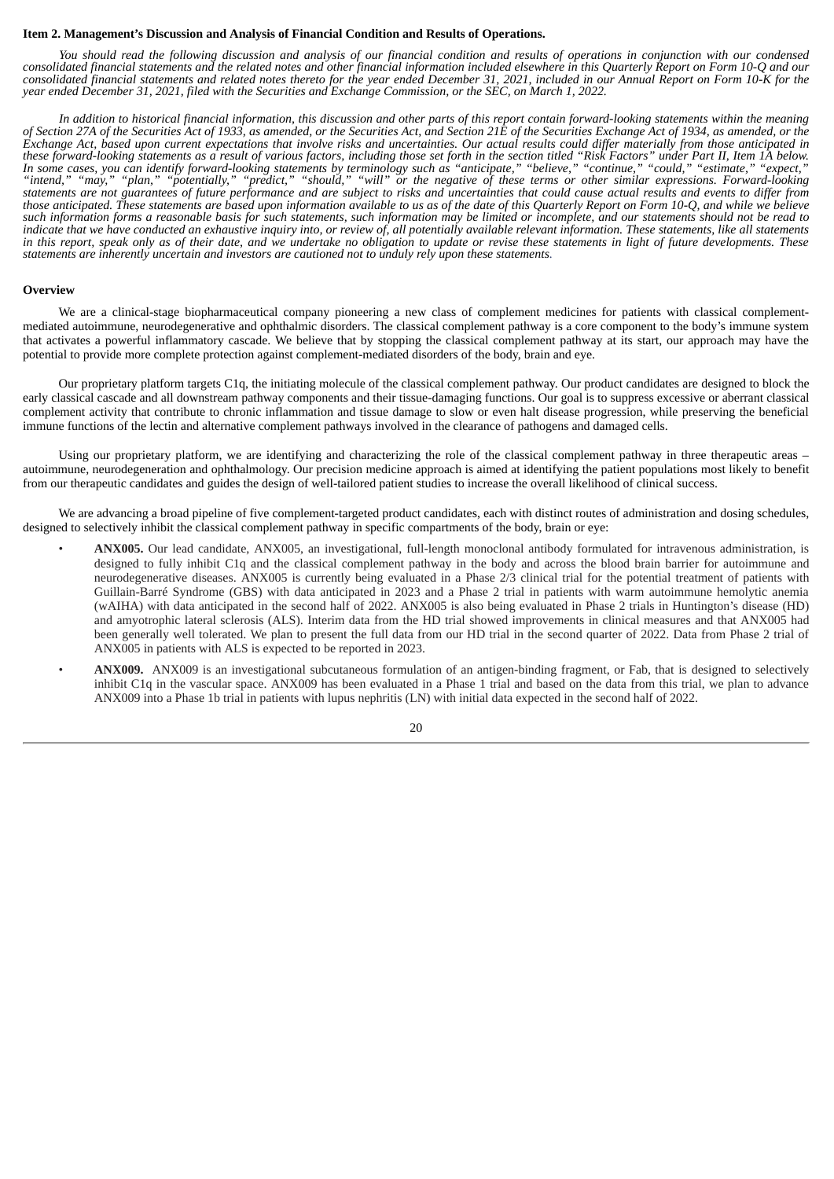**Item 2. Management's Discussion and Analysis of Financial Condition and Results of Operations.**

*You should read the following discussion and analysis of our financial condition and results of operations in conjunction with our condensed consolidated financial statements and the related notes and other financial information included elsewhere in this Quarterly Report on Form 10-Q and our consolidated financial statements and related notes thereto for the year ended December 31, 2021, included in our Annual Report on Form 10-K for the year ended December 31, 2021, filed with the Securities and Exchange Commission, or the SEC, on March 1, 2022.*

*In addition to historical financial information, this discussion and other parts of this report contain forward-looking statements within the meaning of Section 27A of the Securities Act of 1933, as amended, or the Securities Act, and Section 21E of the Securities Exchange Act of 1934, as amended, or the Exchange Act, based upon current expectations that involve risks and uncertainties. Our actual results could differ materially from those anticipated in these forward-looking statements as a result of various factors, including those set forth in the section titled "Risk Factors" under Part II, Item 1A below. In some cases, you can identify forward-looking statements by terminology such as "anticipate," "believe," "continue," "could," "estimate," "expect," "intend," "may," "plan," "potentially," "predict," "should," "will" or the negative of these terms or other similar expressions. Forward-looking statements are not guarantees of future performance and are subject to risks and uncertainties that could cause actual results and events to differ from those anticipated. These statements are based upon information available to us as of the date of this Quarterly Report on Form 10-Q, and while we believe such information forms a reasonable basis for such statements, such information may be limited or incomplete, and our statements should not be read to indicate that we have conducted an exhaustive inquiry into, or review of, all potentially available relevant information. These statements, like all statements in this report, speak only as of their date, and we undertake no obligation to update or revise these statements in light of future developments. These statements are inherently uncertain and investors are cautioned not to unduly rely upon these statements.*

**Overview**

We are a clinical-stage biopharmaceutical company pioneering a new class of complement medicines for patients with classical complement-mediated autoimmune, neurodegenerative and ophthalmic disorders. The classical complement pathway is a core component to the body's immune system that activates a powerful inflammatory cascade. We believe that by stopping the classical complement pathway at its start, our approach may have the potential to provide more complete protection against complement-mediated disorders of the body, brain and eye.

Our proprietary platform targets C1q, the initiating molecule of the classical complement pathway. Our product candidates are designed to block the early classical cascade and all downstream pathway components and their tissue-damaging functions. Our goal is to suppress excessive or aberrant classical complement activity that contribute to chronic inflammation and tissue damage to slow or even halt disease progression, while preserving the beneficial immune functions of the lectin and alternative complement pathways involved in the clearance of pathogens and damaged cells.

Using our proprietary platform, we are identifying and characterizing the role of the classical complement pathway in three therapeutic areas – autoimmune, neurodegeneration and ophthalmology. Our precision medicine approach is aimed at identifying the patient populations most likely to benefit from our therapeutic candidates and guides the design of well-tailored patient studies to increase the overall likelihood of clinical success.

We are advancing a broad pipeline of five complement-targeted product candidates, each with distinct routes of administration and dosing schedules, designed to selectively inhibit the classical complement pathway in specific compartments of the body, brain or eye:

- **ANX005.** Our lead candidate, ANX005, an investigational, full-length monoclonal antibody formulated for intravenous administration, is designed to fully inhibit C1q and the classical complement pathway in the body and across the blood brain barrier for autoimmune and neurodegenerative diseases. ANX005 is currently being evaluated in a Phase 2/3 clinical trial for the potential treatment of patients with Guillain-Barré Syndrome (GBS) with data anticipated in 2023 and a Phase 2 trial in patients with warm autoimmune hemolytic anemia (wAIHA) with data anticipated in the second half of 2022. ANX005 is also being evaluated in Phase 2 trials in Huntington's disease (HD) and amyotrophic lateral sclerosis (ALS). Interim data from the HD trial showed improvements in clinical measures and that ANX005 had been generally well tolerated. We plan to present the full data from our HD trial in the second quarter of 2022. Data from Phase 2 trial of ANX005 in patients with ALS is expected to be reported in 2023.
- **ANX009.** ANX009 is an investigational subcutaneous formulation of an antigen-binding fragment, or Fab, that is designed to selectively inhibit C1q in the vascular space. ANX009 has been evaluated in a Phase 1 trial and based on the data from this trial, we plan to advance ANX009 into a Phase 1b trial in patients with lupus nephritis (LN) with initial data expected in the second half of 2022.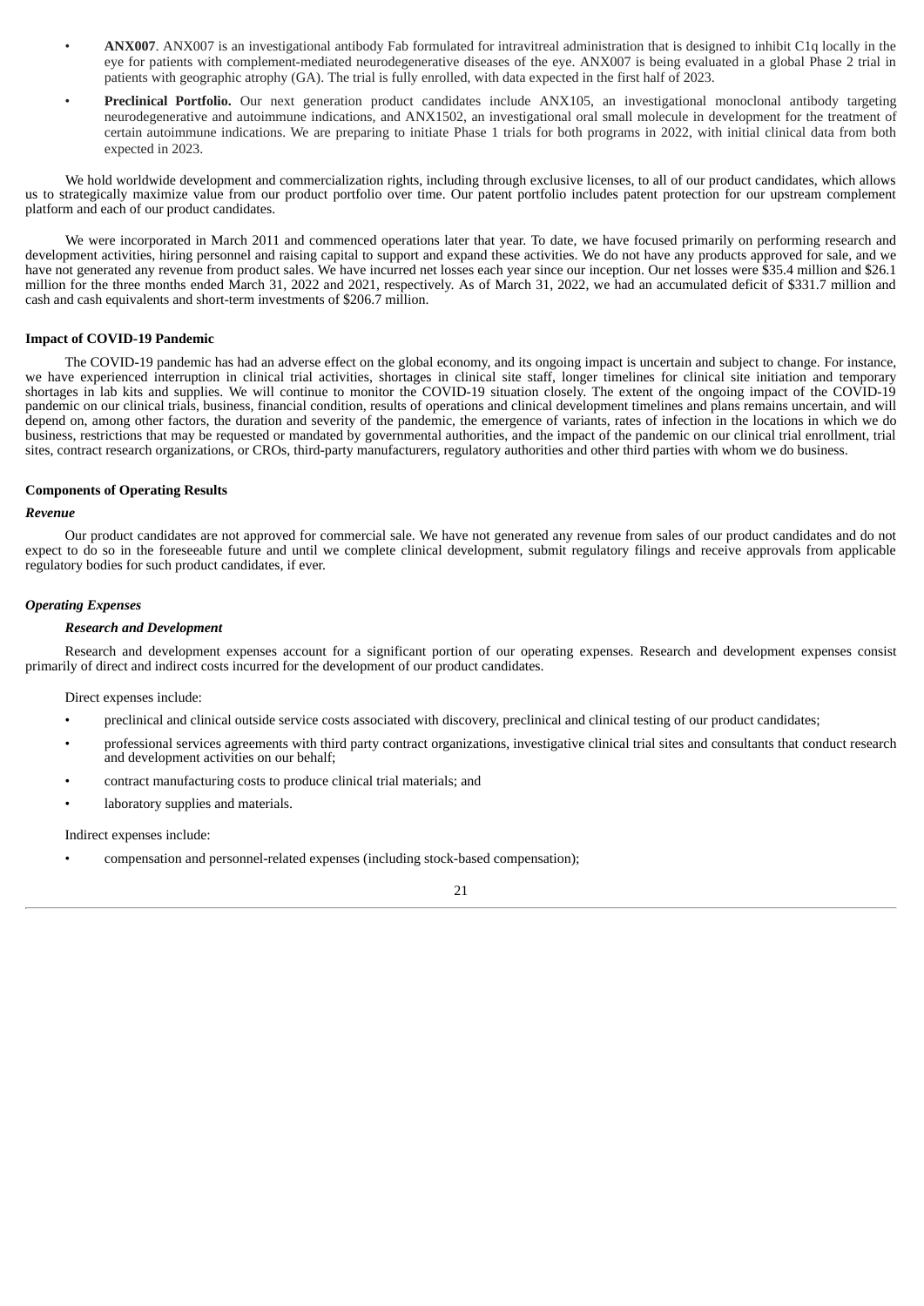- **ANX007**. ANX007 is an investigational antibody Fab formulated for intravitreal administration that is designed to inhibit C1q locally in the eye for patients with complement-mediated neurodegenerative diseases of the eye. ANX007 is being evaluated in a global Phase 2 trial in patients with geographic atrophy (GA). The trial is fully enrolled, with data expected in the first half of 2023.
- **Preclinical Portfolio.** Our next generation product candidates include ANX105, an investigational monoclonal antibody targeting neurodegenerative and autoimmune indications, and ANX1502, an investigational oral small molecule in development for the treatment of certain autoimmune indications. We are preparing to initiate Phase 1 trials for both programs in 2022, with initial clinical data from both expected in 2023.

We hold worldwide development and commercialization rights, including through exclusive licenses, to all of our product candidates, which allows us to strategically maximize value from our product portfolio over time. Our patent portfolio includes patent protection for our upstream complement platform and each of our product candidates.

We were incorporated in March 2011 and commenced operations later that year. To date, we have focused primarily on performing research and development activities, hiring personnel and raising capital to support and expand these activities. We do not have any products approved for sale, and we have not generated any revenue from product sales. We have incurred net losses each year since our inception. Our net losses were $35.4 million and $26.1 million for the three months ended March 31, 2022 and 2021, respectively. As of March 31, 2022, we had an accumulated deficit of $331.7 million and cash and cash equivalents and short-term investments of $206.7 million.

**Impact of COVID-19 Pandemic**

The COVID-19 pandemic has had an adverse effect on the global economy, and its ongoing impact is uncertain and subject to change. For instance, we have experienced interruption in clinical trial activities, shortages in clinical site staff, longer timelines for clinical site initiation and temporary shortages in lab kits and supplies. We will continue to monitor the COVID-19 situation closely. The extent of the ongoing impact of the COVID-19 pandemic on our clinical trials, business, financial condition, results of operations and clinical development timelines and plans remains uncertain, and will depend on, among other factors, the duration and severity of the pandemic, the emergence of variants, rates of infection in the locations in which we do business, restrictions that may be requested or mandated by governmental authorities, and the impact of the pandemic on our clinical trial enrollment, trial sites, contract research organizations, or CROs, third-party manufacturers, regulatory authorities and other third parties with whom we do business.

**Components of Operating Results**

***Revenue***

Our product candidates are not approved for commercial sale. We have not generated any revenue from sales of our product candidates and do not expect to do so in the foreseeable future and until we complete clinical development, submit regulatory filings and receive approvals from applicable regulatory bodies for such product candidates, if ever.

***Operating Expenses***

***Research and Development***

Research and development expenses account for a significant portion of our operating expenses. Research and development expenses consist primarily of direct and indirect costs incurred for the development of our product candidates.

Direct expenses include:

- preclinical and clinical outside service costs associated with discovery, preclinical and clinical testing of our product candidates;
- professional services agreements with third party contract organizations, investigative clinical trial sites and consultants that conduct research and development activities on our behalf;
- contract manufacturing costs to produce clinical trial materials; and
- laboratory supplies and materials.

Indirect expenses include:

- compensation and personnel-related expenses (including stock-based compensation);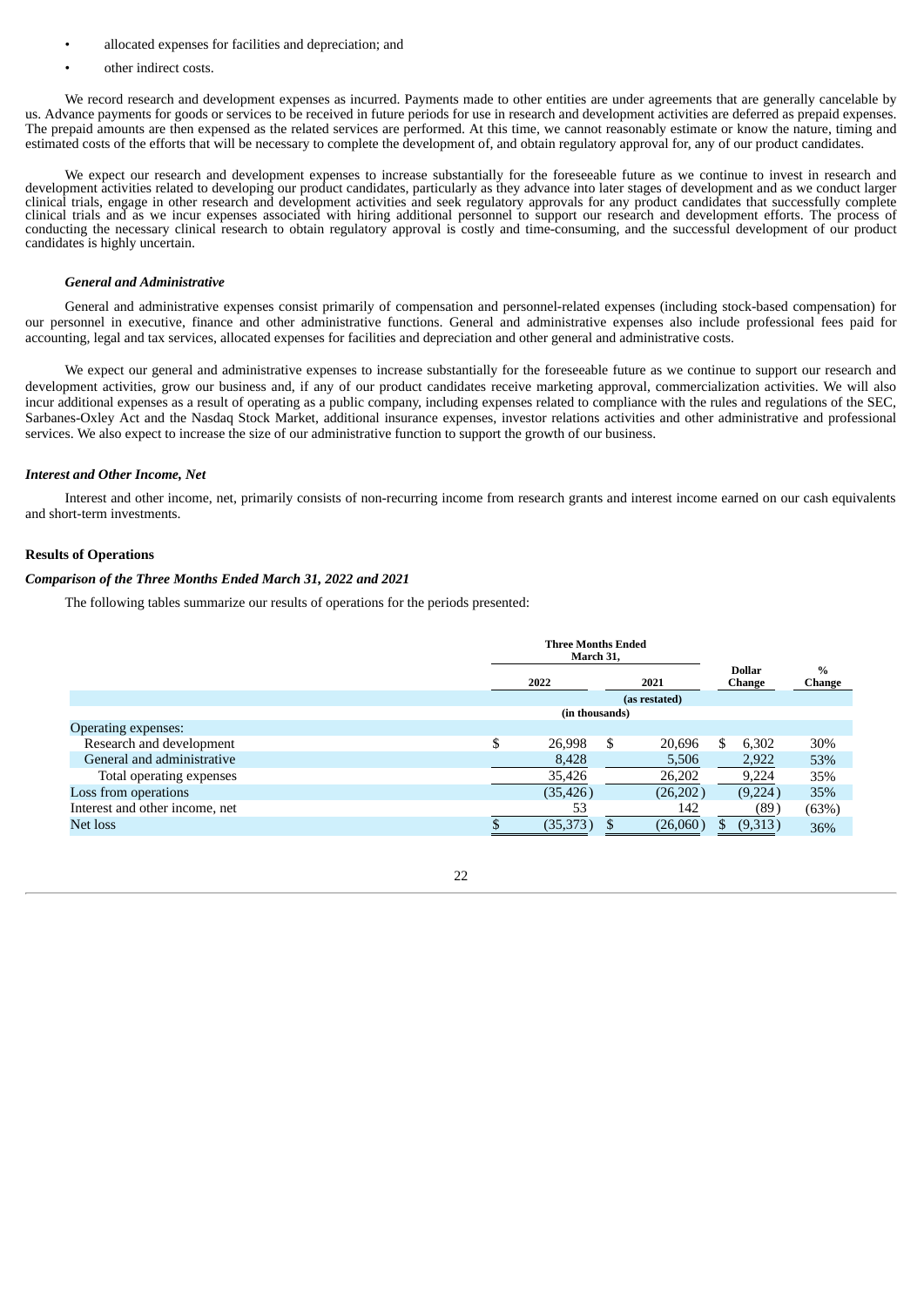- allocated expenses for facilities and depreciation; and
- other indirect costs.

We record research and development expenses as incurred. Payments made to other entities are under agreements that are generally cancelable by us. Advance payments for goods or services to be received in future periods for use in research and development activities are deferred as prepaid expenses. The prepaid amounts are then expensed as the related services are performed. At this time, we cannot reasonably estimate or know the nature, timing and estimated costs of the efforts that will be necessary to complete the development of, and obtain regulatory approval for, any of our product candidates.

We expect our research and development expenses to increase substantially for the foreseeable future as we continue to invest in research and development activities related to developing our product candidates, particularly as they advance into later stages of development and as we conduct larger clinical trials, engage in other research and development activities and seek regulatory approvals for any product candidates that successfully complete clinical trials and as we incur expenses associated with hiring additional personnel to support our research and development efforts. The process of conducting the necessary clinical research to obtain regulatory approval is costly and time-consuming, and the successful development of our product candidates is highly uncertain.

***General and Administrative***

General and administrative expenses consist primarily of compensation and personnel-related expenses (including stock-based compensation) for our personnel in executive, finance and other administrative functions. General and administrative expenses also include professional fees paid for accounting, legal and tax services, allocated expenses for facilities and depreciation and other general and administrative costs.

We expect our general and administrative expenses to increase substantially for the foreseeable future as we continue to support our research and development activities, grow our business and, if any of our product candidates receive marketing approval, commercialization activities. We will also incur additional expenses as a result of operating as a public company, including expenses related to compliance with the rules and regulations of the SEC, Sarbanes-Oxley Act and the Nasdaq Stock Market, additional insurance expenses, investor relations activities and other administrative and professional services. We also expect to increase the size of our administrative function to support the growth of our business.

***Interest and Other Income, Net***

Interest and other income, net, primarily consists of non-recurring income from research grants and interest income earned on our cash equivalents and short-term investments.

**Results of Operations**

***Comparison of the Three Months Ended March 31, 2022 and 2021***

The following tables summarize our results of operations for the periods presented:

| | Three Months Ended March 31, | | | |
|---|---|---|---|---|
| | 2022 | 2021 | Dollar Change | % Change |
| | | (as restated) | | |
| | (in thousands) | | | |
| Operating expenses: | | | | |
| Research and development | $ 26,998 | $ 20,696 | $ 6,302 | 30% |
| General and administrative | 8,428 | 5,506 | 2,922 | 53% |
| Total operating expenses | 35,426 | 26,202 | 9,224 | 35% |
| Loss from operations | (35,426) | (26,202) | (9,224) | 35% |
| Interest and other income, net | 53 | 142 | (89) | (63%) |
| Net loss | $ (35,373) | $ (26,060) | $ (9,313) | 36% |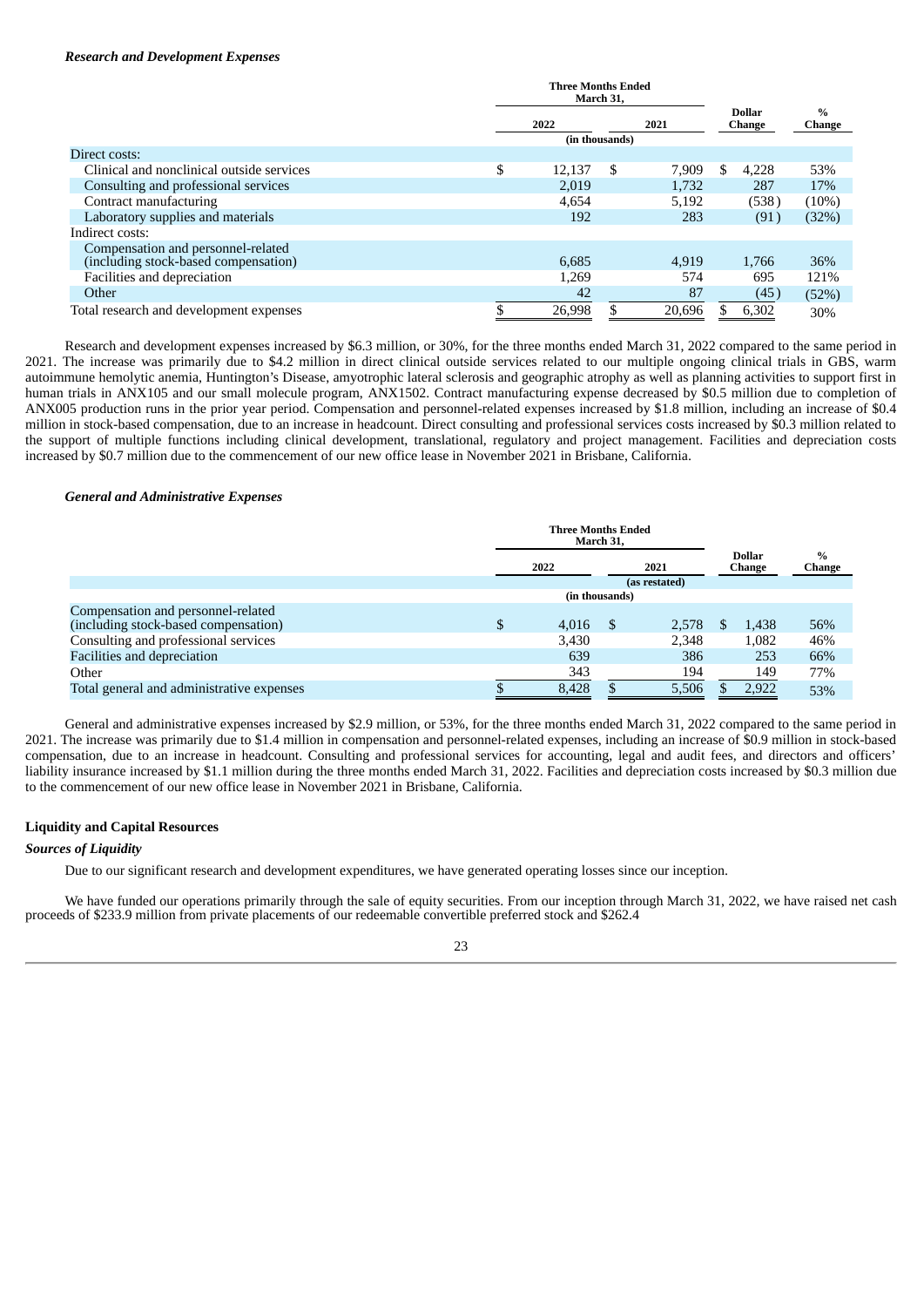### *Research and Development Expenses*

| | Three Months Ended March 31, | | | |
|---|---|---|---|---|
| | 2022 | 2021 | Dollar Change | % Change |
| | (in thousands) | | | |
| Direct costs: | | | | |
| Clinical and nonclinical outside services | $ 12,137 | $ 7,909 | $ 4,228 | 53% |
| Consulting and professional services | 2,019 | 1,732 | 287 | 17% |
| Contract manufacturing | 4,654 | 5,192 | (538) | (10%) |
| Laboratory supplies and materials | 192 | 283 | (91) | (32%) |
| Indirect costs: | | | | |
| Compensation and personnel-related (including stock-based compensation) | 6,685 | 4,919 | 1,766 | 36% |
| Facilities and depreciation | 1,269 | 574 | 695 | 121% |
| Other | 42 | 87 | (45) | (52%) |
| Total research and development expenses | $ 26,998 | $ 20,696 | $ 6,302 | 30% |

Research and development expenses increased by $6.3 million, or 30%, for the three months ended March 31, 2022 compared to the same period in 2021. The increase was primarily due to $4.2 million in direct clinical outside services related to our multiple ongoing clinical trials in GBS, warm autoimmune hemolytic anemia, Huntington's Disease, amyotrophic lateral sclerosis and geographic atrophy as well as planning activities to support first in human trials in ANX105 and our small molecule program, ANX1502. Contract manufacturing expense decreased by $0.5 million due to completion of ANX005 production runs in the prior year period. Compensation and personnel-related expenses increased by $1.8 million, including an increase of $0.4 million in stock-based compensation, due to an increase in headcount. Direct consulting and professional services costs increased by $0.3 million related to the support of multiple functions including clinical development, translational, regulatory and project management. Facilities and depreciation costs increased by $0.7 million due to the commencement of our new office lease in November 2021 in Brisbane, California.

### *General and Administrative Expenses*

| | Three Months Ended March 31, | | | |
|---|---|---|---|---|
| | 2022 | 2021 | Dollar Change | % Change |
| | | (as restated) | | |
| | (in thousands) | | | |
| Compensation and personnel-related (including stock-based compensation) | $ 4,016 | $ 2,578 | $ 1,438 | 56% |
| Consulting and professional services | 3,430 | 2,348 | 1,082 | 46% |
| Facilities and depreciation | 639 | 386 | 253 | 66% |
| Other | 343 | 194 | 149 | 77% |
| Total general and administrative expenses | $ 8,428 | $ 5,506 | $ 2,922 | 53% |

General and administrative expenses increased by $2.9 million, or 53%, for the three months ended March 31, 2022 compared to the same period in 2021. The increase was primarily due to $1.4 million in compensation and personnel-related expenses, including an increase of $0.9 million in stock-based compensation, due to an increase in headcount. Consulting and professional services for accounting, legal and audit fees, and directors and officers' liability insurance increased by $1.1 million during the three months ended March 31, 2022. Facilities and depreciation costs increased by $0.3 million due to the commencement of our new office lease in November 2021 in Brisbane, California.

## Liquidity and Capital Resources

### *Sources of Liquidity*

Due to our significant research and development expenditures, we have generated operating losses since our inception.

We have funded our operations primarily through the sale of equity securities. From our inception through March 31, 2022, we have raised net cash proceeds of $233.9 million from private placements of our redeemable convertible preferred stock and $262.4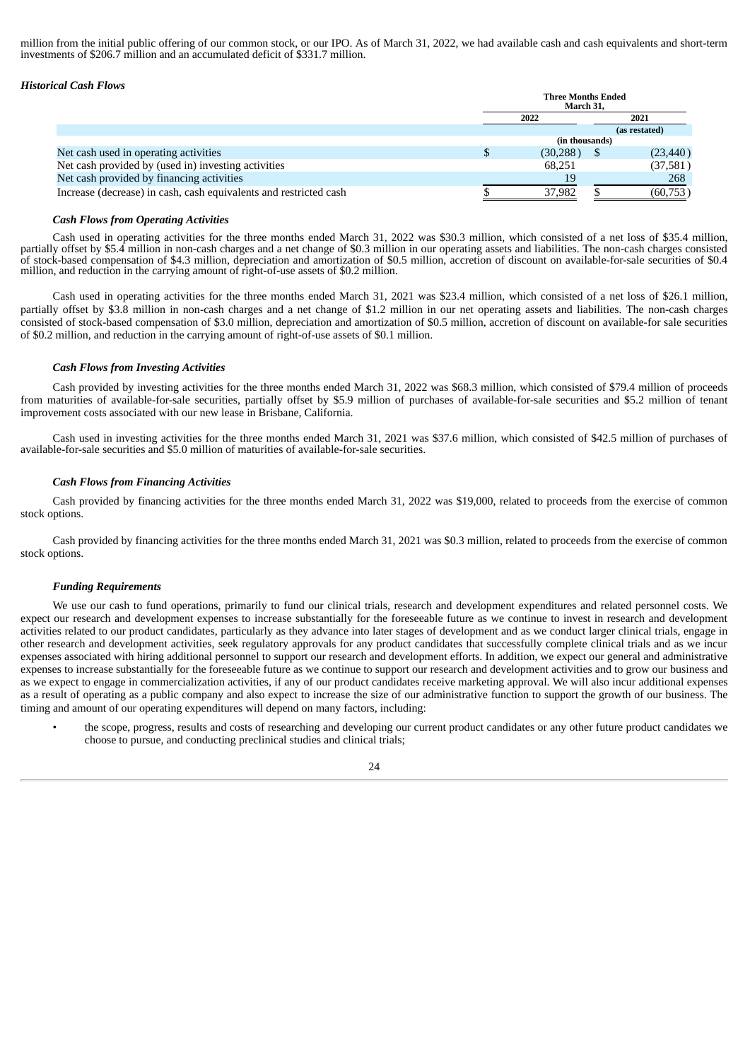million from the initial public offering of our common stock, or our IPO. As of March 31, 2022, we had available cash and cash equivalents and short-term investments of $206.7 million and an accumulated deficit of $331.7 million.

***Historical Cash Flows***

| | Three Months Ended March 31, | |
|---|---|---|
| | 2022 | 2021 |
| | | (as restated) |
| | (in thousands) | |
| Net cash used in operating activities | $ (30,288) | $ (23,440) |
| Net cash provided by (used in) investing activities | 68,251 | (37,581) |
| Net cash provided by financing activities | 19 | 268 |
| Increase (decrease) in cash, cash equivalents and restricted cash | $ 37,982 | $ (60,753) |

***Cash Flows from Operating Activities***

Cash used in operating activities for the three months ended March 31, 2022 was $30.3 million, which consisted of a net loss of $35.4 million, partially offset by $5.4 million in non-cash charges and a net change of $0.3 million in our operating assets and liabilities. The non-cash charges consisted of stock-based compensation of $4.3 million, depreciation and amortization of $0.5 million, accretion of discount on available-for-sale securities of $0.4 million, and reduction in the carrying amount of right-of-use assets of $0.2 million.

Cash used in operating activities for the three months ended March 31, 2021 was $23.4 million, which consisted of a net loss of $26.1 million, partially offset by $3.8 million in non-cash charges and a net change of $1.2 million in our net operating assets and liabilities. The non-cash charges consisted of stock-based compensation of $3.0 million, depreciation and amortization of $0.5 million, accretion of discount on available-for sale securities of $0.2 million, and reduction in the carrying amount of right-of-use assets of $0.1 million.

***Cash Flows from Investing Activities***

Cash provided by investing activities for the three months ended March 31, 2022 was $68.3 million, which consisted of $79.4 million of proceeds from maturities of available-for-sale securities, partially offset by $5.9 million of purchases of available-for-sale securities and $5.2 million of tenant improvement costs associated with our new lease in Brisbane, California.

Cash used in investing activities for the three months ended March 31, 2021 was $37.6 million, which consisted of $42.5 million of purchases of available-for-sale securities and $5.0 million of maturities of available-for-sale securities.

***Cash Flows from Financing Activities***

Cash provided by financing activities for the three months ended March 31, 2022 was $19,000, related to proceeds from the exercise of common stock options.

Cash provided by financing activities for the three months ended March 31, 2021 was $0.3 million, related to proceeds from the exercise of common stock options.

***Funding Requirements***

We use our cash to fund operations, primarily to fund our clinical trials, research and development expenditures and related personnel costs. We expect our research and development expenses to increase substantially for the foreseeable future as we continue to invest in research and development activities related to our product candidates, particularly as they advance into later stages of development and as we conduct larger clinical trials, engage in other research and development activities, seek regulatory approvals for any product candidates that successfully complete clinical trials and as we incur expenses associated with hiring additional personnel to support our research and development efforts. In addition, we expect our general and administrative expenses to increase substantially for the foreseeable future as we continue to support our research and development activities and to grow our business and as we expect to engage in commercialization activities, if any of our product candidates receive marketing approval. We will also incur additional expenses as a result of operating as a public company and also expect to increase the size of our administrative function to support the growth of our business. The timing and amount of our operating expenditures will depend on many factors, including:

- the scope, progress, results and costs of researching and developing our current product candidates or any other future product candidates we choose to pursue, and conducting preclinical studies and clinical trials;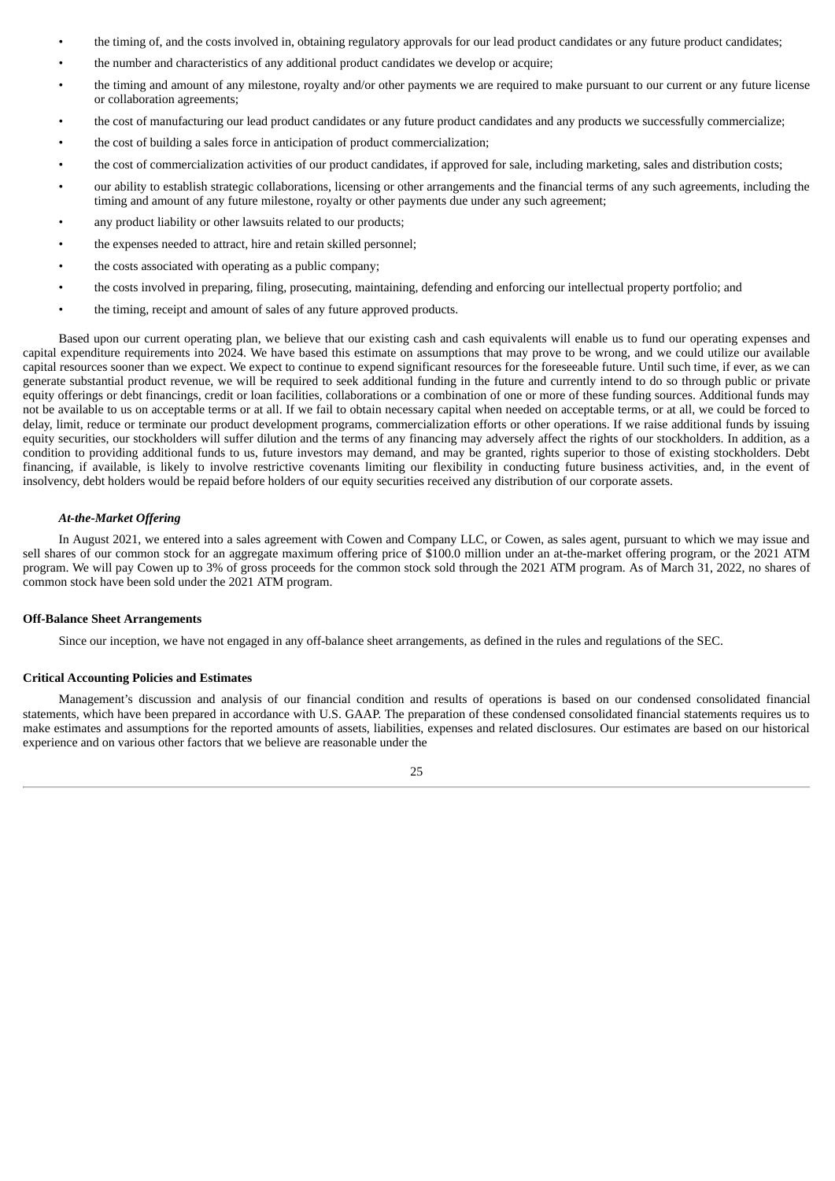- the timing of, and the costs involved in, obtaining regulatory approvals for our lead product candidates or any future product candidates;
- the number and characteristics of any additional product candidates we develop or acquire;
- the timing and amount of any milestone, royalty and/or other payments we are required to make pursuant to our current or any future license or collaboration agreements;
- the cost of manufacturing our lead product candidates or any future product candidates and any products we successfully commercialize;
- the cost of building a sales force in anticipation of product commercialization;
- the cost of commercialization activities of our product candidates, if approved for sale, including marketing, sales and distribution costs;
- our ability to establish strategic collaborations, licensing or other arrangements and the financial terms of any such agreements, including the timing and amount of any future milestone, royalty or other payments due under any such agreement;
- any product liability or other lawsuits related to our products;
- the expenses needed to attract, hire and retain skilled personnel;
- the costs associated with operating as a public company;
- the costs involved in preparing, filing, prosecuting, maintaining, defending and enforcing our intellectual property portfolio; and
- the timing, receipt and amount of sales of any future approved products.

Based upon our current operating plan, we believe that our existing cash and cash equivalents will enable us to fund our operating expenses and capital expenditure requirements into 2024. We have based this estimate on assumptions that may prove to be wrong, and we could utilize our available capital resources sooner than we expect. We expect to continue to expend significant resources for the foreseeable future. Until such time, if ever, as we can generate substantial product revenue, we will be required to seek additional funding in the future and currently intend to do so through public or private equity offerings or debt financings, credit or loan facilities, collaborations or a combination of one or more of these funding sources. Additional funds may not be available to us on acceptable terms or at all. If we fail to obtain necessary capital when needed on acceptable terms, or at all, we could be forced to delay, limit, reduce or terminate our product development programs, commercialization efforts or other operations. If we raise additional funds by issuing equity securities, our stockholders will suffer dilution and the terms of any financing may adversely affect the rights of our stockholders. In addition, as a condition to providing additional funds to us, future investors may demand, and may be granted, rights superior to those of existing stockholders. Debt financing, if available, is likely to involve restrictive covenants limiting our flexibility in conducting future business activities, and, in the event of insolvency, debt holders would be repaid before holders of our equity securities received any distribution of our corporate assets.

***At-the-Market Offering***

In August 2021, we entered into a sales agreement with Cowen and Company LLC, or Cowen, as sales agent, pursuant to which we may issue and sell shares of our common stock for an aggregate maximum offering price of $100.0 million under an at-the-market offering program, or the 2021 ATM program. We will pay Cowen up to 3% of gross proceeds for the common stock sold through the 2021 ATM program. As of March 31, 2022, no shares of common stock have been sold under the 2021 ATM program.

**Off-Balance Sheet Arrangements**

Since our inception, we have not engaged in any off-balance sheet arrangements, as defined in the rules and regulations of the SEC.

**Critical Accounting Policies and Estimates**

Management's discussion and analysis of our financial condition and results of operations is based on our condensed consolidated financial statements, which have been prepared in accordance with U.S. GAAP. The preparation of these condensed consolidated financial statements requires us to make estimates and assumptions for the reported amounts of assets, liabilities, expenses and related disclosures. Our estimates are based on our historical experience and on various other factors that we believe are reasonable under the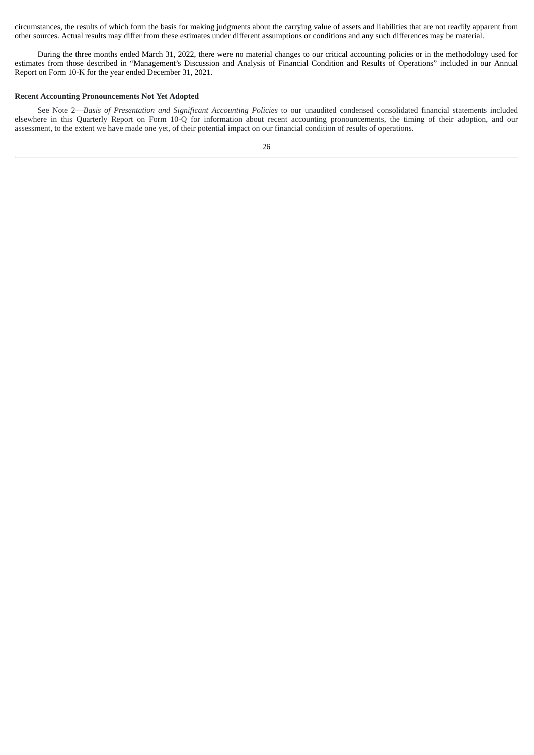circumstances, the results of which form the basis for making judgments about the carrying value of assets and liabilities that are not readily apparent from other sources. Actual results may differ from these estimates under different assumptions or conditions and any such differences may be material.

During the three months ended March 31, 2022, there were no material changes to our critical accounting policies or in the methodology used for estimates from those described in "Management's Discussion and Analysis of Financial Condition and Results of Operations" included in our Annual Report on Form 10-K for the year ended December 31, 2021.

**Recent Accounting Pronouncements Not Yet Adopted**

See Note 2—*Basis of Presentation and Significant Accounting Policies* to our unaudited condensed consolidated financial statements included elsewhere in this Quarterly Report on Form 10-Q for information about recent accounting pronouncements, the timing of their adoption, and our assessment, to the extent we have made one yet, of their potential impact on our financial condition of results of operations.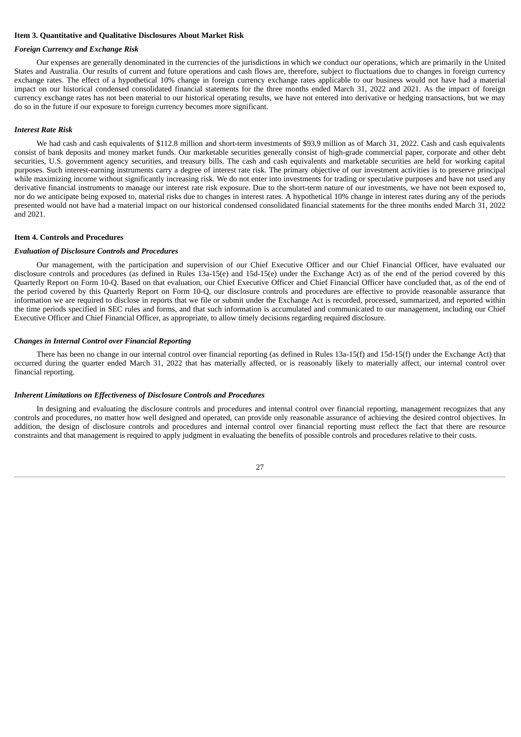### Item 3. Quantitative and Qualitative Disclosures About Market Risk

***Foreign Currency and Exchange Risk***

Our expenses are generally denominated in the currencies of the jurisdictions in which we conduct our operations, which are primarily in the United States and Australia. Our results of current and future operations and cash flows are, therefore, subject to fluctuations due to changes in foreign currency exchange rates. The effect of a hypothetical 10% change in foreign currency exchange rates applicable to our business would not have had a material impact on our historical condensed consolidated financial statements for the three months ended March 31, 2022 and 2021. As the impact of foreign currency exchange rates has not been material to our historical operating results, we have not entered into derivative or hedging transactions, but we may do so in the future if our exposure to foreign currency becomes more significant.

***Interest Rate Risk***

We had cash and cash equivalents of $112.8 million and short-term investments of $93.9 million as of March 31, 2022. Cash and cash equivalents consist of bank deposits and money market funds. Our marketable securities generally consist of high-grade commercial paper, corporate and other debt securities, U.S. government agency securities, and treasury bills. The cash and cash equivalents and marketable securities are held for working capital purposes. Such interest-earning instruments carry a degree of interest rate risk. The primary objective of our investment activities is to preserve principal while maximizing income without significantly increasing risk. We do not enter into investments for trading or speculative purposes and have not used any derivative financial instruments to manage our interest rate risk exposure. Due to the short-term nature of our investments, we have not been exposed to, nor do we anticipate being exposed to, material risks due to changes in interest rates. A hypothetical 10% change in interest rates during any of the periods presented would not have had a material impact on our historical condensed consolidated financial statements for the three months ended March 31, 2022 and 2021.

### Item 4. Controls and Procedures

***Evaluation of Disclosure Controls and Procedures***

Our management, with the participation and supervision of our Chief Executive Officer and our Chief Financial Officer, have evaluated our disclosure controls and procedures (as defined in Rules 13a-15(e) and 15d-15(e) under the Exchange Act) as of the end of the period covered by this Quarterly Report on Form 10-Q. Based on that evaluation, our Chief Executive Officer and Chief Financial Officer have concluded that, as of the end of the period covered by this Quarterly Report on Form 10-Q, our disclosure controls and procedures are effective to provide reasonable assurance that information we are required to disclose in reports that we file or submit under the Exchange Act is recorded, processed, summarized, and reported within the time periods specified in SEC rules and forms, and that such information is accumulated and communicated to our management, including our Chief Executive Officer and Chief Financial Officer, as appropriate, to allow timely decisions regarding required disclosure.

***Changes in Internal Control over Financial Reporting***

There has been no change in our internal control over financial reporting (as defined in Rules 13a-15(f) and 15d-15(f) under the Exchange Act) that occurred during the quarter ended March 31, 2022 that has materially affected, or is reasonably likely to materially affect, our internal control over financial reporting.

***Inherent Limitations on Effectiveness of Disclosure Controls and Procedures***

In designing and evaluating the disclosure controls and procedures and internal control over financial reporting, management recognizes that any controls and procedures, no matter how well designed and operated, can provide only reasonable assurance of achieving the desired control objectives. In addition, the design of disclosure controls and procedures and internal control over financial reporting must reflect the fact that there are resource constraints and that management is required to apply judgment in evaluating the benefits of possible controls and procedures relative to their costs.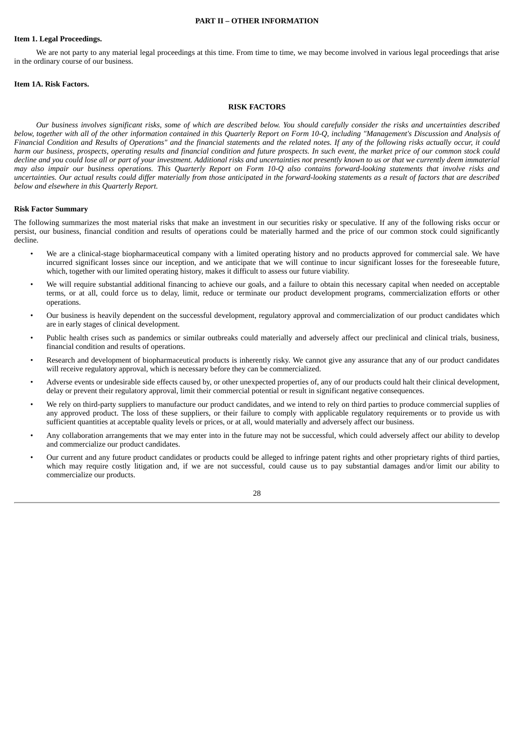## PART II – OTHER INFORMATION

### Item 1. Legal Proceedings.

We are not party to any material legal proceedings at this time. From time to time, we may become involved in various legal proceedings that arise in the ordinary course of our business.

### Item 1A. Risk Factors.

## RISK FACTORS

*Our business involves significant risks, some of which are described below. You should carefully consider the risks and uncertainties described below, together with all of the other information contained in this Quarterly Report on Form 10-Q, including "Management's Discussion and Analysis of Financial Condition and Results of Operations" and the financial statements and the related notes. If any of the following risks actually occur, it could harm our business, prospects, operating results and financial condition and future prospects. In such event, the market price of our common stock could decline and you could lose all or part of your investment. Additional risks and uncertainties not presently known to us or that we currently deem immaterial may also impair our business operations. This Quarterly Report on Form 10-Q also contains forward-looking statements that involve risks and uncertainties. Our actual results could differ materially from those anticipated in the forward-looking statements as a result of factors that are described below and elsewhere in this Quarterly Report.*

### Risk Factor Summary

The following summarizes the most material risks that make an investment in our securities risky or speculative. If any of the following risks occur or persist, our business, financial condition and results of operations could be materially harmed and the price of our common stock could significantly decline.

- We are a clinical-stage biopharmaceutical company with a limited operating history and no products approved for commercial sale. We have incurred significant losses since our inception, and we anticipate that we will continue to incur significant losses for the foreseeable future, which, together with our limited operating history, makes it difficult to assess our future viability.
- We will require substantial additional financing to achieve our goals, and a failure to obtain this necessary capital when needed on acceptable terms, or at all, could force us to delay, limit, reduce or terminate our product development programs, commercialization efforts or other operations.
- Our business is heavily dependent on the successful development, regulatory approval and commercialization of our product candidates which are in early stages of clinical development.
- Public health crises such as pandemics or similar outbreaks could materially and adversely affect our preclinical and clinical trials, business, financial condition and results of operations.
- Research and development of biopharmaceutical products is inherently risky. We cannot give any assurance that any of our product candidates will receive regulatory approval, which is necessary before they can be commercialized.
- Adverse events or undesirable side effects caused by, or other unexpected properties of, any of our products could halt their clinical development, delay or prevent their regulatory approval, limit their commercial potential or result in significant negative consequences.
- We rely on third-party suppliers to manufacture our product candidates, and we intend to rely on third parties to produce commercial supplies of any approved product. The loss of these suppliers, or their failure to comply with applicable regulatory requirements or to provide us with sufficient quantities at acceptable quality levels or prices, or at all, would materially and adversely affect our business.
- Any collaboration arrangements that we may enter into in the future may not be successful, which could adversely affect our ability to develop and commercialize our product candidates.
- Our current and any future product candidates or products could be alleged to infringe patent rights and other proprietary rights of third parties, which may require costly litigation and, if we are not successful, could cause us to pay substantial damages and/or limit our ability to commercialize our products.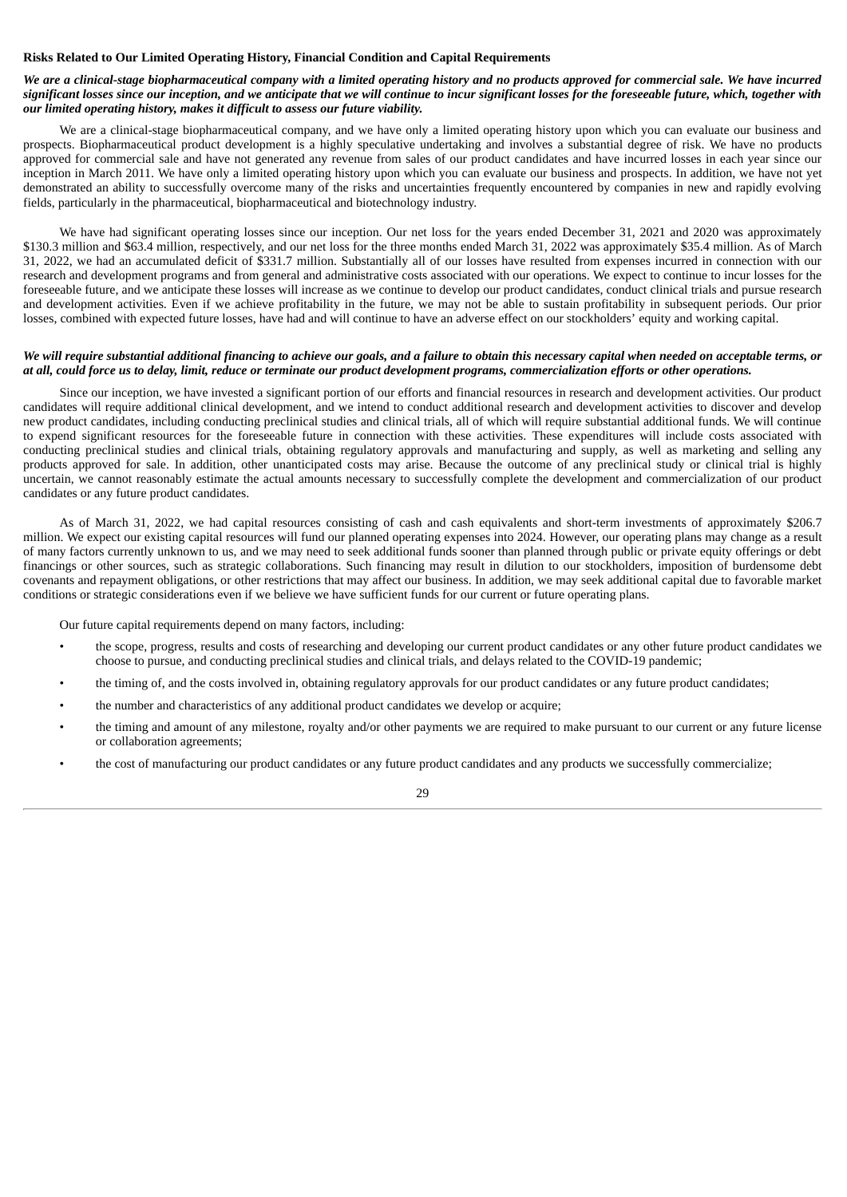**Risks Related to Our Limited Operating History, Financial Condition and Capital Requirements**

***We are a clinical-stage biopharmaceutical company with a limited operating history and no products approved for commercial sale. We have incurred significant losses since our inception, and we anticipate that we will continue to incur significant losses for the foreseeable future, which, together with our limited operating history, makes it difficult to assess our future viability.***

We are a clinical-stage biopharmaceutical company, and we have only a limited operating history upon which you can evaluate our business and prospects. Biopharmaceutical product development is a highly speculative undertaking and involves a substantial degree of risk. We have no products approved for commercial sale and have not generated any revenue from sales of our product candidates and have incurred losses in each year since our inception in March 2011. We have only a limited operating history upon which you can evaluate our business and prospects. In addition, we have not yet demonstrated an ability to successfully overcome many of the risks and uncertainties frequently encountered by companies in new and rapidly evolving fields, particularly in the pharmaceutical, biopharmaceutical and biotechnology industry.

We have had significant operating losses since our inception. Our net loss for the years ended December 31, 2021 and 2020 was approximately $130.3 million and $63.4 million, respectively, and our net loss for the three months ended March 31, 2022 was approximately $35.4 million. As of March 31, 2022, we had an accumulated deficit of $331.7 million. Substantially all of our losses have resulted from expenses incurred in connection with our research and development programs and from general and administrative costs associated with our operations. We expect to continue to incur losses for the foreseeable future, and we anticipate these losses will increase as we continue to develop our product candidates, conduct clinical trials and pursue research and development activities. Even if we achieve profitability in the future, we may not be able to sustain profitability in subsequent periods. Our prior losses, combined with expected future losses, have had and will continue to have an adverse effect on our stockholders' equity and working capital.

***We will require substantial additional financing to achieve our goals, and a failure to obtain this necessary capital when needed on acceptable terms, or at all, could force us to delay, limit, reduce or terminate our product development programs, commercialization efforts or other operations.***

Since our inception, we have invested a significant portion of our efforts and financial resources in research and development activities. Our product candidates will require additional clinical development, and we intend to conduct additional research and development activities to discover and develop new product candidates, including conducting preclinical studies and clinical trials, all of which will require substantial additional funds. We will continue to expend significant resources for the foreseeable future in connection with these activities. These expenditures will include costs associated with conducting preclinical studies and clinical trials, obtaining regulatory approvals and manufacturing and supply, as well as marketing and selling any products approved for sale. In addition, other unanticipated costs may arise. Because the outcome of any preclinical study or clinical trial is highly uncertain, we cannot reasonably estimate the actual amounts necessary to successfully complete the development and commercialization of our product candidates or any future product candidates.

As of March 31, 2022, we had capital resources consisting of cash and cash equivalents and short-term investments of approximately $206.7 million. We expect our existing capital resources will fund our planned operating expenses into 2024. However, our operating plans may change as a result of many factors currently unknown to us, and we may need to seek additional funds sooner than planned through public or private equity offerings or debt financings or other sources, such as strategic collaborations. Such financing may result in dilution to our stockholders, imposition of burdensome debt covenants and repayment obligations, or other restrictions that may affect our business. In addition, we may seek additional capital due to favorable market conditions or strategic considerations even if we believe we have sufficient funds for our current or future operating plans.

Our future capital requirements depend on many factors, including:

- the scope, progress, results and costs of researching and developing our current product candidates or any other future product candidates we choose to pursue, and conducting preclinical studies and clinical trials, and delays related to the COVID-19 pandemic;
- the timing of, and the costs involved in, obtaining regulatory approvals for our product candidates or any future product candidates;
- the number and characteristics of any additional product candidates we develop or acquire;
- the timing and amount of any milestone, royalty and/or other payments we are required to make pursuant to our current or any future license or collaboration agreements;
- the cost of manufacturing our product candidates or any future product candidates and any products we successfully commercialize;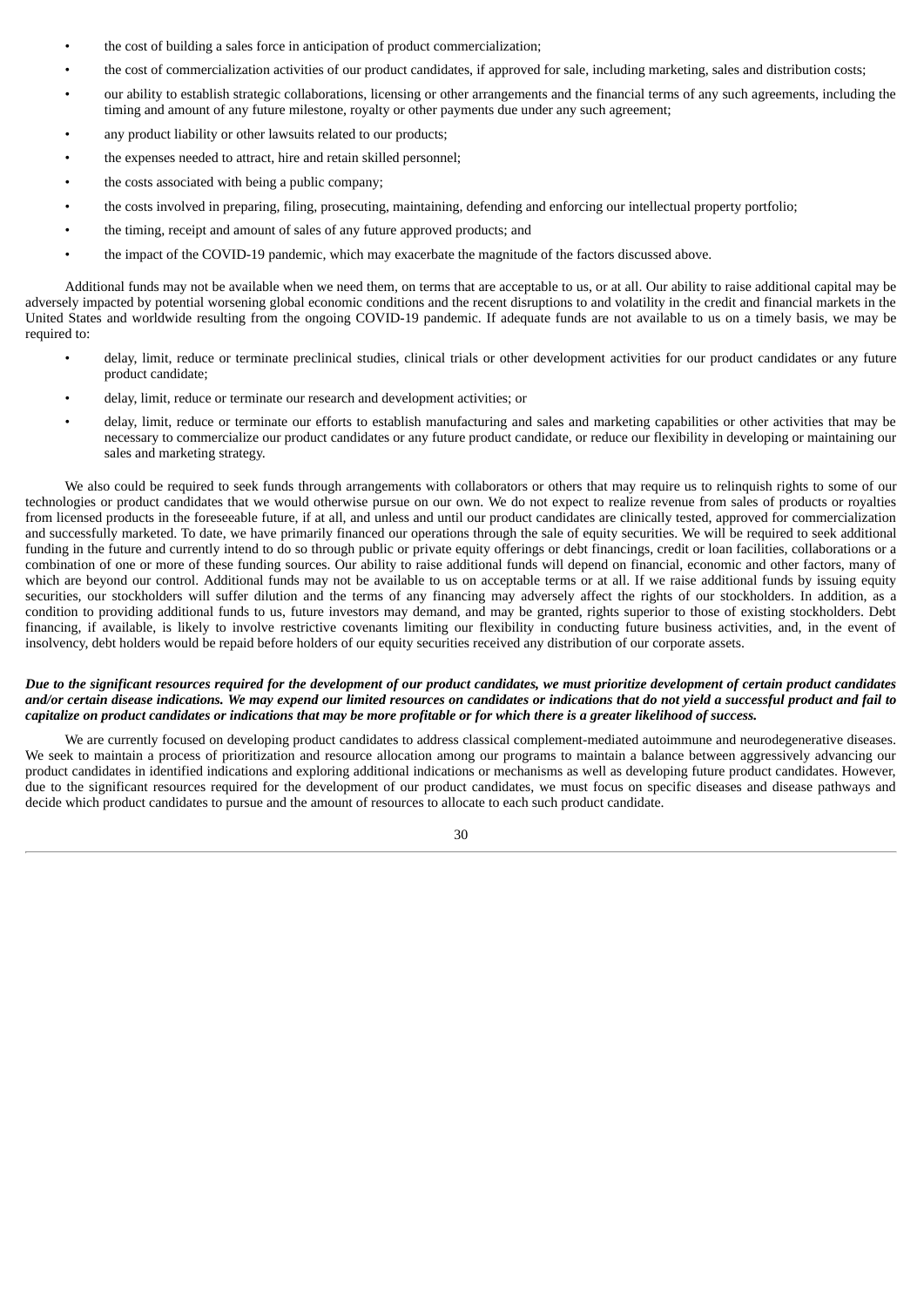- the cost of building a sales force in anticipation of product commercialization;
- the cost of commercialization activities of our product candidates, if approved for sale, including marketing, sales and distribution costs;
- our ability to establish strategic collaborations, licensing or other arrangements and the financial terms of any such agreements, including the timing and amount of any future milestone, royalty or other payments due under any such agreement;
- any product liability or other lawsuits related to our products;
- the expenses needed to attract, hire and retain skilled personnel;
- the costs associated with being a public company;
- the costs involved in preparing, filing, prosecuting, maintaining, defending and enforcing our intellectual property portfolio;
- the timing, receipt and amount of sales of any future approved products; and
- the impact of the COVID-19 pandemic, which may exacerbate the magnitude of the factors discussed above.

Additional funds may not be available when we need them, on terms that are acceptable to us, or at all. Our ability to raise additional capital may be adversely impacted by potential worsening global economic conditions and the recent disruptions to and volatility in the credit and financial markets in the United States and worldwide resulting from the ongoing COVID-19 pandemic. If adequate funds are not available to us on a timely basis, we may be required to:

- delay, limit, reduce or terminate preclinical studies, clinical trials or other development activities for our product candidates or any future product candidate;
- delay, limit, reduce or terminate our research and development activities; or
- delay, limit, reduce or terminate our efforts to establish manufacturing and sales and marketing capabilities or other activities that may be necessary to commercialize our product candidates or any future product candidate, or reduce our flexibility in developing or maintaining our sales and marketing strategy.

We also could be required to seek funds through arrangements with collaborators or others that may require us to relinquish rights to some of our technologies or product candidates that we would otherwise pursue on our own. We do not expect to realize revenue from sales of products or royalties from licensed products in the foreseeable future, if at all, and unless and until our product candidates are clinically tested, approved for commercialization and successfully marketed. To date, we have primarily financed our operations through the sale of equity securities. We will be required to seek additional funding in the future and currently intend to do so through public or private equity offerings or debt financings, credit or loan facilities, collaborations or a combination of one or more of these funding sources. Our ability to raise additional funds will depend on financial, economic and other factors, many of which are beyond our control. Additional funds may not be available to us on acceptable terms or at all. If we raise additional funds by issuing equity securities, our stockholders will suffer dilution and the terms of any financing may adversely affect the rights of our stockholders. In addition, as a condition to providing additional funds to us, future investors may demand, and may be granted, rights superior to those of existing stockholders. Debt financing, if available, is likely to involve restrictive covenants limiting our flexibility in conducting future business activities, and, in the event of insolvency, debt holders would be repaid before holders of our equity securities received any distribution of our corporate assets.

***Due to the significant resources required for the development of our product candidates, we must prioritize development of certain product candidates and/or certain disease indications. We may expend our limited resources on candidates or indications that do not yield a successful product and fail to capitalize on product candidates or indications that may be more profitable or for which there is a greater likelihood of success.***

We are currently focused on developing product candidates to address classical complement-mediated autoimmune and neurodegenerative diseases. We seek to maintain a process of prioritization and resource allocation among our programs to maintain a balance between aggressively advancing our product candidates in identified indications and exploring additional indications or mechanisms as well as developing future product candidates. However, due to the significant resources required for the development of our product candidates, we must focus on specific diseases and disease pathways and decide which product candidates to pursue and the amount of resources to allocate to each such product candidate.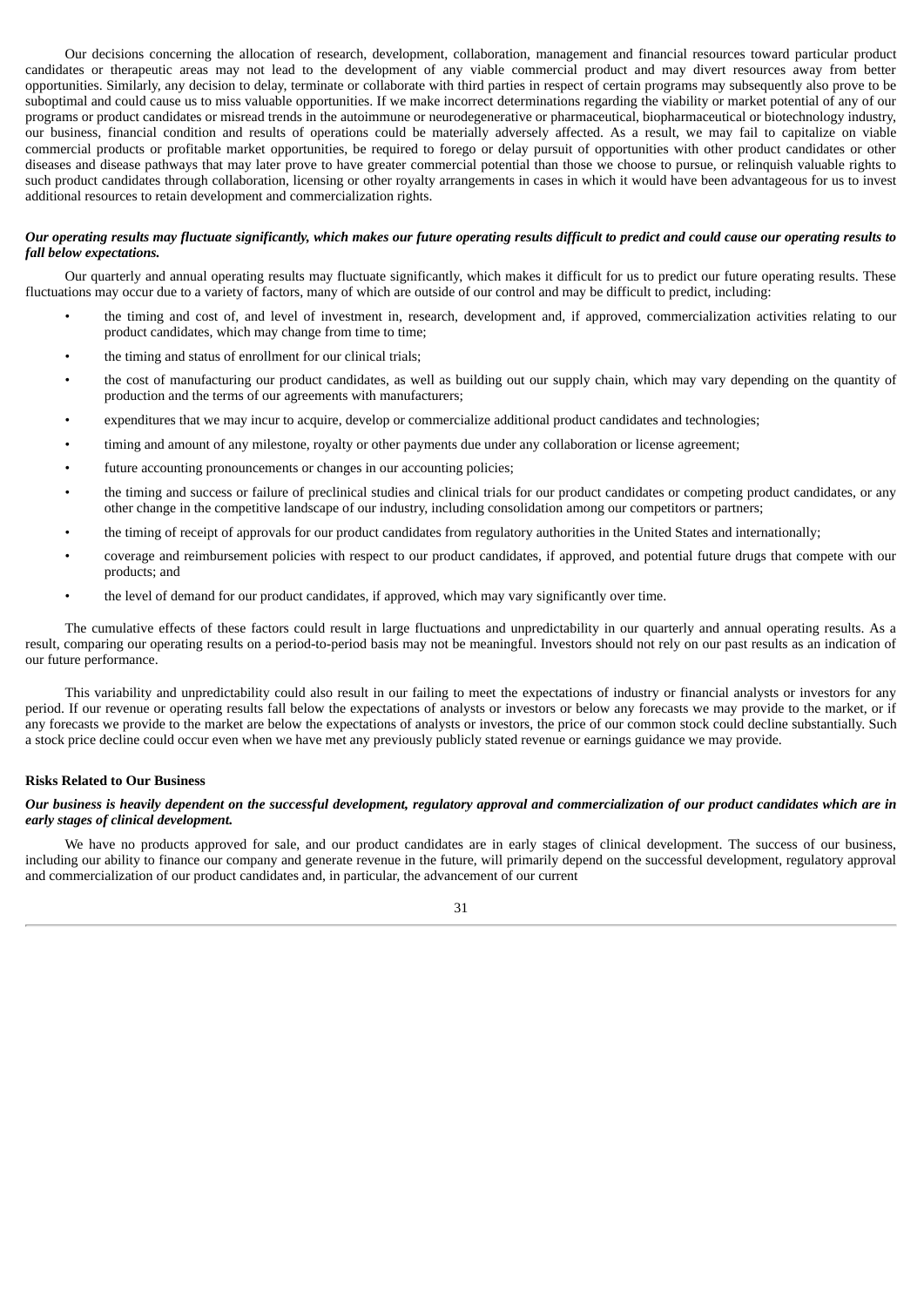Our decisions concerning the allocation of research, development, collaboration, management and financial resources toward particular product candidates or therapeutic areas may not lead to the development of any viable commercial product and may divert resources away from better opportunities. Similarly, any decision to delay, terminate or collaborate with third parties in respect of certain programs may subsequently also prove to be suboptimal and could cause us to miss valuable opportunities. If we make incorrect determinations regarding the viability or market potential of any of our programs or product candidates or misread trends in the autoimmune or neurodegenerative or pharmaceutical, biopharmaceutical or biotechnology industry, our business, financial condition and results of operations could be materially adversely affected. As a result, we may fail to capitalize on viable commercial products or profitable market opportunities, be required to forego or delay pursuit of opportunities with other product candidates or other diseases and disease pathways that may later prove to have greater commercial potential than those we choose to pursue, or relinquish valuable rights to such product candidates through collaboration, licensing or other royalty arrangements in cases in which it would have been advantageous for us to invest additional resources to retain development and commercialization rights.

***Our operating results may fluctuate significantly, which makes our future operating results difficult to predict and could cause our operating results to fall below expectations.***

Our quarterly and annual operating results may fluctuate significantly, which makes it difficult for us to predict our future operating results. These fluctuations may occur due to a variety of factors, many of which are outside of our control and may be difficult to predict, including:

- the timing and cost of, and level of investment in, research, development and, if approved, commercialization activities relating to our product candidates, which may change from time to time;
- the timing and status of enrollment for our clinical trials;
- the cost of manufacturing our product candidates, as well as building out our supply chain, which may vary depending on the quantity of production and the terms of our agreements with manufacturers;
- expenditures that we may incur to acquire, develop or commercialize additional product candidates and technologies;
- timing and amount of any milestone, royalty or other payments due under any collaboration or license agreement;
- future accounting pronouncements or changes in our accounting policies;
- the timing and success or failure of preclinical studies and clinical trials for our product candidates or competing product candidates, or any other change in the competitive landscape of our industry, including consolidation among our competitors or partners;
- the timing of receipt of approvals for our product candidates from regulatory authorities in the United States and internationally;
- coverage and reimbursement policies with respect to our product candidates, if approved, and potential future drugs that compete with our products; and
- the level of demand for our product candidates, if approved, which may vary significantly over time.

The cumulative effects of these factors could result in large fluctuations and unpredictability in our quarterly and annual operating results. As a result, comparing our operating results on a period-to-period basis may not be meaningful. Investors should not rely on our past results as an indication of our future performance.

This variability and unpredictability could also result in our failing to meet the expectations of industry or financial analysts or investors for any period. If our revenue or operating results fall below the expectations of analysts or investors or below any forecasts we may provide to the market, or if any forecasts we provide to the market are below the expectations of analysts or investors, the price of our common stock could decline substantially. Such a stock price decline could occur even when we have met any previously publicly stated revenue or earnings guidance we may provide.

**Risks Related to Our Business**

***Our business is heavily dependent on the successful development, regulatory approval and commercialization of our product candidates which are in early stages of clinical development.***

We have no products approved for sale, and our product candidates are in early stages of clinical development. The success of our business, including our ability to finance our company and generate revenue in the future, will primarily depend on the successful development, regulatory approval and commercialization of our product candidates and, in particular, the advancement of our current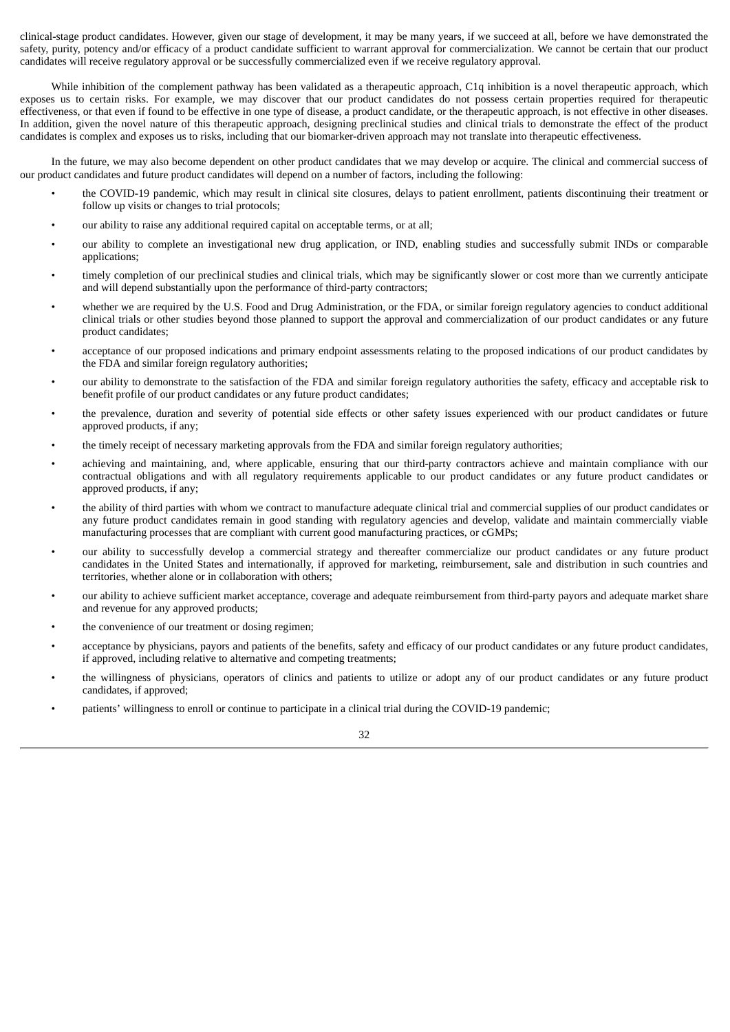clinical-stage product candidates. However, given our stage of development, it may be many years, if we succeed at all, before we have demonstrated the safety, purity, potency and/or efficacy of a product candidate sufficient to warrant approval for commercialization. We cannot be certain that our product candidates will receive regulatory approval or be successfully commercialized even if we receive regulatory approval.

While inhibition of the complement pathway has been validated as a therapeutic approach, C1q inhibition is a novel therapeutic approach, which exposes us to certain risks. For example, we may discover that our product candidates do not possess certain properties required for therapeutic effectiveness, or that even if found to be effective in one type of disease, a product candidate, or the therapeutic approach, is not effective in other diseases. In addition, given the novel nature of this therapeutic approach, designing preclinical studies and clinical trials to demonstrate the effect of the product candidates is complex and exposes us to risks, including that our biomarker-driven approach may not translate into therapeutic effectiveness.

In the future, we may also become dependent on other product candidates that we may develop or acquire. The clinical and commercial success of our product candidates and future product candidates will depend on a number of factors, including the following:

- the COVID-19 pandemic, which may result in clinical site closures, delays to patient enrollment, patients discontinuing their treatment or follow up visits or changes to trial protocols;
- our ability to raise any additional required capital on acceptable terms, or at all;
- our ability to complete an investigational new drug application, or IND, enabling studies and successfully submit INDs or comparable applications;
- timely completion of our preclinical studies and clinical trials, which may be significantly slower or cost more than we currently anticipate and will depend substantially upon the performance of third-party contractors;
- whether we are required by the U.S. Food and Drug Administration, or the FDA, or similar foreign regulatory agencies to conduct additional clinical trials or other studies beyond those planned to support the approval and commercialization of our product candidates or any future product candidates;
- acceptance of our proposed indications and primary endpoint assessments relating to the proposed indications of our product candidates by the FDA and similar foreign regulatory authorities;
- our ability to demonstrate to the satisfaction of the FDA and similar foreign regulatory authorities the safety, efficacy and acceptable risk to benefit profile of our product candidates or any future product candidates;
- the prevalence, duration and severity of potential side effects or other safety issues experienced with our product candidates or future approved products, if any;
- the timely receipt of necessary marketing approvals from the FDA and similar foreign regulatory authorities;
- achieving and maintaining, and, where applicable, ensuring that our third-party contractors achieve and maintain compliance with our contractual obligations and with all regulatory requirements applicable to our product candidates or any future product candidates or approved products, if any;
- the ability of third parties with whom we contract to manufacture adequate clinical trial and commercial supplies of our product candidates or any future product candidates remain in good standing with regulatory agencies and develop, validate and maintain commercially viable manufacturing processes that are compliant with current good manufacturing practices, or cGMPs;
- our ability to successfully develop a commercial strategy and thereafter commercialize our product candidates or any future product candidates in the United States and internationally, if approved for marketing, reimbursement, sale and distribution in such countries and territories, whether alone or in collaboration with others;
- our ability to achieve sufficient market acceptance, coverage and adequate reimbursement from third-party payors and adequate market share and revenue for any approved products;
- the convenience of our treatment or dosing regimen;
- acceptance by physicians, payors and patients of the benefits, safety and efficacy of our product candidates or any future product candidates, if approved, including relative to alternative and competing treatments;
- the willingness of physicians, operators of clinics and patients to utilize or adopt any of our product candidates or any future product candidates, if approved;
- patients' willingness to enroll or continue to participate in a clinical trial during the COVID-19 pandemic;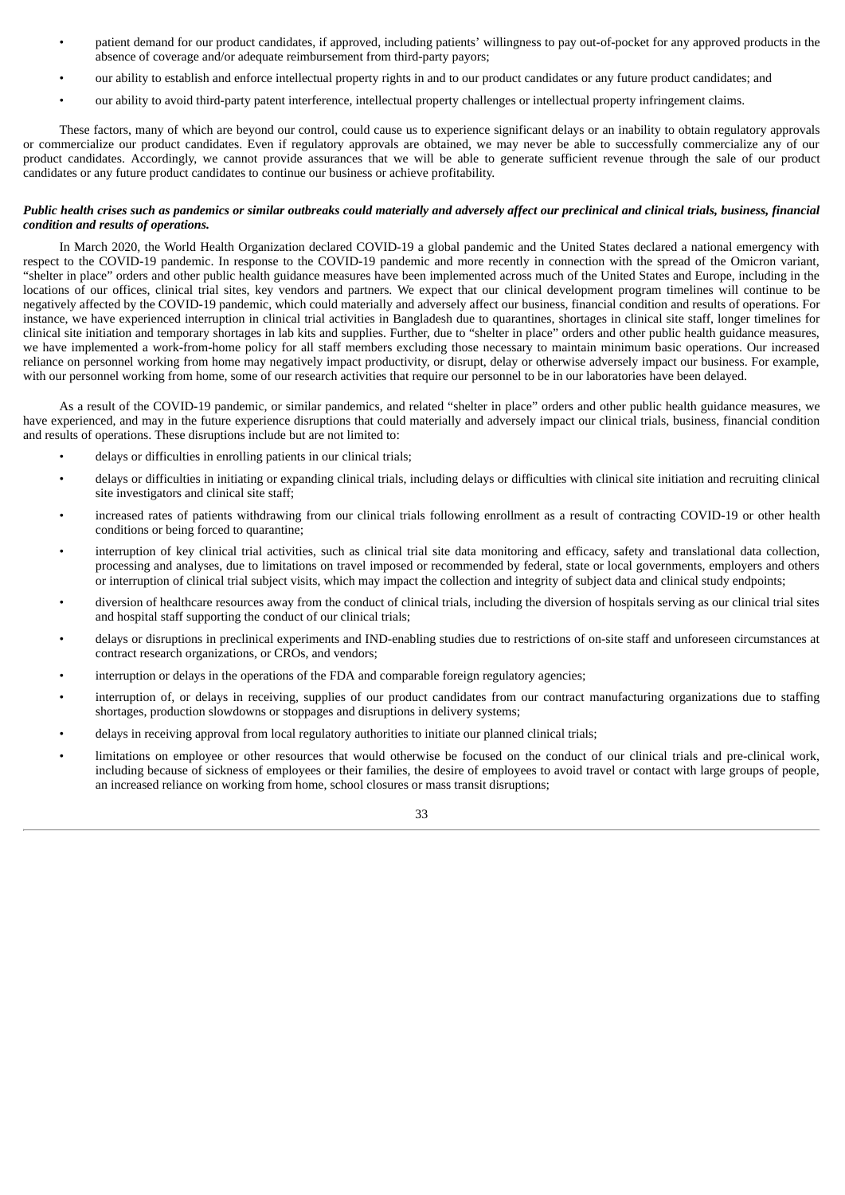- patient demand for our product candidates, if approved, including patients' willingness to pay out-of-pocket for any approved products in the absence of coverage and/or adequate reimbursement from third-party payors;
- our ability to establish and enforce intellectual property rights in and to our product candidates or any future product candidates; and
- our ability to avoid third-party patent interference, intellectual property challenges or intellectual property infringement claims.

These factors, many of which are beyond our control, could cause us to experience significant delays or an inability to obtain regulatory approvals or commercialize our product candidates. Even if regulatory approvals are obtained, we may never be able to successfully commercialize any of our product candidates. Accordingly, we cannot provide assurances that we will be able to generate sufficient revenue through the sale of our product candidates or any future product candidates to continue our business or achieve profitability.

***Public health crises such as pandemics or similar outbreaks could materially and adversely affect our preclinical and clinical trials, business, financial condition and results of operations.***

In March 2020, the World Health Organization declared COVID-19 a global pandemic and the United States declared a national emergency with respect to the COVID-19 pandemic. In response to the COVID-19 pandemic and more recently in connection with the spread of the Omicron variant, "shelter in place" orders and other public health guidance measures have been implemented across much of the United States and Europe, including in the locations of our offices, clinical trial sites, key vendors and partners. We expect that our clinical development program timelines will continue to be negatively affected by the COVID-19 pandemic, which could materially and adversely affect our business, financial condition and results of operations. For instance, we have experienced interruption in clinical trial activities in Bangladesh due to quarantines, shortages in clinical site staff, longer timelines for clinical site initiation and temporary shortages in lab kits and supplies. Further, due to "shelter in place" orders and other public health guidance measures, we have implemented a work-from-home policy for all staff members excluding those necessary to maintain minimum basic operations. Our increased reliance on personnel working from home may negatively impact productivity, or disrupt, delay or otherwise adversely impact our business. For example, with our personnel working from home, some of our research activities that require our personnel to be in our laboratories have been delayed.

As a result of the COVID-19 pandemic, or similar pandemics, and related "shelter in place" orders and other public health guidance measures, we have experienced, and may in the future experience disruptions that could materially and adversely impact our clinical trials, business, financial condition and results of operations. These disruptions include but are not limited to:

- delays or difficulties in enrolling patients in our clinical trials;
- delays or difficulties in initiating or expanding clinical trials, including delays or difficulties with clinical site initiation and recruiting clinical site investigators and clinical site staff;
- increased rates of patients withdrawing from our clinical trials following enrollment as a result of contracting COVID-19 or other health conditions or being forced to quarantine;
- interruption of key clinical trial activities, such as clinical trial site data monitoring and efficacy, safety and translational data collection, processing and analyses, due to limitations on travel imposed or recommended by federal, state or local governments, employers and others or interruption of clinical trial subject visits, which may impact the collection and integrity of subject data and clinical study endpoints;
- diversion of healthcare resources away from the conduct of clinical trials, including the diversion of hospitals serving as our clinical trial sites and hospital staff supporting the conduct of our clinical trials;
- delays or disruptions in preclinical experiments and IND-enabling studies due to restrictions of on-site staff and unforeseen circumstances at contract research organizations, or CROs, and vendors;
- interruption or delays in the operations of the FDA and comparable foreign regulatory agencies;
- interruption of, or delays in receiving, supplies of our product candidates from our contract manufacturing organizations due to staffing shortages, production slowdowns or stoppages and disruptions in delivery systems;
- delays in receiving approval from local regulatory authorities to initiate our planned clinical trials;
- limitations on employee or other resources that would otherwise be focused on the conduct of our clinical trials and pre-clinical work, including because of sickness of employees or their families, the desire of employees to avoid travel or contact with large groups of people, an increased reliance on working from home, school closures or mass transit disruptions;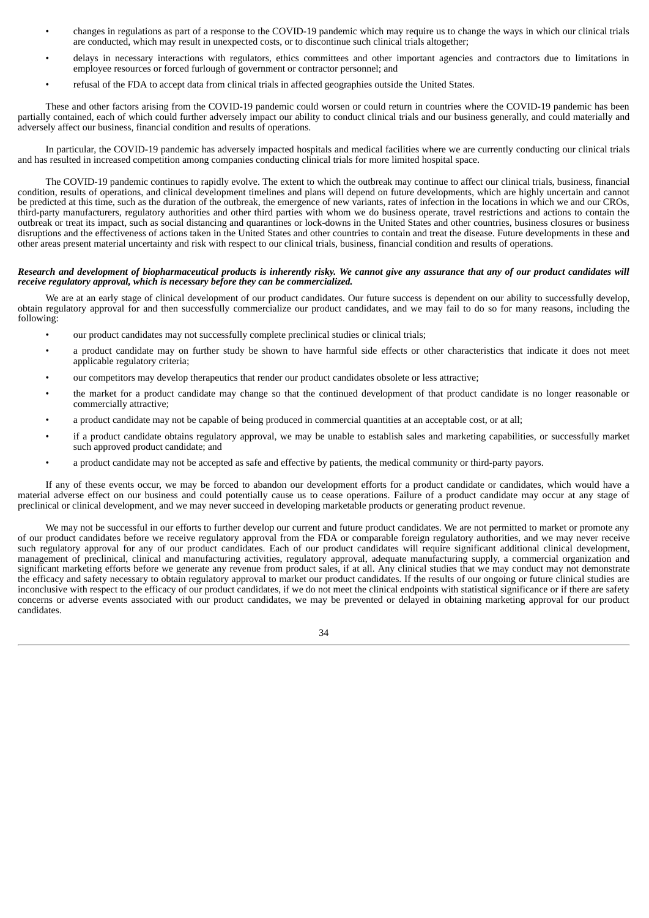- changes in regulations as part of a response to the COVID-19 pandemic which may require us to change the ways in which our clinical trials are conducted, which may result in unexpected costs, or to discontinue such clinical trials altogether;
- delays in necessary interactions with regulators, ethics committees and other important agencies and contractors due to limitations in employee resources or forced furlough of government or contractor personnel; and
- refusal of the FDA to accept data from clinical trials in affected geographies outside the United States.

These and other factors arising from the COVID-19 pandemic could worsen or could return in countries where the COVID-19 pandemic has been partially contained, each of which could further adversely impact our ability to conduct clinical trials and our business generally, and could materially and adversely affect our business, financial condition and results of operations.

In particular, the COVID-19 pandemic has adversely impacted hospitals and medical facilities where we are currently conducting our clinical trials and has resulted in increased competition among companies conducting clinical trials for more limited hospital space.

The COVID-19 pandemic continues to rapidly evolve. The extent to which the outbreak may continue to affect our clinical trials, business, financial condition, results of operations, and clinical development timelines and plans will depend on future developments, which are highly uncertain and cannot be predicted at this time, such as the duration of the outbreak, the emergence of new variants, rates of infection in the locations in which we and our CROs, third-party manufacturers, regulatory authorities and other third parties with whom we do business operate, travel restrictions and actions to contain the outbreak or treat its impact, such as social distancing and quarantines or lock-downs in the United States and other countries, business closures or business disruptions and the effectiveness of actions taken in the United States and other countries to contain and treat the disease. Future developments in these and other areas present material uncertainty and risk with respect to our clinical trials, business, financial condition and results of operations.

***Research and development of biopharmaceutical products is inherently risky. We cannot give any assurance that any of our product candidates will receive regulatory approval, which is necessary before they can be commercialized.***

We are at an early stage of clinical development of our product candidates. Our future success is dependent on our ability to successfully develop, obtain regulatory approval for and then successfully commercialize our product candidates, and we may fail to do so for many reasons, including the following:

- our product candidates may not successfully complete preclinical studies or clinical trials;
- a product candidate may on further study be shown to have harmful side effects or other characteristics that indicate it does not meet applicable regulatory criteria;
- our competitors may develop therapeutics that render our product candidates obsolete or less attractive;
- the market for a product candidate may change so that the continued development of that product candidate is no longer reasonable or commercially attractive;
- a product candidate may not be capable of being produced in commercial quantities at an acceptable cost, or at all;
- if a product candidate obtains regulatory approval, we may be unable to establish sales and marketing capabilities, or successfully market such approved product candidate; and
- a product candidate may not be accepted as safe and effective by patients, the medical community or third-party payors.

If any of these events occur, we may be forced to abandon our development efforts for a product candidate or candidates, which would have a material adverse effect on our business and could potentially cause us to cease operations. Failure of a product candidate may occur at any stage of preclinical or clinical development, and we may never succeed in developing marketable products or generating product revenue.

We may not be successful in our efforts to further develop our current and future product candidates. We are not permitted to market or promote any of our product candidates before we receive regulatory approval from the FDA or comparable foreign regulatory authorities, and we may never receive such regulatory approval for any of our product candidates. Each of our product candidates will require significant additional clinical development, management of preclinical, clinical and manufacturing activities, regulatory approval, adequate manufacturing supply, a commercial organization and significant marketing efforts before we generate any revenue from product sales, if at all. Any clinical studies that we may conduct may not demonstrate the efficacy and safety necessary to obtain regulatory approval to market our product candidates. If the results of our ongoing or future clinical studies are inconclusive with respect to the efficacy of our product candidates, if we do not meet the clinical endpoints with statistical significance or if there are safety concerns or adverse events associated with our product candidates, we may be prevented or delayed in obtaining marketing approval for our product candidates.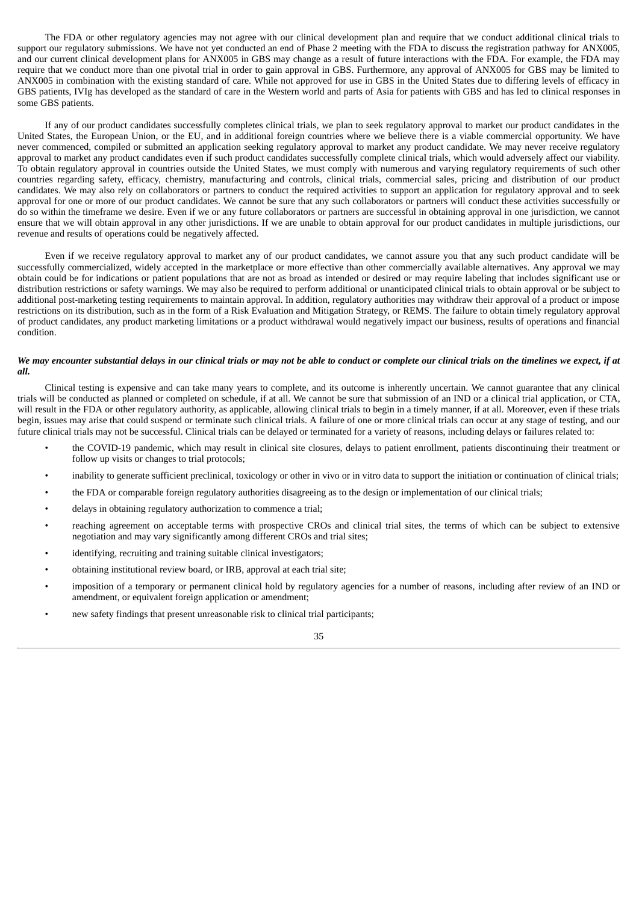The FDA or other regulatory agencies may not agree with our clinical development plan and require that we conduct additional clinical trials to support our regulatory submissions. We have not yet conducted an end of Phase 2 meeting with the FDA to discuss the registration pathway for ANX005, and our current clinical development plans for ANX005 in GBS may change as a result of future interactions with the FDA. For example, the FDA may require that we conduct more than one pivotal trial in order to gain approval in GBS. Furthermore, any approval of ANX005 for GBS may be limited to ANX005 in combination with the existing standard of care. While not approved for use in GBS in the United States due to differing levels of efficacy in GBS patients, IVIg has developed as the standard of care in the Western world and parts of Asia for patients with GBS and has led to clinical responses in some GBS patients.

If any of our product candidates successfully completes clinical trials, we plan to seek regulatory approval to market our product candidates in the United States, the European Union, or the EU, and in additional foreign countries where we believe there is a viable commercial opportunity. We have never commenced, compiled or submitted an application seeking regulatory approval to market any product candidate. We may never receive regulatory approval to market any product candidates even if such product candidates successfully complete clinical trials, which would adversely affect our viability. To obtain regulatory approval in countries outside the United States, we must comply with numerous and varying regulatory requirements of such other countries regarding safety, efficacy, chemistry, manufacturing and controls, clinical trials, commercial sales, pricing and distribution of our product candidates. We may also rely on collaborators or partners to conduct the required activities to support an application for regulatory approval and to seek approval for one or more of our product candidates. We cannot be sure that any such collaborators or partners will conduct these activities successfully or do so within the timeframe we desire. Even if we or any future collaborators or partners are successful in obtaining approval in one jurisdiction, we cannot ensure that we will obtain approval in any other jurisdictions. If we are unable to obtain approval for our product candidates in multiple jurisdictions, our revenue and results of operations could be negatively affected.

Even if we receive regulatory approval to market any of our product candidates, we cannot assure you that any such product candidate will be successfully commercialized, widely accepted in the marketplace or more effective than other commercially available alternatives. Any approval we may obtain could be for indications or patient populations that are not as broad as intended or desired or may require labeling that includes significant use or distribution restrictions or safety warnings. We may also be required to perform additional or unanticipated clinical trials to obtain approval or be subject to additional post-marketing testing requirements to maintain approval. In addition, regulatory authorities may withdraw their approval of a product or impose restrictions on its distribution, such as in the form of a Risk Evaluation and Mitigation Strategy, or REMS. The failure to obtain timely regulatory approval of product candidates, any product marketing limitations or a product withdrawal would negatively impact our business, results of operations and financial condition.

***We may encounter substantial delays in our clinical trials or may not be able to conduct or complete our clinical trials on the timelines we expect, if at all.***

Clinical testing is expensive and can take many years to complete, and its outcome is inherently uncertain. We cannot guarantee that any clinical trials will be conducted as planned or completed on schedule, if at all. We cannot be sure that submission of an IND or a clinical trial application, or CTA, will result in the FDA or other regulatory authority, as applicable, allowing clinical trials to begin in a timely manner, if at all. Moreover, even if these trials begin, issues may arise that could suspend or terminate such clinical trials. A failure of one or more clinical trials can occur at any stage of testing, and our future clinical trials may not be successful. Clinical trials can be delayed or terminated for a variety of reasons, including delays or failures related to:

- the COVID-19 pandemic, which may result in clinical site closures, delays to patient enrollment, patients discontinuing their treatment or follow up visits or changes to trial protocols;
- inability to generate sufficient preclinical, toxicology or other in vivo or in vitro data to support the initiation or continuation of clinical trials;
- the FDA or comparable foreign regulatory authorities disagreeing as to the design or implementation of our clinical trials;
- delays in obtaining regulatory authorization to commence a trial;
- reaching agreement on acceptable terms with prospective CROs and clinical trial sites, the terms of which can be subject to extensive negotiation and may vary significantly among different CROs and trial sites;
- identifying, recruiting and training suitable clinical investigators;
- obtaining institutional review board, or IRB, approval at each trial site;
- imposition of a temporary or permanent clinical hold by regulatory agencies for a number of reasons, including after review of an IND or amendment, or equivalent foreign application or amendment;
- new safety findings that present unreasonable risk to clinical trial participants;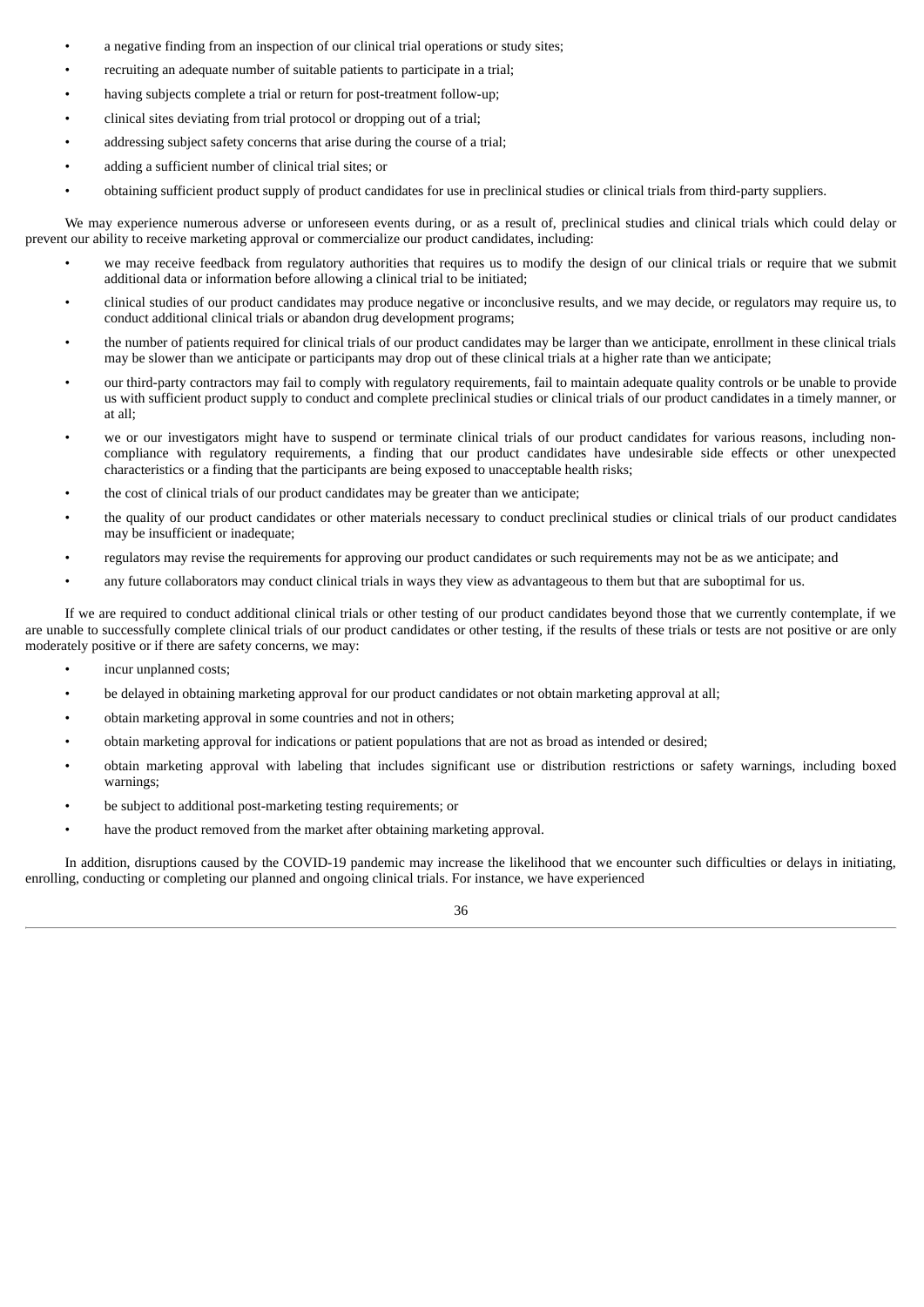- a negative finding from an inspection of our clinical trial operations or study sites;
- recruiting an adequate number of suitable patients to participate in a trial;
- having subjects complete a trial or return for post-treatment follow-up;
- clinical sites deviating from trial protocol or dropping out of a trial;
- addressing subject safety concerns that arise during the course of a trial;
- adding a sufficient number of clinical trial sites; or
- obtaining sufficient product supply of product candidates for use in preclinical studies or clinical trials from third-party suppliers.

We may experience numerous adverse or unforeseen events during, or as a result of, preclinical studies and clinical trials which could delay or prevent our ability to receive marketing approval or commercialize our product candidates, including:

- we may receive feedback from regulatory authorities that requires us to modify the design of our clinical trials or require that we submit additional data or information before allowing a clinical trial to be initiated;
- clinical studies of our product candidates may produce negative or inconclusive results, and we may decide, or regulators may require us, to conduct additional clinical trials or abandon drug development programs;
- the number of patients required for clinical trials of our product candidates may be larger than we anticipate, enrollment in these clinical trials may be slower than we anticipate or participants may drop out of these clinical trials at a higher rate than we anticipate;
- our third-party contractors may fail to comply with regulatory requirements, fail to maintain adequate quality controls or be unable to provide us with sufficient product supply to conduct and complete preclinical studies or clinical trials of our product candidates in a timely manner, or at all;
- we or our investigators might have to suspend or terminate clinical trials of our product candidates for various reasons, including non-compliance with regulatory requirements, a finding that our product candidates have undesirable side effects or other unexpected characteristics or a finding that the participants are being exposed to unacceptable health risks;
- the cost of clinical trials of our product candidates may be greater than we anticipate;
- the quality of our product candidates or other materials necessary to conduct preclinical studies or clinical trials of our product candidates may be insufficient or inadequate;
- regulators may revise the requirements for approving our product candidates or such requirements may not be as we anticipate; and
- any future collaborators may conduct clinical trials in ways they view as advantageous to them but that are suboptimal for us.

If we are required to conduct additional clinical trials or other testing of our product candidates beyond those that we currently contemplate, if we are unable to successfully complete clinical trials of our product candidates or other testing, if the results of these trials or tests are not positive or are only moderately positive or if there are safety concerns, we may:

- incur unplanned costs;
- be delayed in obtaining marketing approval for our product candidates or not obtain marketing approval at all;
- obtain marketing approval in some countries and not in others;
- obtain marketing approval for indications or patient populations that are not as broad as intended or desired;
- obtain marketing approval with labeling that includes significant use or distribution restrictions or safety warnings, including boxed warnings;
- be subject to additional post-marketing testing requirements; or
- have the product removed from the market after obtaining marketing approval.

In addition, disruptions caused by the COVID-19 pandemic may increase the likelihood that we encounter such difficulties or delays in initiating, enrolling, conducting or completing our planned and ongoing clinical trials. For instance, we have experienced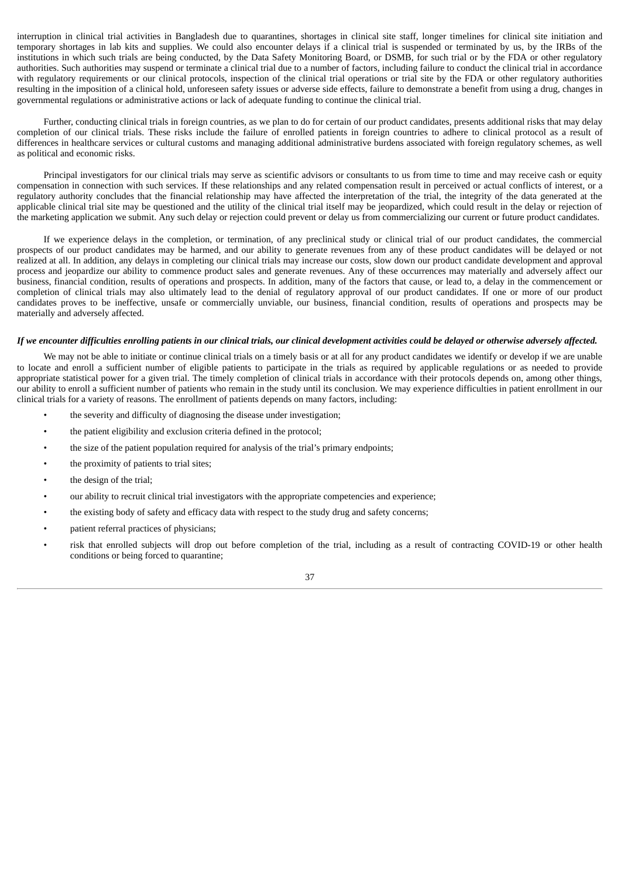interruption in clinical trial activities in Bangladesh due to quarantines, shortages in clinical site staff, longer timelines for clinical site initiation and temporary shortages in lab kits and supplies. We could also encounter delays if a clinical trial is suspended or terminated by us, by the IRBs of the institutions in which such trials are being conducted, by the Data Safety Monitoring Board, or DSMB, for such trial or by the FDA or other regulatory authorities. Such authorities may suspend or terminate a clinical trial due to a number of factors, including failure to conduct the clinical trial in accordance with regulatory requirements or our clinical protocols, inspection of the clinical trial operations or trial site by the FDA or other regulatory authorities resulting in the imposition of a clinical hold, unforeseen safety issues or adverse side effects, failure to demonstrate a benefit from using a drug, changes in governmental regulations or administrative actions or lack of adequate funding to continue the clinical trial.

Further, conducting clinical trials in foreign countries, as we plan to do for certain of our product candidates, presents additional risks that may delay completion of our clinical trials. These risks include the failure of enrolled patients in foreign countries to adhere to clinical protocol as a result of differences in healthcare services or cultural customs and managing additional administrative burdens associated with foreign regulatory schemes, as well as political and economic risks.

Principal investigators for our clinical trials may serve as scientific advisors or consultants to us from time to time and may receive cash or equity compensation in connection with such services. If these relationships and any related compensation result in perceived or actual conflicts of interest, or a regulatory authority concludes that the financial relationship may have affected the interpretation of the trial, the integrity of the data generated at the applicable clinical trial site may be questioned and the utility of the clinical trial itself may be jeopardized, which could result in the delay or rejection of the marketing application we submit. Any such delay or rejection could prevent or delay us from commercializing our current or future product candidates.

If we experience delays in the completion, or termination, of any preclinical study or clinical trial of our product candidates, the commercial prospects of our product candidates may be harmed, and our ability to generate revenues from any of these product candidates will be delayed or not realized at all. In addition, any delays in completing our clinical trials may increase our costs, slow down our product candidate development and approval process and jeopardize our ability to commence product sales and generate revenues. Any of these occurrences may materially and adversely affect our business, financial condition, results of operations and prospects. In addition, many of the factors that cause, or lead to, a delay in the commencement or completion of clinical trials may also ultimately lead to the denial of regulatory approval of our product candidates. If one or more of our product candidates proves to be ineffective, unsafe or commercially unviable, our business, financial condition, results of operations and prospects may be materially and adversely affected.

***If we encounter difficulties enrolling patients in our clinical trials, our clinical development activities could be delayed or otherwise adversely affected.***

We may not be able to initiate or continue clinical trials on a timely basis or at all for any product candidates we identify or develop if we are unable to locate and enroll a sufficient number of eligible patients to participate in the trials as required by applicable regulations or as needed to provide appropriate statistical power for a given trial. The timely completion of clinical trials in accordance with their protocols depends on, among other things, our ability to enroll a sufficient number of patients who remain in the study until its conclusion. We may experience difficulties in patient enrollment in our clinical trials for a variety of reasons. The enrollment of patients depends on many factors, including:

- the severity and difficulty of diagnosing the disease under investigation;
- the patient eligibility and exclusion criteria defined in the protocol;
- the size of the patient population required for analysis of the trial's primary endpoints;
- the proximity of patients to trial sites;
- the design of the trial;
- our ability to recruit clinical trial investigators with the appropriate competencies and experience;
- the existing body of safety and efficacy data with respect to the study drug and safety concerns;
- patient referral practices of physicians;
- risk that enrolled subjects will drop out before completion of the trial, including as a result of contracting COVID-19 or other health conditions or being forced to quarantine;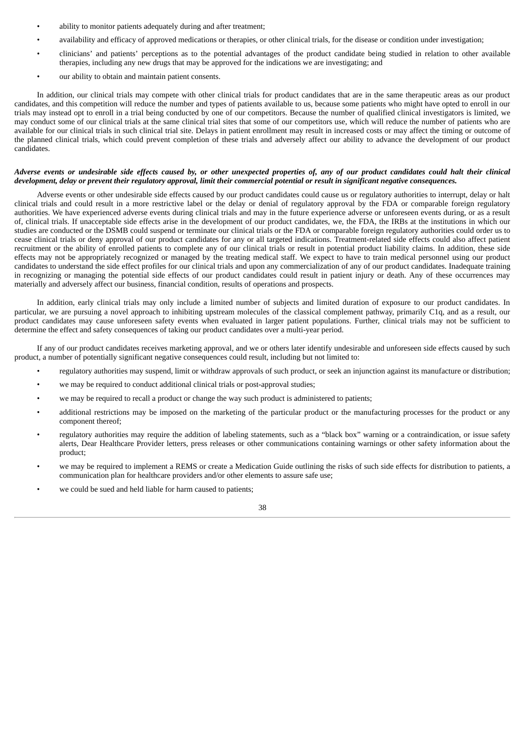- ability to monitor patients adequately during and after treatment;
- availability and efficacy of approved medications or therapies, or other clinical trials, for the disease or condition under investigation;
- clinicians' and patients' perceptions as to the potential advantages of the product candidate being studied in relation to other available therapies, including any new drugs that may be approved for the indications we are investigating; and
- our ability to obtain and maintain patient consents.

In addition, our clinical trials may compete with other clinical trials for product candidates that are in the same therapeutic areas as our product candidates, and this competition will reduce the number and types of patients available to us, because some patients who might have opted to enroll in our trials may instead opt to enroll in a trial being conducted by one of our competitors. Because the number of qualified clinical investigators is limited, we may conduct some of our clinical trials at the same clinical trial sites that some of our competitors use, which will reduce the number of patients who are available for our clinical trials in such clinical trial site. Delays in patient enrollment may result in increased costs or may affect the timing or outcome of the planned clinical trials, which could prevent completion of these trials and adversely affect our ability to advance the development of our product candidates.

***Adverse events or undesirable side effects caused by, or other unexpected properties of, any of our product candidates could halt their clinical development, delay or prevent their regulatory approval, limit their commercial potential or result in significant negative consequences.***

Adverse events or other undesirable side effects caused by our product candidates could cause us or regulatory authorities to interrupt, delay or halt clinical trials and could result in a more restrictive label or the delay or denial of regulatory approval by the FDA or comparable foreign regulatory authorities. We have experienced adverse events during clinical trials and may in the future experience adverse or unforeseen events during, or as a result of, clinical trials. If unacceptable side effects arise in the development of our product candidates, we, the FDA, the IRBs at the institutions in which our studies are conducted or the DSMB could suspend or terminate our clinical trials or the FDA or comparable foreign regulatory authorities could order us to cease clinical trials or deny approval of our product candidates for any or all targeted indications. Treatment-related side effects could also affect patient recruitment or the ability of enrolled patients to complete any of our clinical trials or result in potential product liability claims. In addition, these side effects may not be appropriately recognized or managed by the treating medical staff. We expect to have to train medical personnel using our product candidates to understand the side effect profiles for our clinical trials and upon any commercialization of any of our product candidates. Inadequate training in recognizing or managing the potential side effects of our product candidates could result in patient injury or death. Any of these occurrences may materially and adversely affect our business, financial condition, results of operations and prospects.

In addition, early clinical trials may only include a limited number of subjects and limited duration of exposure to our product candidates. In particular, we are pursuing a novel approach to inhibiting upstream molecules of the classical complement pathway, primarily C1q, and as a result, our product candidates may cause unforeseen safety events when evaluated in larger patient populations. Further, clinical trials may not be sufficient to determine the effect and safety consequences of taking our product candidates over a multi-year period.

If any of our product candidates receives marketing approval, and we or others later identify undesirable and unforeseen side effects caused by such product, a number of potentially significant negative consequences could result, including but not limited to:

- regulatory authorities may suspend, limit or withdraw approvals of such product, or seek an injunction against its manufacture or distribution;
- we may be required to conduct additional clinical trials or post-approval studies;
- we may be required to recall a product or change the way such product is administered to patients;
- additional restrictions may be imposed on the marketing of the particular product or the manufacturing processes for the product or any component thereof;
- regulatory authorities may require the addition of labeling statements, such as a "black box" warning or a contraindication, or issue safety alerts, Dear Healthcare Provider letters, press releases or other communications containing warnings or other safety information about the product;
- we may be required to implement a REMS or create a Medication Guide outlining the risks of such side effects for distribution to patients, a communication plan for healthcare providers and/or other elements to assure safe use;
- we could be sued and held liable for harm caused to patients;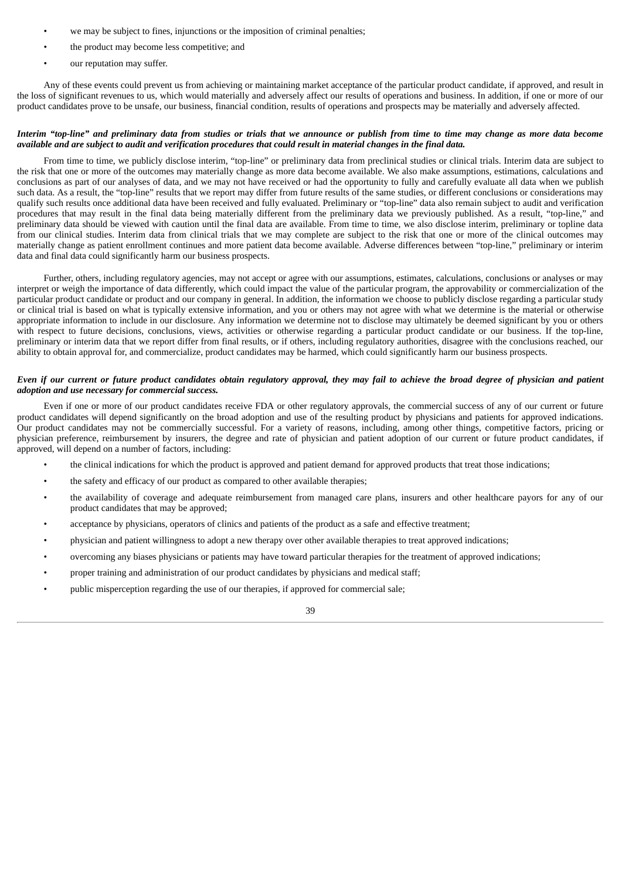- we may be subject to fines, injunctions or the imposition of criminal penalties;
- the product may become less competitive; and
- our reputation may suffer.

Any of these events could prevent us from achieving or maintaining market acceptance of the particular product candidate, if approved, and result in the loss of significant revenues to us, which would materially and adversely affect our results of operations and business. In addition, if one or more of our product candidates prove to be unsafe, our business, financial condition, results of operations and prospects may be materially and adversely affected.

***Interim "top-line" and preliminary data from studies or trials that we announce or publish from time to time may change as more data become available and are subject to audit and verification procedures that could result in material changes in the final data.***

From time to time, we publicly disclose interim, "top-line" or preliminary data from preclinical studies or clinical trials. Interim data are subject to the risk that one or more of the outcomes may materially change as more data become available. We also make assumptions, estimations, calculations and conclusions as part of our analyses of data, and we may not have received or had the opportunity to fully and carefully evaluate all data when we publish such data. As a result, the "top-line" results that we report may differ from future results of the same studies, or different conclusions or considerations may qualify such results once additional data have been received and fully evaluated. Preliminary or "top-line" data also remain subject to audit and verification procedures that may result in the final data being materially different from the preliminary data we previously published. As a result, "top-line," and preliminary data should be viewed with caution until the final data are available. From time to time, we also disclose interim, preliminary or topline data from our clinical studies. Interim data from clinical trials that we may complete are subject to the risk that one or more of the clinical outcomes may materially change as patient enrollment continues and more patient data become available. Adverse differences between "top-line," preliminary or interim data and final data could significantly harm our business prospects.

Further, others, including regulatory agencies, may not accept or agree with our assumptions, estimates, calculations, conclusions or analyses or may interpret or weigh the importance of data differently, which could impact the value of the particular program, the approvability or commercialization of the particular product candidate or product and our company in general. In addition, the information we choose to publicly disclose regarding a particular study or clinical trial is based on what is typically extensive information, and you or others may not agree with what we determine is the material or otherwise appropriate information to include in our disclosure. Any information we determine not to disclose may ultimately be deemed significant by you or others with respect to future decisions, conclusions, views, activities or otherwise regarding a particular product candidate or our business. If the top-line, preliminary or interim data that we report differ from final results, or if others, including regulatory authorities, disagree with the conclusions reached, our ability to obtain approval for, and commercialize, product candidates may be harmed, which could significantly harm our business prospects.

***Even if our current or future product candidates obtain regulatory approval, they may fail to achieve the broad degree of physician and patient adoption and use necessary for commercial success.***

Even if one or more of our product candidates receive FDA or other regulatory approvals, the commercial success of any of our current or future product candidates will depend significantly on the broad adoption and use of the resulting product by physicians and patients for approved indications. Our product candidates may not be commercially successful. For a variety of reasons, including, among other things, competitive factors, pricing or physician preference, reimbursement by insurers, the degree and rate of physician and patient adoption of our current or future product candidates, if approved, will depend on a number of factors, including:

- the clinical indications for which the product is approved and patient demand for approved products that treat those indications;
- the safety and efficacy of our product as compared to other available therapies;
- the availability of coverage and adequate reimbursement from managed care plans, insurers and other healthcare payors for any of our product candidates that may be approved;
- acceptance by physicians, operators of clinics and patients of the product as a safe and effective treatment;
- physician and patient willingness to adopt a new therapy over other available therapies to treat approved indications;
- overcoming any biases physicians or patients may have toward particular therapies for the treatment of approved indications;
- proper training and administration of our product candidates by physicians and medical staff;
- public misperception regarding the use of our therapies, if approved for commercial sale;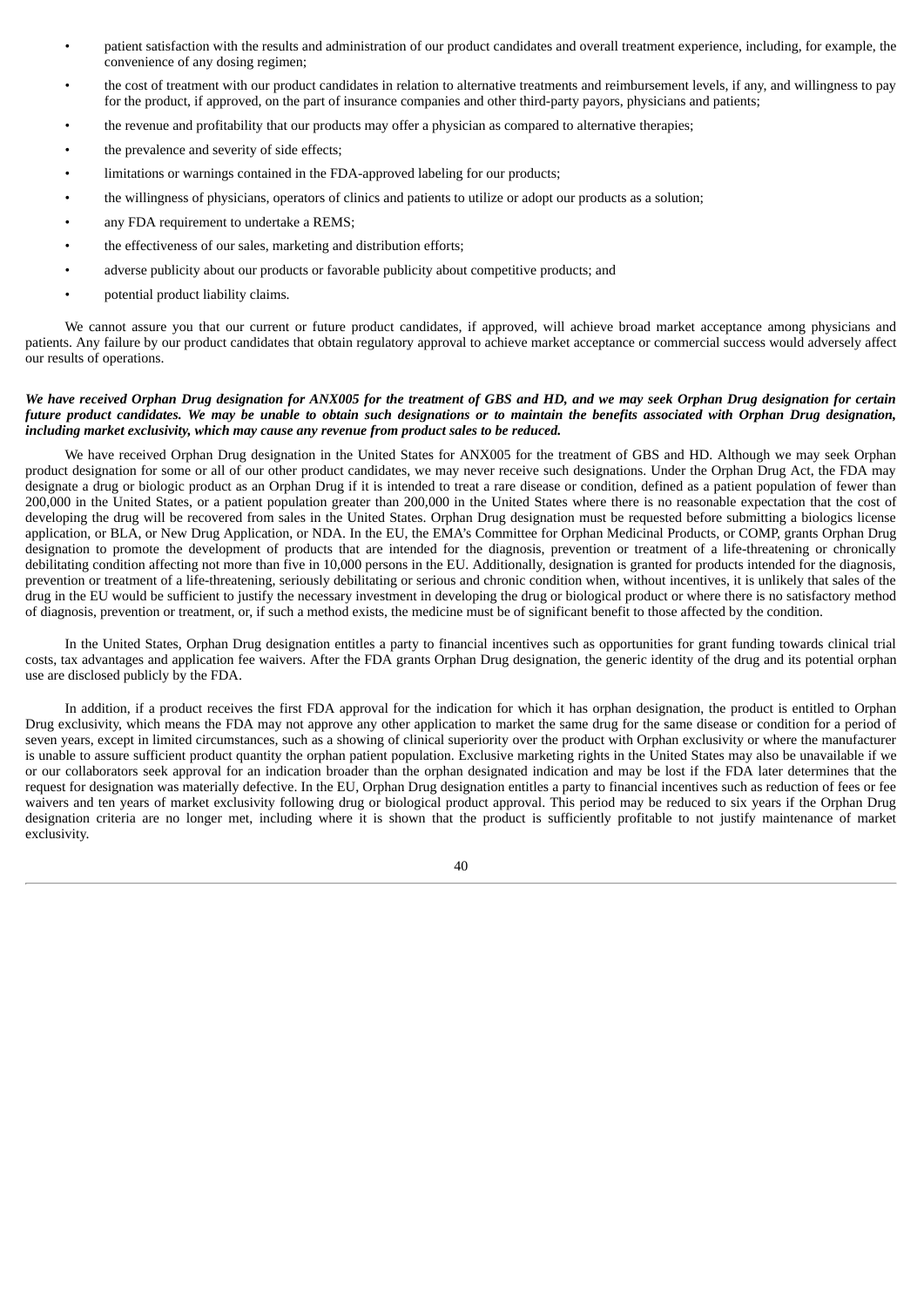- patient satisfaction with the results and administration of our product candidates and overall treatment experience, including, for example, the convenience of any dosing regimen;
- the cost of treatment with our product candidates in relation to alternative treatments and reimbursement levels, if any, and willingness to pay for the product, if approved, on the part of insurance companies and other third-party payors, physicians and patients;
- the revenue and profitability that our products may offer a physician as compared to alternative therapies;
- the prevalence and severity of side effects;
- limitations or warnings contained in the FDA-approved labeling for our products;
- the willingness of physicians, operators of clinics and patients to utilize or adopt our products as a solution;
- any FDA requirement to undertake a REMS;
- the effectiveness of our sales, marketing and distribution efforts;
- adverse publicity about our products or favorable publicity about competitive products; and
- potential product liability claims.

We cannot assure you that our current or future product candidates, if approved, will achieve broad market acceptance among physicians and patients. Any failure by our product candidates that obtain regulatory approval to achieve market acceptance or commercial success would adversely affect our results of operations.

***We have received Orphan Drug designation for ANX005 for the treatment of GBS and HD, and we may seek Orphan Drug designation for certain future product candidates. We may be unable to obtain such designations or to maintain the benefits associated with Orphan Drug designation, including market exclusivity, which may cause any revenue from product sales to be reduced.***

We have received Orphan Drug designation in the United States for ANX005 for the treatment of GBS and HD. Although we may seek Orphan product designation for some or all of our other product candidates, we may never receive such designations. Under the Orphan Drug Act, the FDA may designate a drug or biologic product as an Orphan Drug if it is intended to treat a rare disease or condition, defined as a patient population of fewer than 200,000 in the United States, or a patient population greater than 200,000 in the United States where there is no reasonable expectation that the cost of developing the drug will be recovered from sales in the United States. Orphan Drug designation must be requested before submitting a biologics license application, or BLA, or New Drug Application, or NDA. In the EU, the EMA's Committee for Orphan Medicinal Products, or COMP, grants Orphan Drug designation to promote the development of products that are intended for the diagnosis, prevention or treatment of a life-threatening or chronically debilitating condition affecting not more than five in 10,000 persons in the EU. Additionally, designation is granted for products intended for the diagnosis, prevention or treatment of a life-threatening, seriously debilitating or serious and chronic condition when, without incentives, it is unlikely that sales of the drug in the EU would be sufficient to justify the necessary investment in developing the drug or biological product or where there is no satisfactory method of diagnosis, prevention or treatment, or, if such a method exists, the medicine must be of significant benefit to those affected by the condition.

In the United States, Orphan Drug designation entitles a party to financial incentives such as opportunities for grant funding towards clinical trial costs, tax advantages and application fee waivers. After the FDA grants Orphan Drug designation, the generic identity of the drug and its potential orphan use are disclosed publicly by the FDA.

In addition, if a product receives the first FDA approval for the indication for which it has orphan designation, the product is entitled to Orphan Drug exclusivity, which means the FDA may not approve any other application to market the same drug for the same disease or condition for a period of seven years, except in limited circumstances, such as a showing of clinical superiority over the product with Orphan exclusivity or where the manufacturer is unable to assure sufficient product quantity the orphan patient population. Exclusive marketing rights in the United States may also be unavailable if we or our collaborators seek approval for an indication broader than the orphan designated indication and may be lost if the FDA later determines that the request for designation was materially defective. In the EU, Orphan Drug designation entitles a party to financial incentives such as reduction of fees or fee waivers and ten years of market exclusivity following drug or biological product approval. This period may be reduced to six years if the Orphan Drug designation criteria are no longer met, including where it is shown that the product is sufficiently profitable to not justify maintenance of market exclusivity.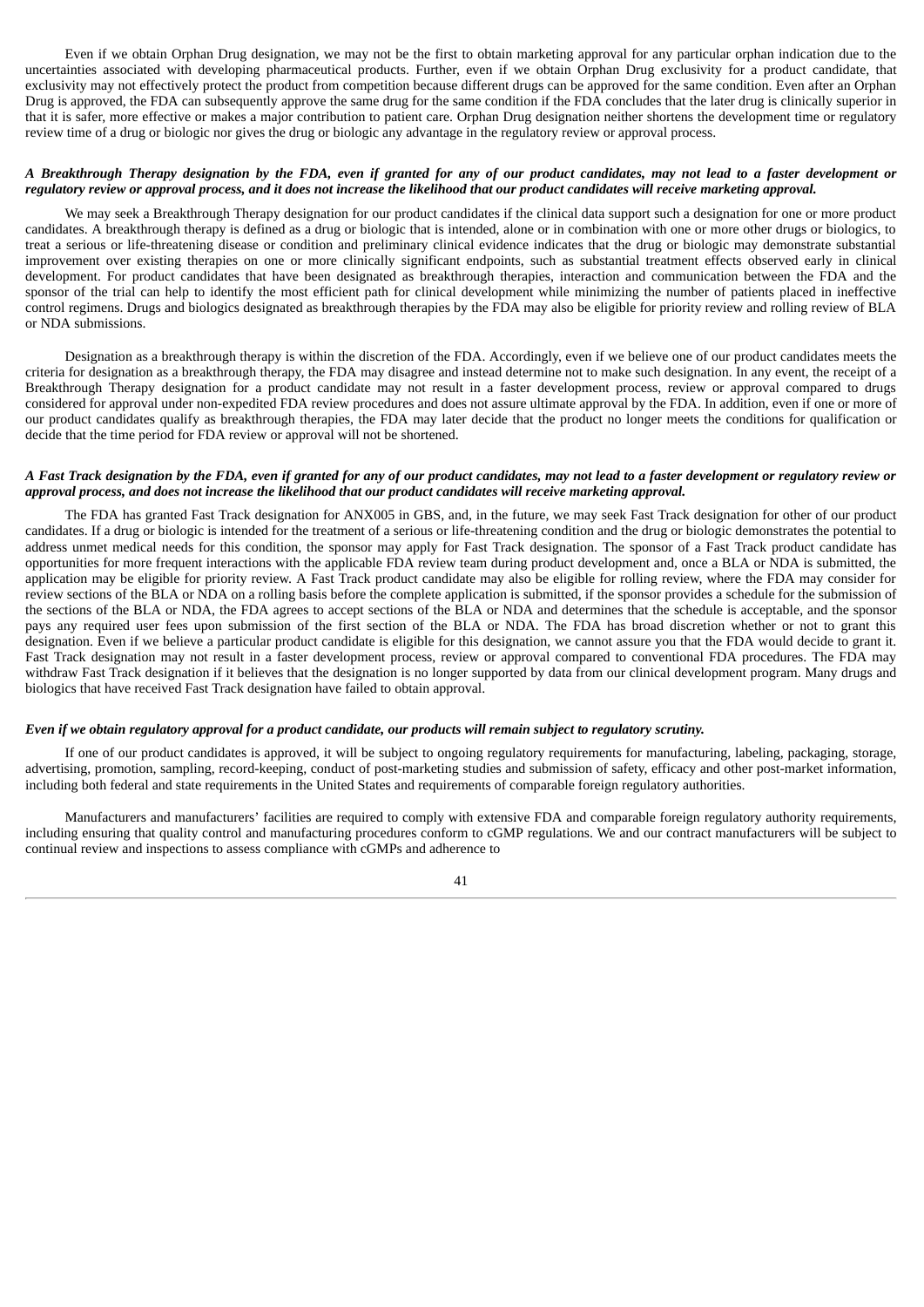Even if we obtain Orphan Drug designation, we may not be the first to obtain marketing approval for any particular orphan indication due to the uncertainties associated with developing pharmaceutical products. Further, even if we obtain Orphan Drug exclusivity for a product candidate, that exclusivity may not effectively protect the product from competition because different drugs can be approved for the same condition. Even after an Orphan Drug is approved, the FDA can subsequently approve the same drug for the same condition if the FDA concludes that the later drug is clinically superior in that it is safer, more effective or makes a major contribution to patient care. Orphan Drug designation neither shortens the development time or regulatory review time of a drug or biologic nor gives the drug or biologic any advantage in the regulatory review or approval process.

***A Breakthrough Therapy designation by the FDA, even if granted for any of our product candidates, may not lead to a faster development or regulatory review or approval process, and it does not increase the likelihood that our product candidates will receive marketing approval.***

We may seek a Breakthrough Therapy designation for our product candidates if the clinical data support such a designation for one or more product candidates. A breakthrough therapy is defined as a drug or biologic that is intended, alone or in combination with one or more other drugs or biologics, to treat a serious or life-threatening disease or condition and preliminary clinical evidence indicates that the drug or biologic may demonstrate substantial improvement over existing therapies on one or more clinically significant endpoints, such as substantial treatment effects observed early in clinical development. For product candidates that have been designated as breakthrough therapies, interaction and communication between the FDA and the sponsor of the trial can help to identify the most efficient path for clinical development while minimizing the number of patients placed in ineffective control regimens. Drugs and biologics designated as breakthrough therapies by the FDA may also be eligible for priority review and rolling review of BLA or NDA submissions.

Designation as a breakthrough therapy is within the discretion of the FDA. Accordingly, even if we believe one of our product candidates meets the criteria for designation as a breakthrough therapy, the FDA may disagree and instead determine not to make such designation. In any event, the receipt of a Breakthrough Therapy designation for a product candidate may not result in a faster development process, review or approval compared to drugs considered for approval under non-expedited FDA review procedures and does not assure ultimate approval by the FDA. In addition, even if one or more of our product candidates qualify as breakthrough therapies, the FDA may later decide that the product no longer meets the conditions for qualification or decide that the time period for FDA review or approval will not be shortened.

***A Fast Track designation by the FDA, even if granted for any of our product candidates, may not lead to a faster development or regulatory review or approval process, and does not increase the likelihood that our product candidates will receive marketing approval.***

The FDA has granted Fast Track designation for ANX005 in GBS, and, in the future, we may seek Fast Track designation for other of our product candidates. If a drug or biologic is intended for the treatment of a serious or life-threatening condition and the drug or biologic demonstrates the potential to address unmet medical needs for this condition, the sponsor may apply for Fast Track designation. The sponsor of a Fast Track product candidate has opportunities for more frequent interactions with the applicable FDA review team during product development and, once a BLA or NDA is submitted, the application may be eligible for priority review. A Fast Track product candidate may also be eligible for rolling review, where the FDA may consider for review sections of the BLA or NDA on a rolling basis before the complete application is submitted, if the sponsor provides a schedule for the submission of the sections of the BLA or NDA, the FDA agrees to accept sections of the BLA or NDA and determines that the schedule is acceptable, and the sponsor pays any required user fees upon submission of the first section of the BLA or NDA. The FDA has broad discretion whether or not to grant this designation. Even if we believe a particular product candidate is eligible for this designation, we cannot assure you that the FDA would decide to grant it. Fast Track designation may not result in a faster development process, review or approval compared to conventional FDA procedures. The FDA may withdraw Fast Track designation if it believes that the designation is no longer supported by data from our clinical development program. Many drugs and biologics that have received Fast Track designation have failed to obtain approval.

***Even if we obtain regulatory approval for a product candidate, our products will remain subject to regulatory scrutiny.***

If one of our product candidates is approved, it will be subject to ongoing regulatory requirements for manufacturing, labeling, packaging, storage, advertising, promotion, sampling, record-keeping, conduct of post-marketing studies and submission of safety, efficacy and other post-market information, including both federal and state requirements in the United States and requirements of comparable foreign regulatory authorities.

Manufacturers and manufacturers' facilities are required to comply with extensive FDA and comparable foreign regulatory authority requirements, including ensuring that quality control and manufacturing procedures conform to cGMP regulations. We and our contract manufacturers will be subject to continual review and inspections to assess compliance with cGMPs and adherence to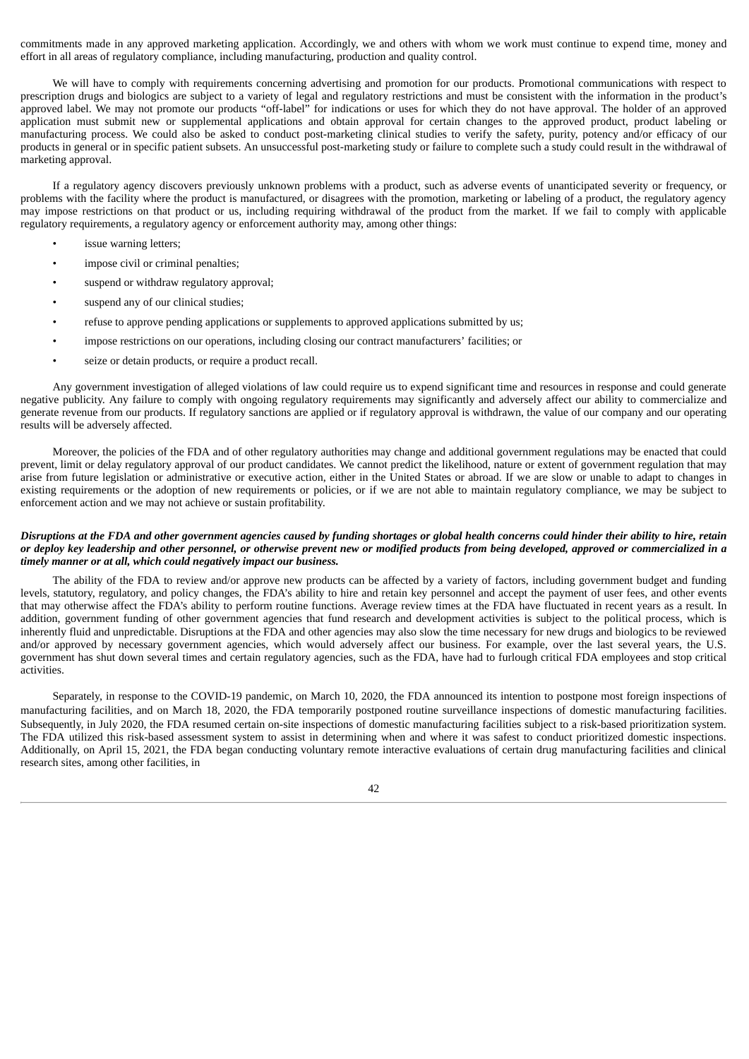commitments made in any approved marketing application. Accordingly, we and others with whom we work must continue to expend time, money and effort in all areas of regulatory compliance, including manufacturing, production and quality control.

We will have to comply with requirements concerning advertising and promotion for our products. Promotional communications with respect to prescription drugs and biologics are subject to a variety of legal and regulatory restrictions and must be consistent with the information in the product's approved label. We may not promote our products "off-label" for indications or uses for which they do not have approval. The holder of an approved application must submit new or supplemental applications and obtain approval for certain changes to the approved product, product labeling or manufacturing process. We could also be asked to conduct post-marketing clinical studies to verify the safety, purity, potency and/or efficacy of our products in general or in specific patient subsets. An unsuccessful post-marketing study or failure to complete such a study could result in the withdrawal of marketing approval.

If a regulatory agency discovers previously unknown problems with a product, such as adverse events of unanticipated severity or frequency, or problems with the facility where the product is manufactured, or disagrees with the promotion, marketing or labeling of a product, the regulatory agency may impose restrictions on that product or us, including requiring withdrawal of the product from the market. If we fail to comply with applicable regulatory requirements, a regulatory agency or enforcement authority may, among other things:

- issue warning letters;
- impose civil or criminal penalties;
- suspend or withdraw regulatory approval;
- suspend any of our clinical studies;
- refuse to approve pending applications or supplements to approved applications submitted by us;
- impose restrictions on our operations, including closing our contract manufacturers' facilities; or
- seize or detain products, or require a product recall.

Any government investigation of alleged violations of law could require us to expend significant time and resources in response and could generate negative publicity. Any failure to comply with ongoing regulatory requirements may significantly and adversely affect our ability to commercialize and generate revenue from our products. If regulatory sanctions are applied or if regulatory approval is withdrawn, the value of our company and our operating results will be adversely affected.

Moreover, the policies of the FDA and of other regulatory authorities may change and additional government regulations may be enacted that could prevent, limit or delay regulatory approval of our product candidates. We cannot predict the likelihood, nature or extent of government regulation that may arise from future legislation or administrative or executive action, either in the United States or abroad. If we are slow or unable to adapt to changes in existing requirements or the adoption of new requirements or policies, or if we are not able to maintain regulatory compliance, we may be subject to enforcement action and we may not achieve or sustain profitability.

***Disruptions at the FDA and other government agencies caused by funding shortages or global health concerns could hinder their ability to hire, retain or deploy key leadership and other personnel, or otherwise prevent new or modified products from being developed, approved or commercialized in a timely manner or at all, which could negatively impact our business.***

The ability of the FDA to review and/or approve new products can be affected by a variety of factors, including government budget and funding levels, statutory, regulatory, and policy changes, the FDA's ability to hire and retain key personnel and accept the payment of user fees, and other events that may otherwise affect the FDA's ability to perform routine functions. Average review times at the FDA have fluctuated in recent years as a result. In addition, government funding of other government agencies that fund research and development activities is subject to the political process, which is inherently fluid and unpredictable. Disruptions at the FDA and other agencies may also slow the time necessary for new drugs and biologics to be reviewed and/or approved by necessary government agencies, which would adversely affect our business. For example, over the last several years, the U.S. government has shut down several times and certain regulatory agencies, such as the FDA, have had to furlough critical FDA employees and stop critical activities.

Separately, in response to the COVID-19 pandemic, on March 10, 2020, the FDA announced its intention to postpone most foreign inspections of manufacturing facilities, and on March 18, 2020, the FDA temporarily postponed routine surveillance inspections of domestic manufacturing facilities. Subsequently, in July 2020, the FDA resumed certain on-site inspections of domestic manufacturing facilities subject to a risk-based prioritization system. The FDA utilized this risk-based assessment system to assist in determining when and where it was safest to conduct prioritized domestic inspections. Additionally, on April 15, 2021, the FDA began conducting voluntary remote interactive evaluations of certain drug manufacturing facilities and clinical research sites, among other facilities, in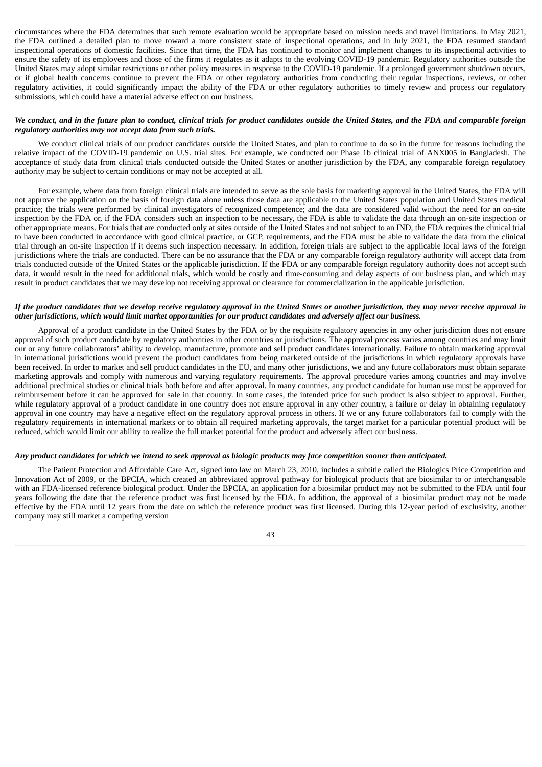circumstances where the FDA determines that such remote evaluation would be appropriate based on mission needs and travel limitations. In May 2021, the FDA outlined a detailed plan to move toward a more consistent state of inspectional operations, and in July 2021, the FDA resumed standard inspectional operations of domestic facilities. Since that time, the FDA has continued to monitor and implement changes to its inspectional activities to ensure the safety of its employees and those of the firms it regulates as it adapts to the evolving COVID-19 pandemic. Regulatory authorities outside the United States may adopt similar restrictions or other policy measures in response to the COVID-19 pandemic. If a prolonged government shutdown occurs, or if global health concerns continue to prevent the FDA or other regulatory authorities from conducting their regular inspections, reviews, or other regulatory activities, it could significantly impact the ability of the FDA or other regulatory authorities to timely review and process our regulatory submissions, which could have a material adverse effect on our business.

***We conduct, and in the future plan to conduct, clinical trials for product candidates outside the United States, and the FDA and comparable foreign regulatory authorities may not accept data from such trials.***

We conduct clinical trials of our product candidates outside the United States, and plan to continue to do so in the future for reasons including the relative impact of the COVID-19 pandemic on U.S. trial sites. For example, we conducted our Phase 1b clinical trial of ANX005 in Bangladesh. The acceptance of study data from clinical trials conducted outside the United States or another jurisdiction by the FDA, any comparable foreign regulatory authority may be subject to certain conditions or may not be accepted at all.

For example, where data from foreign clinical trials are intended to serve as the sole basis for marketing approval in the United States, the FDA will not approve the application on the basis of foreign data alone unless those data are applicable to the United States population and United States medical practice; the trials were performed by clinical investigators of recognized competence; and the data are considered valid without the need for an on-site inspection by the FDA or, if the FDA considers such an inspection to be necessary, the FDA is able to validate the data through an on-site inspection or other appropriate means. For trials that are conducted only at sites outside of the United States and not subject to an IND, the FDA requires the clinical trial to have been conducted in accordance with good clinical practice, or GCP, requirements, and the FDA must be able to validate the data from the clinical trial through an on-site inspection if it deems such inspection necessary. In addition, foreign trials are subject to the applicable local laws of the foreign jurisdictions where the trials are conducted. There can be no assurance that the FDA or any comparable foreign regulatory authority will accept data from trials conducted outside of the United States or the applicable jurisdiction. If the FDA or any comparable foreign regulatory authority does not accept such data, it would result in the need for additional trials, which would be costly and time-consuming and delay aspects of our business plan, and which may result in product candidates that we may develop not receiving approval or clearance for commercialization in the applicable jurisdiction.

***If the product candidates that we develop receive regulatory approval in the United States or another jurisdiction, they may never receive approval in other jurisdictions, which would limit market opportunities for our product candidates and adversely affect our business.***

Approval of a product candidate in the United States by the FDA or by the requisite regulatory agencies in any other jurisdiction does not ensure approval of such product candidate by regulatory authorities in other countries or jurisdictions. The approval process varies among countries and may limit our or any future collaborators' ability to develop, manufacture, promote and sell product candidates internationally. Failure to obtain marketing approval in international jurisdictions would prevent the product candidates from being marketed outside of the jurisdictions in which regulatory approvals have been received. In order to market and sell product candidates in the EU, and many other jurisdictions, we and any future collaborators must obtain separate marketing approvals and comply with numerous and varying regulatory requirements. The approval procedure varies among countries and may involve additional preclinical studies or clinical trials both before and after approval. In many countries, any product candidate for human use must be approved for reimbursement before it can be approved for sale in that country. In some cases, the intended price for such product is also subject to approval. Further, while regulatory approval of a product candidate in one country does not ensure approval in any other country, a failure or delay in obtaining regulatory approval in one country may have a negative effect on the regulatory approval process in others. If we or any future collaborators fail to comply with the regulatory requirements in international markets or to obtain all required marketing approvals, the target market for a particular potential product will be reduced, which would limit our ability to realize the full market potential for the product and adversely affect our business.

***Any product candidates for which we intend to seek approval as biologic products may face competition sooner than anticipated.***

The Patient Protection and Affordable Care Act, signed into law on March 23, 2010, includes a subtitle called the Biologics Price Competition and Innovation Act of 2009, or the BPCIA, which created an abbreviated approval pathway for biological products that are biosimilar to or interchangeable with an FDA-licensed reference biological product. Under the BPCIA, an application for a biosimilar product may not be submitted to the FDA until four years following the date that the reference product was first licensed by the FDA. In addition, the approval of a biosimilar product may not be made effective by the FDA until 12 years from the date on which the reference product was first licensed. During this 12-year period of exclusivity, another company may still market a competing version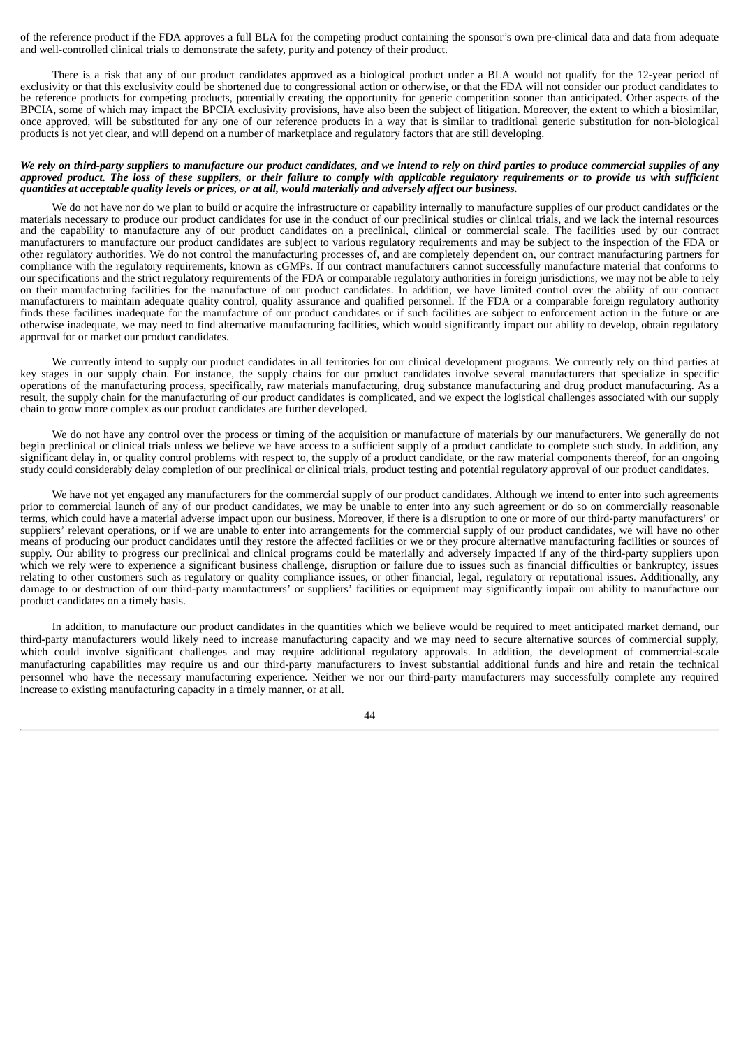of the reference product if the FDA approves a full BLA for the competing product containing the sponsor's own pre-clinical data and data from adequate and well-controlled clinical trials to demonstrate the safety, purity and potency of their product.

There is a risk that any of our product candidates approved as a biological product under a BLA would not qualify for the 12-year period of exclusivity or that this exclusivity could be shortened due to congressional action or otherwise, or that the FDA will not consider our product candidates to be reference products for competing products, potentially creating the opportunity for generic competition sooner than anticipated. Other aspects of the BPCIA, some of which may impact the BPCIA exclusivity provisions, have also been the subject of litigation. Moreover, the extent to which a biosimilar, once approved, will be substituted for any one of our reference products in a way that is similar to traditional generic substitution for non-biological products is not yet clear, and will depend on a number of marketplace and regulatory factors that are still developing.

***We rely on third-party suppliers to manufacture our product candidates, and we intend to rely on third parties to produce commercial supplies of any approved product. The loss of these suppliers, or their failure to comply with applicable regulatory requirements or to provide us with sufficient quantities at acceptable quality levels or prices, or at all, would materially and adversely affect our business.***

We do not have nor do we plan to build or acquire the infrastructure or capability internally to manufacture supplies of our product candidates or the materials necessary to produce our product candidates for use in the conduct of our preclinical studies or clinical trials, and we lack the internal resources and the capability to manufacture any of our product candidates on a preclinical, clinical or commercial scale. The facilities used by our contract manufacturers to manufacture our product candidates are subject to various regulatory requirements and may be subject to the inspection of the FDA or other regulatory authorities. We do not control the manufacturing processes of, and are completely dependent on, our contract manufacturing partners for compliance with the regulatory requirements, known as cGMPs. If our contract manufacturers cannot successfully manufacture material that conforms to our specifications and the strict regulatory requirements of the FDA or comparable regulatory authorities in foreign jurisdictions, we may not be able to rely on their manufacturing facilities for the manufacture of our product candidates. In addition, we have limited control over the ability of our contract manufacturers to maintain adequate quality control, quality assurance and qualified personnel. If the FDA or a comparable foreign regulatory authority finds these facilities inadequate for the manufacture of our product candidates or if such facilities are subject to enforcement action in the future or are otherwise inadequate, we may need to find alternative manufacturing facilities, which would significantly impact our ability to develop, obtain regulatory approval for or market our product candidates.

We currently intend to supply our product candidates in all territories for our clinical development programs. We currently rely on third parties at key stages in our supply chain. For instance, the supply chains for our product candidates involve several manufacturers that specialize in specific operations of the manufacturing process, specifically, raw materials manufacturing, drug substance manufacturing and drug product manufacturing. As a result, the supply chain for the manufacturing of our product candidates is complicated, and we expect the logistical challenges associated with our supply chain to grow more complex as our product candidates are further developed.

We do not have any control over the process or timing of the acquisition or manufacture of materials by our manufacturers. We generally do not begin preclinical or clinical trials unless we believe we have access to a sufficient supply of a product candidate to complete such study. In addition, any significant delay in, or quality control problems with respect to, the supply of a product candidate, or the raw material components thereof, for an ongoing study could considerably delay completion of our preclinical or clinical trials, product testing and potential regulatory approval of our product candidates.

We have not yet engaged any manufacturers for the commercial supply of our product candidates. Although we intend to enter into such agreements prior to commercial launch of any of our product candidates, we may be unable to enter into any such agreement or do so on commercially reasonable terms, which could have a material adverse impact upon our business. Moreover, if there is a disruption to one or more of our third-party manufacturers' or suppliers' relevant operations, or if we are unable to enter into arrangements for the commercial supply of our product candidates, we will have no other means of producing our product candidates until they restore the affected facilities or we or they procure alternative manufacturing facilities or sources of supply. Our ability to progress our preclinical and clinical programs could be materially and adversely impacted if any of the third-party suppliers upon which we rely were to experience a significant business challenge, disruption or failure due to issues such as financial difficulties or bankruptcy, issues relating to other customers such as regulatory or quality compliance issues, or other financial, legal, regulatory or reputational issues. Additionally, any damage to or destruction of our third-party manufacturers' or suppliers' facilities or equipment may significantly impair our ability to manufacture our product candidates on a timely basis.

In addition, to manufacture our product candidates in the quantities which we believe would be required to meet anticipated market demand, our third-party manufacturers would likely need to increase manufacturing capacity and we may need to secure alternative sources of commercial supply, which could involve significant challenges and may require additional regulatory approvals. In addition, the development of commercial-scale manufacturing capabilities may require us and our third-party manufacturers to invest substantial additional funds and hire and retain the technical personnel who have the necessary manufacturing experience. Neither we nor our third-party manufacturers may successfully complete any required increase to existing manufacturing capacity in a timely manner, or at all.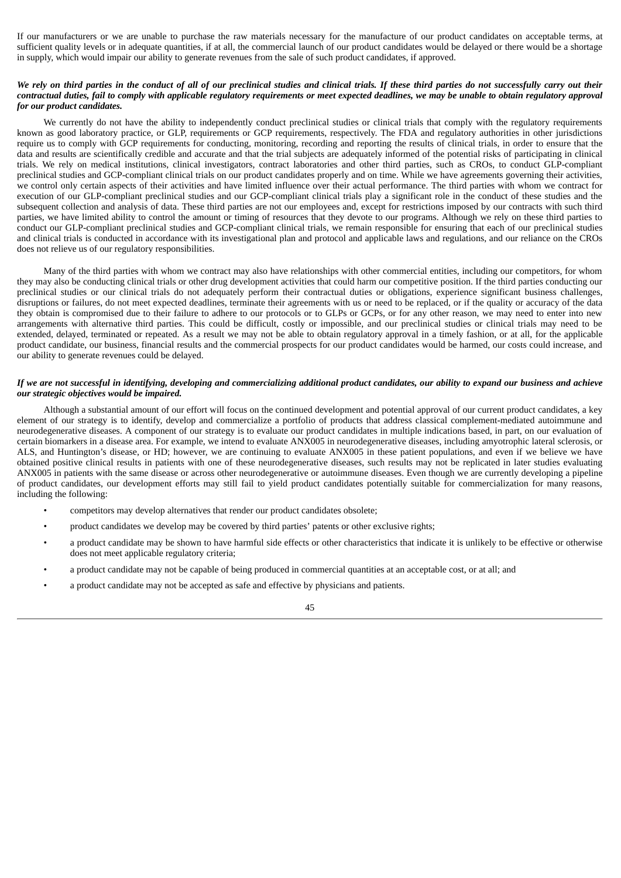If our manufacturers or we are unable to purchase the raw materials necessary for the manufacture of our product candidates on acceptable terms, at sufficient quality levels or in adequate quantities, if at all, the commercial launch of our product candidates would be delayed or there would be a shortage in supply, which would impair our ability to generate revenues from the sale of such product candidates, if approved.

***We rely on third parties in the conduct of all of our preclinical studies and clinical trials. If these third parties do not successfully carry out their contractual duties, fail to comply with applicable regulatory requirements or meet expected deadlines, we may be unable to obtain regulatory approval for our product candidates.***

We currently do not have the ability to independently conduct preclinical studies or clinical trials that comply with the regulatory requirements known as good laboratory practice, or GLP, requirements or GCP requirements, respectively. The FDA and regulatory authorities in other jurisdictions require us to comply with GCP requirements for conducting, monitoring, recording and reporting the results of clinical trials, in order to ensure that the data and results are scientifically credible and accurate and that the trial subjects are adequately informed of the potential risks of participating in clinical trials. We rely on medical institutions, clinical investigators, contract laboratories and other third parties, such as CROs, to conduct GLP-compliant preclinical studies and GCP-compliant clinical trials on our product candidates properly and on time. While we have agreements governing their activities, we control only certain aspects of their activities and have limited influence over their actual performance. The third parties with whom we contract for execution of our GLP-compliant preclinical studies and our GCP-compliant clinical trials play a significant role in the conduct of these studies and the subsequent collection and analysis of data. These third parties are not our employees and, except for restrictions imposed by our contracts with such third parties, we have limited ability to control the amount or timing of resources that they devote to our programs. Although we rely on these third parties to conduct our GLP-compliant preclinical studies and GCP-compliant clinical trials, we remain responsible for ensuring that each of our preclinical studies and clinical trials is conducted in accordance with its investigational plan and protocol and applicable laws and regulations, and our reliance on the CROs does not relieve us of our regulatory responsibilities.

Many of the third parties with whom we contract may also have relationships with other commercial entities, including our competitors, for whom they may also be conducting clinical trials or other drug development activities that could harm our competitive position. If the third parties conducting our preclinical studies or our clinical trials do not adequately perform their contractual duties or obligations, experience significant business challenges, disruptions or failures, do not meet expected deadlines, terminate their agreements with us or need to be replaced, or if the quality or accuracy of the data they obtain is compromised due to their failure to adhere to our protocols or to GLPs or GCPs, or for any other reason, we may need to enter into new arrangements with alternative third parties. This could be difficult, costly or impossible, and our preclinical studies or clinical trials may need to be extended, delayed, terminated or repeated. As a result we may not be able to obtain regulatory approval in a timely fashion, or at all, for the applicable product candidate, our business, financial results and the commercial prospects for our product candidates would be harmed, our costs could increase, and our ability to generate revenues could be delayed.

***If we are not successful in identifying, developing and commercializing additional product candidates, our ability to expand our business and achieve our strategic objectives would be impaired.***

Although a substantial amount of our effort will focus on the continued development and potential approval of our current product candidates, a key element of our strategy is to identify, develop and commercialize a portfolio of products that address classical complement-mediated autoimmune and neurodegenerative diseases. A component of our strategy is to evaluate our product candidates in multiple indications based, in part, on our evaluation of certain biomarkers in a disease area. For example, we intend to evaluate ANX005 in neurodegenerative diseases, including amyotrophic lateral sclerosis, or ALS, and Huntington's disease, or HD; however, we are continuing to evaluate ANX005 in these patient populations, and even if we believe we have obtained positive clinical results in patients with one of these neurodegenerative diseases, such results may not be replicated in later studies evaluating ANX005 in patients with the same disease or across other neurodegenerative or autoimmune diseases. Even though we are currently developing a pipeline of product candidates, our development efforts may still fail to yield product candidates potentially suitable for commercialization for many reasons, including the following:

- competitors may develop alternatives that render our product candidates obsolete;
- product candidates we develop may be covered by third parties' patents or other exclusive rights;
- a product candidate may be shown to have harmful side effects or other characteristics that indicate it is unlikely to be effective or otherwise does not meet applicable regulatory criteria;
- a product candidate may not be capable of being produced in commercial quantities at an acceptable cost, or at all; and
- a product candidate may not be accepted as safe and effective by physicians and patients.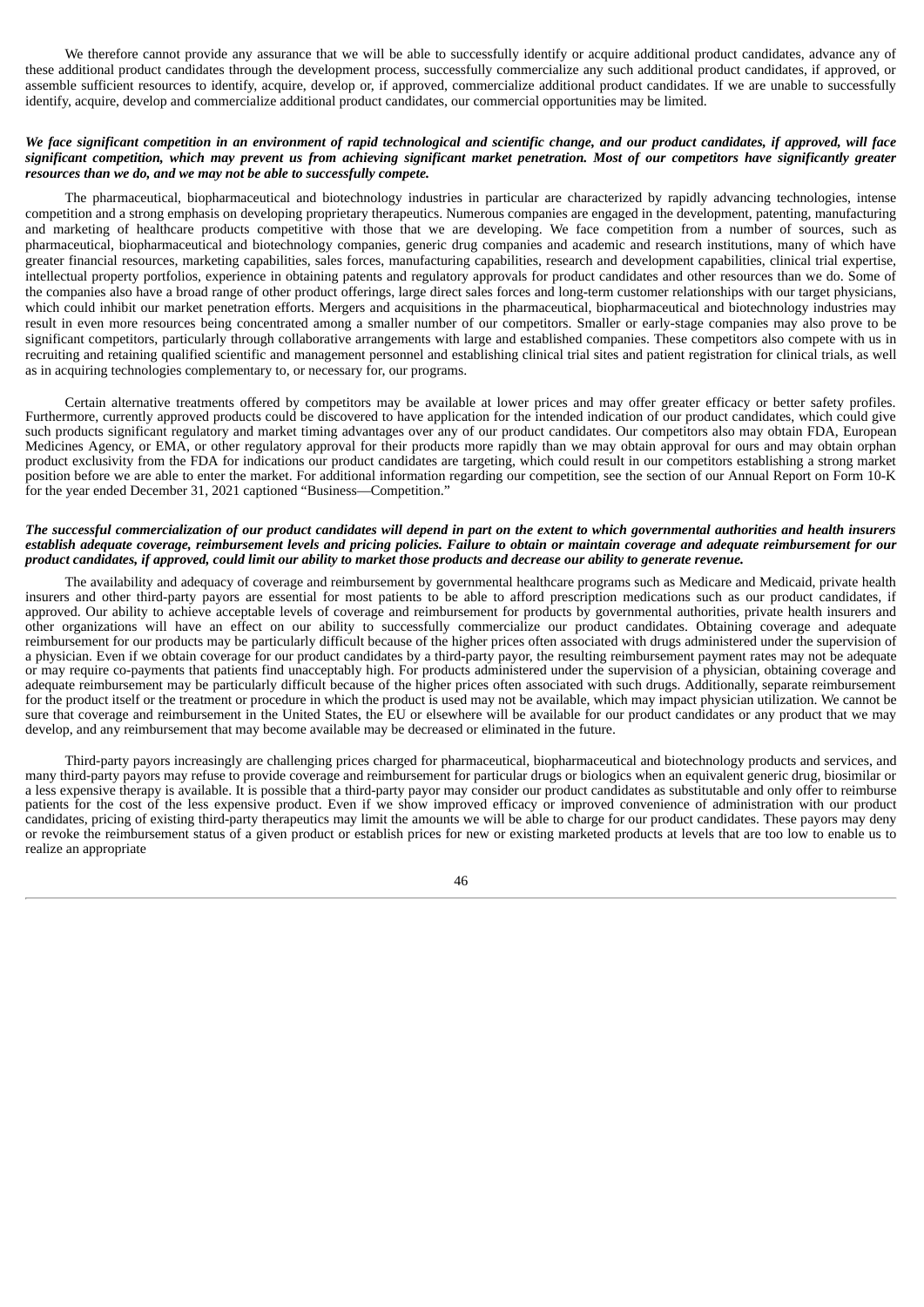We therefore cannot provide any assurance that we will be able to successfully identify or acquire additional product candidates, advance any of these additional product candidates through the development process, successfully commercialize any such additional product candidates, if approved, or assemble sufficient resources to identify, acquire, develop or, if approved, commercialize additional product candidates. If we are unable to successfully identify, acquire, develop and commercialize additional product candidates, our commercial opportunities may be limited.

***We face significant competition in an environment of rapid technological and scientific change, and our product candidates, if approved, will face significant competition, which may prevent us from achieving significant market penetration. Most of our competitors have significantly greater resources than we do, and we may not be able to successfully compete.***

The pharmaceutical, biopharmaceutical and biotechnology industries in particular are characterized by rapidly advancing technologies, intense competition and a strong emphasis on developing proprietary therapeutics. Numerous companies are engaged in the development, patenting, manufacturing and marketing of healthcare products competitive with those that we are developing. We face competition from a number of sources, such as pharmaceutical, biopharmaceutical and biotechnology companies, generic drug companies and academic and research institutions, many of which have greater financial resources, marketing capabilities, sales forces, manufacturing capabilities, research and development capabilities, clinical trial expertise, intellectual property portfolios, experience in obtaining patents and regulatory approvals for product candidates and other resources than we do. Some of the companies also have a broad range of other product offerings, large direct sales forces and long-term customer relationships with our target physicians, which could inhibit our market penetration efforts. Mergers and acquisitions in the pharmaceutical, biopharmaceutical and biotechnology industries may result in even more resources being concentrated among a smaller number of our competitors. Smaller or early-stage companies may also prove to be significant competitors, particularly through collaborative arrangements with large and established companies. These competitors also compete with us in recruiting and retaining qualified scientific and management personnel and establishing clinical trial sites and patient registration for clinical trials, as well as in acquiring technologies complementary to, or necessary for, our programs.

Certain alternative treatments offered by competitors may be available at lower prices and may offer greater efficacy or better safety profiles. Furthermore, currently approved products could be discovered to have application for the intended indication of our product candidates, which could give such products significant regulatory and market timing advantages over any of our product candidates. Our competitors also may obtain FDA, European Medicines Agency, or EMA, or other regulatory approval for their products more rapidly than we may obtain approval for ours and may obtain orphan product exclusivity from the FDA for indications our product candidates are targeting, which could result in our competitors establishing a strong market position before we are able to enter the market. For additional information regarding our competition, see the section of our Annual Report on Form 10-K for the year ended December 31, 2021 captioned "Business—Competition."

***The successful commercialization of our product candidates will depend in part on the extent to which governmental authorities and health insurers establish adequate coverage, reimbursement levels and pricing policies. Failure to obtain or maintain coverage and adequate reimbursement for our product candidates, if approved, could limit our ability to market those products and decrease our ability to generate revenue.***

The availability and adequacy of coverage and reimbursement by governmental healthcare programs such as Medicare and Medicaid, private health insurers and other third-party payors are essential for most patients to be able to afford prescription medications such as our product candidates, if approved. Our ability to achieve acceptable levels of coverage and reimbursement for products by governmental authorities, private health insurers and other organizations will have an effect on our ability to successfully commercialize our product candidates. Obtaining coverage and adequate reimbursement for our products may be particularly difficult because of the higher prices often associated with drugs administered under the supervision of a physician. Even if we obtain coverage for our product candidates by a third-party payor, the resulting reimbursement payment rates may not be adequate or may require co-payments that patients find unacceptably high. For products administered under the supervision of a physician, obtaining coverage and adequate reimbursement may be particularly difficult because of the higher prices often associated with such drugs. Additionally, separate reimbursement for the product itself or the treatment or procedure in which the product is used may not be available, which may impact physician utilization. We cannot be sure that coverage and reimbursement in the United States, the EU or elsewhere will be available for our product candidates or any product that we may develop, and any reimbursement that may become available may be decreased or eliminated in the future.

Third-party payors increasingly are challenging prices charged for pharmaceutical, biopharmaceutical and biotechnology products and services, and many third-party payors may refuse to provide coverage and reimbursement for particular drugs or biologics when an equivalent generic drug, biosimilar or a less expensive therapy is available. It is possible that a third-party payor may consider our product candidates as substitutable and only offer to reimburse patients for the cost of the less expensive product. Even if we show improved efficacy or improved convenience of administration with our product candidates, pricing of existing third-party therapeutics may limit the amounts we will be able to charge for our product candidates. These payors may deny or revoke the reimbursement status of a given product or establish prices for new or existing marketed products at levels that are too low to enable us to realize an appropriate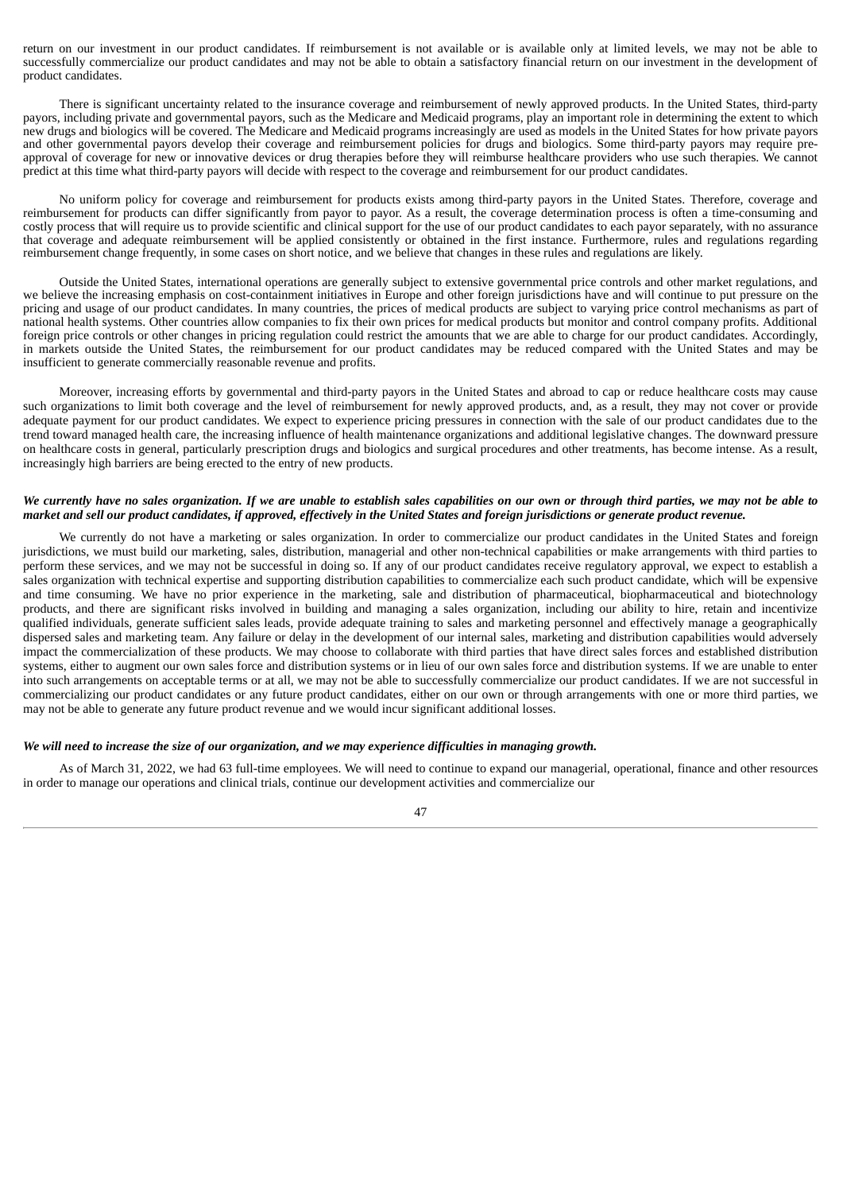return on our investment in our product candidates. If reimbursement is not available or is available only at limited levels, we may not be able to successfully commercialize our product candidates and may not be able to obtain a satisfactory financial return on our investment in the development of product candidates.

There is significant uncertainty related to the insurance coverage and reimbursement of newly approved products. In the United States, third-party payors, including private and governmental payors, such as the Medicare and Medicaid programs, play an important role in determining the extent to which new drugs and biologics will be covered. The Medicare and Medicaid programs increasingly are used as models in the United States for how private payors and other governmental payors develop their coverage and reimbursement policies for drugs and biologics. Some third-party payors may require pre-approval of coverage for new or innovative devices or drug therapies before they will reimburse healthcare providers who use such therapies. We cannot predict at this time what third-party payors will decide with respect to the coverage and reimbursement for our product candidates.

No uniform policy for coverage and reimbursement for products exists among third-party payors in the United States. Therefore, coverage and reimbursement for products can differ significantly from payor to payor. As a result, the coverage determination process is often a time-consuming and costly process that will require us to provide scientific and clinical support for the use of our product candidates to each payor separately, with no assurance that coverage and adequate reimbursement will be applied consistently or obtained in the first instance. Furthermore, rules and regulations regarding reimbursement change frequently, in some cases on short notice, and we believe that changes in these rules and regulations are likely.

Outside the United States, international operations are generally subject to extensive governmental price controls and other market regulations, and we believe the increasing emphasis on cost-containment initiatives in Europe and other foreign jurisdictions have and will continue to put pressure on the pricing and usage of our product candidates. In many countries, the prices of medical products are subject to varying price control mechanisms as part of national health systems. Other countries allow companies to fix their own prices for medical products but monitor and control company profits. Additional foreign price controls or other changes in pricing regulation could restrict the amounts that we are able to charge for our product candidates. Accordingly, in markets outside the United States, the reimbursement for our product candidates may be reduced compared with the United States and may be insufficient to generate commercially reasonable revenue and profits.

Moreover, increasing efforts by governmental and third-party payors in the United States and abroad to cap or reduce healthcare costs may cause such organizations to limit both coverage and the level of reimbursement for newly approved products, and, as a result, they may not cover or provide adequate payment for our product candidates. We expect to experience pricing pressures in connection with the sale of our product candidates due to the trend toward managed health care, the increasing influence of health maintenance organizations and additional legislative changes. The downward pressure on healthcare costs in general, particularly prescription drugs and biologics and surgical procedures and other treatments, has become intense. As a result, increasingly high barriers are being erected to the entry of new products.

***We currently have no sales organization. If we are unable to establish sales capabilities on our own or through third parties, we may not be able to market and sell our product candidates, if approved, effectively in the United States and foreign jurisdictions or generate product revenue.***

We currently do not have a marketing or sales organization. In order to commercialize our product candidates in the United States and foreign jurisdictions, we must build our marketing, sales, distribution, managerial and other non-technical capabilities or make arrangements with third parties to perform these services, and we may not be successful in doing so. If any of our product candidates receive regulatory approval, we expect to establish a sales organization with technical expertise and supporting distribution capabilities to commercialize each such product candidate, which will be expensive and time consuming. We have no prior experience in the marketing, sale and distribution of pharmaceutical, biopharmaceutical and biotechnology products, and there are significant risks involved in building and managing a sales organization, including our ability to hire, retain and incentivize qualified individuals, generate sufficient sales leads, provide adequate training to sales and marketing personnel and effectively manage a geographically dispersed sales and marketing team. Any failure or delay in the development of our internal sales, marketing and distribution capabilities would adversely impact the commercialization of these products. We may choose to collaborate with third parties that have direct sales forces and established distribution systems, either to augment our own sales force and distribution systems or in lieu of our own sales force and distribution systems. If we are unable to enter into such arrangements on acceptable terms or at all, we may not be able to successfully commercialize our product candidates. If we are not successful in commercializing our product candidates or any future product candidates, either on our own or through arrangements with one or more third parties, we may not be able to generate any future product revenue and we would incur significant additional losses.

***We will need to increase the size of our organization, and we may experience difficulties in managing growth.***

As of March 31, 2022, we had 63 full-time employees. We will need to continue to expand our managerial, operational, finance and other resources in order to manage our operations and clinical trials, continue our development activities and commercialize our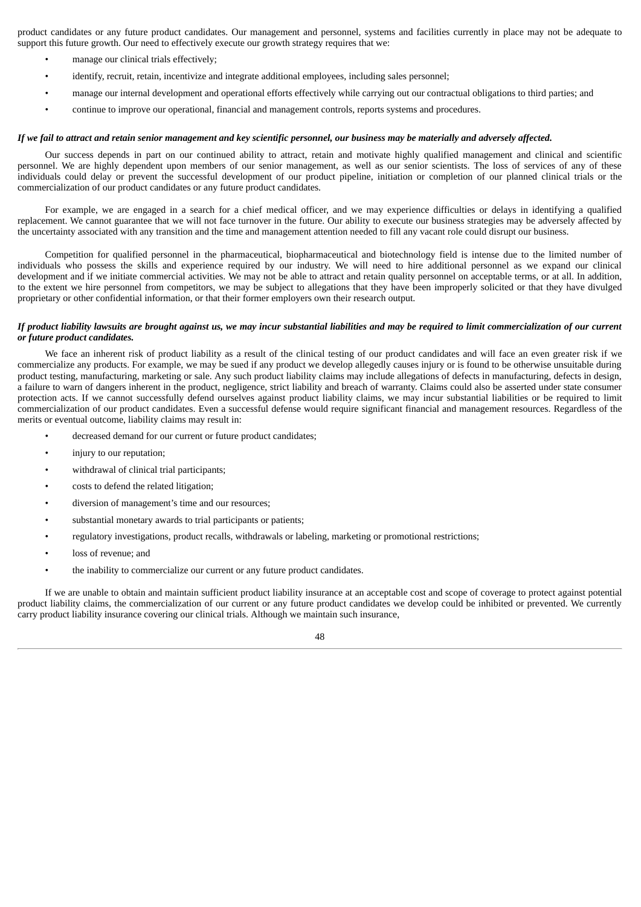product candidates or any future product candidates. Our management and personnel, systems and facilities currently in place may not be adequate to support this future growth. Our need to effectively execute our growth strategy requires that we:

- manage our clinical trials effectively;
- identify, recruit, retain, incentivize and integrate additional employees, including sales personnel;
- manage our internal development and operational efforts effectively while carrying out our contractual obligations to third parties; and
- continue to improve our operational, financial and management controls, reports systems and procedures.

***If we fail to attract and retain senior management and key scientific personnel, our business may be materially and adversely affected.***

Our success depends in part on our continued ability to attract, retain and motivate highly qualified management and clinical and scientific personnel. We are highly dependent upon members of our senior management, as well as our senior scientists. The loss of services of any of these individuals could delay or prevent the successful development of our product pipeline, initiation or completion of our planned clinical trials or the commercialization of our product candidates or any future product candidates.

For example, we are engaged in a search for a chief medical officer, and we may experience difficulties or delays in identifying a qualified replacement. We cannot guarantee that we will not face turnover in the future. Our ability to execute our business strategies may be adversely affected by the uncertainty associated with any transition and the time and management attention needed to fill any vacant role could disrupt our business.

Competition for qualified personnel in the pharmaceutical, biopharmaceutical and biotechnology field is intense due to the limited number of individuals who possess the skills and experience required by our industry. We will need to hire additional personnel as we expand our clinical development and if we initiate commercial activities. We may not be able to attract and retain quality personnel on acceptable terms, or at all. In addition, to the extent we hire personnel from competitors, we may be subject to allegations that they have been improperly solicited or that they have divulged proprietary or other confidential information, or that their former employers own their research output.

***If product liability lawsuits are brought against us, we may incur substantial liabilities and may be required to limit commercialization of our current or future product candidates.***

We face an inherent risk of product liability as a result of the clinical testing of our product candidates and will face an even greater risk if we commercialize any products. For example, we may be sued if any product we develop allegedly causes injury or is found to be otherwise unsuitable during product testing, manufacturing, marketing or sale. Any such product liability claims may include allegations of defects in manufacturing, defects in design, a failure to warn of dangers inherent in the product, negligence, strict liability and breach of warranty. Claims could also be asserted under state consumer protection acts. If we cannot successfully defend ourselves against product liability claims, we may incur substantial liabilities or be required to limit commercialization of our product candidates. Even a successful defense would require significant financial and management resources. Regardless of the merits or eventual outcome, liability claims may result in:

- decreased demand for our current or future product candidates;
- injury to our reputation;
- withdrawal of clinical trial participants;
- costs to defend the related litigation;
- diversion of management's time and our resources;
- substantial monetary awards to trial participants or patients;
- regulatory investigations, product recalls, withdrawals or labeling, marketing or promotional restrictions;
- loss of revenue; and
- the inability to commercialize our current or any future product candidates.

If we are unable to obtain and maintain sufficient product liability insurance at an acceptable cost and scope of coverage to protect against potential product liability claims, the commercialization of our current or any future product candidates we develop could be inhibited or prevented. We currently carry product liability insurance covering our clinical trials. Although we maintain such insurance,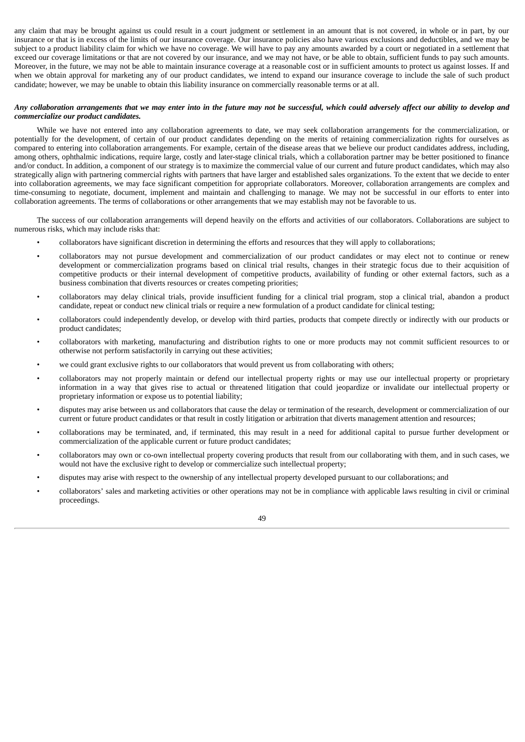any claim that may be brought against us could result in a court judgment or settlement in an amount that is not covered, in whole or in part, by our insurance or that is in excess of the limits of our insurance coverage. Our insurance policies also have various exclusions and deductibles, and we may be subject to a product liability claim for which we have no coverage. We will have to pay any amounts awarded by a court or negotiated in a settlement that exceed our coverage limitations or that are not covered by our insurance, and we may not have, or be able to obtain, sufficient funds to pay such amounts. Moreover, in the future, we may not be able to maintain insurance coverage at a reasonable cost or in sufficient amounts to protect us against losses. If and when we obtain approval for marketing any of our product candidates, we intend to expand our insurance coverage to include the sale of such product candidate; however, we may be unable to obtain this liability insurance on commercially reasonable terms or at all.

***Any collaboration arrangements that we may enter into in the future may not be successful, which could adversely affect our ability to develop and commercialize our product candidates.***

While we have not entered into any collaboration agreements to date, we may seek collaboration arrangements for the commercialization, or potentially for the development, of certain of our product candidates depending on the merits of retaining commercialization rights for ourselves as compared to entering into collaboration arrangements. For example, certain of the disease areas that we believe our product candidates address, including, among others, ophthalmic indications, require large, costly and later-stage clinical trials, which a collaboration partner may be better positioned to finance and/or conduct. In addition, a component of our strategy is to maximize the commercial value of our current and future product candidates, which may also strategically align with partnering commercial rights with partners that have larger and established sales organizations. To the extent that we decide to enter into collaboration agreements, we may face significant competition for appropriate collaborators. Moreover, collaboration arrangements are complex and time-consuming to negotiate, document, implement and maintain and challenging to manage. We may not be successful in our efforts to enter into collaboration agreements. The terms of collaborations or other arrangements that we may establish may not be favorable to us.

The success of our collaboration arrangements will depend heavily on the efforts and activities of our collaborators. Collaborations are subject to numerous risks, which may include risks that:

- collaborators have significant discretion in determining the efforts and resources that they will apply to collaborations;
- collaborators may not pursue development and commercialization of our product candidates or may elect not to continue or renew development or commercialization programs based on clinical trial results, changes in their strategic focus due to their acquisition of competitive products or their internal development of competitive products, availability of funding or other external factors, such as a business combination that diverts resources or creates competing priorities;
- collaborators may delay clinical trials, provide insufficient funding for a clinical trial program, stop a clinical trial, abandon a product candidate, repeat or conduct new clinical trials or require a new formulation of a product candidate for clinical testing;
- collaborators could independently develop, or develop with third parties, products that compete directly or indirectly with our products or product candidates;
- collaborators with marketing, manufacturing and distribution rights to one or more products may not commit sufficient resources to or otherwise not perform satisfactorily in carrying out these activities;
- we could grant exclusive rights to our collaborators that would prevent us from collaborating with others;
- collaborators may not properly maintain or defend our intellectual property rights or may use our intellectual property or proprietary information in a way that gives rise to actual or threatened litigation that could jeopardize or invalidate our intellectual property or proprietary information or expose us to potential liability;
- disputes may arise between us and collaborators that cause the delay or termination of the research, development or commercialization of our current or future product candidates or that result in costly litigation or arbitration that diverts management attention and resources;
- collaborations may be terminated, and, if terminated, this may result in a need for additional capital to pursue further development or commercialization of the applicable current or future product candidates;
- collaborators may own or co-own intellectual property covering products that result from our collaborating with them, and in such cases, we would not have the exclusive right to develop or commercialize such intellectual property;
- disputes may arise with respect to the ownership of any intellectual property developed pursuant to our collaborations; and
- collaborators' sales and marketing activities or other operations may not be in compliance with applicable laws resulting in civil or criminal proceedings.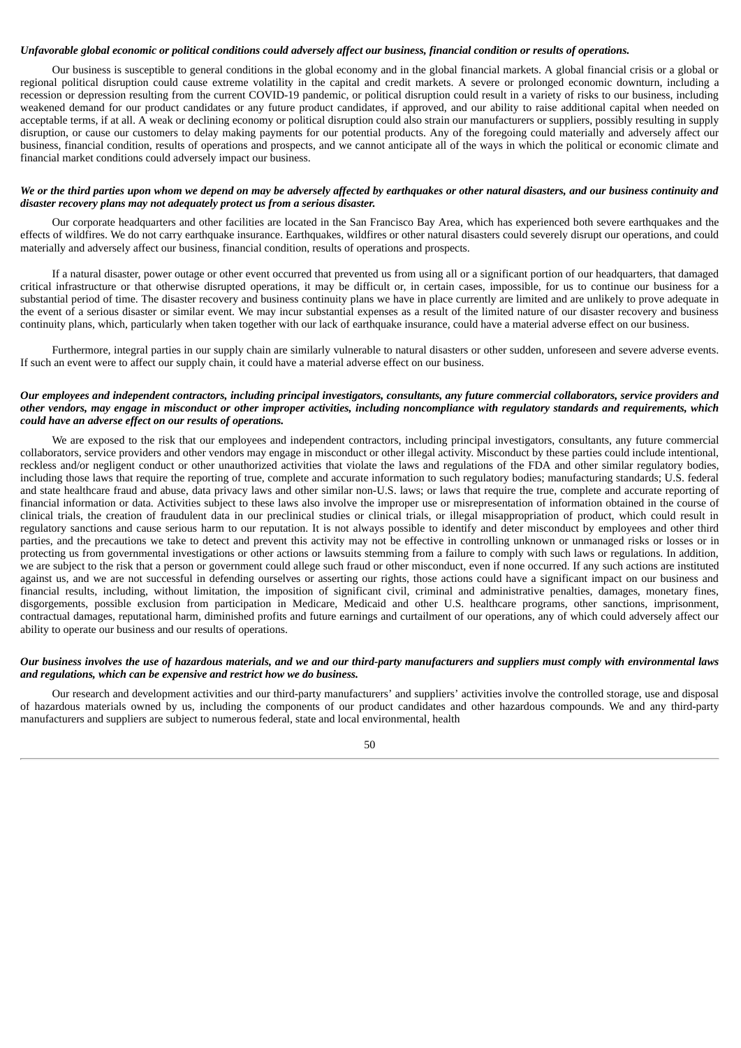***Unfavorable global economic or political conditions could adversely affect our business, financial condition or results of operations.***

Our business is susceptible to general conditions in the global economy and in the global financial markets. A global financial crisis or a global or regional political disruption could cause extreme volatility in the capital and credit markets. A severe or prolonged economic downturn, including a recession or depression resulting from the current COVID-19 pandemic, or political disruption could result in a variety of risks to our business, including weakened demand for our product candidates or any future product candidates, if approved, and our ability to raise additional capital when needed on acceptable terms, if at all. A weak or declining economy or political disruption could also strain our manufacturers or suppliers, possibly resulting in supply disruption, or cause our customers to delay making payments for our potential products. Any of the foregoing could materially and adversely affect our business, financial condition, results of operations and prospects, and we cannot anticipate all of the ways in which the political or economic climate and financial market conditions could adversely impact our business.

***We or the third parties upon whom we depend on may be adversely affected by earthquakes or other natural disasters, and our business continuity and disaster recovery plans may not adequately protect us from a serious disaster.***

Our corporate headquarters and other facilities are located in the San Francisco Bay Area, which has experienced both severe earthquakes and the effects of wildfires. We do not carry earthquake insurance. Earthquakes, wildfires or other natural disasters could severely disrupt our operations, and could materially and adversely affect our business, financial condition, results of operations and prospects.

If a natural disaster, power outage or other event occurred that prevented us from using all or a significant portion of our headquarters, that damaged critical infrastructure or that otherwise disrupted operations, it may be difficult or, in certain cases, impossible, for us to continue our business for a substantial period of time. The disaster recovery and business continuity plans we have in place currently are limited and are unlikely to prove adequate in the event of a serious disaster or similar event. We may incur substantial expenses as a result of the limited nature of our disaster recovery and business continuity plans, which, particularly when taken together with our lack of earthquake insurance, could have a material adverse effect on our business.

Furthermore, integral parties in our supply chain are similarly vulnerable to natural disasters or other sudden, unforeseen and severe adverse events. If such an event were to affect our supply chain, it could have a material adverse effect on our business.

***Our employees and independent contractors, including principal investigators, consultants, any future commercial collaborators, service providers and other vendors, may engage in misconduct or other improper activities, including noncompliance with regulatory standards and requirements, which could have an adverse effect on our results of operations.***

We are exposed to the risk that our employees and independent contractors, including principal investigators, consultants, any future commercial collaborators, service providers and other vendors may engage in misconduct or other illegal activity. Misconduct by these parties could include intentional, reckless and/or negligent conduct or other unauthorized activities that violate the laws and regulations of the FDA and other similar regulatory bodies, including those laws that require the reporting of true, complete and accurate information to such regulatory bodies; manufacturing standards; U.S. federal and state healthcare fraud and abuse, data privacy laws and other similar non-U.S. laws; or laws that require the true, complete and accurate reporting of financial information or data. Activities subject to these laws also involve the improper use or misrepresentation of information obtained in the course of clinical trials, the creation of fraudulent data in our preclinical studies or clinical trials, or illegal misappropriation of product, which could result in regulatory sanctions and cause serious harm to our reputation. It is not always possible to identify and deter misconduct by employees and other third parties, and the precautions we take to detect and prevent this activity may not be effective in controlling unknown or unmanaged risks or losses or in protecting us from governmental investigations or other actions or lawsuits stemming from a failure to comply with such laws or regulations. In addition, we are subject to the risk that a person or government could allege such fraud or other misconduct, even if none occurred. If any such actions are instituted against us, and we are not successful in defending ourselves or asserting our rights, those actions could have a significant impact on our business and financial results, including, without limitation, the imposition of significant civil, criminal and administrative penalties, damages, monetary fines, disgorgements, possible exclusion from participation in Medicare, Medicaid and other U.S. healthcare programs, other sanctions, imprisonment, contractual damages, reputational harm, diminished profits and future earnings and curtailment of our operations, any of which could adversely affect our ability to operate our business and our results of operations.

***Our business involves the use of hazardous materials, and we and our third-party manufacturers and suppliers must comply with environmental laws and regulations, which can be expensive and restrict how we do business.***

Our research and development activities and our third-party manufacturers' and suppliers' activities involve the controlled storage, use and disposal of hazardous materials owned by us, including the components of our product candidates and other hazardous compounds. We and any third-party manufacturers and suppliers are subject to numerous federal, state and local environmental, health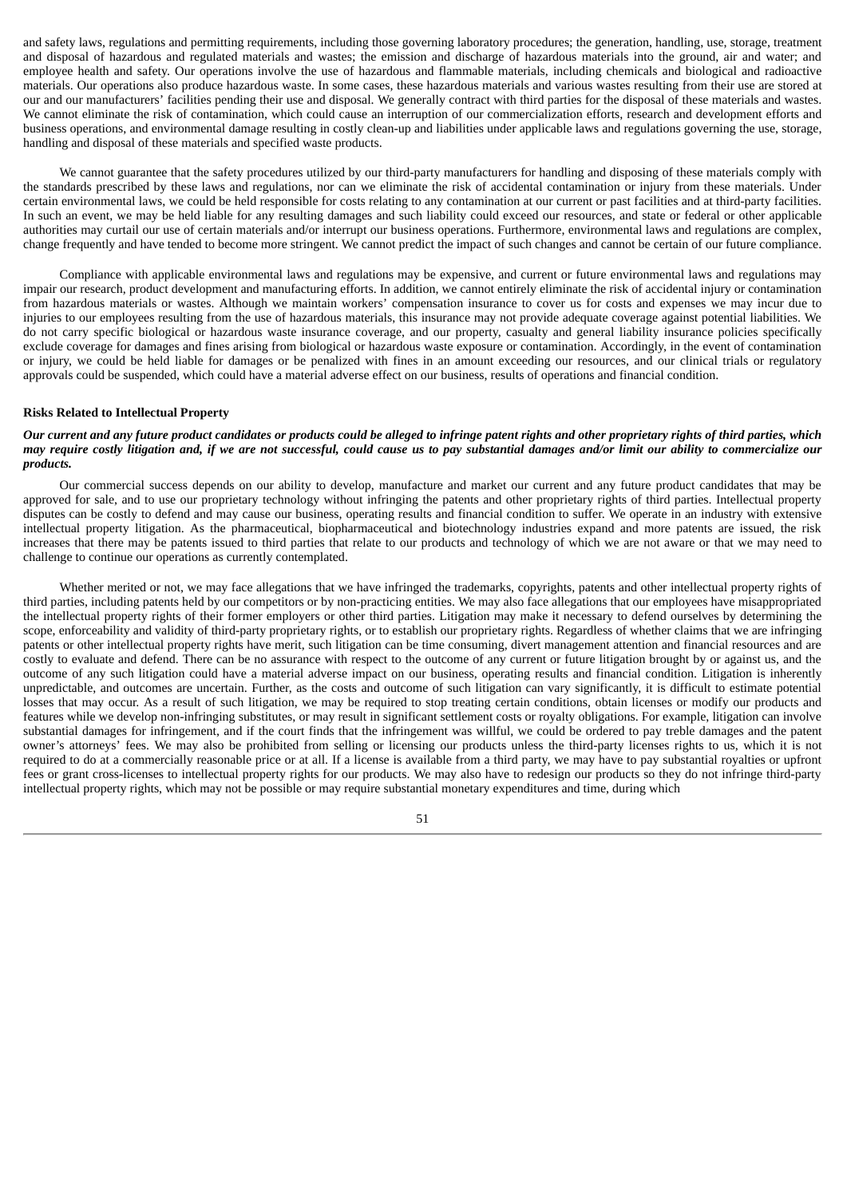and safety laws, regulations and permitting requirements, including those governing laboratory procedures; the generation, handling, use, storage, treatment and disposal of hazardous and regulated materials and wastes; the emission and discharge of hazardous materials into the ground, air and water; and employee health and safety. Our operations involve the use of hazardous and flammable materials, including chemicals and biological and radioactive materials. Our operations also produce hazardous waste. In some cases, these hazardous materials and various wastes resulting from their use are stored at our and our manufacturers' facilities pending their use and disposal. We generally contract with third parties for the disposal of these materials and wastes. We cannot eliminate the risk of contamination, which could cause an interruption of our commercialization efforts, research and development efforts and business operations, and environmental damage resulting in costly clean-up and liabilities under applicable laws and regulations governing the use, storage, handling and disposal of these materials and specified waste products.

We cannot guarantee that the safety procedures utilized by our third-party manufacturers for handling and disposing of these materials comply with the standards prescribed by these laws and regulations, nor can we eliminate the risk of accidental contamination or injury from these materials. Under certain environmental laws, we could be held responsible for costs relating to any contamination at our current or past facilities and at third-party facilities. In such an event, we may be held liable for any resulting damages and such liability could exceed our resources, and state or federal or other applicable authorities may curtail our use of certain materials and/or interrupt our business operations. Furthermore, environmental laws and regulations are complex, change frequently and have tended to become more stringent. We cannot predict the impact of such changes and cannot be certain of our future compliance.

Compliance with applicable environmental laws and regulations may be expensive, and current or future environmental laws and regulations may impair our research, product development and manufacturing efforts. In addition, we cannot entirely eliminate the risk of accidental injury or contamination from hazardous materials or wastes. Although we maintain workers' compensation insurance to cover us for costs and expenses we may incur due to injuries to our employees resulting from the use of hazardous materials, this insurance may not provide adequate coverage against potential liabilities. We do not carry specific biological or hazardous waste insurance coverage, and our property, casualty and general liability insurance policies specifically exclude coverage for damages and fines arising from biological or hazardous waste exposure or contamination. Accordingly, in the event of contamination or injury, we could be held liable for damages or be penalized with fines in an amount exceeding our resources, and our clinical trials or regulatory approvals could be suspended, which could have a material adverse effect on our business, results of operations and financial condition.

**Risks Related to Intellectual Property**

***Our current and any future product candidates or products could be alleged to infringe patent rights and other proprietary rights of third parties, which may require costly litigation and, if we are not successful, could cause us to pay substantial damages and/or limit our ability to commercialize our products.***

Our commercial success depends on our ability to develop, manufacture and market our current and any future product candidates that may be approved for sale, and to use our proprietary technology without infringing the patents and other proprietary rights of third parties. Intellectual property disputes can be costly to defend and may cause our business, operating results and financial condition to suffer. We operate in an industry with extensive intellectual property litigation. As the pharmaceutical, biopharmaceutical and biotechnology industries expand and more patents are issued, the risk increases that there may be patents issued to third parties that relate to our products and technology of which we are not aware or that we may need to challenge to continue our operations as currently contemplated.

Whether merited or not, we may face allegations that we have infringed the trademarks, copyrights, patents and other intellectual property rights of third parties, including patents held by our competitors or by non-practicing entities. We may also face allegations that our employees have misappropriated the intellectual property rights of their former employers or other third parties. Litigation may make it necessary to defend ourselves by determining the scope, enforceability and validity of third-party proprietary rights, or to establish our proprietary rights. Regardless of whether claims that we are infringing patents or other intellectual property rights have merit, such litigation can be time consuming, divert management attention and financial resources and are costly to evaluate and defend. There can be no assurance with respect to the outcome of any current or future litigation brought by or against us, and the outcome of any such litigation could have a material adverse impact on our business, operating results and financial condition. Litigation is inherently unpredictable, and outcomes are uncertain. Further, as the costs and outcome of such litigation can vary significantly, it is difficult to estimate potential losses that may occur. As a result of such litigation, we may be required to stop treating certain conditions, obtain licenses or modify our products and features while we develop non-infringing substitutes, or may result in significant settlement costs or royalty obligations. For example, litigation can involve substantial damages for infringement, and if the court finds that the infringement was willful, we could be ordered to pay treble damages and the patent owner's attorneys' fees. We may also be prohibited from selling or licensing our products unless the third-party licenses rights to us, which it is not required to do at a commercially reasonable price or at all. If a license is available from a third party, we may have to pay substantial royalties or upfront fees or grant cross-licenses to intellectual property rights for our products. We may also have to redesign our products so they do not infringe third-party intellectual property rights, which may not be possible or may require substantial monetary expenditures and time, during which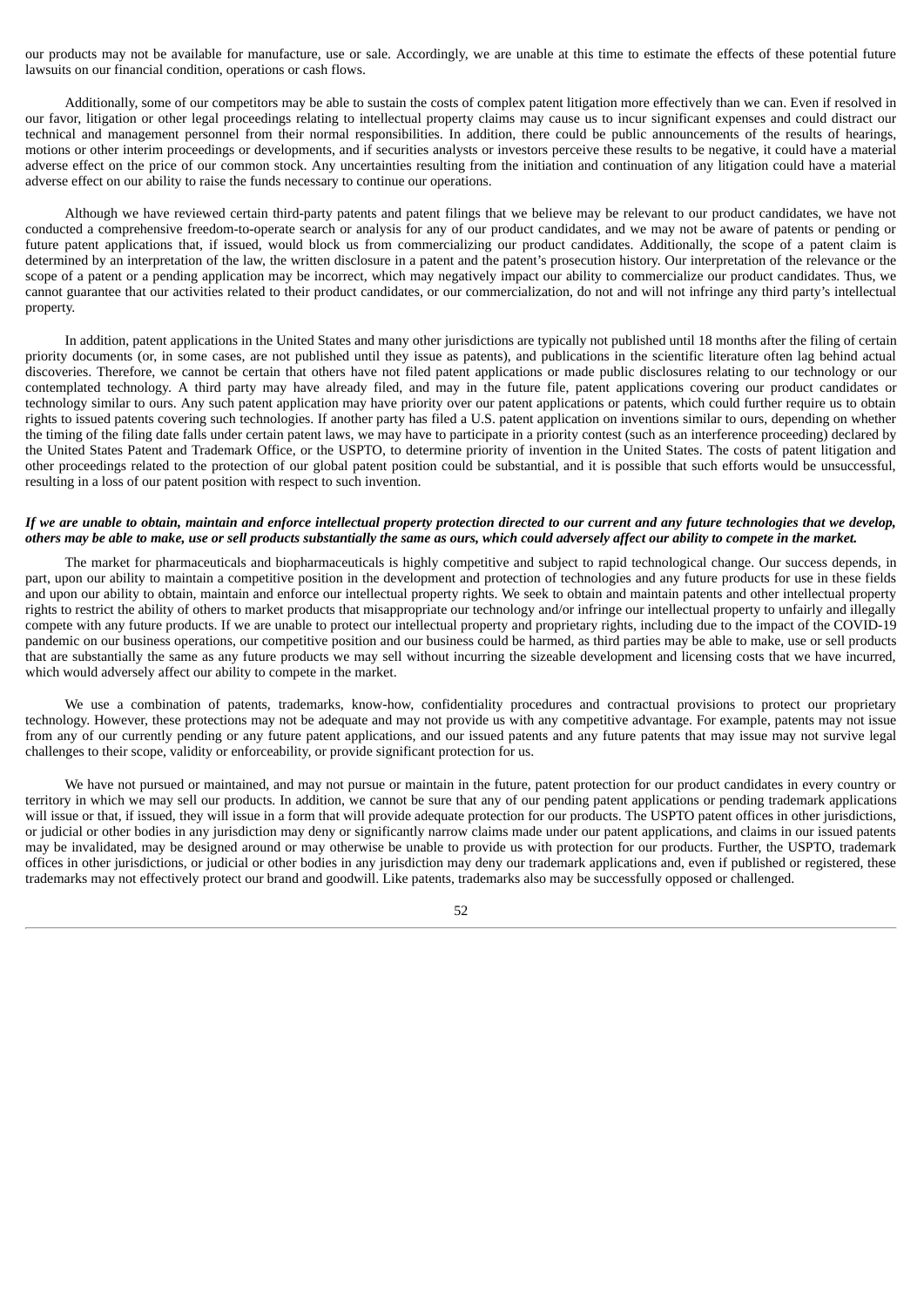our products may not be available for manufacture, use or sale. Accordingly, we are unable at this time to estimate the effects of these potential future lawsuits on our financial condition, operations or cash flows.

Additionally, some of our competitors may be able to sustain the costs of complex patent litigation more effectively than we can. Even if resolved in our favor, litigation or other legal proceedings relating to intellectual property claims may cause us to incur significant expenses and could distract our technical and management personnel from their normal responsibilities. In addition, there could be public announcements of the results of hearings, motions or other interim proceedings or developments, and if securities analysts or investors perceive these results to be negative, it could have a material adverse effect on the price of our common stock. Any uncertainties resulting from the initiation and continuation of any litigation could have a material adverse effect on our ability to raise the funds necessary to continue our operations.

Although we have reviewed certain third-party patents and patent filings that we believe may be relevant to our product candidates, we have not conducted a comprehensive freedom-to-operate search or analysis for any of our product candidates, and we may not be aware of patents or pending or future patent applications that, if issued, would block us from commercializing our product candidates. Additionally, the scope of a patent claim is determined by an interpretation of the law, the written disclosure in a patent and the patent's prosecution history. Our interpretation of the relevance or the scope of a patent or a pending application may be incorrect, which may negatively impact our ability to commercialize our product candidates. Thus, we cannot guarantee that our activities related to their product candidates, or our commercialization, do not and will not infringe any third party's intellectual property.

In addition, patent applications in the United States and many other jurisdictions are typically not published until 18 months after the filing of certain priority documents (or, in some cases, are not published until they issue as patents), and publications in the scientific literature often lag behind actual discoveries. Therefore, we cannot be certain that others have not filed patent applications or made public disclosures relating to our technology or our contemplated technology. A third party may have already filed, and may in the future file, patent applications covering our product candidates or technology similar to ours. Any such patent application may have priority over our patent applications or patents, which could further require us to obtain rights to issued patents covering such technologies. If another party has filed a U.S. patent application on inventions similar to ours, depending on whether the timing of the filing date falls under certain patent laws, we may have to participate in a priority contest (such as an interference proceeding) declared by the United States Patent and Trademark Office, or the USPTO, to determine priority of invention in the United States. The costs of patent litigation and other proceedings related to the protection of our global patent position could be substantial, and it is possible that such efforts would be unsuccessful, resulting in a loss of our patent position with respect to such invention.

***If we are unable to obtain, maintain and enforce intellectual property protection directed to our current and any future technologies that we develop, others may be able to make, use or sell products substantially the same as ours, which could adversely affect our ability to compete in the market.***

The market for pharmaceuticals and biopharmaceuticals is highly competitive and subject to rapid technological change. Our success depends, in part, upon our ability to maintain a competitive position in the development and protection of technologies and any future products for use in these fields and upon our ability to obtain, maintain and enforce our intellectual property rights. We seek to obtain and maintain patents and other intellectual property rights to restrict the ability of others to market products that misappropriate our technology and/or infringe our intellectual property to unfairly and illegally compete with any future products. If we are unable to protect our intellectual property and proprietary rights, including due to the impact of the COVID-19 pandemic on our business operations, our competitive position and our business could be harmed, as third parties may be able to make, use or sell products that are substantially the same as any future products we may sell without incurring the sizeable development and licensing costs that we have incurred, which would adversely affect our ability to compete in the market.

We use a combination of patents, trademarks, know-how, confidentiality procedures and contractual provisions to protect our proprietary technology. However, these protections may not be adequate and may not provide us with any competitive advantage. For example, patents may not issue from any of our currently pending or any future patent applications, and our issued patents and any future patents that may issue may not survive legal challenges to their scope, validity or enforceability, or provide significant protection for us.

We have not pursued or maintained, and may not pursue or maintain in the future, patent protection for our product candidates in every country or territory in which we may sell our products. In addition, we cannot be sure that any of our pending patent applications or pending trademark applications will issue or that, if issued, they will issue in a form that will provide adequate protection for our products. The USPTO patent offices in other jurisdictions, or judicial or other bodies in any jurisdiction may deny or significantly narrow claims made under our patent applications, and claims in our issued patents may be invalidated, may be designed around or may otherwise be unable to provide us with protection for our products. Further, the USPTO, trademark offices in other jurisdictions, or judicial or other bodies in any jurisdiction may deny our trademark applications and, even if published or registered, these trademarks may not effectively protect our brand and goodwill. Like patents, trademarks also may be successfully opposed or challenged.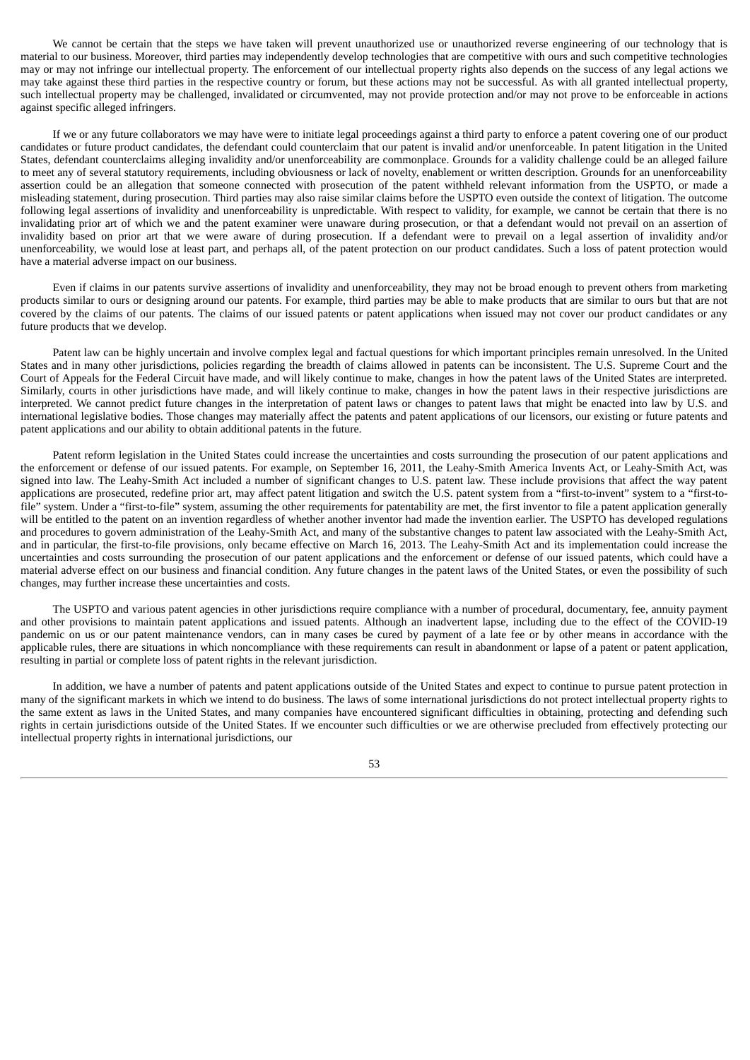We cannot be certain that the steps we have taken will prevent unauthorized use or unauthorized reverse engineering of our technology that is material to our business. Moreover, third parties may independently develop technologies that are competitive with ours and such competitive technologies may or may not infringe our intellectual property. The enforcement of our intellectual property rights also depends on the success of any legal actions we may take against these third parties in the respective country or forum, but these actions may not be successful. As with all granted intellectual property, such intellectual property may be challenged, invalidated or circumvented, may not provide protection and/or may not prove to be enforceable in actions against specific alleged infringers.

If we or any future collaborators we may have were to initiate legal proceedings against a third party to enforce a patent covering one of our product candidates or future product candidates, the defendant could counterclaim that our patent is invalid and/or unenforceable. In patent litigation in the United States, defendant counterclaims alleging invalidity and/or unenforceability are commonplace. Grounds for a validity challenge could be an alleged failure to meet any of several statutory requirements, including obviousness or lack of novelty, enablement or written description. Grounds for an unenforceability assertion could be an allegation that someone connected with prosecution of the patent withheld relevant information from the USPTO, or made a misleading statement, during prosecution. Third parties may also raise similar claims before the USPTO even outside the context of litigation. The outcome following legal assertions of invalidity and unenforceability is unpredictable. With respect to validity, for example, we cannot be certain that there is no invalidating prior art of which we and the patent examiner were unaware during prosecution, or that a defendant would not prevail on an assertion of invalidity based on prior art that we were aware of during prosecution. If a defendant were to prevail on a legal assertion of invalidity and/or unenforceability, we would lose at least part, and perhaps all, of the patent protection on our product candidates. Such a loss of patent protection would have a material adverse impact on our business.

Even if claims in our patents survive assertions of invalidity and unenforceability, they may not be broad enough to prevent others from marketing products similar to ours or designing around our patents. For example, third parties may be able to make products that are similar to ours but that are not covered by the claims of our patents. The claims of our issued patents or patent applications when issued may not cover our product candidates or any future products that we develop.

Patent law can be highly uncertain and involve complex legal and factual questions for which important principles remain unresolved. In the United States and in many other jurisdictions, policies regarding the breadth of claims allowed in patents can be inconsistent. The U.S. Supreme Court and the Court of Appeals for the Federal Circuit have made, and will likely continue to make, changes in how the patent laws of the United States are interpreted. Similarly, courts in other jurisdictions have made, and will likely continue to make, changes in how the patent laws in their respective jurisdictions are interpreted. We cannot predict future changes in the interpretation of patent laws or changes to patent laws that might be enacted into law by U.S. and international legislative bodies. Those changes may materially affect the patents and patent applications of our licensors, our existing or future patents and patent applications and our ability to obtain additional patents in the future.

Patent reform legislation in the United States could increase the uncertainties and costs surrounding the prosecution of our patent applications and the enforcement or defense of our issued patents. For example, on September 16, 2011, the Leahy-Smith America Invents Act, or Leahy-Smith Act, was signed into law. The Leahy-Smith Act included a number of significant changes to U.S. patent law. These include provisions that affect the way patent applications are prosecuted, redefine prior art, may affect patent litigation and switch the U.S. patent system from a "first-to-invent" system to a "first-to-file" system. Under a "first-to-file" system, assuming the other requirements for patentability are met, the first inventor to file a patent application generally will be entitled to the patent on an invention regardless of whether another inventor had made the invention earlier. The USPTO has developed regulations and procedures to govern administration of the Leahy-Smith Act, and many of the substantive changes to patent law associated with the Leahy-Smith Act, and in particular, the first-to-file provisions, only became effective on March 16, 2013. The Leahy-Smith Act and its implementation could increase the uncertainties and costs surrounding the prosecution of our patent applications and the enforcement or defense of our issued patents, which could have a material adverse effect on our business and financial condition. Any future changes in the patent laws of the United States, or even the possibility of such changes, may further increase these uncertainties and costs.

The USPTO and various patent agencies in other jurisdictions require compliance with a number of procedural, documentary, fee, annuity payment and other provisions to maintain patent applications and issued patents. Although an inadvertent lapse, including due to the effect of the COVID-19 pandemic on us or our patent maintenance vendors, can in many cases be cured by payment of a late fee or by other means in accordance with the applicable rules, there are situations in which noncompliance with these requirements can result in abandonment or lapse of a patent or patent application, resulting in partial or complete loss of patent rights in the relevant jurisdiction.

In addition, we have a number of patents and patent applications outside of the United States and expect to continue to pursue patent protection in many of the significant markets in which we intend to do business. The laws of some international jurisdictions do not protect intellectual property rights to the same extent as laws in the United States, and many companies have encountered significant difficulties in obtaining, protecting and defending such rights in certain jurisdictions outside of the United States. If we encounter such difficulties or we are otherwise precluded from effectively protecting our intellectual property rights in international jurisdictions, our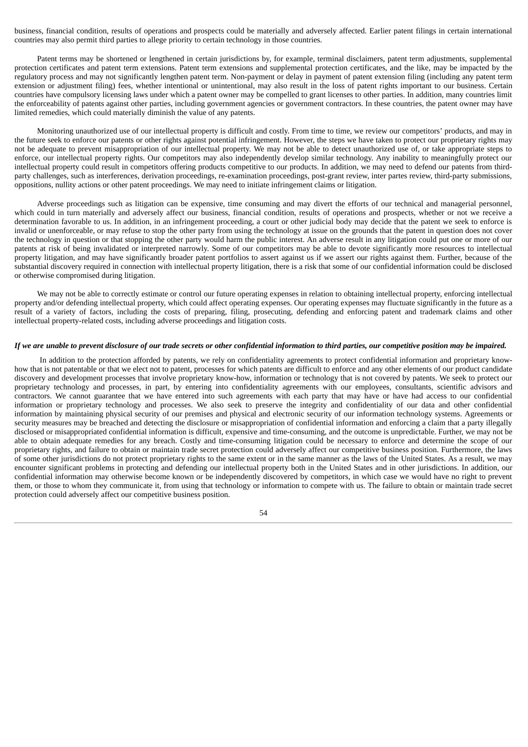business, financial condition, results of operations and prospects could be materially and adversely affected. Earlier patent filings in certain international countries may also permit third parties to allege priority to certain technology in those countries.

Patent terms may be shortened or lengthened in certain jurisdictions by, for example, terminal disclaimers, patent term adjustments, supplemental protection certificates and patent term extensions. Patent term extensions and supplemental protection certificates, and the like, may be impacted by the regulatory process and may not significantly lengthen patent term. Non-payment or delay in payment of patent extension filing (including any patent term extension or adjustment filing) fees, whether intentional or unintentional, may also result in the loss of patent rights important to our business. Certain countries have compulsory licensing laws under which a patent owner may be compelled to grant licenses to other parties. In addition, many countries limit the enforceability of patents against other parties, including government agencies or government contractors. In these countries, the patent owner may have limited remedies, which could materially diminish the value of any patents.

Monitoring unauthorized use of our intellectual property is difficult and costly. From time to time, we review our competitors' products, and may in the future seek to enforce our patents or other rights against potential infringement. However, the steps we have taken to protect our proprietary rights may not be adequate to prevent misappropriation of our intellectual property. We may not be able to detect unauthorized use of, or take appropriate steps to enforce, our intellectual property rights. Our competitors may also independently develop similar technology. Any inability to meaningfully protect our intellectual property could result in competitors offering products competitive to our products. In addition, we may need to defend our patents from third-party challenges, such as interferences, derivation proceedings, re-examination proceedings, post-grant review, inter partes review, third-party submissions, oppositions, nullity actions or other patent proceedings. We may need to initiate infringement claims or litigation.

Adverse proceedings such as litigation can be expensive, time consuming and may divert the efforts of our technical and managerial personnel, which could in turn materially and adversely affect our business, financial condition, results of operations and prospects, whether or not we receive a determination favorable to us. In addition, in an infringement proceeding, a court or other judicial body may decide that the patent we seek to enforce is invalid or unenforceable, or may refuse to stop the other party from using the technology at issue on the grounds that the patent in question does not cover the technology in question or that stopping the other party would harm the public interest. An adverse result in any litigation could put one or more of our patents at risk of being invalidated or interpreted narrowly. Some of our competitors may be able to devote significantly more resources to intellectual property litigation, and may have significantly broader patent portfolios to assert against us if we assert our rights against them. Further, because of the substantial discovery required in connection with intellectual property litigation, there is a risk that some of our confidential information could be disclosed or otherwise compromised during litigation.

We may not be able to correctly estimate or control our future operating expenses in relation to obtaining intellectual property, enforcing intellectual property and/or defending intellectual property, which could affect operating expenses. Our operating expenses may fluctuate significantly in the future as a result of a variety of factors, including the costs of preparing, filing, prosecuting, defending and enforcing patent and trademark claims and other intellectual property-related costs, including adverse proceedings and litigation costs.

***If we are unable to prevent disclosure of our trade secrets or other confidential information to third parties, our competitive position may be impaired.***

In addition to the protection afforded by patents, we rely on confidentiality agreements to protect confidential information and proprietary know-how that is not patentable or that we elect not to patent, processes for which patents are difficult to enforce and any other elements of our product candidate discovery and development processes that involve proprietary know-how, information or technology that is not covered by patents. We seek to protect our proprietary technology and processes, in part, by entering into confidentiality agreements with our employees, consultants, scientific advisors and contractors. We cannot guarantee that we have entered into such agreements with each party that may have or have had access to our confidential information or proprietary technology and processes. We also seek to preserve the integrity and confidentiality of our data and other confidential information by maintaining physical security of our premises and physical and electronic security of our information technology systems. Agreements or security measures may be breached and detecting the disclosure or misappropriation of confidential information and enforcing a claim that a party illegally disclosed or misappropriated confidential information is difficult, expensive and time-consuming, and the outcome is unpredictable. Further, we may not be able to obtain adequate remedies for any breach. Costly and time-consuming litigation could be necessary to enforce and determine the scope of our proprietary rights, and failure to obtain or maintain trade secret protection could adversely affect our competitive business position. Furthermore, the laws of some other jurisdictions do not protect proprietary rights to the same extent or in the same manner as the laws of the United States. As a result, we may encounter significant problems in protecting and defending our intellectual property both in the United States and in other jurisdictions. In addition, our confidential information may otherwise become known or be independently discovered by competitors, in which case we would have no right to prevent them, or those to whom they communicate it, from using that technology or information to compete with us. The failure to obtain or maintain trade secret protection could adversely affect our competitive business position.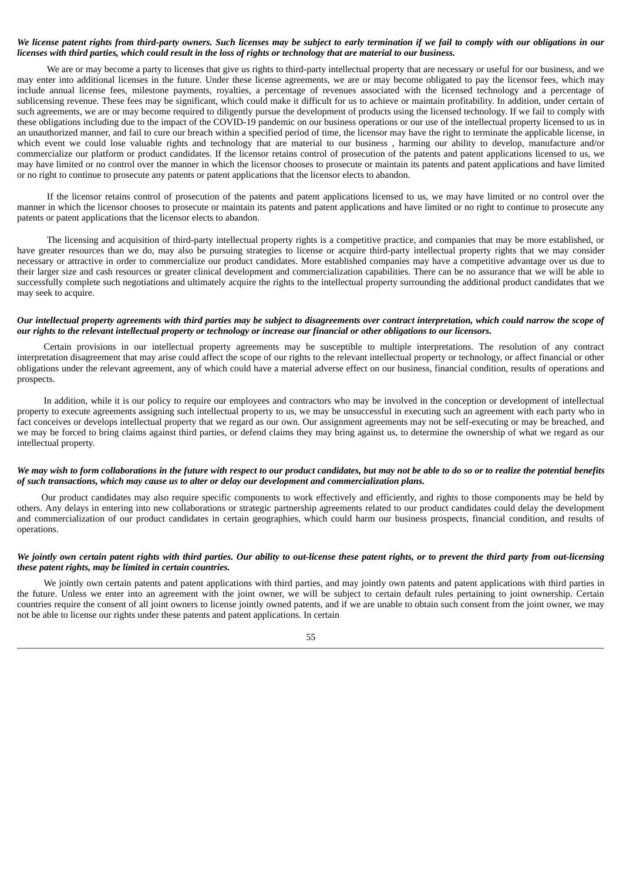***We license patent rights from third-party owners. Such licenses may be subject to early termination if we fail to comply with our obligations in our licenses with third parties, which could result in the loss of rights or technology that are material to our business.***

We are or may become a party to licenses that give us rights to third-party intellectual property that are necessary or useful for our business, and we may enter into additional licenses in the future. Under these license agreements, we are or may become obligated to pay the licensor fees, which may include annual license fees, milestone payments, royalties, a percentage of revenues associated with the licensed technology and a percentage of sublicensing revenue. These fees may be significant, which could make it difficult for us to achieve or maintain profitability. In addition, under certain of such agreements, we are or may become required to diligently pursue the development of products using the licensed technology. If we fail to comply with these obligations including due to the impact of the COVID-19 pandemic on our business operations or our use of the intellectual property licensed to us in an unauthorized manner, and fail to cure our breach within a specified period of time, the licensor may have the right to terminate the applicable license, in which event we could lose valuable rights and technology that are material to our business , harming our ability to develop, manufacture and/or commercialize our platform or product candidates. If the licensor retains control of prosecution of the patents and patent applications licensed to us, we may have limited or no control over the manner in which the licensor chooses to prosecute or maintain its patents and patent applications and have limited or no right to continue to prosecute any patents or patent applications that the licensor elects to abandon.

If the licensor retains control of prosecution of the patents and patent applications licensed to us, we may have limited or no control over the manner in which the licensor chooses to prosecute or maintain its patents and patent applications and have limited or no right to continue to prosecute any patents or patent applications that the licensor elects to abandon.

The licensing and acquisition of third-party intellectual property rights is a competitive practice, and companies that may be more established, or have greater resources than we do, may also be pursuing strategies to license or acquire third-party intellectual property rights that we may consider necessary or attractive in order to commercialize our product candidates. More established companies may have a competitive advantage over us due to their larger size and cash resources or greater clinical development and commercialization capabilities. There can be no assurance that we will be able to successfully complete such negotiations and ultimately acquire the rights to the intellectual property surrounding the additional product candidates that we may seek to acquire.

***Our intellectual property agreements with third parties may be subject to disagreements over contract interpretation, which could narrow the scope of our rights to the relevant intellectual property or technology or increase our financial or other obligations to our licensors.***

Certain provisions in our intellectual property agreements may be susceptible to multiple interpretations. The resolution of any contract interpretation disagreement that may arise could affect the scope of our rights to the relevant intellectual property or technology, or affect financial or other obligations under the relevant agreement, any of which could have a material adverse effect on our business, financial condition, results of operations and prospects.

In addition, while it is our policy to require our employees and contractors who may be involved in the conception or development of intellectual property to execute agreements assigning such intellectual property to us, we may be unsuccessful in executing such an agreement with each party who in fact conceives or develops intellectual property that we regard as our own. Our assignment agreements may not be self-executing or may be breached, and we may be forced to bring claims against third parties, or defend claims they may bring against us, to determine the ownership of what we regard as our intellectual property.

***We may wish to form collaborations in the future with respect to our product candidates, but may not be able to do so or to realize the potential benefits of such transactions, which may cause us to alter or delay our development and commercialization plans.***

Our product candidates may also require specific components to work effectively and efficiently, and rights to those components may be held by others. Any delays in entering into new collaborations or strategic partnership agreements related to our product candidates could delay the development and commercialization of our product candidates in certain geographies, which could harm our business prospects, financial condition, and results of operations.

***We jointly own certain patent rights with third parties. Our ability to out-license these patent rights, or to prevent the third party from out-licensing these patent rights, may be limited in certain countries.***

We jointly own certain patents and patent applications with third parties, and may jointly own patents and patent applications with third parties in the future. Unless we enter into an agreement with the joint owner, we will be subject to certain default rules pertaining to joint ownership. Certain countries require the consent of all joint owners to license jointly owned patents, and if we are unable to obtain such consent from the joint owner, we may not be able to license our rights under these patents and patent applications. In certain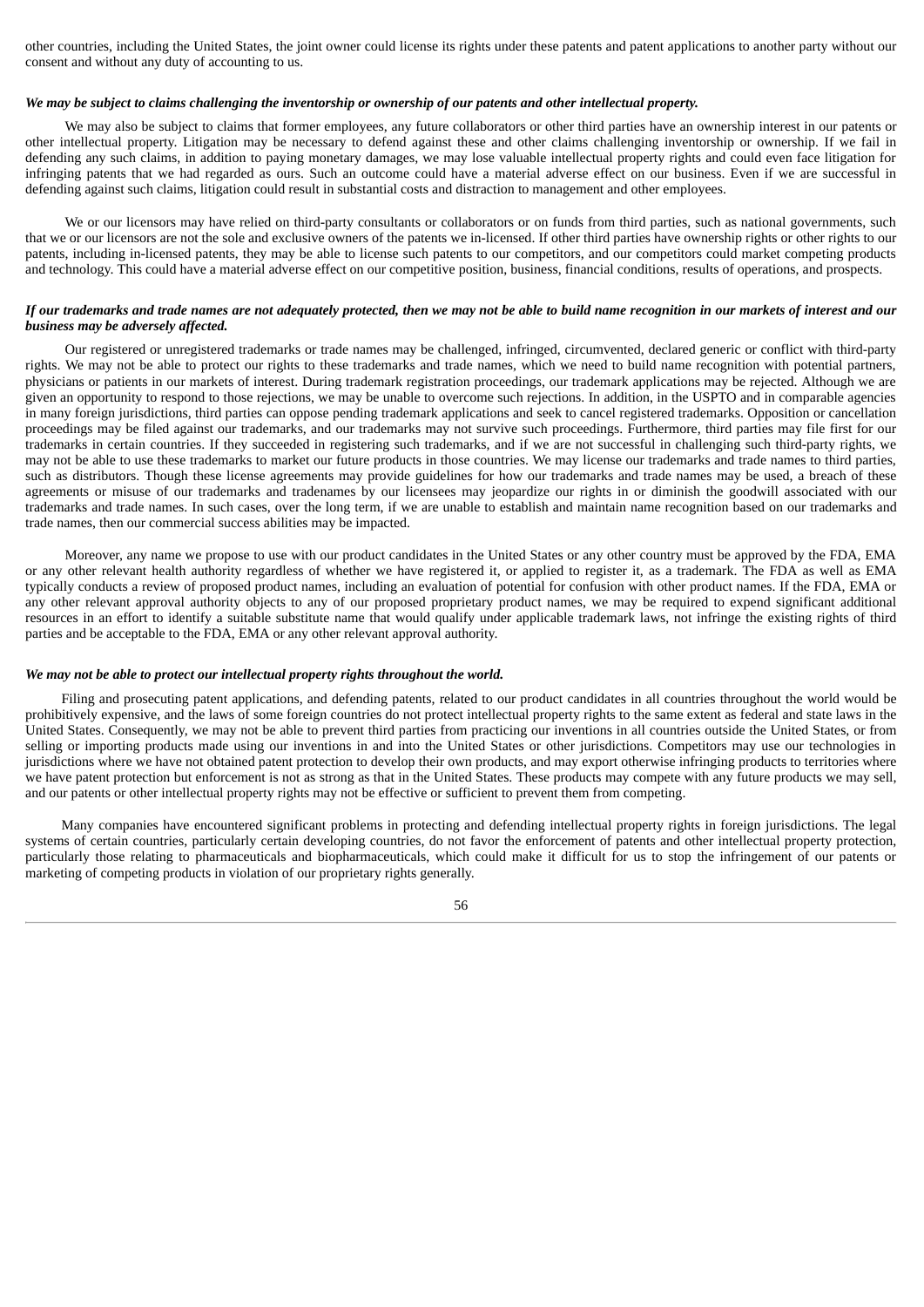other countries, including the United States, the joint owner could license its rights under these patents and patent applications to another party without our consent and without any duty of accounting to us.

***We may be subject to claims challenging the inventorship or ownership of our patents and other intellectual property.***

We may also be subject to claims that former employees, any future collaborators or other third parties have an ownership interest in our patents or other intellectual property. Litigation may be necessary to defend against these and other claims challenging inventorship or ownership. If we fail in defending any such claims, in addition to paying monetary damages, we may lose valuable intellectual property rights and could even face litigation for infringing patents that we had regarded as ours. Such an outcome could have a material adverse effect on our business. Even if we are successful in defending against such claims, litigation could result in substantial costs and distraction to management and other employees.

We or our licensors may have relied on third-party consultants or collaborators or on funds from third parties, such as national governments, such that we or our licensors are not the sole and exclusive owners of the patents we in-licensed. If other third parties have ownership rights or other rights to our patents, including in-licensed patents, they may be able to license such patents to our competitors, and our competitors could market competing products and technology. This could have a material adverse effect on our competitive position, business, financial conditions, results of operations, and prospects.

***If our trademarks and trade names are not adequately protected, then we may not be able to build name recognition in our markets of interest and our business may be adversely affected.***

Our registered or unregistered trademarks or trade names may be challenged, infringed, circumvented, declared generic or conflict with third-party rights. We may not be able to protect our rights to these trademarks and trade names, which we need to build name recognition with potential partners, physicians or patients in our markets of interest. During trademark registration proceedings, our trademark applications may be rejected. Although we are given an opportunity to respond to those rejections, we may be unable to overcome such rejections. In addition, in the USPTO and in comparable agencies in many foreign jurisdictions, third parties can oppose pending trademark applications and seek to cancel registered trademarks. Opposition or cancellation proceedings may be filed against our trademarks, and our trademarks may not survive such proceedings. Furthermore, third parties may file first for our trademarks in certain countries. If they succeeded in registering such trademarks, and if we are not successful in challenging such third-party rights, we may not be able to use these trademarks to market our future products in those countries. We may license our trademarks and trade names to third parties, such as distributors. Though these license agreements may provide guidelines for how our trademarks and trade names may be used, a breach of these agreements or misuse of our trademarks and tradenames by our licensees may jeopardize our rights in or diminish the goodwill associated with our trademarks and trade names. In such cases, over the long term, if we are unable to establish and maintain name recognition based on our trademarks and trade names, then our commercial success abilities may be impacted.

Moreover, any name we propose to use with our product candidates in the United States or any other country must be approved by the FDA, EMA or any other relevant health authority regardless of whether we have registered it, or applied to register it, as a trademark. The FDA as well as EMA typically conducts a review of proposed product names, including an evaluation of potential for confusion with other product names. If the FDA, EMA or any other relevant approval authority objects to any of our proposed proprietary product names, we may be required to expend significant additional resources in an effort to identify a suitable substitute name that would qualify under applicable trademark laws, not infringe the existing rights of third parties and be acceptable to the FDA, EMA or any other relevant approval authority.

***We may not be able to protect our intellectual property rights throughout the world.***

Filing and prosecuting patent applications, and defending patents, related to our product candidates in all countries throughout the world would be prohibitively expensive, and the laws of some foreign countries do not protect intellectual property rights to the same extent as federal and state laws in the United States. Consequently, we may not be able to prevent third parties from practicing our inventions in all countries outside the United States, or from selling or importing products made using our inventions in and into the United States or other jurisdictions. Competitors may use our technologies in jurisdictions where we have not obtained patent protection to develop their own products, and may export otherwise infringing products to territories where we have patent protection but enforcement is not as strong as that in the United States. These products may compete with any future products we may sell, and our patents or other intellectual property rights may not be effective or sufficient to prevent them from competing.

Many companies have encountered significant problems in protecting and defending intellectual property rights in foreign jurisdictions. The legal systems of certain countries, particularly certain developing countries, do not favor the enforcement of patents and other intellectual property protection, particularly those relating to pharmaceuticals and biopharmaceuticals, which could make it difficult for us to stop the infringement of our patents or marketing of competing products in violation of our proprietary rights generally.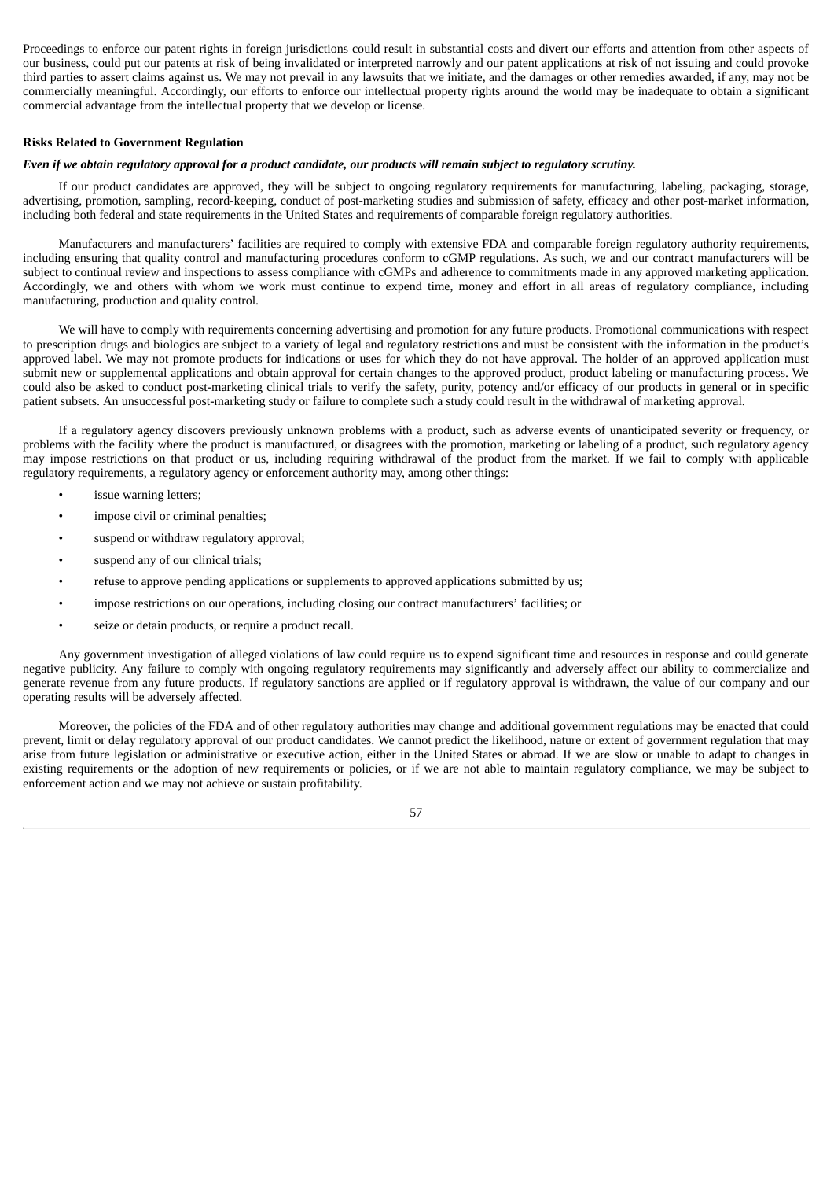Proceedings to enforce our patent rights in foreign jurisdictions could result in substantial costs and divert our efforts and attention from other aspects of our business, could put our patents at risk of being invalidated or interpreted narrowly and our patent applications at risk of not issuing and could provoke third parties to assert claims against us. We may not prevail in any lawsuits that we initiate, and the damages or other remedies awarded, if any, may not be commercially meaningful. Accordingly, our efforts to enforce our intellectual property rights around the world may be inadequate to obtain a significant commercial advantage from the intellectual property that we develop or license.

**Risks Related to Government Regulation**

***Even if we obtain regulatory approval for a product candidate, our products will remain subject to regulatory scrutiny.***

If our product candidates are approved, they will be subject to ongoing regulatory requirements for manufacturing, labeling, packaging, storage, advertising, promotion, sampling, record-keeping, conduct of post-marketing studies and submission of safety, efficacy and other post-market information, including both federal and state requirements in the United States and requirements of comparable foreign regulatory authorities.

Manufacturers and manufacturers' facilities are required to comply with extensive FDA and comparable foreign regulatory authority requirements, including ensuring that quality control and manufacturing procedures conform to cGMP regulations. As such, we and our contract manufacturers will be subject to continual review and inspections to assess compliance with cGMPs and adherence to commitments made in any approved marketing application. Accordingly, we and others with whom we work must continue to expend time, money and effort in all areas of regulatory compliance, including manufacturing, production and quality control.

We will have to comply with requirements concerning advertising and promotion for any future products. Promotional communications with respect to prescription drugs and biologics are subject to a variety of legal and regulatory restrictions and must be consistent with the information in the product's approved label. We may not promote products for indications or uses for which they do not have approval. The holder of an approved application must submit new or supplemental applications and obtain approval for certain changes to the approved product, product labeling or manufacturing process. We could also be asked to conduct post-marketing clinical trials to verify the safety, purity, potency and/or efficacy of our products in general or in specific patient subsets. An unsuccessful post-marketing study or failure to complete such a study could result in the withdrawal of marketing approval.

If a regulatory agency discovers previously unknown problems with a product, such as adverse events of unanticipated severity or frequency, or problems with the facility where the product is manufactured, or disagrees with the promotion, marketing or labeling of a product, such regulatory agency may impose restrictions on that product or us, including requiring withdrawal of the product from the market. If we fail to comply with applicable regulatory requirements, a regulatory agency or enforcement authority may, among other things:

- issue warning letters;
- impose civil or criminal penalties;
- suspend or withdraw regulatory approval;
- suspend any of our clinical trials;
- refuse to approve pending applications or supplements to approved applications submitted by us;
- impose restrictions on our operations, including closing our contract manufacturers' facilities; or
- seize or detain products, or require a product recall.

Any government investigation of alleged violations of law could require us to expend significant time and resources in response and could generate negative publicity. Any failure to comply with ongoing regulatory requirements may significantly and adversely affect our ability to commercialize and generate revenue from any future products. If regulatory sanctions are applied or if regulatory approval is withdrawn, the value of our company and our operating results will be adversely affected.

Moreover, the policies of the FDA and of other regulatory authorities may change and additional government regulations may be enacted that could prevent, limit or delay regulatory approval of our product candidates. We cannot predict the likelihood, nature or extent of government regulation that may arise from future legislation or administrative or executive action, either in the United States or abroad. If we are slow or unable to adapt to changes in existing requirements or the adoption of new requirements or policies, or if we are not able to maintain regulatory compliance, we may be subject to enforcement action and we may not achieve or sustain profitability.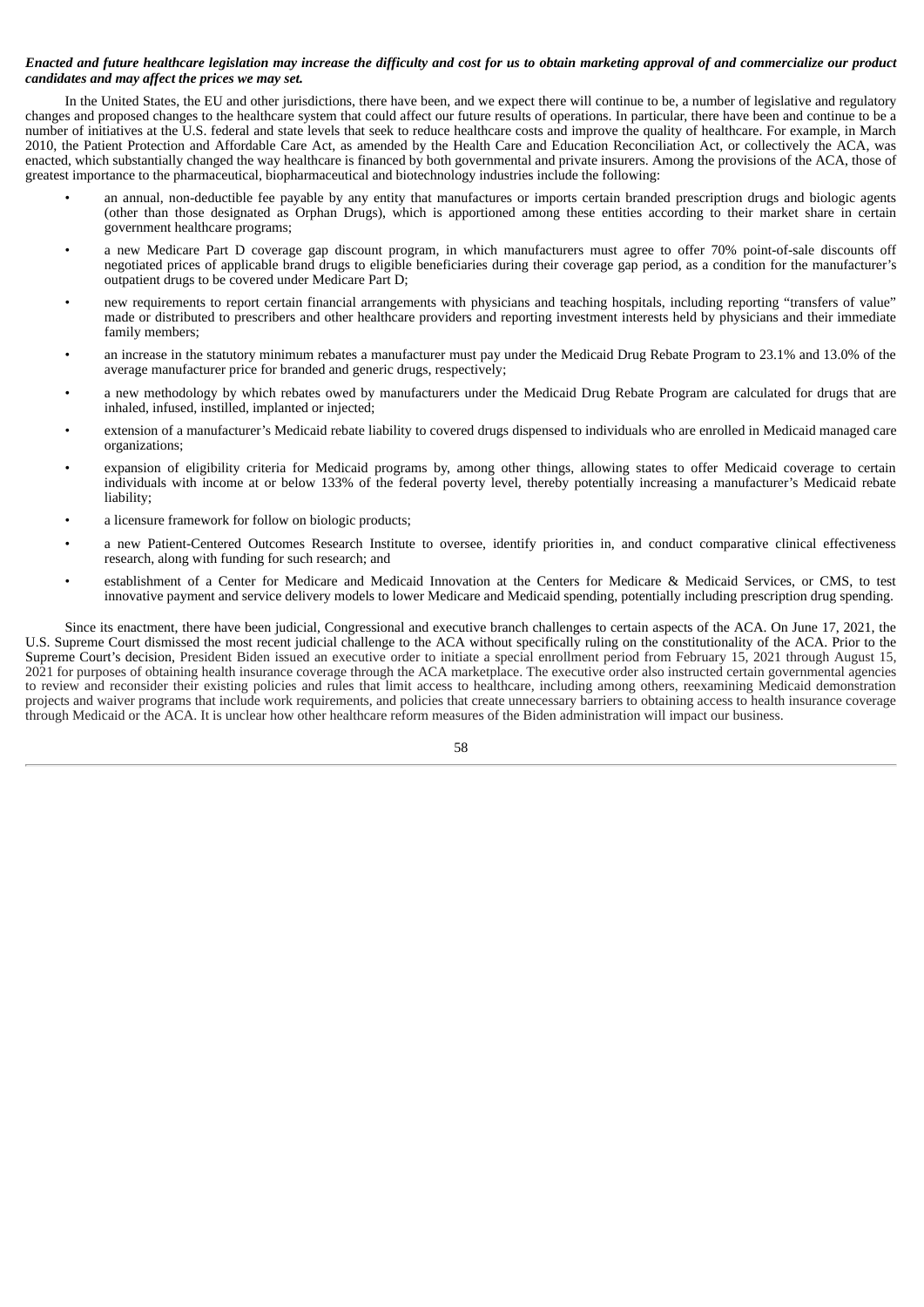***Enacted and future healthcare legislation may increase the difficulty and cost for us to obtain marketing approval of and commercialize our product candidates and may affect the prices we may set.***

In the United States, the EU and other jurisdictions, there have been, and we expect there will continue to be, a number of legislative and regulatory changes and proposed changes to the healthcare system that could affect our future results of operations. In particular, there have been and continue to be a number of initiatives at the U.S. federal and state levels that seek to reduce healthcare costs and improve the quality of healthcare. For example, in March 2010, the Patient Protection and Affordable Care Act, as amended by the Health Care and Education Reconciliation Act, or collectively the ACA, was enacted, which substantially changed the way healthcare is financed by both governmental and private insurers. Among the provisions of the ACA, those of greatest importance to the pharmaceutical, biopharmaceutical and biotechnology industries include the following:

- an annual, non-deductible fee payable by any entity that manufactures or imports certain branded prescription drugs and biologic agents (other than those designated as Orphan Drugs), which is apportioned among these entities according to their market share in certain government healthcare programs;
- a new Medicare Part D coverage gap discount program, in which manufacturers must agree to offer 70% point-of-sale discounts off negotiated prices of applicable brand drugs to eligible beneficiaries during their coverage gap period, as a condition for the manufacturer's outpatient drugs to be covered under Medicare Part D;
- new requirements to report certain financial arrangements with physicians and teaching hospitals, including reporting "transfers of value" made or distributed to prescribers and other healthcare providers and reporting investment interests held by physicians and their immediate family members;
- an increase in the statutory minimum rebates a manufacturer must pay under the Medicaid Drug Rebate Program to 23.1% and 13.0% of the average manufacturer price for branded and generic drugs, respectively;
- a new methodology by which rebates owed by manufacturers under the Medicaid Drug Rebate Program are calculated for drugs that are inhaled, infused, instilled, implanted or injected;
- extension of a manufacturer's Medicaid rebate liability to covered drugs dispensed to individuals who are enrolled in Medicaid managed care organizations;
- expansion of eligibility criteria for Medicaid programs by, among other things, allowing states to offer Medicaid coverage to certain individuals with income at or below 133% of the federal poverty level, thereby potentially increasing a manufacturer's Medicaid rebate liability;
- a licensure framework for follow on biologic products;
- a new Patient-Centered Outcomes Research Institute to oversee, identify priorities in, and conduct comparative clinical effectiveness research, along with funding for such research; and
- establishment of a Center for Medicare and Medicaid Innovation at the Centers for Medicare & Medicaid Services, or CMS, to test innovative payment and service delivery models to lower Medicare and Medicaid spending, potentially including prescription drug spending.

Since its enactment, there have been judicial, Congressional and executive branch challenges to certain aspects of the ACA. On June 17, 2021, the U.S. Supreme Court dismissed the most recent judicial challenge to the ACA without specifically ruling on the constitutionality of the ACA. Prior to the Supreme Court's decision, President Biden issued an executive order to initiate a special enrollment period from February 15, 2021 through August 15, 2021 for purposes of obtaining health insurance coverage through the ACA marketplace. The executive order also instructed certain governmental agencies to review and reconsider their existing policies and rules that limit access to healthcare, including among others, reexamining Medicaid demonstration projects and waiver programs that include work requirements, and policies that create unnecessary barriers to obtaining access to health insurance coverage through Medicaid or the ACA. It is unclear how other healthcare reform measures of the Biden administration will impact our business.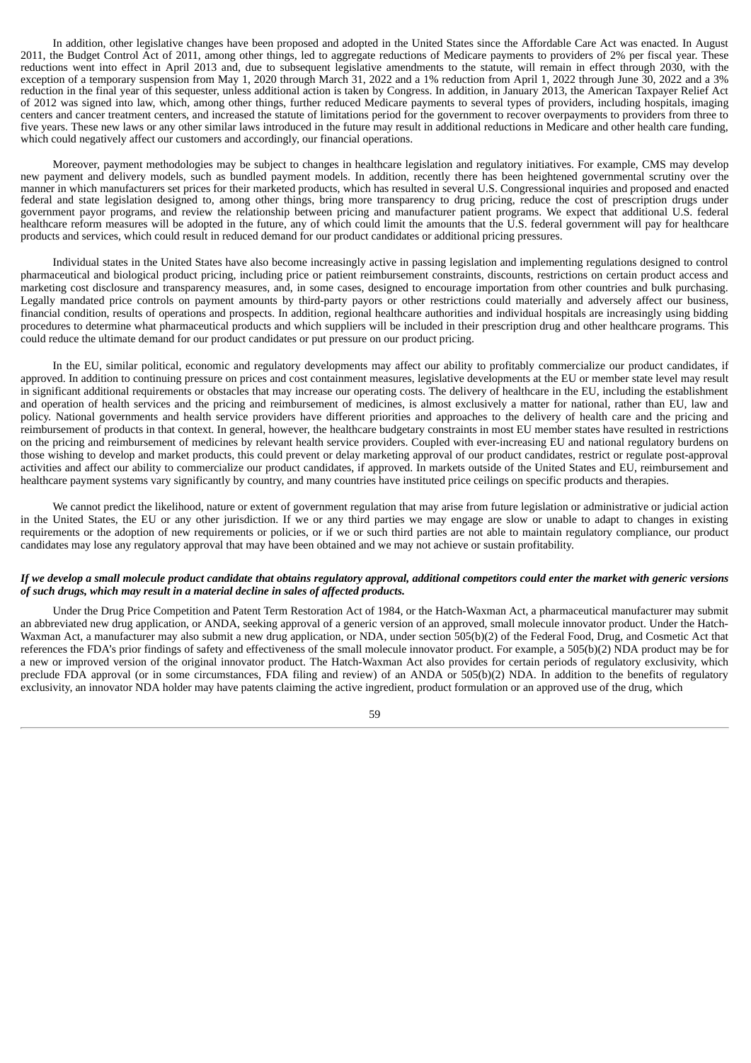In addition, other legislative changes have been proposed and adopted in the United States since the Affordable Care Act was enacted. In August 2011, the Budget Control Act of 2011, among other things, led to aggregate reductions of Medicare payments to providers of 2% per fiscal year. These reductions went into effect in April 2013 and, due to subsequent legislative amendments to the statute, will remain in effect through 2030, with the exception of a temporary suspension from May 1, 2020 through March 31, 2022 and a 1% reduction from April 1, 2022 through June 30, 2022 and a 3% reduction in the final year of this sequester, unless additional action is taken by Congress. In addition, in January 2013, the American Taxpayer Relief Act of 2012 was signed into law, which, among other things, further reduced Medicare payments to several types of providers, including hospitals, imaging centers and cancer treatment centers, and increased the statute of limitations period for the government to recover overpayments to providers from three to five years. These new laws or any other similar laws introduced in the future may result in additional reductions in Medicare and other health care funding, which could negatively affect our customers and accordingly, our financial operations.

Moreover, payment methodologies may be subject to changes in healthcare legislation and regulatory initiatives. For example, CMS may develop new payment and delivery models, such as bundled payment models. In addition, recently there has been heightened governmental scrutiny over the manner in which manufacturers set prices for their marketed products, which has resulted in several U.S. Congressional inquiries and proposed and enacted federal and state legislation designed to, among other things, bring more transparency to drug pricing, reduce the cost of prescription drugs under government payor programs, and review the relationship between pricing and manufacturer patient programs. We expect that additional U.S. federal healthcare reform measures will be adopted in the future, any of which could limit the amounts that the U.S. federal government will pay for healthcare products and services, which could result in reduced demand for our product candidates or additional pricing pressures.

Individual states in the United States have also become increasingly active in passing legislation and implementing regulations designed to control pharmaceutical and biological product pricing, including price or patient reimbursement constraints, discounts, restrictions on certain product access and marketing cost disclosure and transparency measures, and, in some cases, designed to encourage importation from other countries and bulk purchasing. Legally mandated price controls on payment amounts by third-party payors or other restrictions could materially and adversely affect our business, financial condition, results of operations and prospects. In addition, regional healthcare authorities and individual hospitals are increasingly using bidding procedures to determine what pharmaceutical products and which suppliers will be included in their prescription drug and other healthcare programs. This could reduce the ultimate demand for our product candidates or put pressure on our product pricing.

In the EU, similar political, economic and regulatory developments may affect our ability to profitably commercialize our product candidates, if approved. In addition to continuing pressure on prices and cost containment measures, legislative developments at the EU or member state level may result in significant additional requirements or obstacles that may increase our operating costs. The delivery of healthcare in the EU, including the establishment and operation of health services and the pricing and reimbursement of medicines, is almost exclusively a matter for national, rather than EU, law and policy. National governments and health service providers have different priorities and approaches to the delivery of health care and the pricing and reimbursement of products in that context. In general, however, the healthcare budgetary constraints in most EU member states have resulted in restrictions on the pricing and reimbursement of medicines by relevant health service providers. Coupled with ever-increasing EU and national regulatory burdens on those wishing to develop and market products, this could prevent or delay marketing approval of our product candidates, restrict or regulate post-approval activities and affect our ability to commercialize our product candidates, if approved. In markets outside of the United States and EU, reimbursement and healthcare payment systems vary significantly by country, and many countries have instituted price ceilings on specific products and therapies.

We cannot predict the likelihood, nature or extent of government regulation that may arise from future legislation or administrative or judicial action in the United States, the EU or any other jurisdiction. If we or any third parties we may engage are slow or unable to adapt to changes in existing requirements or the adoption of new requirements or policies, or if we or such third parties are not able to maintain regulatory compliance, our product candidates may lose any regulatory approval that may have been obtained and we may not achieve or sustain profitability.

***If we develop a small molecule product candidate that obtains regulatory approval, additional competitors could enter the market with generic versions of such drugs, which may result in a material decline in sales of affected products.***

Under the Drug Price Competition and Patent Term Restoration Act of 1984, or the Hatch-Waxman Act, a pharmaceutical manufacturer may submit an abbreviated new drug application, or ANDA, seeking approval of a generic version of an approved, small molecule innovator product. Under the Hatch-Waxman Act, a manufacturer may also submit a new drug application, or NDA, under section 505(b)(2) of the Federal Food, Drug, and Cosmetic Act that references the FDA's prior findings of safety and effectiveness of the small molecule innovator product. For example, a 505(b)(2) NDA product may be for a new or improved version of the original innovator product. The Hatch-Waxman Act also provides for certain periods of regulatory exclusivity, which preclude FDA approval (or in some circumstances, FDA filing and review) of an ANDA or 505(b)(2) NDA. In addition to the benefits of regulatory exclusivity, an innovator NDA holder may have patents claiming the active ingredient, product formulation or an approved use of the drug, which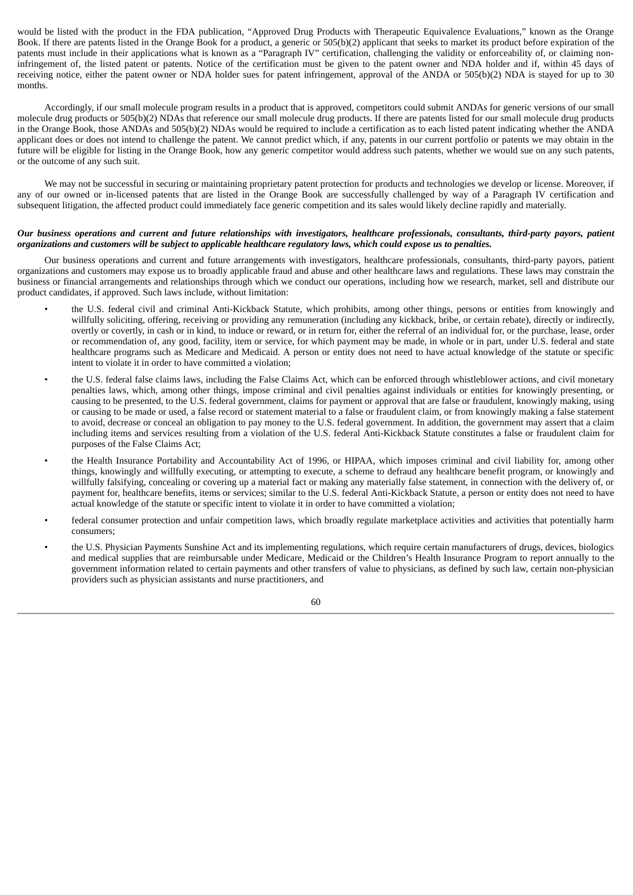would be listed with the product in the FDA publication, "Approved Drug Products with Therapeutic Equivalence Evaluations," known as the Orange Book. If there are patents listed in the Orange Book for a product, a generic or 505(b)(2) applicant that seeks to market its product before expiration of the patents must include in their applications what is known as a "Paragraph IV" certification, challenging the validity or enforceability of, or claiming non-infringement of, the listed patent or patents. Notice of the certification must be given to the patent owner and NDA holder and if, within 45 days of receiving notice, either the patent owner or NDA holder sues for patent infringement, approval of the ANDA or 505(b)(2) NDA is stayed for up to 30 months.

Accordingly, if our small molecule program results in a product that is approved, competitors could submit ANDAs for generic versions of our small molecule drug products or 505(b)(2) NDAs that reference our small molecule drug products. If there are patents listed for our small molecule drug products in the Orange Book, those ANDAs and 505(b)(2) NDAs would be required to include a certification as to each listed patent indicating whether the ANDA applicant does or does not intend to challenge the patent. We cannot predict which, if any, patents in our current portfolio or patents we may obtain in the future will be eligible for listing in the Orange Book, how any generic competitor would address such patents, whether we would sue on any such patents, or the outcome of any such suit.

We may not be successful in securing or maintaining proprietary patent protection for products and technologies we develop or license. Moreover, if any of our owned or in-licensed patents that are listed in the Orange Book are successfully challenged by way of a Paragraph IV certification and subsequent litigation, the affected product could immediately face generic competition and its sales would likely decline rapidly and materially.

***Our business operations and current and future relationships with investigators, healthcare professionals, consultants, third-party payors, patient organizations and customers will be subject to applicable healthcare regulatory laws, which could expose us to penalties.***

Our business operations and current and future arrangements with investigators, healthcare professionals, consultants, third-party payors, patient organizations and customers may expose us to broadly applicable fraud and abuse and other healthcare laws and regulations. These laws may constrain the business or financial arrangements and relationships through which we conduct our operations, including how we research, market, sell and distribute our product candidates, if approved. Such laws include, without limitation:

- the U.S. federal civil and criminal Anti-Kickback Statute, which prohibits, among other things, persons or entities from knowingly and willfully soliciting, offering, receiving or providing any remuneration (including any kickback, bribe, or certain rebate), directly or indirectly, overtly or covertly, in cash or in kind, to induce or reward, or in return for, either the referral of an individual for, or the purchase, lease, order or recommendation of, any good, facility, item or service, for which payment may be made, in whole or in part, under U.S. federal and state healthcare programs such as Medicare and Medicaid. A person or entity does not need to have actual knowledge of the statute or specific intent to violate it in order to have committed a violation;
- the U.S. federal false claims laws, including the False Claims Act, which can be enforced through whistleblower actions, and civil monetary penalties laws, which, among other things, impose criminal and civil penalties against individuals or entities for knowingly presenting, or causing to be presented, to the U.S. federal government, claims for payment or approval that are false or fraudulent, knowingly making, using or causing to be made or used, a false record or statement material to a false or fraudulent claim, or from knowingly making a false statement to avoid, decrease or conceal an obligation to pay money to the U.S. federal government. In addition, the government may assert that a claim including items and services resulting from a violation of the U.S. federal Anti-Kickback Statute constitutes a false or fraudulent claim for purposes of the False Claims Act;
- the Health Insurance Portability and Accountability Act of 1996, or HIPAA, which imposes criminal and civil liability for, among other things, knowingly and willfully executing, or attempting to execute, a scheme to defraud any healthcare benefit program, or knowingly and willfully falsifying, concealing or covering up a material fact or making any materially false statement, in connection with the delivery of, or payment for, healthcare benefits, items or services; similar to the U.S. federal Anti-Kickback Statute, a person or entity does not need to have actual knowledge of the statute or specific intent to violate it in order to have committed a violation;
- federal consumer protection and unfair competition laws, which broadly regulate marketplace activities and activities that potentially harm consumers;
- the U.S. Physician Payments Sunshine Act and its implementing regulations, which require certain manufacturers of drugs, devices, biologics and medical supplies that are reimbursable under Medicare, Medicaid or the Children's Health Insurance Program to report annually to the government information related to certain payments and other transfers of value to physicians, as defined by such law, certain non-physician providers such as physician assistants and nurse practitioners, and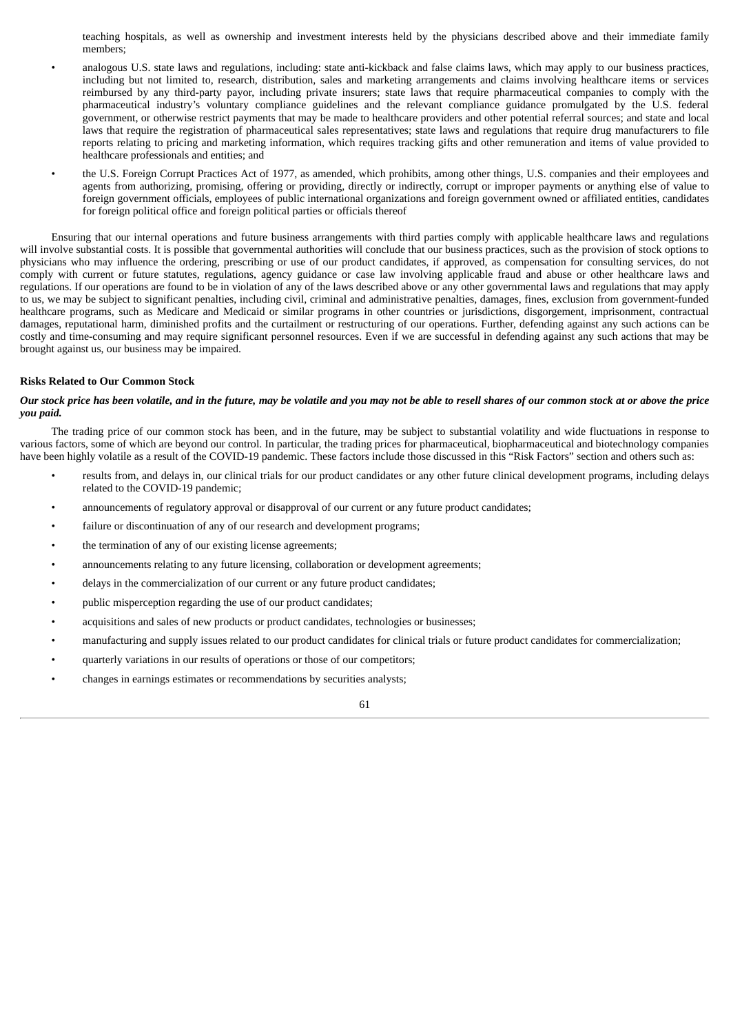teaching hospitals, as well as ownership and investment interests held by the physicians described above and their immediate family members;

- analogous U.S. state laws and regulations, including: state anti-kickback and false claims laws, which may apply to our business practices, including but not limited to, research, distribution, sales and marketing arrangements and claims involving healthcare items or services reimbursed by any third-party payor, including private insurers; state laws that require pharmaceutical companies to comply with the pharmaceutical industry's voluntary compliance guidelines and the relevant compliance guidance promulgated by the U.S. federal government, or otherwise restrict payments that may be made to healthcare providers and other potential referral sources; and state and local laws that require the registration of pharmaceutical sales representatives; state laws and regulations that require drug manufacturers to file reports relating to pricing and marketing information, which requires tracking gifts and other remuneration and items of value provided to healthcare professionals and entities; and
- the U.S. Foreign Corrupt Practices Act of 1977, as amended, which prohibits, among other things, U.S. companies and their employees and agents from authorizing, promising, offering or providing, directly or indirectly, corrupt or improper payments or anything else of value to foreign government officials, employees of public international organizations and foreign government owned or affiliated entities, candidates for foreign political office and foreign political parties or officials thereof

Ensuring that our internal operations and future business arrangements with third parties comply with applicable healthcare laws and regulations will involve substantial costs. It is possible that governmental authorities will conclude that our business practices, such as the provision of stock options to physicians who may influence the ordering, prescribing or use of our product candidates, if approved, as compensation for consulting services, do not comply with current or future statutes, regulations, agency guidance or case law involving applicable fraud and abuse or other healthcare laws and regulations. If our operations are found to be in violation of any of the laws described above or any other governmental laws and regulations that may apply to us, we may be subject to significant penalties, including civil, criminal and administrative penalties, damages, fines, exclusion from government-funded healthcare programs, such as Medicare and Medicaid or similar programs in other countries or jurisdictions, disgorgement, imprisonment, contractual damages, reputational harm, diminished profits and the curtailment or restructuring of our operations. Further, defending against any such actions can be costly and time-consuming and may require significant personnel resources. Even if we are successful in defending against any such actions that may be brought against us, our business may be impaired.

### Risks Related to Our Common Stock

***Our stock price has been volatile, and in the future, may be volatile and you may not be able to resell shares of our common stock at or above the price you paid.***

The trading price of our common stock has been, and in the future, may be subject to substantial volatility and wide fluctuations in response to various factors, some of which are beyond our control. In particular, the trading prices for pharmaceutical, biopharmaceutical and biotechnology companies have been highly volatile as a result of the COVID-19 pandemic. These factors include those discussed in this "Risk Factors" section and others such as:

- results from, and delays in, our clinical trials for our product candidates or any other future clinical development programs, including delays related to the COVID-19 pandemic;
- announcements of regulatory approval or disapproval of our current or any future product candidates;
- failure or discontinuation of any of our research and development programs;
- the termination of any of our existing license agreements;
- announcements relating to any future licensing, collaboration or development agreements;
- delays in the commercialization of our current or any future product candidates;
- public misperception regarding the use of our product candidates;
- acquisitions and sales of new products or product candidates, technologies or businesses;
- manufacturing and supply issues related to our product candidates for clinical trials or future product candidates for commercialization;
- quarterly variations in our results of operations or those of our competitors;
- changes in earnings estimates or recommendations by securities analysts;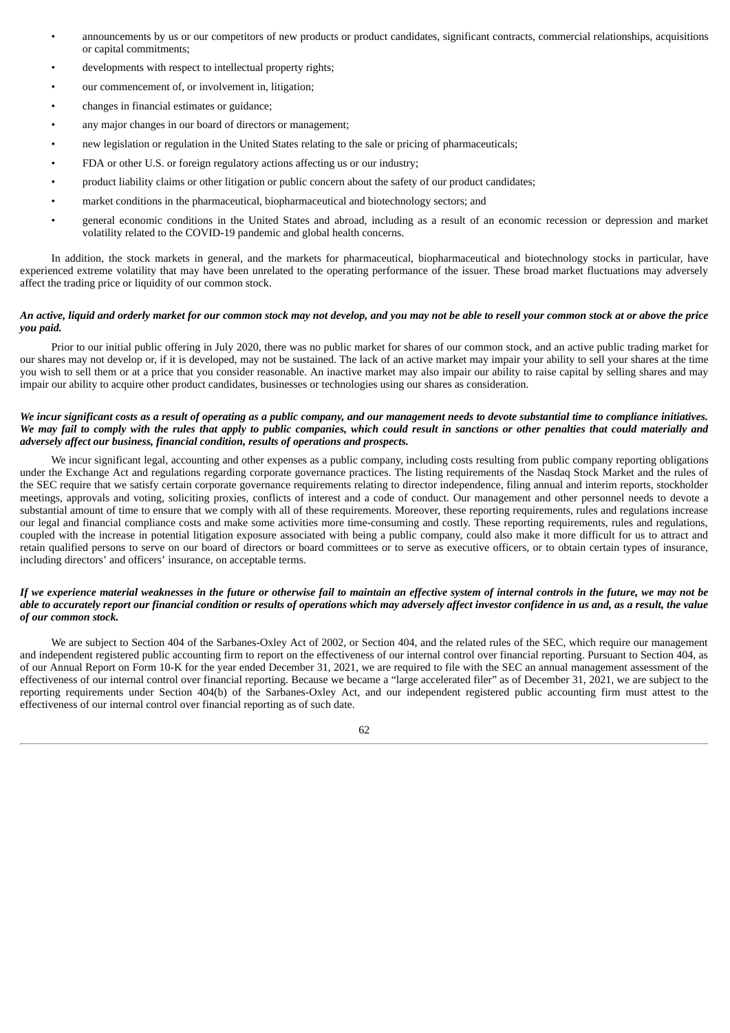- announcements by us or our competitors of new products or product candidates, significant contracts, commercial relationships, acquisitions or capital commitments;
- developments with respect to intellectual property rights;
- our commencement of, or involvement in, litigation;
- changes in financial estimates or guidance;
- any major changes in our board of directors or management;
- new legislation or regulation in the United States relating to the sale or pricing of pharmaceuticals;
- FDA or other U.S. or foreign regulatory actions affecting us or our industry;
- product liability claims or other litigation or public concern about the safety of our product candidates;
- market conditions in the pharmaceutical, biopharmaceutical and biotechnology sectors; and
- general economic conditions in the United States and abroad, including as a result of an economic recession or depression and market volatility related to the COVID-19 pandemic and global health concerns.

In addition, the stock markets in general, and the markets for pharmaceutical, biopharmaceutical and biotechnology stocks in particular, have experienced extreme volatility that may have been unrelated to the operating performance of the issuer. These broad market fluctuations may adversely affect the trading price or liquidity of our common stock.

***An active, liquid and orderly market for our common stock may not develop, and you may not be able to resell your common stock at or above the price you paid.***

Prior to our initial public offering in July 2020, there was no public market for shares of our common stock, and an active public trading market for our shares may not develop or, if it is developed, may not be sustained. The lack of an active market may impair your ability to sell your shares at the time you wish to sell them or at a price that you consider reasonable. An inactive market may also impair our ability to raise capital by selling shares and may impair our ability to acquire other product candidates, businesses or technologies using our shares as consideration.

***We incur significant costs as a result of operating as a public company, and our management needs to devote substantial time to compliance initiatives. We may fail to comply with the rules that apply to public companies, which could result in sanctions or other penalties that could materially and adversely affect our business, financial condition, results of operations and prospects.***

We incur significant legal, accounting and other expenses as a public company, including costs resulting from public company reporting obligations under the Exchange Act and regulations regarding corporate governance practices. The listing requirements of the Nasdaq Stock Market and the rules of the SEC require that we satisfy certain corporate governance requirements relating to director independence, filing annual and interim reports, stockholder meetings, approvals and voting, soliciting proxies, conflicts of interest and a code of conduct. Our management and other personnel needs to devote a substantial amount of time to ensure that we comply with all of these requirements. Moreover, these reporting requirements, rules and regulations increase our legal and financial compliance costs and make some activities more time-consuming and costly. These reporting requirements, rules and regulations, coupled with the increase in potential litigation exposure associated with being a public company, could also make it more difficult for us to attract and retain qualified persons to serve on our board of directors or board committees or to serve as executive officers, or to obtain certain types of insurance, including directors' and officers' insurance, on acceptable terms.

***If we experience material weaknesses in the future or otherwise fail to maintain an effective system of internal controls in the future, we may not be able to accurately report our financial condition or results of operations which may adversely affect investor confidence in us and, as a result, the value of our common stock.***

We are subject to Section 404 of the Sarbanes-Oxley Act of 2002, or Section 404, and the related rules of the SEC, which require our management and independent registered public accounting firm to report on the effectiveness of our internal control over financial reporting. Pursuant to Section 404, as of our Annual Report on Form 10-K for the year ended December 31, 2021, we are required to file with the SEC an annual management assessment of the effectiveness of our internal control over financial reporting. Because we became a "large accelerated filer" as of December 31, 2021, we are subject to the reporting requirements under Section 404(b) of the Sarbanes-Oxley Act, and our independent registered public accounting firm must attest to the effectiveness of our internal control over financial reporting as of such date.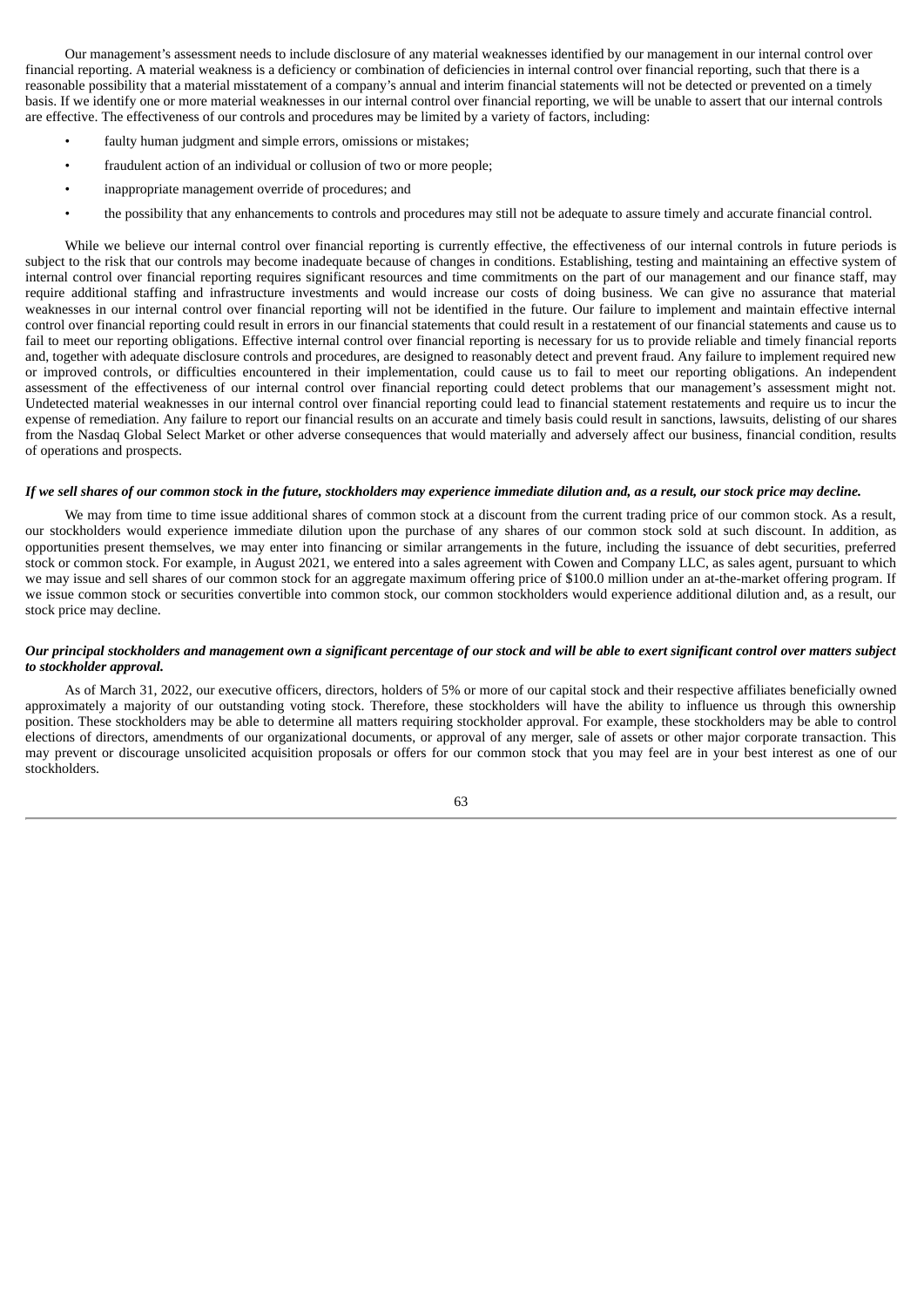Our management's assessment needs to include disclosure of any material weaknesses identified by our management in our internal control over financial reporting. A material weakness is a deficiency or combination of deficiencies in internal control over financial reporting, such that there is a reasonable possibility that a material misstatement of a company's annual and interim financial statements will not be detected or prevented on a timely basis. If we identify one or more material weaknesses in our internal control over financial reporting, we will be unable to assert that our internal controls are effective. The effectiveness of our controls and procedures may be limited by a variety of factors, including:

- faulty human judgment and simple errors, omissions or mistakes;
- fraudulent action of an individual or collusion of two or more people;
- inappropriate management override of procedures; and
- the possibility that any enhancements to controls and procedures may still not be adequate to assure timely and accurate financial control.

While we believe our internal control over financial reporting is currently effective, the effectiveness of our internal controls in future periods is subject to the risk that our controls may become inadequate because of changes in conditions. Establishing, testing and maintaining an effective system of internal control over financial reporting requires significant resources and time commitments on the part of our management and our finance staff, may require additional staffing and infrastructure investments and would increase our costs of doing business. We can give no assurance that material weaknesses in our internal control over financial reporting will not be identified in the future. Our failure to implement and maintain effective internal control over financial reporting could result in errors in our financial statements that could result in a restatement of our financial statements and cause us to fail to meet our reporting obligations. Effective internal control over financial reporting is necessary for us to provide reliable and timely financial reports and, together with adequate disclosure controls and procedures, are designed to reasonably detect and prevent fraud. Any failure to implement required new or improved controls, or difficulties encountered in their implementation, could cause us to fail to meet our reporting obligations. An independent assessment of the effectiveness of our internal control over financial reporting could detect problems that our management's assessment might not. Undetected material weaknesses in our internal control over financial reporting could lead to financial statement restatements and require us to incur the expense of remediation. Any failure to report our financial results on an accurate and timely basis could result in sanctions, lawsuits, delisting of our shares from the Nasdaq Global Select Market or other adverse consequences that would materially and adversely affect our business, financial condition, results of operations and prospects.

***If we sell shares of our common stock in the future, stockholders may experience immediate dilution and, as a result, our stock price may decline.***

We may from time to time issue additional shares of common stock at a discount from the current trading price of our common stock. As a result, our stockholders would experience immediate dilution upon the purchase of any shares of our common stock sold at such discount. In addition, as opportunities present themselves, we may enter into financing or similar arrangements in the future, including the issuance of debt securities, preferred stock or common stock. For example, in August 2021, we entered into a sales agreement with Cowen and Company LLC, as sales agent, pursuant to which we may issue and sell shares of our common stock for an aggregate maximum offering price of $100.0 million under an at-the-market offering program. If we issue common stock or securities convertible into common stock, our common stockholders would experience additional dilution and, as a result, our stock price may decline.

***Our principal stockholders and management own a significant percentage of our stock and will be able to exert significant control over matters subject to stockholder approval.***

As of March 31, 2022, our executive officers, directors, holders of 5% or more of our capital stock and their respective affiliates beneficially owned approximately a majority of our outstanding voting stock. Therefore, these stockholders will have the ability to influence us through this ownership position. These stockholders may be able to determine all matters requiring stockholder approval. For example, these stockholders may be able to control elections of directors, amendments of our organizational documents, or approval of any merger, sale of assets or other major corporate transaction. This may prevent or discourage unsolicited acquisition proposals or offers for our common stock that you may feel are in your best interest as one of our stockholders.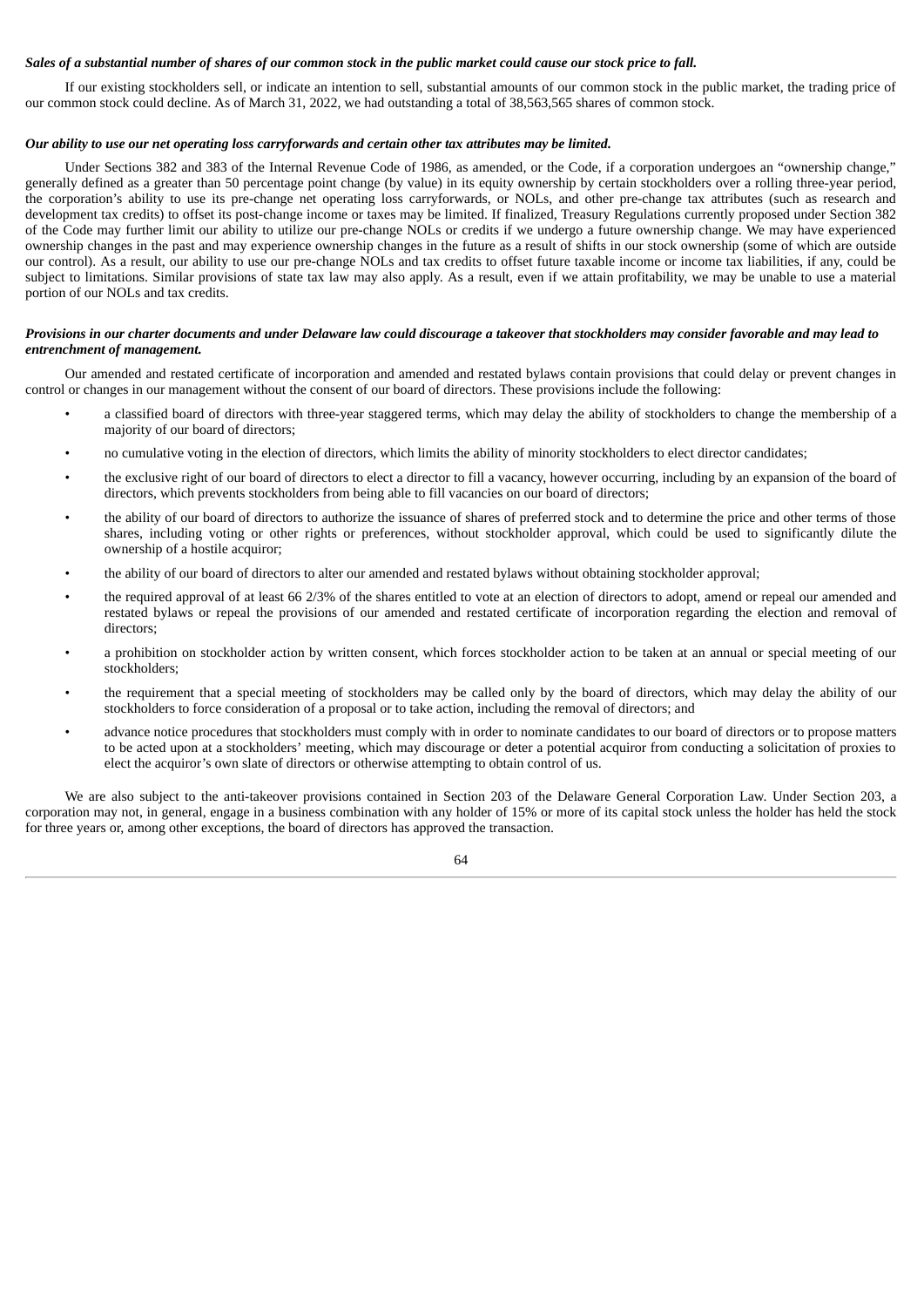***Sales of a substantial number of shares of our common stock in the public market could cause our stock price to fall.***

If our existing stockholders sell, or indicate an intention to sell, substantial amounts of our common stock in the public market, the trading price of our common stock could decline. As of March 31, 2022, we had outstanding a total of 38,563,565 shares of common stock.

***Our ability to use our net operating loss carryforwards and certain other tax attributes may be limited.***

Under Sections 382 and 383 of the Internal Revenue Code of 1986, as amended, or the Code, if a corporation undergoes an "ownership change," generally defined as a greater than 50 percentage point change (by value) in its equity ownership by certain stockholders over a rolling three-year period, the corporation's ability to use its pre-change net operating loss carryforwards, or NOLs, and other pre-change tax attributes (such as research and development tax credits) to offset its post-change income or taxes may be limited. If finalized, Treasury Regulations currently proposed under Section 382 of the Code may further limit our ability to utilize our pre-change NOLs or credits if we undergo a future ownership change. We may have experienced ownership changes in the past and may experience ownership changes in the future as a result of shifts in our stock ownership (some of which are outside our control). As a result, our ability to use our pre-change NOLs and tax credits to offset future taxable income or income tax liabilities, if any, could be subject to limitations. Similar provisions of state tax law may also apply. As a result, even if we attain profitability, we may be unable to use a material portion of our NOLs and tax credits.

***Provisions in our charter documents and under Delaware law could discourage a takeover that stockholders may consider favorable and may lead to entrenchment of management.***

Our amended and restated certificate of incorporation and amended and restated bylaws contain provisions that could delay or prevent changes in control or changes in our management without the consent of our board of directors. These provisions include the following:

- a classified board of directors with three-year staggered terms, which may delay the ability of stockholders to change the membership of a majority of our board of directors;
- no cumulative voting in the election of directors, which limits the ability of minority stockholders to elect director candidates;
- the exclusive right of our board of directors to elect a director to fill a vacancy, however occurring, including by an expansion of the board of directors, which prevents stockholders from being able to fill vacancies on our board of directors;
- the ability of our board of directors to authorize the issuance of shares of preferred stock and to determine the price and other terms of those shares, including voting or other rights or preferences, without stockholder approval, which could be used to significantly dilute the ownership of a hostile acquiror;
- the ability of our board of directors to alter our amended and restated bylaws without obtaining stockholder approval;
- the required approval of at least 66 2/3% of the shares entitled to vote at an election of directors to adopt, amend or repeal our amended and restated bylaws or repeal the provisions of our amended and restated certificate of incorporation regarding the election and removal of directors;
- a prohibition on stockholder action by written consent, which forces stockholder action to be taken at an annual or special meeting of our stockholders;
- the requirement that a special meeting of stockholders may be called only by the board of directors, which may delay the ability of our stockholders to force consideration of a proposal or to take action, including the removal of directors; and
- advance notice procedures that stockholders must comply with in order to nominate candidates to our board of directors or to propose matters to be acted upon at a stockholders' meeting, which may discourage or deter a potential acquiror from conducting a solicitation of proxies to elect the acquiror's own slate of directors or otherwise attempting to obtain control of us.

We are also subject to the anti-takeover provisions contained in Section 203 of the Delaware General Corporation Law. Under Section 203, a corporation may not, in general, engage in a business combination with any holder of 15% or more of its capital stock unless the holder has held the stock for three years or, among other exceptions, the board of directors has approved the transaction.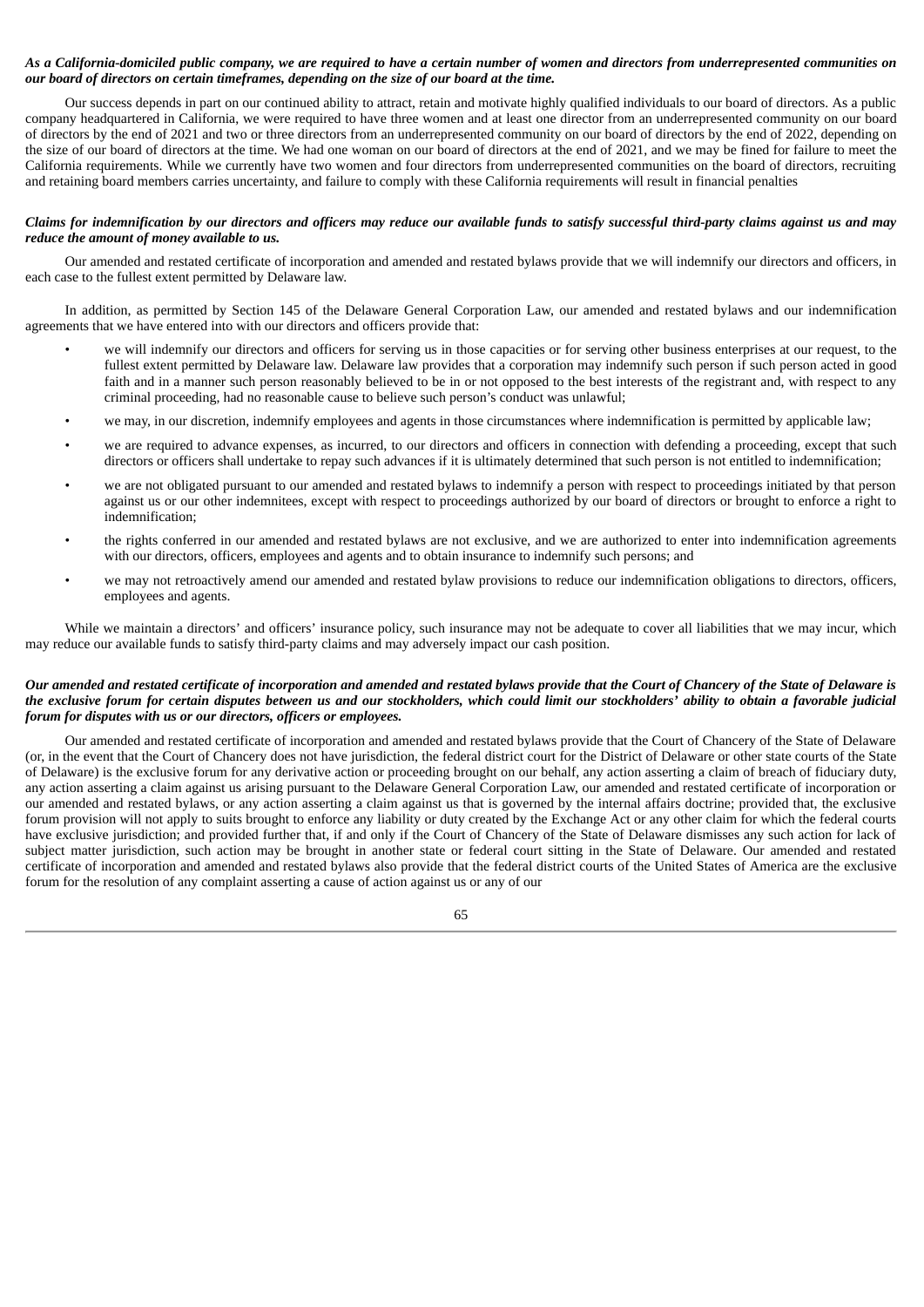***As a California-domiciled public company, we are required to have a certain number of women and directors from underrepresented communities on our board of directors on certain timeframes, depending on the size of our board at the time.***

Our success depends in part on our continued ability to attract, retain and motivate highly qualified individuals to our board of directors. As a public company headquartered in California, we were required to have three women and at least one director from an underrepresented community on our board of directors by the end of 2021 and two or three directors from an underrepresented community on our board of directors by the end of 2022, depending on the size of our board of directors at the time. We had one woman on our board of directors at the end of 2021, and we may be fined for failure to meet the California requirements. While we currently have two women and four directors from underrepresented communities on the board of directors, recruiting and retaining board members carries uncertainty, and failure to comply with these California requirements will result in financial penalties

***Claims for indemnification by our directors and officers may reduce our available funds to satisfy successful third-party claims against us and may reduce the amount of money available to us.***

Our amended and restated certificate of incorporation and amended and restated bylaws provide that we will indemnify our directors and officers, in each case to the fullest extent permitted by Delaware law.

In addition, as permitted by Section 145 of the Delaware General Corporation Law, our amended and restated bylaws and our indemnification agreements that we have entered into with our directors and officers provide that:

- we will indemnify our directors and officers for serving us in those capacities or for serving other business enterprises at our request, to the fullest extent permitted by Delaware law. Delaware law provides that a corporation may indemnify such person if such person acted in good faith and in a manner such person reasonably believed to be in or not opposed to the best interests of the registrant and, with respect to any criminal proceeding, had no reasonable cause to believe such person's conduct was unlawful;
- we may, in our discretion, indemnify employees and agents in those circumstances where indemnification is permitted by applicable law;
- we are required to advance expenses, as incurred, to our directors and officers in connection with defending a proceeding, except that such directors or officers shall undertake to repay such advances if it is ultimately determined that such person is not entitled to indemnification;
- we are not obligated pursuant to our amended and restated bylaws to indemnify a person with respect to proceedings initiated by that person against us or our other indemnitees, except with respect to proceedings authorized by our board of directors or brought to enforce a right to indemnification;
- the rights conferred in our amended and restated bylaws are not exclusive, and we are authorized to enter into indemnification agreements with our directors, officers, employees and agents and to obtain insurance to indemnify such persons; and
- we may not retroactively amend our amended and restated bylaw provisions to reduce our indemnification obligations to directors, officers, employees and agents.

While we maintain a directors' and officers' insurance policy, such insurance may not be adequate to cover all liabilities that we may incur, which may reduce our available funds to satisfy third-party claims and may adversely impact our cash position.

***Our amended and restated certificate of incorporation and amended and restated bylaws provide that the Court of Chancery of the State of Delaware is the exclusive forum for certain disputes between us and our stockholders, which could limit our stockholders' ability to obtain a favorable judicial forum for disputes with us or our directors, officers or employees.***

Our amended and restated certificate of incorporation and amended and restated bylaws provide that the Court of Chancery of the State of Delaware (or, in the event that the Court of Chancery does not have jurisdiction, the federal district court for the District of Delaware or other state courts of the State of Delaware) is the exclusive forum for any derivative action or proceeding brought on our behalf, any action asserting a claim of breach of fiduciary duty, any action asserting a claim against us arising pursuant to the Delaware General Corporation Law, our amended and restated certificate of incorporation or our amended and restated bylaws, or any action asserting a claim against us that is governed by the internal affairs doctrine; provided that, the exclusive forum provision will not apply to suits brought to enforce any liability or duty created by the Exchange Act or any other claim for which the federal courts have exclusive jurisdiction; and provided further that, if and only if the Court of Chancery of the State of Delaware dismisses any such action for lack of subject matter jurisdiction, such action may be brought in another state or federal court sitting in the State of Delaware. Our amended and restated certificate of incorporation and amended and restated bylaws also provide that the federal district courts of the United States of America are the exclusive forum for the resolution of any complaint asserting a cause of action against us or any of our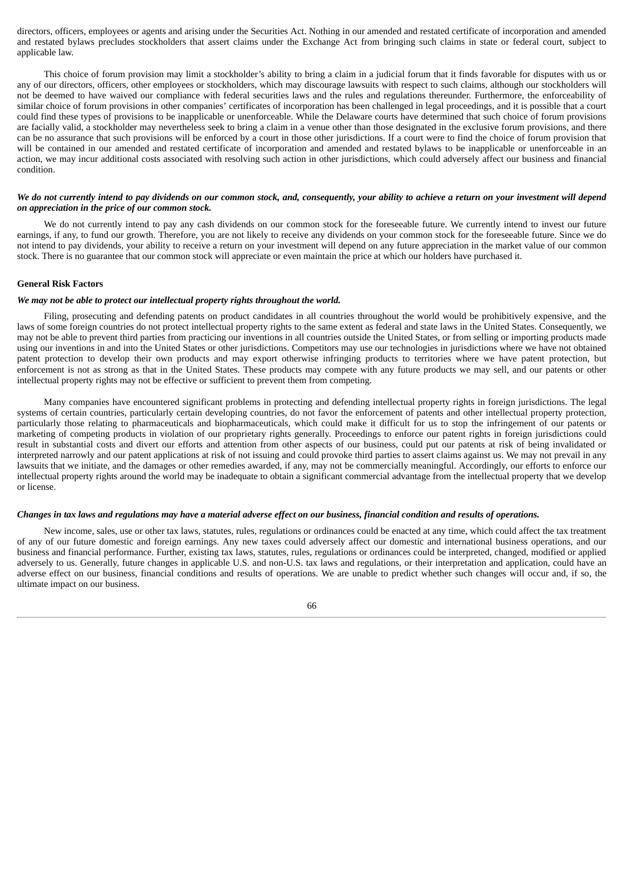directors, officers, employees or agents and arising under the Securities Act. Nothing in our amended and restated certificate of incorporation and amended and restated bylaws precludes stockholders that assert claims under the Exchange Act from bringing such claims in state or federal court, subject to applicable law.

This choice of forum provision may limit a stockholder's ability to bring a claim in a judicial forum that it finds favorable for disputes with us or any of our directors, officers, other employees or stockholders, which may discourage lawsuits with respect to such claims, although our stockholders will not be deemed to have waived our compliance with federal securities laws and the rules and regulations thereunder. Furthermore, the enforceability of similar choice of forum provisions in other companies' certificates of incorporation has been challenged in legal proceedings, and it is possible that a court could find these types of provisions to be inapplicable or unenforceable. While the Delaware courts have determined that such choice of forum provisions are facially valid, a stockholder may nevertheless seek to bring a claim in a venue other than those designated in the exclusive forum provisions, and there can be no assurance that such provisions will be enforced by a court in those other jurisdictions. If a court were to find the choice of forum provision that will be contained in our amended and restated certificate of incorporation and amended and restated bylaws to be inapplicable or unenforceable in an action, we may incur additional costs associated with resolving such action in other jurisdictions, which could adversely affect our business and financial condition.

***We do not currently intend to pay dividends on our common stock, and, consequently, your ability to achieve a return on your investment will depend on appreciation in the price of our common stock.***

We do not currently intend to pay any cash dividends on our common stock for the foreseeable future. We currently intend to invest our future earnings, if any, to fund our growth. Therefore, you are not likely to receive any dividends on your common stock for the foreseeable future. Since we do not intend to pay dividends, your ability to receive a return on your investment will depend on any future appreciation in the market value of our common stock. There is no guarantee that our common stock will appreciate or even maintain the price at which our holders have purchased it.

**General Risk Factors**

***We may not be able to protect our intellectual property rights throughout the world.***

Filing, prosecuting and defending patents on product candidates in all countries throughout the world would be prohibitively expensive, and the laws of some foreign countries do not protect intellectual property rights to the same extent as federal and state laws in the United States. Consequently, we may not be able to prevent third parties from practicing our inventions in all countries outside the United States, or from selling or importing products made using our inventions in and into the United States or other jurisdictions. Competitors may use our technologies in jurisdictions where we have not obtained patent protection to develop their own products and may export otherwise infringing products to territories where we have patent protection, but enforcement is not as strong as that in the United States. These products may compete with any future products we may sell, and our patents or other intellectual property rights may not be effective or sufficient to prevent them from competing.

Many companies have encountered significant problems in protecting and defending intellectual property rights in foreign jurisdictions. The legal systems of certain countries, particularly certain developing countries, do not favor the enforcement of patents and other intellectual property protection, particularly those relating to pharmaceuticals and biopharmaceuticals, which could make it difficult for us to stop the infringement of our patents or marketing of competing products in violation of our proprietary rights generally. Proceedings to enforce our patent rights in foreign jurisdictions could result in substantial costs and divert our efforts and attention from other aspects of our business, could put our patents at risk of being invalidated or interpreted narrowly and our patent applications at risk of not issuing and could provoke third parties to assert claims against us. We may not prevail in any lawsuits that we initiate, and the damages or other remedies awarded, if any, may not be commercially meaningful. Accordingly, our efforts to enforce our intellectual property rights around the world may be inadequate to obtain a significant commercial advantage from the intellectual property that we develop or license.

***Changes in tax laws and regulations may have a material adverse effect on our business, financial condition and results of operations.***

New income, sales, use or other tax laws, statutes, rules, regulations or ordinances could be enacted at any time, which could affect the tax treatment of any of our future domestic and foreign earnings. Any new taxes could adversely affect our domestic and international business operations, and our business and financial performance. Further, existing tax laws, statutes, rules, regulations or ordinances could be interpreted, changed, modified or applied adversely to us. Generally, future changes in applicable U.S. and non-U.S. tax laws and regulations, or their interpretation and application, could have an adverse effect on our business, financial conditions and results of operations. We are unable to predict whether such changes will occur and, if so, the ultimate impact on our business.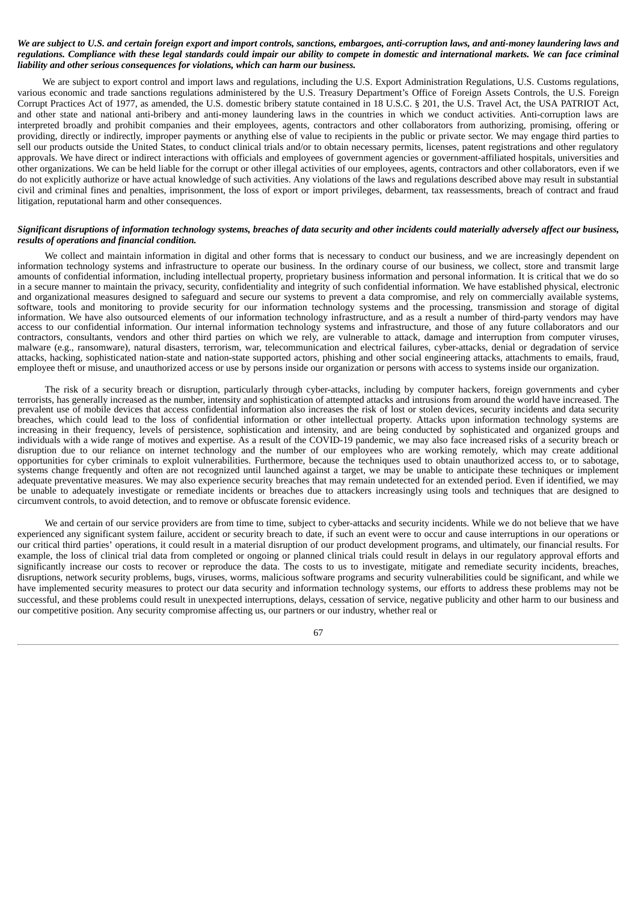***We are subject to U.S. and certain foreign export and import controls, sanctions, embargoes, anti-corruption laws, and anti-money laundering laws and regulations. Compliance with these legal standards could impair our ability to compete in domestic and international markets. We can face criminal liability and other serious consequences for violations, which can harm our business.***

We are subject to export control and import laws and regulations, including the U.S. Export Administration Regulations, U.S. Customs regulations, various economic and trade sanctions regulations administered by the U.S. Treasury Department's Office of Foreign Assets Controls, the U.S. Foreign Corrupt Practices Act of 1977, as amended, the U.S. domestic bribery statute contained in 18 U.S.C. § 201, the U.S. Travel Act, the USA PATRIOT Act, and other state and national anti-bribery and anti-money laundering laws in the countries in which we conduct activities. Anti-corruption laws are interpreted broadly and prohibit companies and their employees, agents, contractors and other collaborators from authorizing, promising, offering or providing, directly or indirectly, improper payments or anything else of value to recipients in the public or private sector. We may engage third parties to sell our products outside the United States, to conduct clinical trials and/or to obtain necessary permits, licenses, patent registrations and other regulatory approvals. We have direct or indirect interactions with officials and employees of government agencies or government-affiliated hospitals, universities and other organizations. We can be held liable for the corrupt or other illegal activities of our employees, agents, contractors and other collaborators, even if we do not explicitly authorize or have actual knowledge of such activities. Any violations of the laws and regulations described above may result in substantial civil and criminal fines and penalties, imprisonment, the loss of export or import privileges, debarment, tax reassessments, breach of contract and fraud litigation, reputational harm and other consequences.

***Significant disruptions of information technology systems, breaches of data security and other incidents could materially adversely affect our business, results of operations and financial condition.***

We collect and maintain information in digital and other forms that is necessary to conduct our business, and we are increasingly dependent on information technology systems and infrastructure to operate our business. In the ordinary course of our business, we collect, store and transmit large amounts of confidential information, including intellectual property, proprietary business information and personal information. It is critical that we do so in a secure manner to maintain the privacy, security, confidentiality and integrity of such confidential information. We have established physical, electronic and organizational measures designed to safeguard and secure our systems to prevent a data compromise, and rely on commercially available systems, software, tools and monitoring to provide security for our information technology systems and the processing, transmission and storage of digital information. We have also outsourced elements of our information technology infrastructure, and as a result a number of third-party vendors may have access to our confidential information. Our internal information technology systems and infrastructure, and those of any future collaborators and our contractors, consultants, vendors and other third parties on which we rely, are vulnerable to attack, damage and interruption from computer viruses, malware (e.g., ransomware), natural disasters, terrorism, war, telecommunication and electrical failures, cyber-attacks, denial or degradation of service attacks, hacking, sophisticated nation-state and nation-state supported actors, phishing and other social engineering attacks, attachments to emails, fraud, employee theft or misuse, and unauthorized access or use by persons inside our organization or persons with access to systems inside our organization.

The risk of a security breach or disruption, particularly through cyber-attacks, including by computer hackers, foreign governments and cyber terrorists, has generally increased as the number, intensity and sophistication of attempted attacks and intrusions from around the world have increased. The prevalent use of mobile devices that access confidential information also increases the risk of lost or stolen devices, security incidents and data security breaches, which could lead to the loss of confidential information or other intellectual property. Attacks upon information technology systems are increasing in their frequency, levels of persistence, sophistication and intensity, and are being conducted by sophisticated and organized groups and individuals with a wide range of motives and expertise. As a result of the COVID-19 pandemic, we may also face increased risks of a security breach or disruption due to our reliance on internet technology and the number of our employees who are working remotely, which may create additional opportunities for cyber criminals to exploit vulnerabilities. Furthermore, because the techniques used to obtain unauthorized access to, or to sabotage, systems change frequently and often are not recognized until launched against a target, we may be unable to anticipate these techniques or implement adequate preventative measures. We may also experience security breaches that may remain undetected for an extended period. Even if identified, we may be unable to adequately investigate or remediate incidents or breaches due to attackers increasingly using tools and techniques that are designed to circumvent controls, to avoid detection, and to remove or obfuscate forensic evidence.

We and certain of our service providers are from time to time, subject to cyber-attacks and security incidents. While we do not believe that we have experienced any significant system failure, accident or security breach to date, if such an event were to occur and cause interruptions in our operations or our critical third parties' operations, it could result in a material disruption of our product development programs, and ultimately, our financial results. For example, the loss of clinical trial data from completed or ongoing or planned clinical trials could result in delays in our regulatory approval efforts and significantly increase our costs to recover or reproduce the data. The costs to us to investigate, mitigate and remediate security incidents, breaches, disruptions, network security problems, bugs, viruses, worms, malicious software programs and security vulnerabilities could be significant, and while we have implemented security measures to protect our data security and information technology systems, our efforts to address these problems may not be successful, and these problems could result in unexpected interruptions, delays, cessation of service, negative publicity and other harm to our business and our competitive position. Any security compromise affecting us, our partners or our industry, whether real or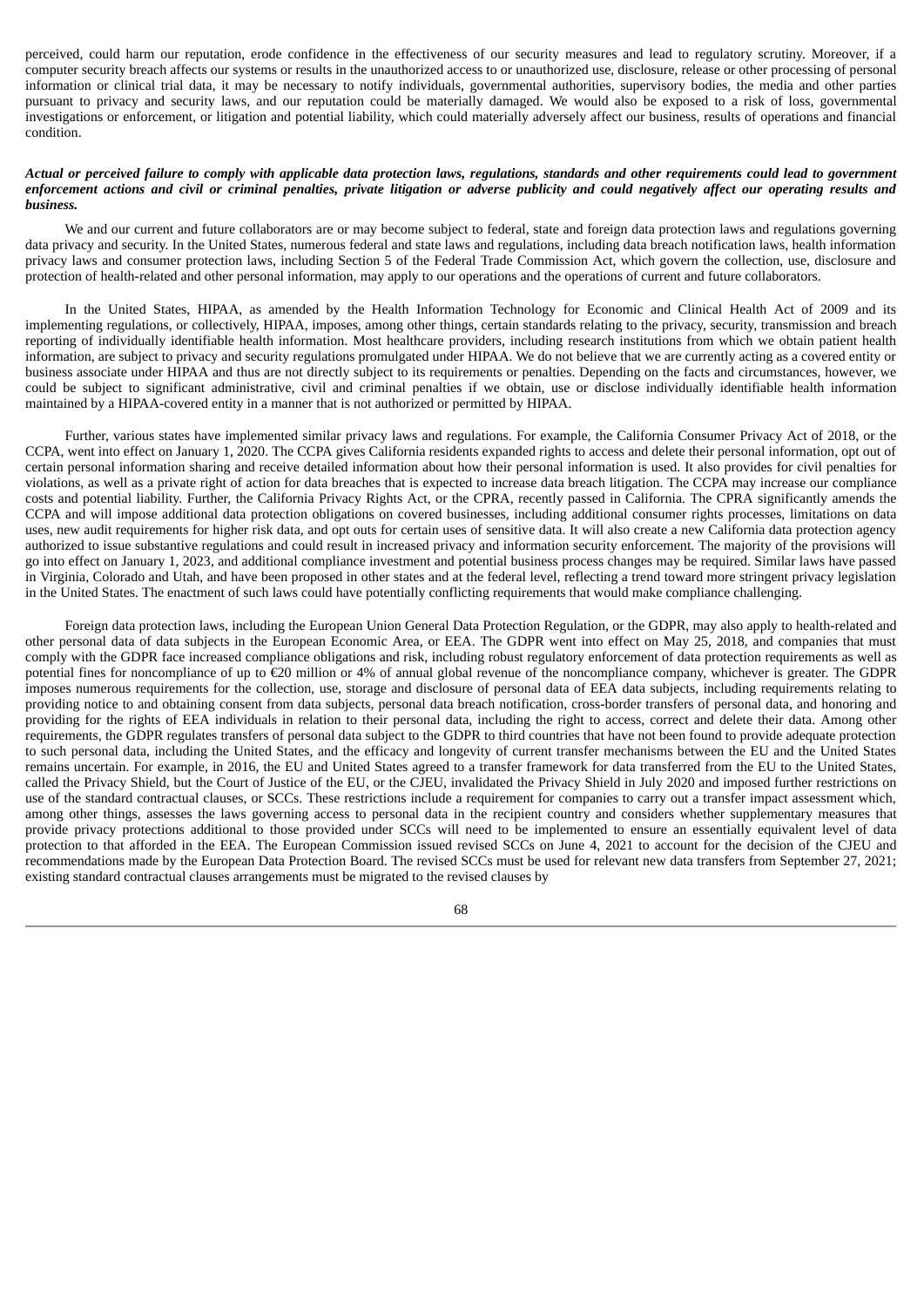perceived, could harm our reputation, erode confidence in the effectiveness of our security measures and lead to regulatory scrutiny. Moreover, if a computer security breach affects our systems or results in the unauthorized access to or unauthorized use, disclosure, release or other processing of personal information or clinical trial data, it may be necessary to notify individuals, governmental authorities, supervisory bodies, the media and other parties pursuant to privacy and security laws, and our reputation could be materially damaged. We would also be exposed to a risk of loss, governmental investigations or enforcement, or litigation and potential liability, which could materially adversely affect our business, results of operations and financial condition.

***Actual or perceived failure to comply with applicable data protection laws, regulations, standards and other requirements could lead to government enforcement actions and civil or criminal penalties, private litigation or adverse publicity and could negatively affect our operating results and business.***

We and our current and future collaborators are or may become subject to federal, state and foreign data protection laws and regulations governing data privacy and security. In the United States, numerous federal and state laws and regulations, including data breach notification laws, health information privacy laws and consumer protection laws, including Section 5 of the Federal Trade Commission Act, which govern the collection, use, disclosure and protection of health-related and other personal information, may apply to our operations and the operations of current and future collaborators.

In the United States, HIPAA, as amended by the Health Information Technology for Economic and Clinical Health Act of 2009 and its implementing regulations, or collectively, HIPAA, imposes, among other things, certain standards relating to the privacy, security, transmission and breach reporting of individually identifiable health information. Most healthcare providers, including research institutions from which we obtain patient health information, are subject to privacy and security regulations promulgated under HIPAA. We do not believe that we are currently acting as a covered entity or business associate under HIPAA and thus are not directly subject to its requirements or penalties. Depending on the facts and circumstances, however, we could be subject to significant administrative, civil and criminal penalties if we obtain, use or disclose individually identifiable health information maintained by a HIPAA-covered entity in a manner that is not authorized or permitted by HIPAA.

Further, various states have implemented similar privacy laws and regulations. For example, the California Consumer Privacy Act of 2018, or the CCPA, went into effect on January 1, 2020. The CCPA gives California residents expanded rights to access and delete their personal information, opt out of certain personal information sharing and receive detailed information about how their personal information is used. It also provides for civil penalties for violations, as well as a private right of action for data breaches that is expected to increase data breach litigation. The CCPA may increase our compliance costs and potential liability. Further, the California Privacy Rights Act, or the CPRA, recently passed in California. The CPRA significantly amends the CCPA and will impose additional data protection obligations on covered businesses, including additional consumer rights processes, limitations on data uses, new audit requirements for higher risk data, and opt outs for certain uses of sensitive data. It will also create a new California data protection agency authorized to issue substantive regulations and could result in increased privacy and information security enforcement. The majority of the provisions will go into effect on January 1, 2023, and additional compliance investment and potential business process changes may be required. Similar laws have passed in Virginia, Colorado and Utah, and have been proposed in other states and at the federal level, reflecting a trend toward more stringent privacy legislation in the United States. The enactment of such laws could have potentially conflicting requirements that would make compliance challenging.

Foreign data protection laws, including the European Union General Data Protection Regulation, or the GDPR, may also apply to health-related and other personal data of data subjects in the European Economic Area, or EEA. The GDPR went into effect on May 25, 2018, and companies that must comply with the GDPR face increased compliance obligations and risk, including robust regulatory enforcement of data protection requirements as well as potential fines for noncompliance of up to €20 million or 4% of annual global revenue of the noncompliance company, whichever is greater. The GDPR imposes numerous requirements for the collection, use, storage and disclosure of personal data of EEA data subjects, including requirements relating to providing notice to and obtaining consent from data subjects, personal data breach notification, cross-border transfers of personal data, and honoring and providing for the rights of EEA individuals in relation to their personal data, including the right to access, correct and delete their data. Among other requirements, the GDPR regulates transfers of personal data subject to the GDPR to third countries that have not been found to provide adequate protection to such personal data, including the United States, and the efficacy and longevity of current transfer mechanisms between the EU and the United States remains uncertain. For example, in 2016, the EU and United States agreed to a transfer framework for data transferred from the EU to the United States, called the Privacy Shield, but the Court of Justice of the EU, or the CJEU, invalidated the Privacy Shield in July 2020 and imposed further restrictions on use of the standard contractual clauses, or SCCs. These restrictions include a requirement for companies to carry out a transfer impact assessment which, among other things, assesses the laws governing access to personal data in the recipient country and considers whether supplementary measures that provide privacy protections additional to those provided under SCCs will need to be implemented to ensure an essentially equivalent level of data protection to that afforded in the EEA. The European Commission issued revised SCCs on June 4, 2021 to account for the decision of the CJEU and recommendations made by the European Data Protection Board. The revised SCCs must be used for relevant new data transfers from September 27, 2021; existing standard contractual clauses arrangements must be migrated to the revised clauses by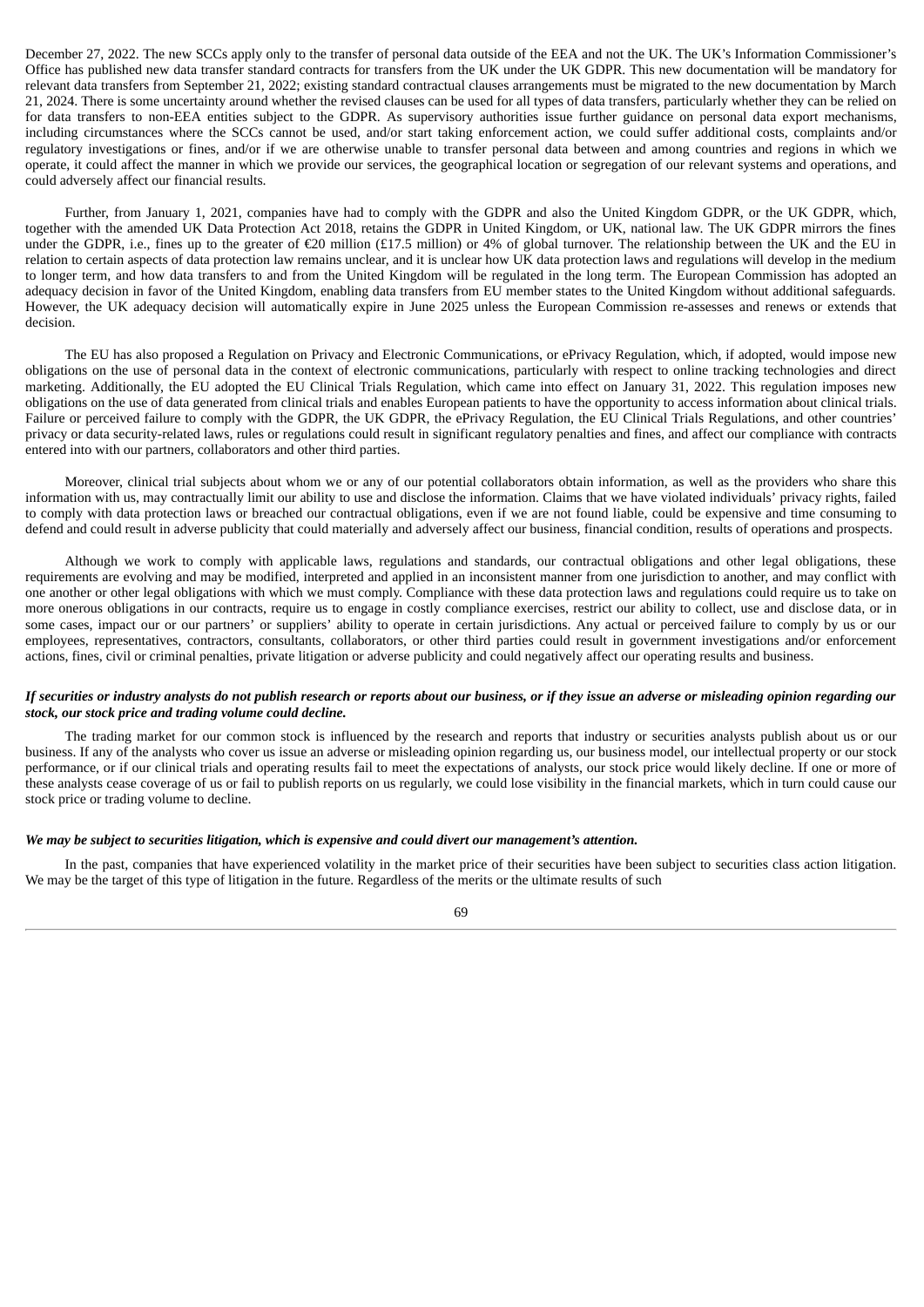December 27, 2022. The new SCCs apply only to the transfer of personal data outside of the EEA and not the UK. The UK's Information Commissioner's Office has published new data transfer standard contracts for transfers from the UK under the UK GDPR. This new documentation will be mandatory for relevant data transfers from September 21, 2022; existing standard contractual clauses arrangements must be migrated to the new documentation by March 21, 2024. There is some uncertainty around whether the revised clauses can be used for all types of data transfers, particularly whether they can be relied on for data transfers to non-EEA entities subject to the GDPR. As supervisory authorities issue further guidance on personal data export mechanisms, including circumstances where the SCCs cannot be used, and/or start taking enforcement action, we could suffer additional costs, complaints and/or regulatory investigations or fines, and/or if we are otherwise unable to transfer personal data between and among countries and regions in which we operate, it could affect the manner in which we provide our services, the geographical location or segregation of our relevant systems and operations, and could adversely affect our financial results.

Further, from January 1, 2021, companies have had to comply with the GDPR and also the United Kingdom GDPR, or the UK GDPR, which, together with the amended UK Data Protection Act 2018, retains the GDPR in United Kingdom, or UK, national law. The UK GDPR mirrors the fines under the GDPR, i.e., fines up to the greater of €20 million (£17.5 million) or 4% of global turnover. The relationship between the UK and the EU in relation to certain aspects of data protection law remains unclear, and it is unclear how UK data protection laws and regulations will develop in the medium to longer term, and how data transfers to and from the United Kingdom will be regulated in the long term. The European Commission has adopted an adequacy decision in favor of the United Kingdom, enabling data transfers from EU member states to the United Kingdom without additional safeguards. However, the UK adequacy decision will automatically expire in June 2025 unless the European Commission re-assesses and renews or extends that decision.

The EU has also proposed a Regulation on Privacy and Electronic Communications, or ePrivacy Regulation, which, if adopted, would impose new obligations on the use of personal data in the context of electronic communications, particularly with respect to online tracking technologies and direct marketing. Additionally, the EU adopted the EU Clinical Trials Regulation, which came into effect on January 31, 2022. This regulation imposes new obligations on the use of data generated from clinical trials and enables European patients to have the opportunity to access information about clinical trials. Failure or perceived failure to comply with the GDPR, the UK GDPR, the ePrivacy Regulation, the EU Clinical Trials Regulations, and other countries' privacy or data security-related laws, rules or regulations could result in significant regulatory penalties and fines, and affect our compliance with contracts entered into with our partners, collaborators and other third parties.

Moreover, clinical trial subjects about whom we or any of our potential collaborators obtain information, as well as the providers who share this information with us, may contractually limit our ability to use and disclose the information. Claims that we have violated individuals' privacy rights, failed to comply with data protection laws or breached our contractual obligations, even if we are not found liable, could be expensive and time consuming to defend and could result in adverse publicity that could materially and adversely affect our business, financial condition, results of operations and prospects.

Although we work to comply with applicable laws, regulations and standards, our contractual obligations and other legal obligations, these requirements are evolving and may be modified, interpreted and applied in an inconsistent manner from one jurisdiction to another, and may conflict with one another or other legal obligations with which we must comply. Compliance with these data protection laws and regulations could require us to take on more onerous obligations in our contracts, require us to engage in costly compliance exercises, restrict our ability to collect, use and disclose data, or in some cases, impact our or our partners' or suppliers' ability to operate in certain jurisdictions. Any actual or perceived failure to comply by us or our employees, representatives, contractors, consultants, collaborators, or other third parties could result in government investigations and/or enforcement actions, fines, civil or criminal penalties, private litigation or adverse publicity and could negatively affect our operating results and business.

***If securities or industry analysts do not publish research or reports about our business, or if they issue an adverse or misleading opinion regarding our stock, our stock price and trading volume could decline.***

The trading market for our common stock is influenced by the research and reports that industry or securities analysts publish about us or our business. If any of the analysts who cover us issue an adverse or misleading opinion regarding us, our business model, our intellectual property or our stock performance, or if our clinical trials and operating results fail to meet the expectations of analysts, our stock price would likely decline. If one or more of these analysts cease coverage of us or fail to publish reports on us regularly, we could lose visibility in the financial markets, which in turn could cause our stock price or trading volume to decline.

***We may be subject to securities litigation, which is expensive and could divert our management's attention.***

In the past, companies that have experienced volatility in the market price of their securities have been subject to securities class action litigation. We may be the target of this type of litigation in the future. Regardless of the merits or the ultimate results of such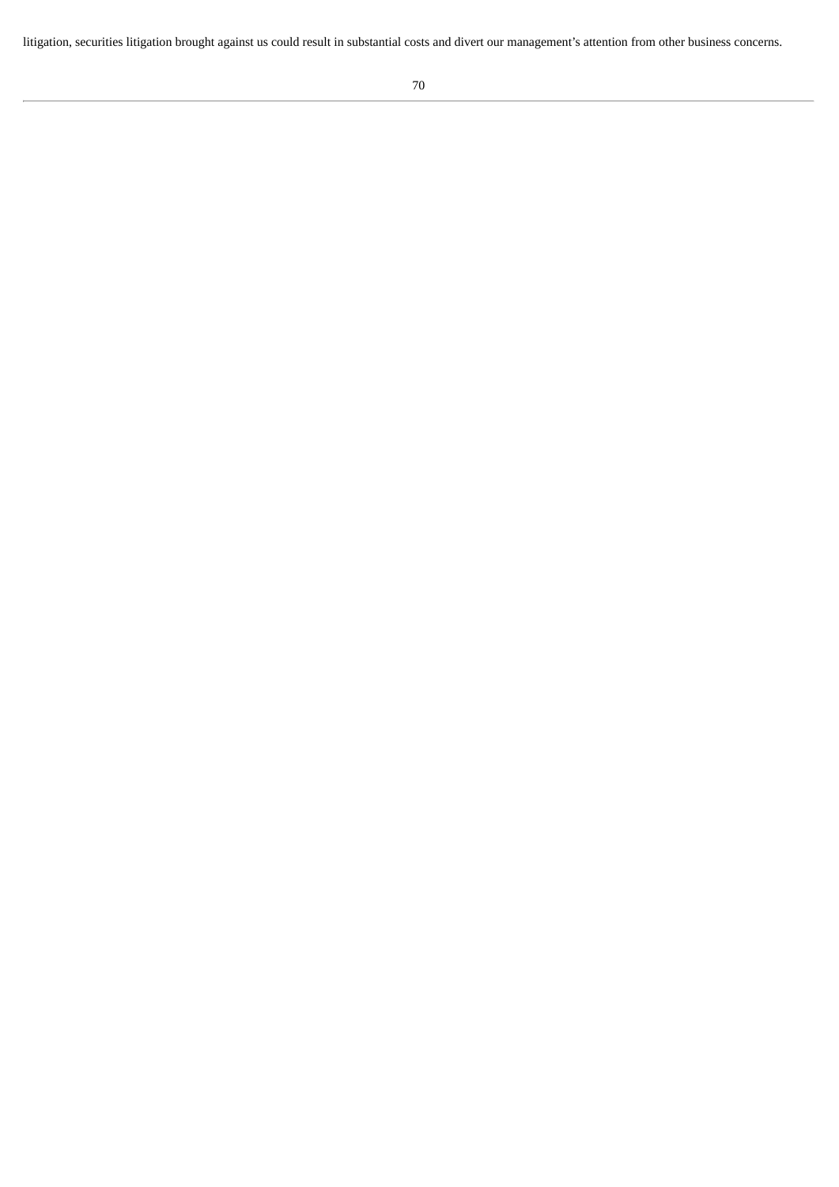litigation, securities litigation brought against us could result in substantial costs and divert our management's attention from other business concerns.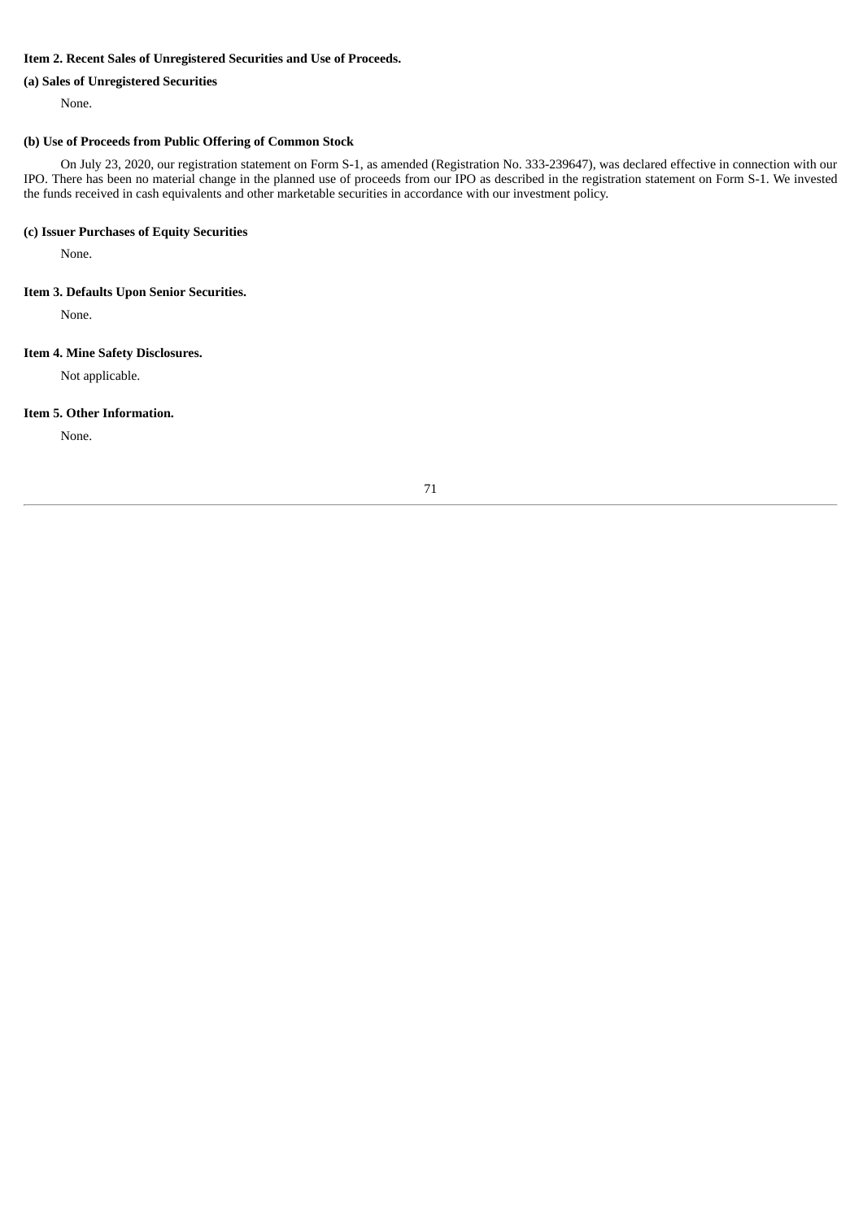## Item 2. Recent Sales of Unregistered Securities and Use of Proceeds.

### (a) Sales of Unregistered Securities

None.

### (b) Use of Proceeds from Public Offering of Common Stock

On July 23, 2020, our registration statement on Form S-1, as amended (Registration No. 333-239647), was declared effective in connection with our IPO. There has been no material change in the planned use of proceeds from our IPO as described in the registration statement on Form S-1. We invested the funds received in cash equivalents and other marketable securities in accordance with our investment policy.

### (c) Issuer Purchases of Equity Securities

None.

## Item 3. Defaults Upon Senior Securities.

None.

## Item 4. Mine Safety Disclosures.

Not applicable.

## Item 5. Other Information.

None.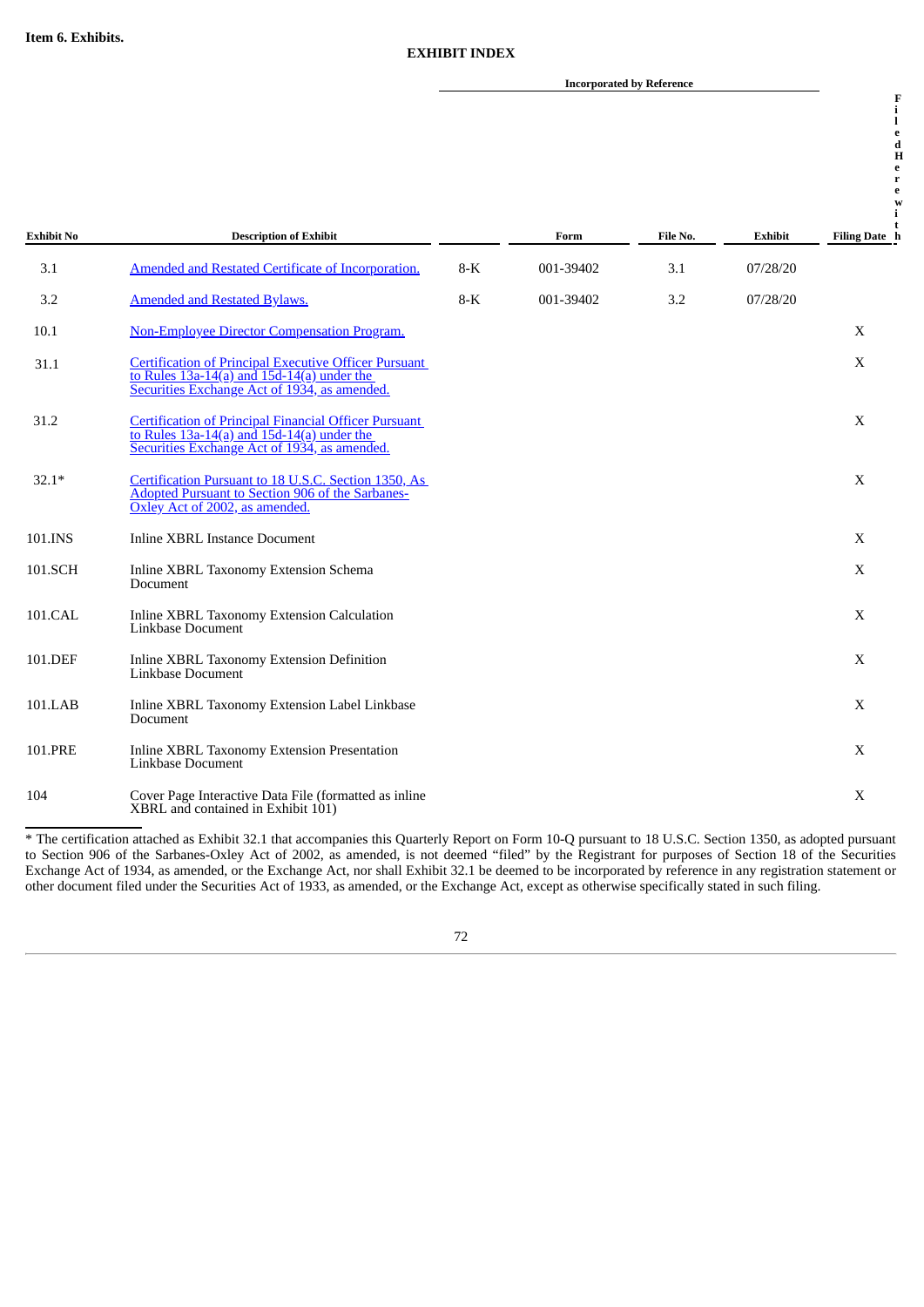## Item 6. Exhibits.

### EXHIBIT INDEX

| | | Incorporated by Reference | | | | | |
|---|---|---|---|---|---|---|---|
| Exhibit No | Description of Exhibit | | Form | File No. | Exhibit | Filing Date | Filed Herewith |
| 3.1 | Amended and Restated Certificate of Incorporation. | 8-K | 001-39402 | 3.1 | 07/28/20 | | |
| 3.2 | Amended and Restated Bylaws. | 8-K | 001-39402 | 3.2 | 07/28/20 | | |
| 10.1 | Non-Employee Director Compensation Program. | | | | | X | |
| 31.1 | Certification of Principal Executive Officer Pursuant to Rules 13a-14(a) and 15d-14(a) under the Securities Exchange Act of 1934, as amended. | | | | | X | |
| 31.2 | Certification of Principal Financial Officer Pursuant to Rules 13a-14(a) and 15d-14(a) under the Securities Exchange Act of 1934, as amended. | | | | | X | |
| 32.1* | Certification Pursuant to 18 U.S.C. Section 1350, As Adopted Pursuant to Section 906 of the Sarbanes-Oxley Act of 2002, as amended. | | | | | X | |
| 101.INS | Inline XBRL Instance Document | | | | | X | |
| 101.SCH | Inline XBRL Taxonomy Extension Schema Document | | | | | X | |
| 101.CAL | Inline XBRL Taxonomy Extension Calculation Linkbase Document | | | | | X | |
| 101.DEF | Inline XBRL Taxonomy Extension Definition Linkbase Document | | | | | X | |
| 101.LAB | Inline XBRL Taxonomy Extension Label Linkbase Document | | | | | X | |
| 101.PRE | Inline XBRL Taxonomy Extension Presentation Linkbase Document | | | | | X | |
| 104 | Cover Page Interactive Data File (formatted as inline XBRL and contained in Exhibit 101) | | | | | X | |

* The certification attached as Exhibit 32.1 that accompanies this Quarterly Report on Form 10-Q pursuant to 18 U.S.C. Section 1350, as adopted pursuant to Section 906 of the Sarbanes-Oxley Act of 2002, as amended, is not deemed "filed" by the Registrant for purposes of Section 18 of the Securities Exchange Act of 1934, as amended, or the Exchange Act, nor shall Exhibit 32.1 be deemed to be incorporated by reference in any registration statement or other document filed under the Securities Act of 1933, as amended, or the Exchange Act, except as otherwise specifically stated in such filing.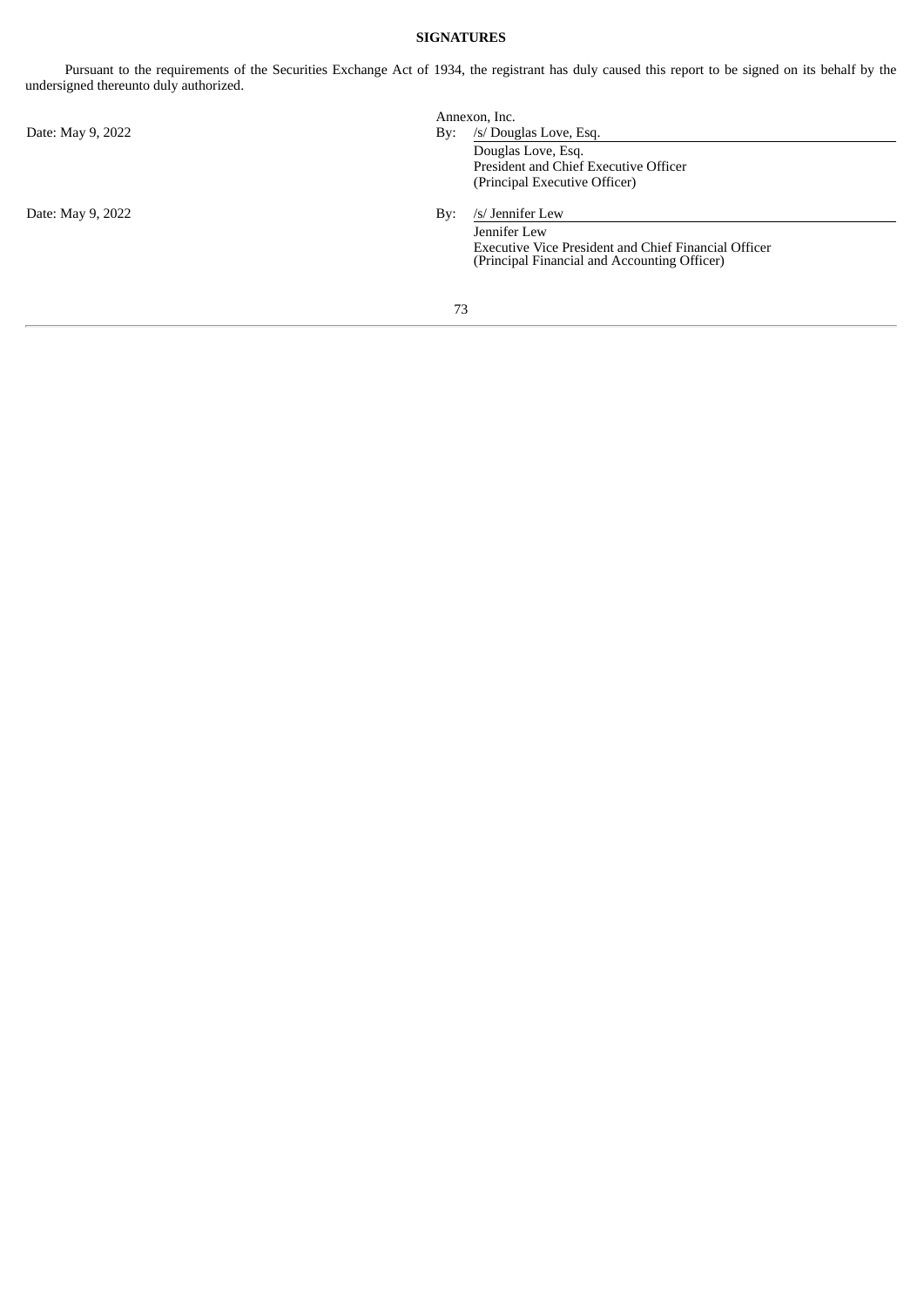**SIGNATURES**

Pursuant to the requirements of the Securities Exchange Act of 1934, the registrant has duly caused this report to be signed on its behalf by the undersigned thereunto duly authorized.

| | Annexon, Inc. |
|---|---|
| Date: May 9, 2022 | By: /s/ Douglas Love, Esq. |
| | Douglas Love, Esq. |
| | President and Chief Executive Officer |
| | (Principal Executive Officer) |
| | |
| Date: May 9, 2022 | By: /s/ Jennifer Lew |
| | Jennifer Lew |
| | Executive Vice President and Chief Financial Officer |
| | (Principal Financial and Accounting Officer) |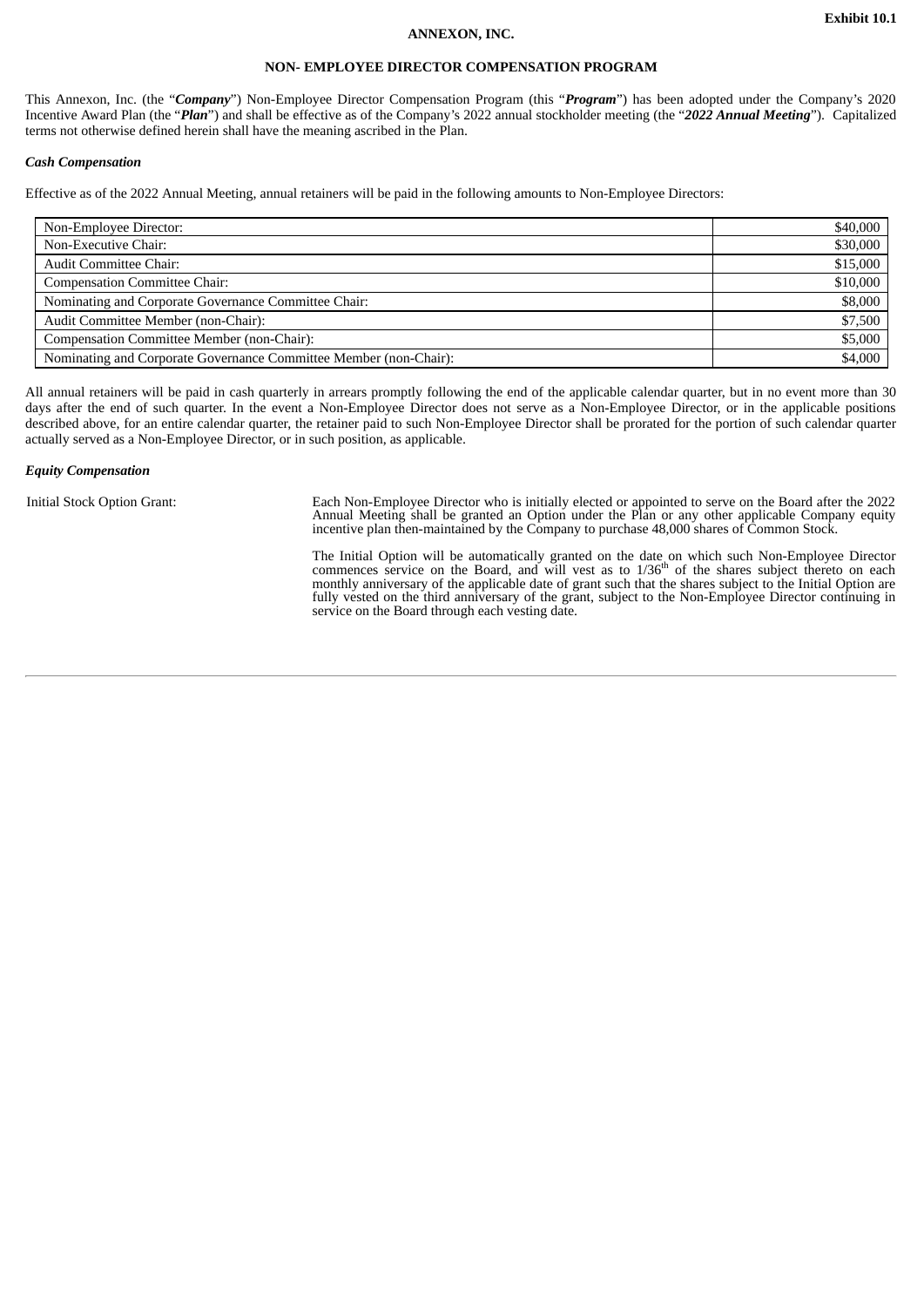Exhibit 10.1

**ANNEXON, INC.**

**NON- EMPLOYEE DIRECTOR COMPENSATION PROGRAM**

This Annexon, Inc. (the "***Company***") Non-Employee Director Compensation Program (this "***Program***") has been adopted under the Company's 2020 Incentive Award Plan (the "***Plan***") and shall be effective as of the Company's 2022 annual stockholder meeting (the "***2022 Annual Meeting***"). Capitalized terms not otherwise defined herein shall have the meaning ascribed in the Plan.

***Cash Compensation***

Effective as of the 2022 Annual Meeting, annual retainers will be paid in the following amounts to Non-Employee Directors:

| | |
|---|---:|
| Non-Employee Director: | $40,000 |
| Non-Executive Chair: | $30,000 |
| Audit Committee Chair: | $15,000 |
| Compensation Committee Chair: | $10,000 |
| Nominating and Corporate Governance Committee Chair: | $8,000 |
| Audit Committee Member (non-Chair): | $7,500 |
| Compensation Committee Member (non-Chair): | $5,000 |
| Nominating and Corporate Governance Committee Member (non-Chair): | $4,000 |

All annual retainers will be paid in cash quarterly in arrears promptly following the end of the applicable calendar quarter, but in no event more than 30 days after the end of such quarter. In the event a Non-Employee Director does not serve as a Non-Employee Director, or in the applicable positions described above, for an entire calendar quarter, the retainer paid to such Non-Employee Director shall be prorated for the portion of such calendar quarter actually served as a Non-Employee Director, or in such position, as applicable.

***Equity Compensation***

Initial Stock Option Grant: Each Non-Employee Director who is initially elected or appointed to serve on the Board after the 2022 Annual Meeting shall be granted an Option under the Plan or any other applicable Company equity incentive plan then-maintained by the Company to purchase 48,000 shares of Common Stock.

The Initial Option will be automatically granted on the date on which such Non-Employee Director commences service on the Board, and will vest as to 1/36th of the shares subject thereto on each monthly anniversary of the applicable date of grant such that the shares subject to the Initial Option are fully vested on the third anniversary of the grant, subject to the Non-Employee Director continuing in service on the Board through each vesting date.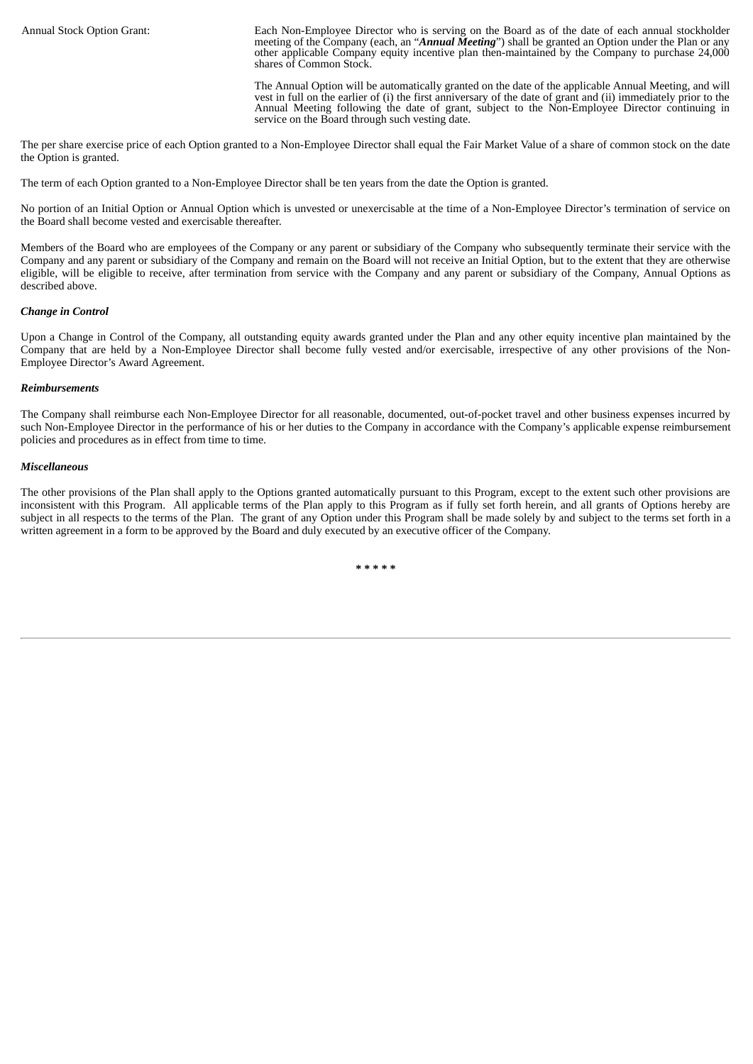| | |
|---|---|
| Annual Stock Option Grant: | Each Non-Employee Director who is serving on the Board as of the date of each annual stockholder meeting of the Company (each, an "***Annual Meeting***") shall be granted an Option under the Plan or any other applicable Company equity incentive plan then-maintained by the Company to purchase 24,000 shares of Common Stock.<br><br>The Annual Option will be automatically granted on the date of the applicable Annual Meeting, and will vest in full on the earlier of (i) the first anniversary of the date of grant and (ii) immediately prior to the Annual Meeting following the date of grant, subject to the Non-Employee Director continuing in service on the Board through such vesting date. |

The per share exercise price of each Option granted to a Non-Employee Director shall equal the Fair Market Value of a share of common stock on the date the Option is granted.

The term of each Option granted to a Non-Employee Director shall be ten years from the date the Option is granted.

No portion of an Initial Option or Annual Option which is unvested or unexercisable at the time of a Non-Employee Director's termination of service on the Board shall become vested and exercisable thereafter.

Members of the Board who are employees of the Company or any parent or subsidiary of the Company who subsequently terminate their service with the Company and any parent or subsidiary of the Company and remain on the Board will not receive an Initial Option, but to the extent that they are otherwise eligible, will be eligible to receive, after termination from service with the Company and any parent or subsidiary of the Company, Annual Options as described above.

***Change in Control***

Upon a Change in Control of the Company, all outstanding equity awards granted under the Plan and any other equity incentive plan maintained by the Company that are held by a Non-Employee Director shall become fully vested and/or exercisable, irrespective of any other provisions of the Non-Employee Director's Award Agreement.

***Reimbursements***

The Company shall reimburse each Non-Employee Director for all reasonable, documented, out-of-pocket travel and other business expenses incurred by such Non-Employee Director in the performance of his or her duties to the Company in accordance with the Company's applicable expense reimbursement policies and procedures as in effect from time to time.

***Miscellaneous***

The other provisions of the Plan shall apply to the Options granted automatically pursuant to this Program, except to the extent such other provisions are inconsistent with this Program. All applicable terms of the Plan apply to this Program as if fully set forth herein, and all grants of Options hereby are subject in all respects to the terms of the Plan. The grant of any Option under this Program shall be made solely by and subject to the terms set forth in a written agreement in a form to be approved by the Board and duly executed by an executive officer of the Company.

* * * * *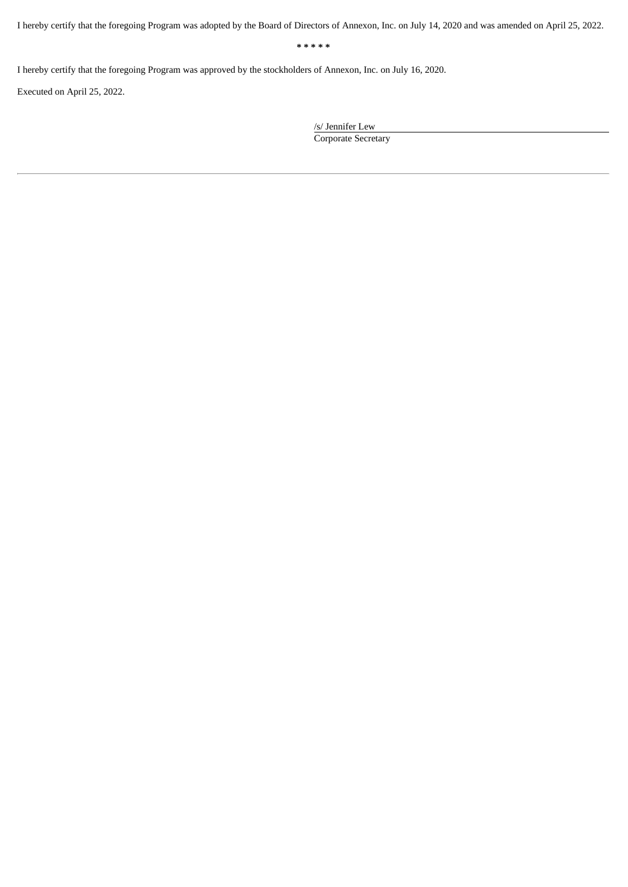I hereby certify that the foregoing Program was adopted by the Board of Directors of Annexon, Inc. on July 14, 2020 and was amended on April 25, 2022.

* * * * *

I hereby certify that the foregoing Program was approved by the stockholders of Annexon, Inc. on July 16, 2020.

Executed on April 25, 2022.

/s/ Jennifer Lew
Corporate Secretary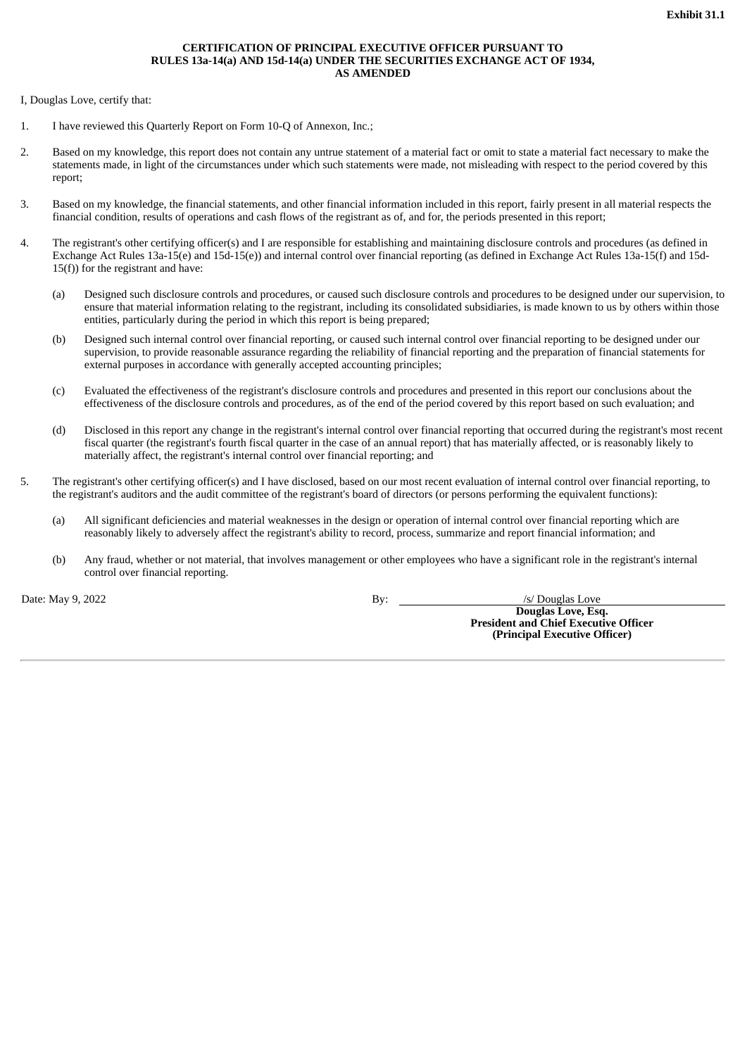**Exhibit 31.1**

**CERTIFICATION OF PRINCIPAL EXECUTIVE OFFICER PURSUANT TO RULES 13a-14(a) AND 15d-14(a) UNDER THE SECURITIES EXCHANGE ACT OF 1934, AS AMENDED**

I, Douglas Love, certify that:

1. I have reviewed this Quarterly Report on Form 10-Q of Annexon, Inc.;

2. Based on my knowledge, this report does not contain any untrue statement of a material fact or omit to state a material fact necessary to make the statements made, in light of the circumstances under which such statements were made, not misleading with respect to the period covered by this report;

3. Based on my knowledge, the financial statements, and other financial information included in this report, fairly present in all material respects the financial condition, results of operations and cash flows of the registrant as of, and for, the periods presented in this report;

4. The registrant's other certifying officer(s) and I are responsible for establishing and maintaining disclosure controls and procedures (as defined in Exchange Act Rules 13a-15(e) and 15d-15(e)) and internal control over financial reporting (as defined in Exchange Act Rules 13a-15(f) and 15d-15(f)) for the registrant and have:

   (a) Designed such disclosure controls and procedures, or caused such disclosure controls and procedures to be designed under our supervision, to ensure that material information relating to the registrant, including its consolidated subsidiaries, is made known to us by others within those entities, particularly during the period in which this report is being prepared;

   (b) Designed such internal control over financial reporting, or caused such internal control over financial reporting to be designed under our supervision, to provide reasonable assurance regarding the reliability of financial reporting and the preparation of financial statements for external purposes in accordance with generally accepted accounting principles;

   (c) Evaluated the effectiveness of the registrant's disclosure controls and procedures and presented in this report our conclusions about the effectiveness of the disclosure controls and procedures, as of the end of the period covered by this report based on such evaluation; and

   (d) Disclosed in this report any change in the registrant's internal control over financial reporting that occurred during the registrant's most recent fiscal quarter (the registrant's fourth fiscal quarter in the case of an annual report) that has materially affected, or is reasonably likely to materially affect, the registrant's internal control over financial reporting; and

5. The registrant's other certifying officer(s) and I have disclosed, based on our most recent evaluation of internal control over financial reporting, to the registrant's auditors and the audit committee of the registrant's board of directors (or persons performing the equivalent functions):

   (a) All significant deficiencies and material weaknesses in the design or operation of internal control over financial reporting which are reasonably likely to adversely affect the registrant's ability to record, process, summarize and report financial information; and

   (b) Any fraud, whether or not material, that involves management or other employees who have a significant role in the registrant's internal control over financial reporting.

Date: May 9, 2022

By: /s/ Douglas Love

**Douglas Love, Esq.**
**President and Chief Executive Officer**
**(Principal Executive Officer)**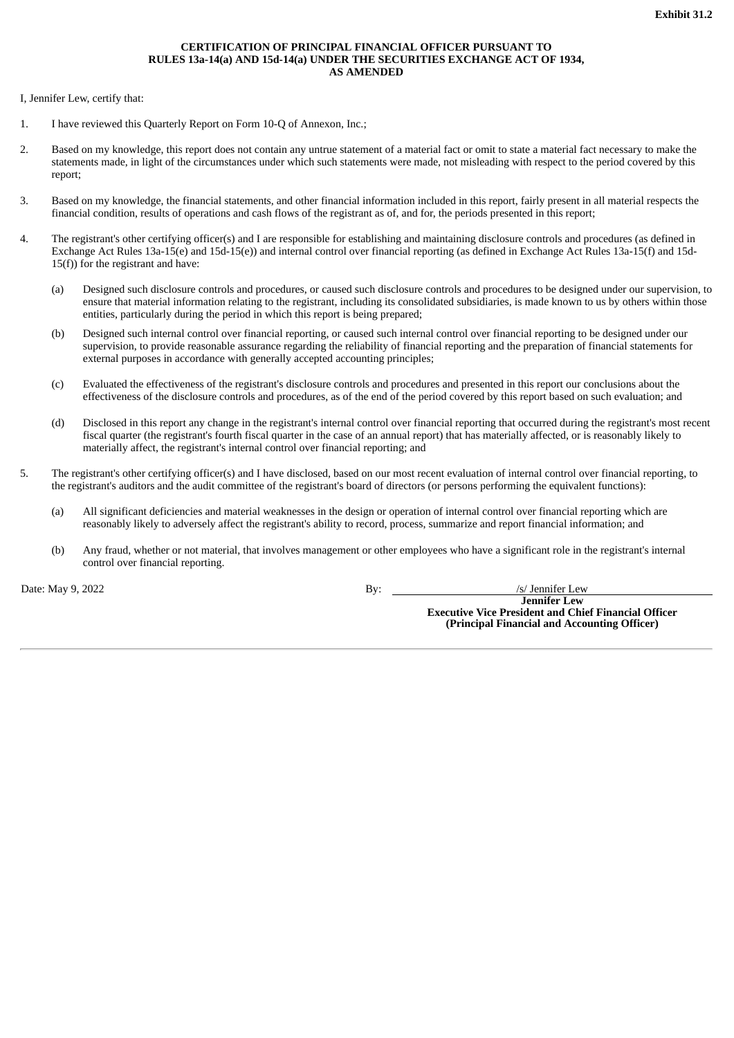**Exhibit 31.2**

**CERTIFICATION OF PRINCIPAL FINANCIAL OFFICER PURSUANT TO RULES 13a-14(a) AND 15d-14(a) UNDER THE SECURITIES EXCHANGE ACT OF 1934, AS AMENDED**

I, Jennifer Lew, certify that:

1. I have reviewed this Quarterly Report on Form 10-Q of Annexon, Inc.;

2. Based on my knowledge, this report does not contain any untrue statement of a material fact or omit to state a material fact necessary to make the statements made, in light of the circumstances under which such statements were made, not misleading with respect to the period covered by this report;

3. Based on my knowledge, the financial statements, and other financial information included in this report, fairly present in all material respects the financial condition, results of operations and cash flows of the registrant as of, and for, the periods presented in this report;

4. The registrant's other certifying officer(s) and I are responsible for establishing and maintaining disclosure controls and procedures (as defined in Exchange Act Rules 13a-15(e) and 15d-15(e)) and internal control over financial reporting (as defined in Exchange Act Rules 13a-15(f) and 15d-15(f)) for the registrant and have:

   (a) Designed such disclosure controls and procedures, or caused such disclosure controls and procedures to be designed under our supervision, to ensure that material information relating to the registrant, including its consolidated subsidiaries, is made known to us by others within those entities, particularly during the period in which this report is being prepared;

   (b) Designed such internal control over financial reporting, or caused such internal control over financial reporting to be designed under our supervision, to provide reasonable assurance regarding the reliability of financial reporting and the preparation of financial statements for external purposes in accordance with generally accepted accounting principles;

   (c) Evaluated the effectiveness of the registrant's disclosure controls and procedures and presented in this report our conclusions about the effectiveness of the disclosure controls and procedures, as of the end of the period covered by this report based on such evaluation; and

   (d) Disclosed in this report any change in the registrant's internal control over financial reporting that occurred during the registrant's most recent fiscal quarter (the registrant's fourth fiscal quarter in the case of an annual report) that has materially affected, or is reasonably likely to materially affect, the registrant's internal control over financial reporting; and

5. The registrant's other certifying officer(s) and I have disclosed, based on our most recent evaluation of internal control over financial reporting, to the registrant's auditors and the audit committee of the registrant's board of directors (or persons performing the equivalent functions):

   (a) All significant deficiencies and material weaknesses in the design or operation of internal control over financial reporting which are reasonably likely to adversely affect the registrant's ability to record, process, summarize and report financial information; and

   (b) Any fraud, whether or not material, that involves management or other employees who have a significant role in the registrant's internal control over financial reporting.

Date: May 9, 2022

By: /s/ Jennifer Lew

**Jennifer Lew**
**Executive Vice President and Chief Financial Officer**
**(Principal Financial and Accounting Officer)**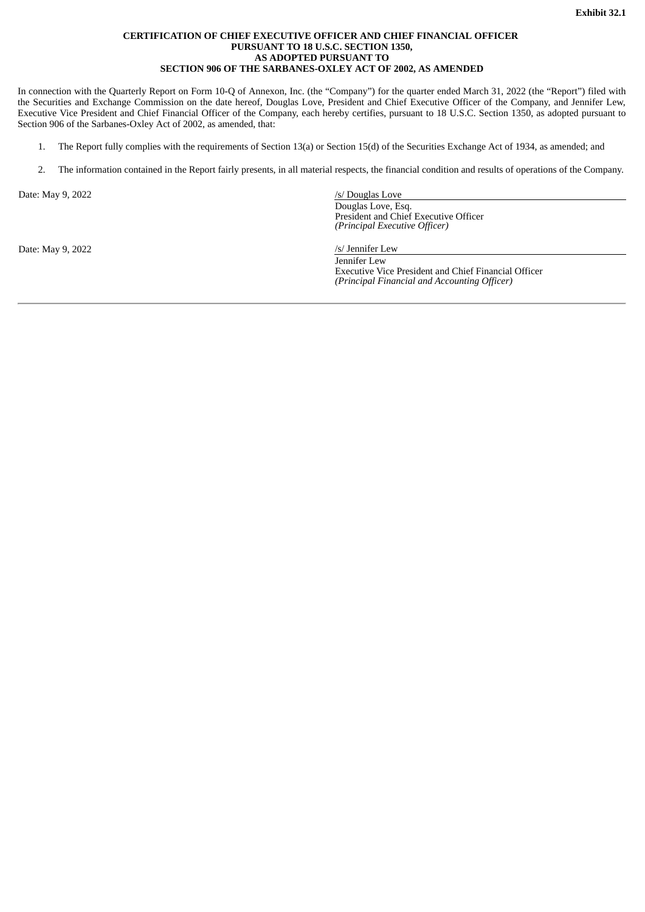**Exhibit 32.1**

**CERTIFICATION OF CHIEF EXECUTIVE OFFICER AND CHIEF FINANCIAL OFFICER PURSUANT TO 18 U.S.C. SECTION 1350, AS ADOPTED PURSUANT TO SECTION 906 OF THE SARBANES-OXLEY ACT OF 2002, AS AMENDED**

In connection with the Quarterly Report on Form 10-Q of Annexon, Inc. (the "Company") for the quarter ended March 31, 2022 (the "Report") filed with the Securities and Exchange Commission on the date hereof, Douglas Love, President and Chief Executive Officer of the Company, and Jennifer Lew, Executive Vice President and Chief Financial Officer of the Company, each hereby certifies, pursuant to 18 U.S.C. Section 1350, as adopted pursuant to Section 906 of the Sarbanes-Oxley Act of 2002, as amended, that:

1. The Report fully complies with the requirements of Section 13(a) or Section 15(d) of the Securities Exchange Act of 1934, as amended; and

2. The information contained in the Report fairly presents, in all material respects, the financial condition and results of operations of the Company.

Date: May 9, 2022

/s/ Douglas Love
Douglas Love, Esq.
President and Chief Executive Officer
*(Principal Executive Officer)*

Date: May 9, 2022

/s/ Jennifer Lew
Jennifer Lew
Executive Vice President and Chief Financial Officer
*(Principal Financial and Accounting Officer)*